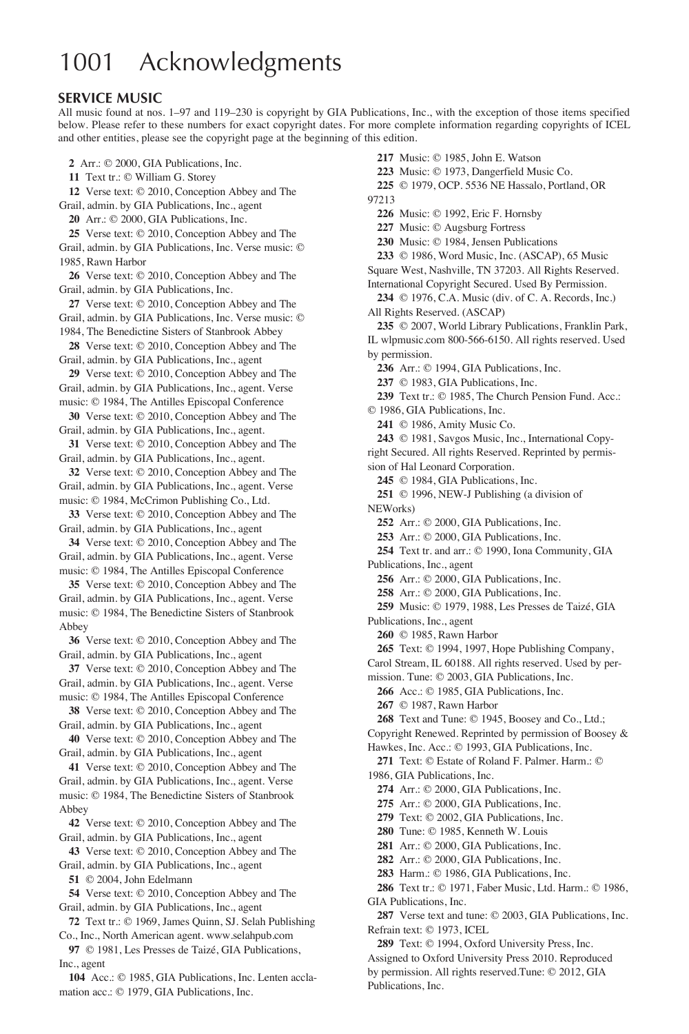# 1001 Acknowledgments

## SERVICE MUSIC

All music found at nos. 1–97 and 119–230 is copyright by GIA Publications, Inc., with the exception of those items specified below. Please refer to these numbers for exact copyright dates. For more complete information regarding copyrights of ICEL and other entities, please see the copyright page at the beginning of this edition.

**2** Arr.: © 2000, GIA Publications, Inc.

**11** Text tr.: © William G. Storey

**12** Verse text: © 2010, Conception Abbey and The Grail, admin. by GIA Publications, Inc., agent

**20** Arr.: © 2000, GIA Publications, Inc.

**25** Verse text: © 2010, Conception Abbey and The Grail, admin. by GIA Publications, Inc. Verse music: © 1985, Rawn Harbor

**26** Verse text: © 2010, Conception Abbey and The Grail, admin. by GIA Publications, Inc.

**27** Verse text: © 2010, Conception Abbey and The Grail, admin. by GIA Publications, Inc. Verse music: © 1984, The Benedictine Sisters of Stanbrook Abbey

**28** Verse text: © 2010, Conception Abbey and The Grail, admin. by GIA Publications, Inc., agent

**29** Verse text: © 2010, Conception Abbey and The Grail, admin. by GIA Publications, Inc., agent. Verse music: © 1984, The Antilles Episcopal Conference

**30** Verse text: © 2010, Conception Abbey and The Grail, admin. by GIA Publications, Inc., agent.

**31** Verse text: © 2010, Conception Abbey and The Grail, admin. by GIA Publications, Inc., agent.

**32** Verse text: © 2010, Conception Abbey and The Grail, admin. by GIA Publications, Inc., agent. Verse music: © 1984, McCrimon Publishing Co., Ltd.

**33** Verse text: © 2010, Conception Abbey and The Grail, admin. by GIA Publications, Inc., agent

**34** Verse text: © 2010, Conception Abbey and The Grail, admin. by GIA Publications, Inc., agent. Verse music: © 1984, The Antilles Episcopal Conference

**35** Verse text: © 2010, Conception Abbey and The Grail, admin. by GIA Publications, Inc., agent. Verse music: © 1984, The Benedictine Sisters of Stanbrook Abbey

**36** Verse text: © 2010, Conception Abbey and The Grail, admin. by GIA Publications, Inc., agent

**37** Verse text: © 2010, Conception Abbey and The Grail, admin. by GIA Publications, Inc., agent. Verse music: © 1984, The Antilles Episcopal Conference

**38** Verse text: © 2010, Conception Abbey and The Grail, admin. by GIA Publications, Inc., agent

**40** Verse text: © 2010, Conception Abbey and The Grail, admin. by GIA Publications, Inc., agent

**41** Verse text: © 2010, Conception Abbey and The Grail, admin. by GIA Publications, Inc., agent. Verse music: © 1984, The Benedictine Sisters of Stanbrook Abbey

**42** Verse text: © 2010, Conception Abbey and The Grail, admin. by GIA Publications, Inc., agent

**43** Verse text: © 2010, Conception Abbey and The Grail, admin. by GIA Publications, Inc., agent

**51** © 2004, John Edelmann

**54** Verse text: © 2010, Conception Abbey and The Grail, admin. by GIA Publications, Inc., agent

**72** Text tr.: © 1969, James Quinn, SJ. Selah Publishing Co., Inc., North American agent. www.selahpub.com

**97** © 1981, Les Presses de Taizé, GIA Publications, Inc., agent

**104** Acc.: © 1985, GIA Publications, Inc. Lenten acclamation acc.: © 1979, GIA Publications, Inc.

**217** Music: © 1985, John E. Watson

**223** Music: © 1973, Dangerfield Music Co.

**225** © 1979, OCP. 5536 NE Hassalo, Portland, OR 97213

**226** Music: © 1992, Eric F. Hornsby

**227** Music: © Augsburg Fortress

**230** Music: © 1984, Jensen Publications

**233** © 1986, Word Music, Inc. (ASCAP), 65 Music Square West, Nashville, TN 37203. All Rights Reserved. International Copyright Secured. Used By Permission.

**234** © 1976, C.A. Music (div. of C. A. Records, Inc.) All Rights Reserved. (ASCAP)

**235** © 2007, World Library Publications, Franklin Park, IL wlpmusic.com 800-566-6150. All rights reserved. Used by permission.

**236** Arr.: © 1994, GIA Publications, Inc.

**237** © 1983, GIA Publications, Inc.

**239** Text tr.: © 1985, The Church Pension Fund. Acc.: © 1986, GIA Publications, Inc.

**241** © 1986, Amity Music Co.

**243** © 1981, Savgos Music, Inc., International Copyright Secured. All rights Reserved. Reprinted by permission of Hal Leonard Corporation.

**245** © 1984, GIA Publications, Inc.

**251** © 1996, NEW-J Publishing (a division of NEWorks)

**252** Arr.: © 2000, GIA Publications, Inc.

**253** Arr.: © 2000, GIA Publications, Inc.

**254** Text tr. and arr.: © 1990, Iona Community, GIA Publications, Inc., agent

**256** Arr.: © 2000, GIA Publications, Inc.

**258** Arr.: © 2000, GIA Publications, Inc.

**259** Music: © 1979, 1988, Les Presses de Taizé, GIA Publications, Inc., agent

**260** © 1985, Rawn Harbor

**265** Text: © 1994, 1997, Hope Publishing Company, Carol Stream, IL 60188. All rights reserved. Used by permission. Tune: © 2003, GIA Publications, Inc.

**266** Acc.: © 1985, GIA Publications, Inc.

**267** © 1987, Rawn Harbor

**268** Text and Tune: © 1945, Boosey and Co., Ltd.; Copyright Renewed. Reprinted by permission of Boosey & Hawkes, Inc. Acc.: © 1993, GIA Publications, Inc.

**271** Text: © Estate of Roland F. Palmer. Harm.: © 1986, GIA Publications, Inc.

**274** Arr.: © 2000, GIA Publications, Inc.

**275** Arr.: © 2000, GIA Publications, Inc.

**279** Text: © 2002, GIA Publications, Inc.

**280** Tune: © 1985, Kenneth W. Louis

**281** Arr.: © 2000, GIA Publications, Inc.

**282** Arr.: © 2000, GIA Publications, Inc.

**283** Harm.: © 1986, GIA Publications, Inc.

**286** Text tr.: © 1971, Faber Music, Ltd. Harm.: © 1986, GIA Publications, Inc.

**287** Verse text and tune: © 2003, GIA Publications, Inc. Refrain text: © 1973, ICEL

**289** Text: © 1994, Oxford University Press, Inc. Assigned to Oxford University Press 2010. Reproduced by permission. All rights reserved.Tune: © 2012, GIA Publications, Inc.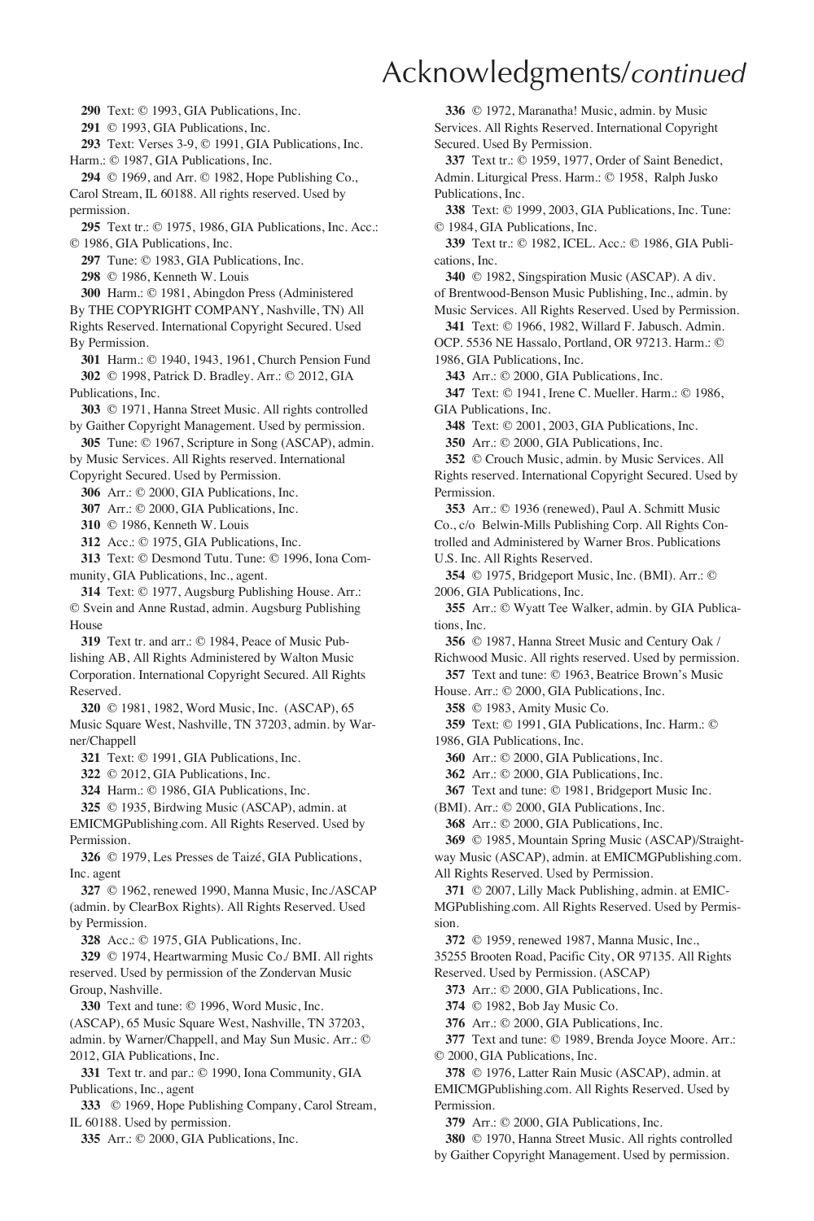# Acknowledgments/*continued*

**290** Text: © 1993, GIA Publications, Inc.

**291** © 1993, GIA Publications, Inc.

**293** Text: Verses 3-9, © 1991, GIA Publications, Inc. Harm.: © 1987, GIA Publications, Inc.

**294** © 1969, and Arr. © 1982, Hope Publishing Co., Carol Stream, IL 60188. All rights reserved. Used by permission.

**295** Text tr.: © 1975, 1986, GIA Publications, Inc. Acc.: © 1986, GIA Publications, Inc.

**297** Tune: © 1983, GIA Publications, Inc.

**298** © 1986, Kenneth W. Louis

**300** Harm.: © 1981, Abingdon Press (Administered By THE COPYRIGHT COMPANY, Nashville, TN) All Rights Reserved. International Copyright Secured. Used By Permission.

**301** Harm.: © 1940, 1943, 1961, Church Pension Fund

**302** © 1998, Patrick D. Bradley. Arr.: © 2012, GIA Publications, Inc.

**303** © 1971, Hanna Street Music. All rights controlled by Gaither Copyright Management. Used by permission.

**305** Tune: © 1967, Scripture in Song (ASCAP), admin. by Music Services. All Rights reserved. International Copyright Secured. Used by Permission.

**306** Arr.: © 2000, GIA Publications, Inc.

**307** Arr.: © 2000, GIA Publications, Inc.

**310** © 1986, Kenneth W. Louis

**312** Acc.: © 1975, GIA Publications, Inc.

**313** Text: © Desmond Tutu. Tune: © 1996, Iona Community, GIA Publications, Inc., agent

**314** Text: © 1977, Augsburg Publishing House. Arr.: © Svein and Anne Rustad, admin. Augsburg Publishing House

**319** Text tr. and arr.: © 1984, Peace of Music Publishing AB, All Rights Administered by Walton Music Corporation. International Copyright Secured. All Rights Reserved.

**320** © 1981, 1982, Word Music, Inc. (ASCAP), 65 Music Square West, Nashville, TN 37203, admin. by Warner/Chappell

**321** Text: © 1991, GIA Publications, Inc.

**322** © 2012, GIA Publications, Inc.

**324** Harm.: © 1986, GIA Publications, Inc.

**325** © 1935, Birdwing Music (ASCAP), admin. at EMICMGPublishing.com. All Rights Reserved. Used by Permission.

**326** © 1979, Les Presses de Taizé, GIA Publications, Inc. agent

**327** © 1962, renewed 1990, Manna Music, Inc./ASCAP (admin. by ClearBox Rights). All Rights Reserved. Used by Permission.

**328** Acc.: © 1975, GIA Publications, Inc.

**329** © 1974, Heartwarming Music Co./ BMI. All rights reserved. Used by permission of the Zondervan Music Group, Nashville.

**330** Text and tune: © 1996, Word Music, Inc. (ASCAP), 65 Music Square West, Nashville, TN 37203, admin. by Warner/Chappell, and May Sun Music. Arr.: © 2012, GIA Publications, Inc.

**331** Text tr. and par.: © 1990, Iona Community, GIA Publications, Inc., agent

**333** © 1969, Hope Publishing Company, Carol Stream, IL 60188. Used by permission.

**335** Arr.: © 2000, GIA Publications, Inc.

**336** © 1972, Maranatha! Music, admin. by Music Services. All Rights Reserved. International Copyright Secured. Used By Permission.

**337** Text tr.: © 1959, 1977, Order of Saint Benedict, Admin. Liturgical Press. Harm.: © 1958, Ralph Jusko Publications, Inc.

**338** Text: © 1999, 2003, GIA Publications, Inc. Tune: © 1984, GIA Publications, Inc.

**339** Text tr.: © 1982, ICEL. Acc.: © 1986, GIA Publications, Inc.

**340** © 1982, Singspiration Music (ASCAP). A div. of Brentwood-Benson Music Publishing, Inc., admin. by Music Services. All Rights Reserved. Used by Permission.

**341** Text: © 1966, 1982, Willard F. Jabusch. Admin. OCP. 5536 NE Hassalo, Portland, OR 97213. Harm.: © 1986, GIA Publications, Inc.

**343** Arr.: © 2000, GIA Publications, Inc.

**347** Text: © 1941, Irene C. Mueller. Harm.: © 1986, GIA Publications, Inc.

**348** Text: © 2001, 2003, GIA Publications, Inc.

**350** Arr.: © 2000, GIA Publications, Inc.

**352** © Crouch Music, admin. by Music Services. All Rights reserved. International Copyright Secured. Used by Permission.

**353** Arr.: © 1936 (renewed), Paul A. Schmitt Music Co., c/o Belwin-Mills Publishing Corp. All Rights Controlled and Administered by Warner Bros. Publications U.S. Inc. All Rights Reserved.

**354** © 1975, Bridgeport Music, Inc. (BMI). Arr.: © 2006, GIA Publications, Inc.

**355** Arr.: © Wyatt Tee Walker, admin. by GIA Publications, Inc.

**356** © 1987, Hanna Street Music and Century Oak / Richwood Music. All rights reserved. Used by permission.

**357** Text and tune: © 1963, Beatrice Brown's Music House. Arr.: © 2000, GIA Publications, Inc.

**358** © 1983, Amity Music Co.

**359** Text: © 1991, GIA Publications, Inc. Harm.: © 1986, GIA Publications, Inc.

**360** Arr.: © 2000, GIA Publications, Inc.

**362** Arr.: © 2000, GIA Publications, Inc.

**367** Text and tune: © 1981, Bridgeport Music Inc. (BMI). Arr.: © 2000, GIA Publications, Inc.

**368** Arr.: © 2000, GIA Publications, Inc.

**369** © 1985, Mountain Spring Music (ASCAP)/Straightway Music (ASCAP), admin. at EMICMGPublishing.com. All Rights Reserved. Used by Permission.

**371** © 2007, Lilly Mack Publishing, admin. at EMICMGPublishing.com. All Rights Reserved. Used by Permission.

**372** © 1959, renewed 1987, Manna Music, Inc., 35255 Brooten Road, Pacific City, OR 97135. All Rights Reserved. Used by Permission. (ASCAP)

**373** Arr.: © 2000, GIA Publications, Inc.

**374** © 1982, Bob Jay Music Co.

**376** Arr.: © 2000, GIA Publications, Inc.

**377** Text and tune: © 1989, Brenda Joyce Moore. Arr.: © 2000, GIA Publications, Inc.

**378** © 1976, Latter Rain Music (ASCAP), admin. at EMICMGPublishing.com. All Rights Reserved. Used by Permission.

**379** Arr.: © 2000, GIA Publications, Inc.

**380** © 1970, Hanna Street Music. All rights controlled by Gaither Copyright Management. Used by permission.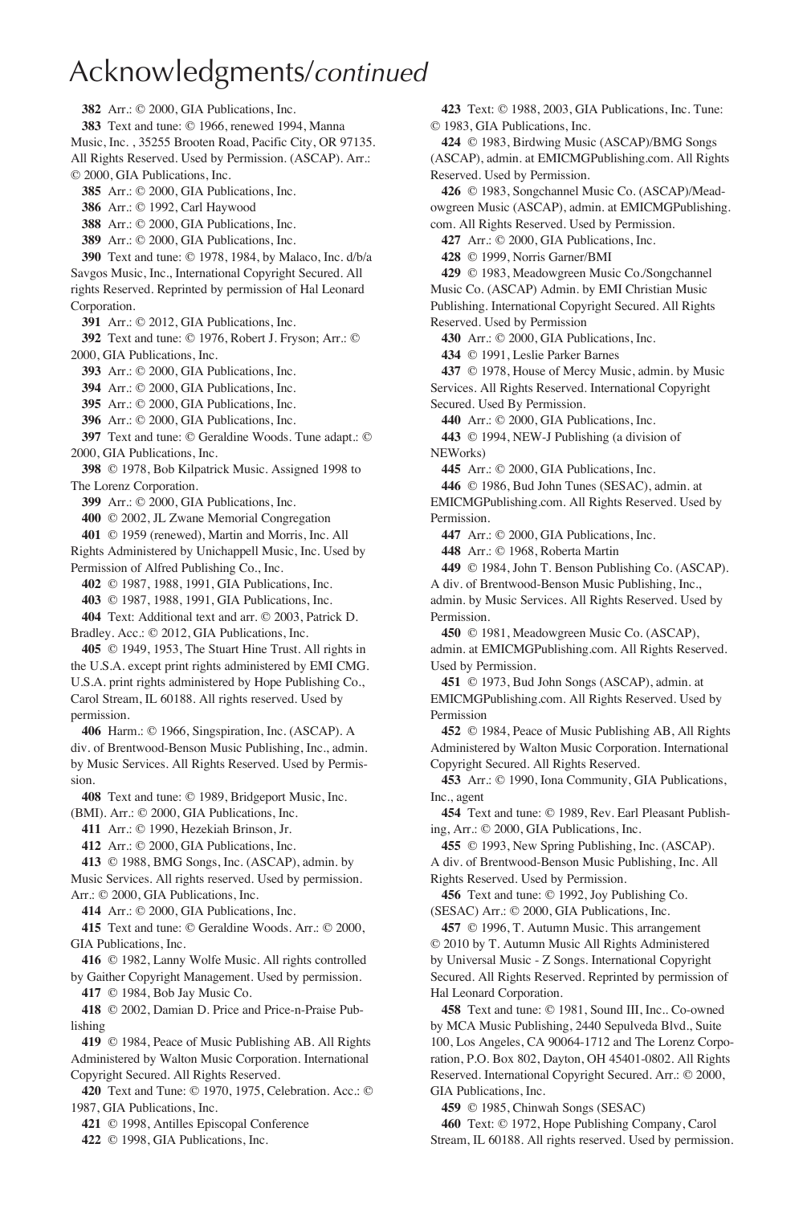# Acknowledgments/*continued*

**382** Arr.: © 2000, GIA Publications, Inc.

**383** Text and tune: © 1966, renewed 1994, Manna Music, Inc. , 35255 Brooten Road, Pacific City, OR 97135. All Rights Reserved. Used by Permission. (ASCAP). Arr.: © 2000, GIA Publications, Inc.

**385** Arr.: © 2000, GIA Publications, Inc.

**386** Arr.: © 1992, Carl Haywood

**388** Arr.: © 2000, GIA Publications, Inc.

**389** Arr.: © 2000, GIA Publications, Inc.

**390** Text and tune: © 1978, 1984, by Malaco, Inc. d/b/a Savgos Music, Inc., International Copyright Secured. All rights Reserved. Reprinted by permission of Hal Leonard Corporation.

**391** Arr.: © 2012, GIA Publications, Inc.

**392** Text and tune: © 1976, Robert J. Fryson; Arr.: © 2000, GIA Publications, Inc.

**393** Arr.: © 2000, GIA Publications, Inc.

**394** Arr.: © 2000, GIA Publications, Inc.

**395** Arr.: © 2000, GIA Publications, Inc.

**396** Arr.: © 2000, GIA Publications, Inc.

**397** Text and tune: © Geraldine Woods. Tune adapt.: © 2000, GIA Publications, Inc.

**398** © 1978, Bob Kilpatrick Music. Assigned 1998 to The Lorenz Corporation.

**399** Arr.: © 2000, GIA Publications, Inc.

**400** © 2002, JL Zwane Memorial Congregation

**401** © 1959 (renewed), Martin and Morris, Inc. All Rights Administered by Unichappell Music, Inc. Used by Permission of Alfred Publishing Co., Inc.

**402** © 1987, 1988, 1991, GIA Publications, Inc.

**403** © 1987, 1988, 1991, GIA Publications, Inc.

**404** Text: Additional text and arr. © 2003, Patrick D. Bradley. Acc.: © 2012, GIA Publications, Inc.

**405** © 1949, 1953, The Stuart Hine Trust. All rights in the U.S.A. except print rights administered by EMI CMG. U.S.A. print rights administered by Hope Publishing Co., Carol Stream, IL 60188. All rights reserved. Used by permission.

**406** Harm.: © 1966, Singspiration, Inc. (ASCAP). A div. of Brentwood-Benson Music Publishing, Inc., admin. by Music Services. All Rights Reserved. Used by Permission.

**408** Text and tune: © 1989, Bridgeport Music, Inc. (BMI). Arr.: © 2000, GIA Publications, Inc.

**411** Arr.: © 1990, Hezekiah Brinson, Jr.

**412** Arr.: © 2000, GIA Publications, Inc.

**413** © 1988, BMG Songs, Inc. (ASCAP), admin. by Music Services. All rights reserved. Used by permission. Arr.: © 2000, GIA Publications, Inc.

**414** Arr.: © 2000, GIA Publications, Inc.

**415** Text and tune: © Geraldine Woods. Arr.: © 2000, GIA Publications, Inc.

**416** © 1982, Lanny Wolfe Music. All rights controlled by Gaither Copyright Management. Used by permission.

**417** © 1984, Bob Jay Music Co.

**418** © 2002, Damian D. Price and Price-n-Praise Publishing

**419** © 1984, Peace of Music Publishing AB, All Rights Administered by Walton Music Corporation. International Copyright Secured. All Rights Reserved.

**420** Text and Tune: © 1970, 1975, Celebration. Acc.: © 1987, GIA Publications, Inc.

**421** © 1998, Antilles Episcopal Conference

**422** © 1998, GIA Publications, Inc.

**423** Text: © 1988, 2003, GIA Publications, Inc. Tune: © 1983, GIA Publications, Inc.

**424** © 1983, Birdwing Music (ASCAP)/BMG Songs (ASCAP), admin. at EMICMGPublishing.com. All Rights Reserved. Used by Permission.

**426** © 1983, Songchannel Music Co. (ASCAP)/Meadowgreen Music (ASCAP), admin. at EMICMGPublishing.com. All Rights Reserved. Used by Permission.

**427** Arr.: © 2000, GIA Publications, Inc.

**428** © 1999, Norris Garner/BMI

**429** © 1983, Meadowgreen Music Co./Songchannel Music Co. (ASCAP) Admin. by EMI Christian Music Publishing. International Copyright Secured. All Rights Reserved. Used by Permission

**430** Arr.: © 2000, GIA Publications, Inc.

**434** © 1991, Leslie Parker Barnes

**437** © 1978, House of Mercy Music, admin. by Music Services. All Rights Reserved. International Copyright Secured. Used By Permission.

**440** Arr.: © 2000, GIA Publications, Inc.

**443** © 1994, NEW-J Publishing (a division of NEWorks)

**445** Arr.: © 2000, GIA Publications, Inc.

**446** © 1986, Bud John Tunes (SESAC), admin. at EMICMGPublishing.com. All Rights Reserved. Used by Permission.

**447** Arr.: © 2000, GIA Publications, Inc.

**448** Arr.: © 1968, Roberta Martin

**449** © 1984, John T. Benson Publishing Co. (ASCAP). A div. of Brentwood-Benson Music Publishing, Inc., admin. by Music Services. All Rights Reserved. Used by Permission.

**450** © 1981, Meadowgreen Music Co. (ASCAP), admin. at EMICMGPublishing.com. All Rights Reserved. Used by Permission.

**451** © 1973, Bud John Songs (ASCAP), admin. at EMICMGPublishing.com. All Rights Reserved. Used by Permission

**452** © 1984, Peace of Music Publishing AB, All Rights Administered by Walton Music Corporation. International Copyright Secured. All Rights Reserved.

**453** Arr.: © 1990, Iona Community, GIA Publications, Inc., agent

**454** Text and tune: © 1989, Rev. Earl Pleasant Publishing, Arr.: © 2000, GIA Publications, Inc.

**455** © 1993, New Spring Publishing, Inc. (ASCAP). A div. of Brentwood-Benson Music Publishing, Inc. All Rights Reserved. Used by Permission.

**456** Text and tune: © 1992, Joy Publishing Co. (SESAC) Arr.: © 2000, GIA Publications, Inc.

**457** © 1996, T. Autumn Music. This arrangement © 2010 by T. Autumn Music All Rights Administered by Universal Music - Z Songs. International Copyright Secured. All Rights Reserved. Reprinted by permission of Hal Leonard Corporation.

**458** Text and tune: © 1981, Sound III, Inc.. Co-owned by MCA Music Publishing, 2440 Sepulveda Blvd., Suite 100, Los Angeles, CA 90064-1712 and The Lorenz Corporation, P.O. Box 802, Dayton, OH 45401-0802. All Rights Reserved. International Copyright Secured. Arr.: © 2000, GIA Publications, Inc.

**459** © 1985, Chinwah Songs (SESAC)

**460** Text: © 1972, Hope Publishing Company, Carol Stream, IL 60188. All rights reserved. Used by permission.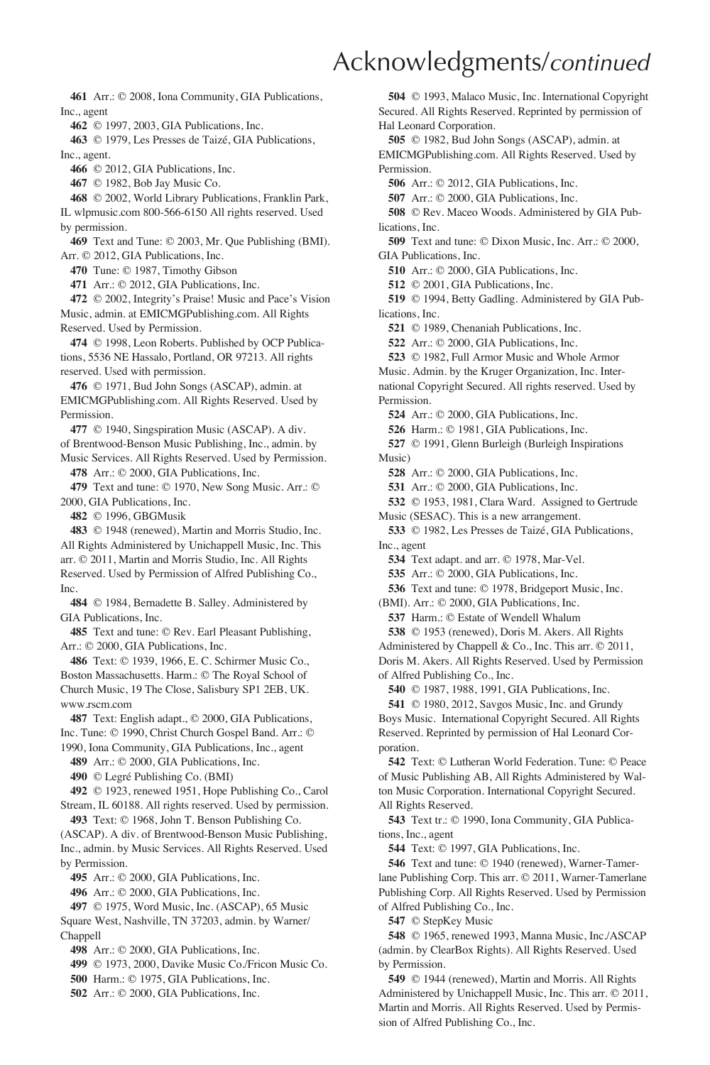# Acknowledgments/*continued*

**461** Arr.: © 2008, Iona Community, GIA Publications, Inc., agent

**462** © 1997, 2003, GIA Publications, Inc.

**463** © 1979, Les Presses de Taizé, GIA Publications, Inc., agent.

**466** © 2012, GIA Publications, Inc.

**467** © 1982, Bob Jay Music Co.

**468** © 2002, World Library Publications, Franklin Park, IL wlpmusic.com 800-566-6150 All rights reserved. Used by permission.

**469** Text and Tune: © 2003, Mr. Que Publishing (BMI). Arr. © 2012, GIA Publications, Inc.

**470** Tune: © 1987, Timothy Gibson

**471** Arr.: © 2012, GIA Publications, Inc.

**472** © 2002, Integrity's Praise! Music and Pace's Vision Music, admin. at EMICMGPublishing.com. All Rights Reserved. Used by Permission.

**474** © 1998, Leon Roberts. Published by OCP Publications, 5536 NE Hassalo, Portland, OR 97213. All rights reserved. Used with permission.

**476** © 1971, Bud John Songs (ASCAP), admin. at EMICMGPublishing.com. All Rights Reserved. Used by Permission.

**477** © 1940, Singspiration Music (ASCAP). A div. of Brentwood-Benson Music Publishing, Inc., admin. by Music Services. All Rights Reserved. Used by Permission.

**478** Arr.: © 2000, GIA Publications, Inc.

**479** Text and tune: © 1970, New Song Music. Arr.: © 2000, GIA Publications, Inc.

**482** © 1996, GBGMusik

**483** © 1948 (renewed), Martin and Morris Studio, Inc. All Rights Administered by Unichappell Music, Inc. This arr. © 2011, Martin and Morris Studio, Inc. All Rights Reserved. Used by Permission of Alfred Publishing Co., Inc.

**484** © 1984, Bernadette B. Salley. Administered by GIA Publications, Inc.

**485** Text and tune: © Rev. Earl Pleasant Publishing, Arr.: © 2000, GIA Publications, Inc.

**486** Text: © 1939, 1966, E. C. Schirmer Music Co., Boston Massachusetts. Harm.: © The Royal School of Church Music, 19 The Close, Salisbury SP1 2EB, UK. www.rscm.com

**487** Text: English adapt., © 2000, GIA Publications, Inc. Tune: © 1990, Christ Church Gospel Band. Arr.: © 1990, Iona Community, GIA Publications, Inc., agent

**489** Arr.: © 2000, GIA Publications, Inc.

**490** © Legré Publishing Co. (BMI)

**492** © 1923, renewed 1951, Hope Publishing Co., Carol Stream, IL 60188. All rights reserved. Used by permission.

**493** Text: © 1968, John T. Benson Publishing Co. (ASCAP). A div. of Brentwood-Benson Music Publishing, Inc., admin. by Music Services. All Rights Reserved. Used by Permission.

**495** Arr.: © 2000, GIA Publications, Inc.

**496** Arr.: © 2000, GIA Publications, Inc.

**497** © 1975, Word Music, Inc. (ASCAP), 65 Music Square West, Nashville, TN 37203, admin. by Warner/Chappell

**498** Arr.: © 2000, GIA Publications, Inc.

**499** © 1973, 2000, Davike Music Co./Fricon Music Co.

**500** Harm.: © 1975, GIA Publications, Inc.

**502** Arr.: © 2000, GIA Publications, Inc.

**504** © 1993, Malaco Music, Inc. International Copyright Secured. All Rights Reserved. Reprinted by permission of Hal Leonard Corporation.

**505** © 1982, Bud John Songs (ASCAP), admin. at EMICMGPublishing.com. All Rights Reserved. Used by Permission.

**506** Arr.: © 2012, GIA Publications, Inc.

**507** Arr.: © 2000, GIA Publications, Inc.

**508** © Rev. Maceo Woods. Administered by GIA Publications, Inc.

**509** Text and tune: © Dixon Music, Inc. Arr.: © 2000, GIA Publications, Inc.

**510** Arr.: © 2000, GIA Publications, Inc.

**512** © 2001, GIA Publications, Inc.

**519** © 1994, Betty Gadling. Administered by GIA Publications, Inc.

**521** © 1989, Chenaniah Publications, Inc.

**522** Arr.: © 2000, GIA Publications, Inc.

**523** © 1982, Full Armor Music and Whole Armor Music. Admin. by the Kruger Organization, Inc. International Copyright Secured. All rights reserved. Used by Permission.

**524** Arr.: © 2000, GIA Publications, Inc.

**526** Harm.: © 1981, GIA Publications, Inc.

**527** © 1991, Glenn Burleigh (Burleigh Inspirations Music)

**528** Arr.: © 2000, GIA Publications, Inc.

**531** Arr.: © 2000, GIA Publications, Inc.

**532** © 1953, 1981, Clara Ward. Assigned to Gertrude Music (SESAC). This is a new arrangement.

**533** © 1982, Les Presses de Taizé, GIA Publications, Inc., agent

**534** Text adapt. and arr. © 1978, Mar-Vel.

**535** Arr.: © 2000, GIA Publications, Inc.

**536** Text and tune: © 1978, Bridgeport Music, Inc. (BMI). Arr.: © 2000, GIA Publications, Inc.

**537** Harm.: © Estate of Wendell Whalum

**538** © 1953 (renewed), Doris M. Akers. All Rights Administered by Chappell & Co., Inc. This arr. © 2011, Doris M. Akers. All Rights Reserved. Used by Permission of Alfred Publishing Co., Inc.

**540** © 1987, 1988, 1991, GIA Publications, Inc.

**541** © 1980, 2012, Savgos Music, Inc. and Grundy Boys Music. International Copyright Secured. All Rights Reserved. Reprinted by permission of Hal Leonard Corporation.

**542** Text: © Lutheran World Federation. Tune: © Peace of Music Publishing AB, All Rights Administered by Walton Music Corporation. International Copyright Secured. All Rights Reserved.

**543** Text tr.: © 1990, Iona Community, GIA Publications, Inc., agent

**544** Text: © 1997, GIA Publications, Inc.

**546** Text and tune: © 1940 (renewed), Warner-Tamerlane Publishing Corp. This arr. © 2011, Warner-Tamerlane Publishing Corp. All Rights Reserved. Used by Permission of Alfred Publishing Co., Inc.

**547** © StepKey Music

**548** © 1965, renewed 1993, Manna Music, Inc./ASCAP (admin. by ClearBox Rights). All Rights Reserved. Used by Permission.

**549** © 1944 (renewed), Martin and Morris. All Rights Administered by Unichappell Music, Inc. This arr. © 2011, Martin and Morris. All Rights Reserved. Used by Permission of Alfred Publishing Co., Inc.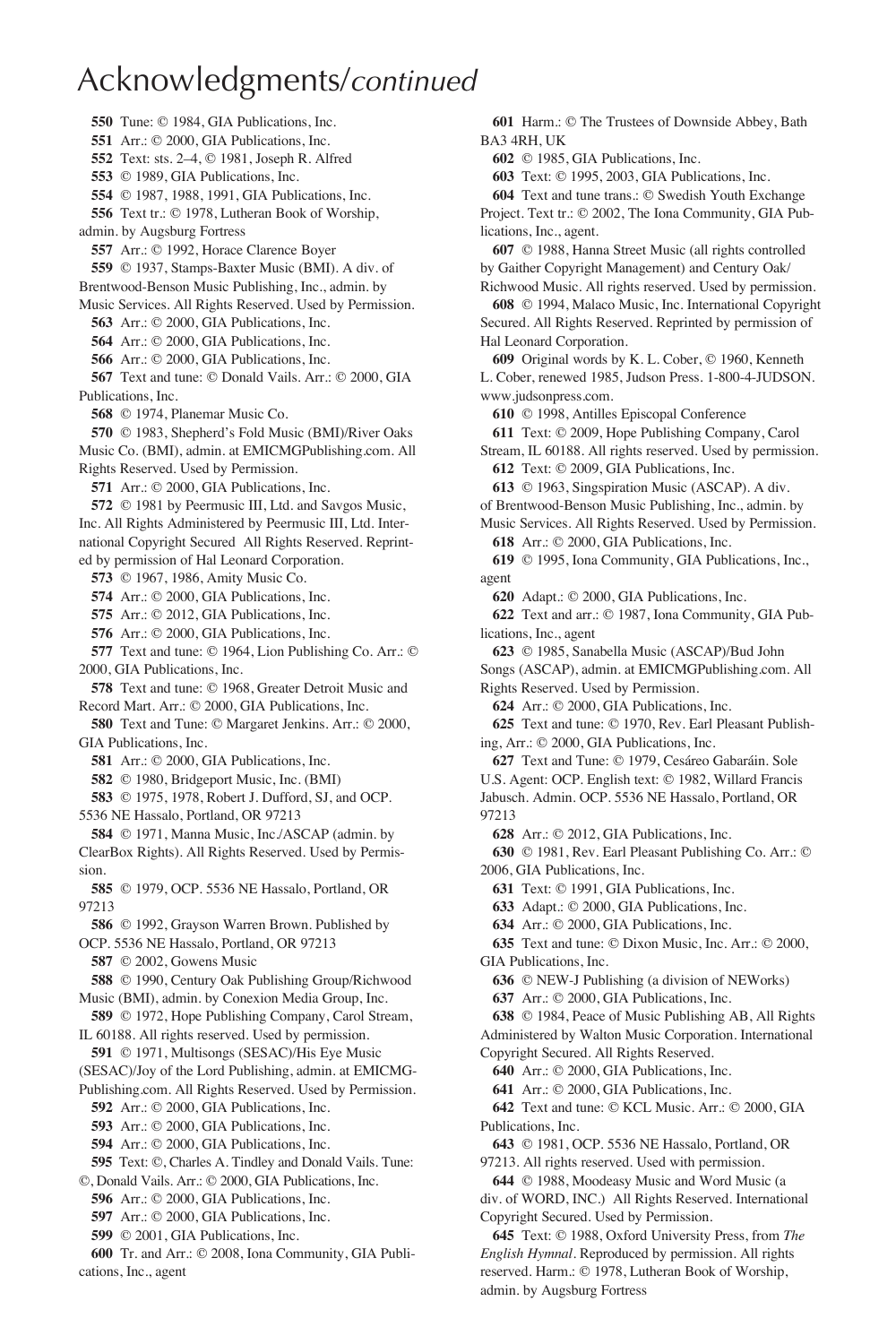# Acknowledgments/*continued*

**550** Tune: © 1984, GIA Publications, Inc.

**551** Arr.: © 2000, GIA Publications, Inc.

**552** Text: sts. 2–4, © 1981, Joseph R. Alfred

**553** © 1989, GIA Publications, Inc.

**554** © 1987, 1988, 1991, GIA Publications, Inc.

**556** Text tr.: © 1978, Lutheran Book of Worship, admin. by Augsburg Fortress

**557** Arr.: © 1992, Horace Clarence Boyer

**559** © 1937, Stamps-Baxter Music (BMI). A div. of Brentwood-Benson Music Publishing, Inc., admin. by Music Services. All Rights Reserved. Used by Permission.

**563** Arr.: © 2000, GIA Publications, Inc.

**564** Arr.: © 2000, GIA Publications, Inc.

**566** Arr.: © 2000, GIA Publications, Inc.

**567** Text and tune: © Donald Vails. Arr.: © 2000, GIA Publications, Inc.

**568** © 1974, Planemar Music Co.

**570** © 1983, Shepherd's Fold Music (BMI)/River Oaks Music Co. (BMI), admin. at EMICMGPublishing.com. All Rights Reserved. Used by Permission.

**571** Arr.: © 2000, GIA Publications, Inc.

**572** © 1981 by Peermusic III, Ltd. and Savgos Music, Inc. All Rights Administered by Peermusic III, Ltd. International Copyright Secured All Rights Reserved. Reprinted by permission of Hal Leonard Corporation.

**573** © 1967, 1986, Amity Music Co.

**574** Arr.: © 2000, GIA Publications, Inc.

**575** Arr.: © 2012, GIA Publications, Inc.

**576** Arr.: © 2000, GIA Publications, Inc.

**577** Text and tune: © 1964, Lion Publishing Co. Arr.: © 2000, GIA Publications, Inc.

**578** Text and tune: © 1968, Greater Detroit Music and Record Mart. Arr.: © 2000, GIA Publications, Inc.

**580** Text and Tune: © Margaret Jenkins. Arr.: © 2000, GIA Publications, Inc.

**581** Arr.: © 2000, GIA Publications, Inc.

**582** © 1980, Bridgeport Music, Inc. (BMI)

**583** © 1975, 1978, Robert J. Dufford, SJ, and OCP. 5536 NE Hassalo, Portland, OR 97213

**584** © 1971, Manna Music, Inc./ASCAP (admin. by ClearBox Rights). All Rights Reserved. Used by Permission.

**585** © 1979, OCP. 5536 NE Hassalo, Portland, OR 97213

**586** © 1992, Grayson Warren Brown. Published by OCP. 5536 NE Hassalo, Portland, OR 97213

**587** © 2002, Gowens Music

**588** © 1990, Century Oak Publishing Group/Richwood Music (BMI), admin. by Conexion Media Group, Inc.

**589** © 1972, Hope Publishing Company, Carol Stream, IL 60188. All rights reserved. Used by permission.

**591** © 1971, Multisongs (SESAC)/His Eye Music (SESAC)/Joy of the Lord Publishing, admin. at EMICMGPublishing.com. All Rights Reserved. Used by Permission.

**592** Arr.: © 2000, GIA Publications, Inc.

**593** Arr.: © 2000, GIA Publications, Inc.

**594** Arr.: © 2000, GIA Publications, Inc.

**595** Text: ©, Charles A. Tindley and Donald Vails. Tune: ©, Donald Vails. Arr.: © 2000, GIA Publications, Inc.

**596** Arr.: © 2000, GIA Publications, Inc.

**597** Arr.: © 2000, GIA Publications, Inc.

**599** © 2001, GIA Publications, Inc.

**600** Tr. and Arr.: © 2008, Iona Community, GIA Publications, Inc., agent

**601** Harm.: © The Trustees of Downside Abbey, Bath BA3 4RH, UK

**602** © 1985, GIA Publications, Inc.

**603** Text: © 1995, 2003, GIA Publications, Inc.

**604** Text and tune trans.: © Swedish Youth Exchange Project. Text tr.: © 2002, The Iona Community, GIA Publications, Inc., agent.

**607** © 1988, Hanna Street Music (all rights controlled by Gaither Copyright Management) and Century Oak/Richwood Music. All rights reserved. Used by permission.

**608** © 1994, Malaco Music, Inc. International Copyright Secured. All Rights Reserved. Reprinted by permission of Hal Leonard Corporation.

**609** Original words by K. L. Cober, © 1960, Kenneth L. Cober, renewed 1985, Judson Press. 1-800-4-JUDSON. www.judsonpress.com.

**610** © 1998, Antilles Episcopal Conference

**611** Text: © 2009, Hope Publishing Company, Carol Stream, IL 60188. All rights reserved. Used by permission.

**612** Text: © 2009, GIA Publications, Inc.

**613** © 1963, Singspiration Music (ASCAP). A div. of Brentwood-Benson Music Publishing, Inc., admin. by Music Services. All Rights Reserved. Used by Permission.

**618** Arr.: © 2000, GIA Publications, Inc.

**619** © 1995, Iona Community, GIA Publications, Inc., agent

**620** Adapt.: © 2000, GIA Publications, Inc.

**622** Text and arr.: © 1987, Iona Community, GIA Publications, Inc., agent

**623** © 1985, Sanabella Music (ASCAP)/Bud John Songs (ASCAP), admin. at EMICMGPublishing.com. All Rights Reserved. Used by Permission.

**624** Arr.: © 2000, GIA Publications, Inc.

**625** Text and tune: © 1970, Rev. Earl Pleasant Publishing, Arr.: © 2000, GIA Publications, Inc.

**627** Text and Tune: © 1979, Cesáreo Gabaráin. Sole U.S. Agent: OCP. English text: © 1982, Willard Francis Jabusch. Admin. OCP. 5536 NE Hassalo, Portland, OR 97213

**628** Arr.: © 2012, GIA Publications, Inc.

**630** © 1981, Rev. Earl Pleasant Publishing Co. Arr.: © 2006, GIA Publications, Inc.

**631** Text: © 1991, GIA Publications, Inc.

**633** Adapt.: © 2000, GIA Publications, Inc.

**634** Arr.: © 2000, GIA Publications, Inc.

**635** Text and tune: © Dixon Music, Inc. Arr.: © 2000, GIA Publications, Inc.

**636** © NEW-J Publishing (a division of NEWorks)

**637** Arr.: © 2000, GIA Publications, Inc.

**638** © 1984, Peace of Music Publishing AB, All Rights Administered by Walton Music Corporation. International Copyright Secured. All Rights Reserved.

**640** Arr.: © 2000, GIA Publications, Inc.

**641** Arr.: © 2000, GIA Publications, Inc.

**642** Text and tune: © KCL Music. Arr.: © 2000, GIA Publications, Inc.

**643** © 1981, OCP. 5536 NE Hassalo, Portland, OR 97213. All rights reserved. Used with permission.

**644** © 1988, Moodeasy Music and Word Music (a div. of WORD, INC.) All Rights Reserved. International Copyright Secured. Used by Permission.

**645** Text: © 1988, Oxford University Press, from *The English Hymnal*. Reproduced by permission. All rights reserved. Harm.: © 1978, Lutheran Book of Worship, admin. by Augsburg Fortress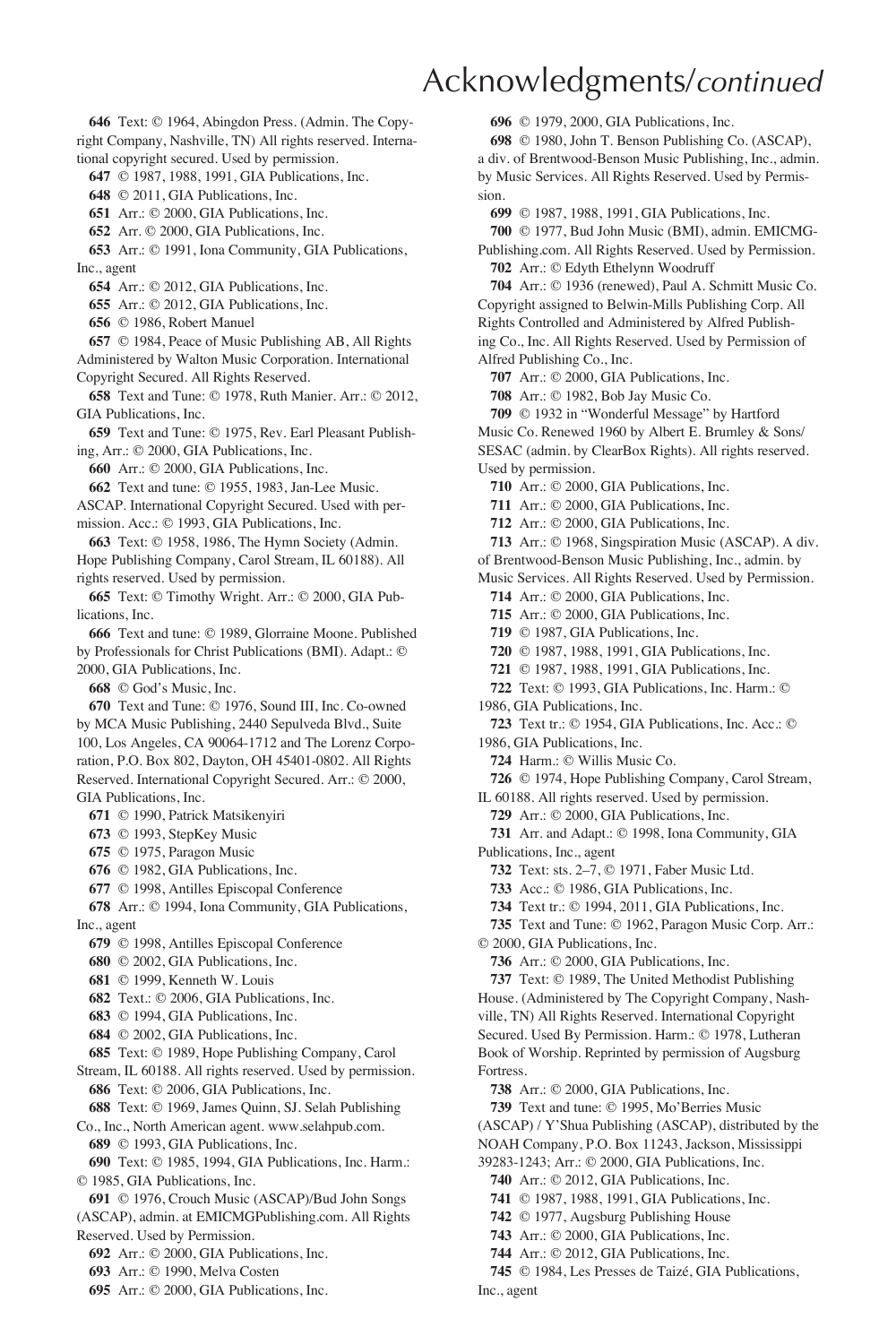# Acknowledgments/*continued*

**646** Text: © 1964, Abingdon Press. (Admin. The Copyright Company, Nashville, TN) All rights reserved. International copyright secured. Used by permission.

**647** © 1987, 1988, 1991, GIA Publications, Inc.

**648** © 2011, GIA Publications, Inc.

**651** Arr.: © 2000, GIA Publications, Inc.

**652** Arr. © 2000, GIA Publications, Inc.

**653** Arr.: © 1991, Iona Community, GIA Publications, Inc., agent

**654** Arr.: © 2012, GIA Publications, Inc.

**655** Arr.: © 2012, GIA Publications, Inc.

**656** © 1986, Robert Manuel

**657** © 1984, Peace of Music Publishing AB, All Rights Administered by Walton Music Corporation. International Copyright Secured. All Rights Reserved.

**658** Text and Tune: © 1978, Ruth Manier. Arr.: © 2012, GIA Publications, Inc.

**659** Text and Tune: © 1975, Rev. Earl Pleasant Publishing, Arr.: © 2000, GIA Publications, Inc.

**660** Arr.: © 2000, GIA Publications, Inc.

**662** Text and tune: © 1955, 1983, Jan-Lee Music. ASCAP. International Copyright Secured. Used with permission. Acc.: © 1993, GIA Publications, Inc.

**663** Text: © 1958, 1986, The Hymn Society (Admin. Hope Publishing Company, Carol Stream, IL 60188). All rights reserved. Used by permission.

**665** Text: © Timothy Wright. Arr.: © 2000, GIA Publications, Inc.

**666** Text and tune: © 1989, Glorraine Moone. Published by Professionals for Christ Publications (BMI). Adapt.: © 2000, GIA Publications, Inc.

**668** © God's Music, Inc.

**670** Text and Tune: © 1976, Sound III, Inc. Co-owned by MCA Music Publishing, 2440 Sepulveda Blvd., Suite 100, Los Angeles, CA 90064-1712 and The Lorenz Corporation, P.O. Box 802, Dayton, OH 45401-0802. All Rights Reserved. International Copyright Secured. Arr.: © 2000, GIA Publications, Inc.

**671** © 1990, Patrick Matsikenyiri

**673** © 1993, StepKey Music

**675** © 1975, Paragon Music

**676** © 1982, GIA Publications, Inc.

**677** © 1998, Antilles Episcopal Conference

**678** Arr.: © 1994, Iona Community, GIA Publications, Inc., agent

**679** © 1998, Antilles Episcopal Conference

**680** © 2002, GIA Publications, Inc.

**681** © 1999, Kenneth W. Louis

**682** Text.: © 2006, GIA Publications, Inc.

**683** © 1994, GIA Publications, Inc.

**684** © 2002, GIA Publications, Inc.

**685** Text: © 1989, Hope Publishing Company, Carol Stream, IL 60188. All rights reserved. Used by permission.

**686** Text: © 2006, GIA Publications, Inc.

**688** Text: © 1969, James Quinn, SJ. Selah Publishing Co., Inc., North American agent. www.selahpub.com.

**689** © 1993, GIA Publications, Inc.

**690** Text: © 1985, 1994, GIA Publications, Inc. Harm.: © 1985, GIA Publications, Inc.

**691** © 1976, Crouch Music (ASCAP)/Bud John Songs (ASCAP), admin. at EMICMGPublishing.com. All Rights Reserved. Used by Permission.

**692** Arr.: © 2000, GIA Publications, Inc.

**693** Arr.: © 1990, Melva Costen

**695** Arr.: © 2000, GIA Publications, Inc.

**696** © 1979, 2000, GIA Publications, Inc.

**698** © 1980, John T. Benson Publishing Co. (ASCAP), a div. of Brentwood-Benson Music Publishing, Inc., admin. by Music Services. All Rights Reserved. Used by Permission.

**699** © 1987, 1988, 1991, GIA Publications, Inc.

**700** © 1977, Bud John Music (BMI), admin. EMICMGPublishing.com. All Rights Reserved. Used by Permission.

**702** Arr.: © Edyth Ethelynn Woodruff

**704** Arr.: © 1936 (renewed), Paul A. Schmitt Music Co. Copyright assigned to Belwin-Mills Publishing Corp. All Rights Controlled and Administered by Alfred Publishing Co., Inc. All Rights Reserved. Used by Permission of Alfred Publishing Co., Inc.

**707** Arr.: © 2000, GIA Publications, Inc.

**708** Arr.: © 1982, Bob Jay Music Co.

**709** © 1932 in "Wonderful Message" by Hartford Music Co. Renewed 1960 by Albert E. Brumley & Sons/SESAC (admin. by ClearBox Rights). All rights reserved. Used by permission.

**710** Arr.: © 2000, GIA Publications, Inc.

**711** Arr.: © 2000, GIA Publications, Inc.

**712** Arr.: © 2000, GIA Publications, Inc.

**713** Arr.: © 1968, Singspiration Music (ASCAP). A div. of Brentwood-Benson Music Publishing, Inc., admin. by Music Services. All Rights Reserved. Used by Permission.

**714** Arr.: © 2000, GIA Publications, Inc.

**715** Arr.: © 2000, GIA Publications, Inc.

**719** © 1987, GIA Publications, Inc.

**720** © 1987, 1988, 1991, GIA Publications, Inc.

**721** © 1987, 1988, 1991, GIA Publications, Inc.

**722** Text: © 1993, GIA Publications, Inc. Harm.: © 1986, GIA Publications, Inc.

**723** Text tr.: © 1954, GIA Publications, Inc. Acc.: © 1986, GIA Publications, Inc.

**724** Harm.: © Willis Music Co.

**726** © 1974, Hope Publishing Company, Carol Stream, IL 60188. All rights reserved. Used by permission.

**729** Arr.: © 2000, GIA Publications, Inc.

**731** Arr. and Adapt.: © 1998, Iona Community, GIA Publications, Inc., agent

**732** Text: sts. 2–7, © 1971, Faber Music Ltd.

**733** Acc.: © 1986, GIA Publications, Inc.

**734** Text tr.: © 1994, 2011, GIA Publications, Inc.

**735** Text and Tune: © 1962, Paragon Music Corp. Arr.: © 2000, GIA Publications, Inc.

**736** Arr.: © 2000, GIA Publications, Inc.

**737** Text: © 1989, The United Methodist Publishing House. (Administered by The Copyright Company, Nashville, TN) All Rights Reserved. International Copyright Secured. Used By Permission. Harm.: © 1978, Lutheran Book of Worship. Reprinted by permission of Augsburg Fortress.

**738** Arr.: © 2000, GIA Publications, Inc.

**739** Text and tune: © 1995, Mo'Berries Music (ASCAP) / Y'Shua Publishing (ASCAP), distributed by the NOAH Company, P.O. Box 11243, Jackson, Mississippi 39283-1243; Arr.: © 2000, GIA Publications, Inc.

**740** Arr.: © 2012, GIA Publications, Inc.

**741** © 1987, 1988, 1991, GIA Publications, Inc.

**742** © 1977, Augsburg Publishing House

**743** Arr.: © 2000, GIA Publications, Inc.

**744** Arr.: © 2012, GIA Publications, Inc.

**745** © 1984, Les Presses de Taizé, GIA Publications, Inc., agent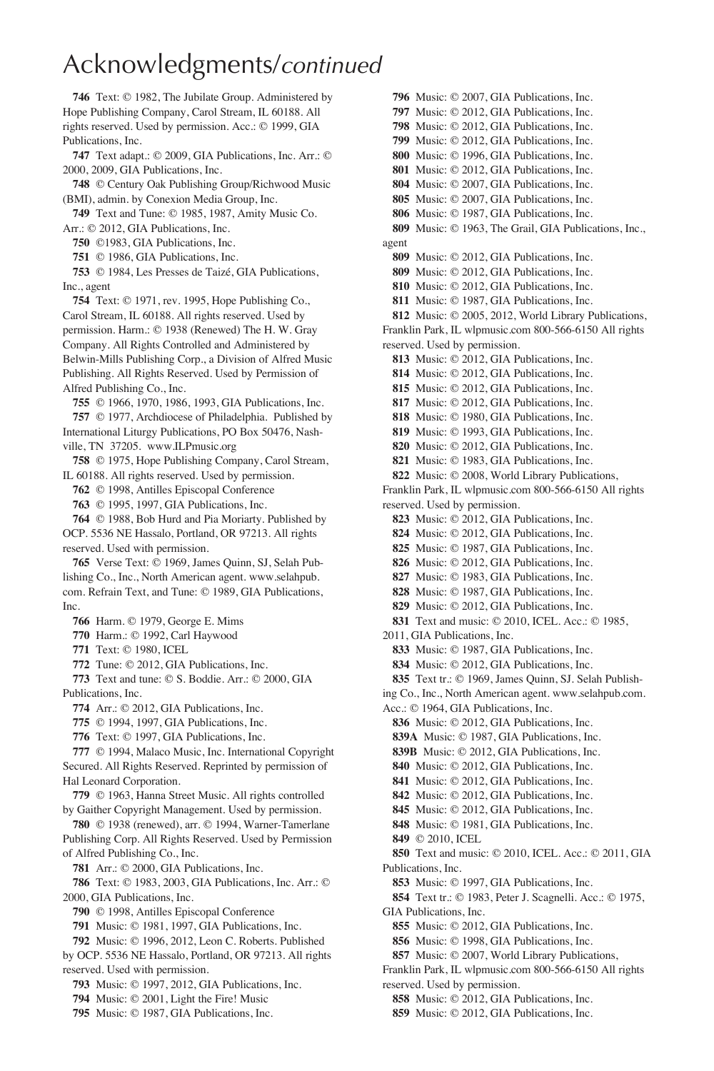# Acknowledgments/*continued*

**746** Text: © 1982, The Jubilate Group. Administered by Hope Publishing Company, Carol Stream, IL 60188. All rights reserved. Used by permission. Acc.: © 1999, GIA Publications, Inc.

**747** Text adapt.: © 2009, GIA Publications, Inc. Arr.: © 2000, 2009, GIA Publications, Inc.

**748** © Century Oak Publishing Group/Richwood Music (BMI), admin. by Conexion Media Group, Inc.

**749** Text and Tune: © 1985, 1987, Amity Music Co. Arr.: © 2012, GIA Publications, Inc.

**750** ©1983, GIA Publications, Inc.

**751** © 1986, GIA Publications, Inc.

**753** © 1984, Les Presses de Taizé, GIA Publications, Inc., agent

**754** Text: © 1971, rev. 1995, Hope Publishing Co., Carol Stream, IL 60188. All rights reserved. Used by permission. Harm.: © 1938 (Renewed) The H. W. Gray Company. All Rights Controlled and Administered by Belwin-Mills Publishing Corp., a Division of Alfred Music Publishing. All Rights Reserved. Used by Permission of Alfred Publishing Co., Inc.

**755** © 1966, 1970, 1986, 1993, GIA Publications, Inc.

**757** © 1977, Archdiocese of Philadelphia. Published by International Liturgy Publications, PO Box 50476, Nashville, TN 37205. www.ILPmusic.org

**758** © 1975, Hope Publishing Company, Carol Stream, IL 60188. All rights reserved. Used by permission.

**762** © 1998, Antilles Episcopal Conference

**763** © 1995, 1997, GIA Publications, Inc.

**764** © 1988, Bob Hurd and Pia Moriarty. Published by OCP. 5536 NE Hassalo, Portland, OR 97213. All rights reserved. Used with permission.

**765** Verse Text: © 1969, James Quinn, SJ, Selah Publishing Co., Inc., North American agent. www.selahpub.com. Refrain Text, and Tune: © 1989, GIA Publications, Inc.

**766** Harm. © 1979, George E. Mims

**770** Harm.: © 1992, Carl Haywood

**771** Text: © 1980, ICEL

**772** Tune: © 2012, GIA Publications, Inc.

**773** Text and tune: © S. Boddie. Arr.: © 2000, GIA Publications, Inc.

**774** Arr.: © 2012, GIA Publications, Inc.

**775** © 1994, 1997, GIA Publications, Inc.

**776** Text: © 1997, GIA Publications, Inc.

**777** © 1994, Malaco Music, Inc. International Copyright Secured. All Rights Reserved. Reprinted by permission of Hal Leonard Corporation.

**779** © 1963, Hanna Street Music. All rights controlled by Gaither Copyright Management. Used by permission.

**780** © 1938 (renewed), arr. © 1994, Warner-Tamerlane Publishing Corp. All Rights Reserved. Used by Permission of Alfred Publishing Co., Inc.

**781** Arr.: © 2000, GIA Publications, Inc.

**786** Text: © 1983, 2003, GIA Publications, Inc. Arr.: © 2000, GIA Publications, Inc.

**790** © 1998, Antilles Episcopal Conference

**791** Music: © 1981, 1997, GIA Publications, Inc.

**792** Music: © 1996, 2012, Leon C. Roberts. Published by OCP. 5536 NE Hassalo, Portland, OR 97213. All rights reserved. Used with permission.

**793** Music: © 1997, 2012, GIA Publications, Inc.

**794** Music: © 2001, Light the Fire! Music

**795** Music: © 1987, GIA Publications, Inc.

**796** Music: © 2007, GIA Publications, Inc.

**797** Music: © 2012, GIA Publications, Inc.

**798** Music: © 2012, GIA Publications, Inc.

**799** Music: © 2012, GIA Publications, Inc.

**800** Music: © 1996, GIA Publications, Inc.

**801** Music: © 2012, GIA Publications, Inc.

**804** Music: © 2007, GIA Publications, Inc.

**805** Music: © 2007, GIA Publications, Inc.

**806** Music: © 1987, GIA Publications, Inc.

**809** Music: © 1963, The Grail, GIA Publications, Inc., agent

**809** Music: © 2012, GIA Publications, Inc.

**809** Music: © 2012, GIA Publications, Inc.

**810** Music: © 2012, GIA Publications, Inc.

**811** Music: © 1987, GIA Publications, Inc.

**812** Music: © 2005, 2012, World Library Publications, Franklin Park, IL wlpmusic.com 800-566-6150 All rights reserved. Used by permission.

**813** Music: © 2012, GIA Publications, Inc.

**814** Music: © 2012, GIA Publications, Inc.

**815** Music: © 2012, GIA Publications, Inc.

**817** Music: © 2012, GIA Publications, Inc.

**818** Music: © 1980, GIA Publications, Inc.

**819** Music: © 1993, GIA Publications, Inc.

**820** Music: © 2012, GIA Publications, Inc.

**821** Music: © 1983, GIA Publications, Inc.

**822** Music: © 2008, World Library Publications, Franklin Park, IL wlpmusic.com 800-566-6150 All rights reserved. Used by permission.

**823** Music: © 2012, GIA Publications, Inc.

**824** Music: © 2012, GIA Publications, Inc.

**825** Music: © 1987, GIA Publications, Inc.

**826** Music: © 2012, GIA Publications, Inc.

**827** Music: © 1983, GIA Publications, Inc.

**828** Music: © 1987, GIA Publications, Inc.

**829** Music: © 2012, GIA Publications, Inc.

**831** Text and music: © 2010, ICEL. Acc.: © 1985, 2011, GIA Publications, Inc.

**833** Music: © 1987, GIA Publications, Inc.

**834** Music: © 2012, GIA Publications, Inc.

**835** Text tr.: © 1969, James Quinn, SJ. Selah Publishing Co., Inc., North American agent. www.selahpub.com. Acc.: © 1964, GIA Publications, Inc.

**836** Music: © 2012, GIA Publications, Inc.

**839A** Music: © 1987, GIA Publications, Inc.

**839B** Music: © 2012, GIA Publications, Inc.

**840** Music: © 2012, GIA Publications, Inc.

**841** Music: © 2012, GIA Publications, Inc.

**842** Music: © 2012, GIA Publications, Inc.

**845** Music: © 2012, GIA Publications, Inc.

**848** Music: © 1981, GIA Publications, Inc.

**849** © 2010, ICEL

**850** Text and music: © 2010, ICEL. Acc.: © 2011, GIA Publications, Inc.

**853** Music: © 1997, GIA Publications, Inc.

**854** Text tr.: © 1983, Peter J. Scagnelli. Acc.: © 1975, GIA Publications, Inc.

**855** Music: © 2012, GIA Publications, Inc.

**856** Music: © 1998, GIA Publications, Inc.

**857** Music: © 2007, World Library Publications, Franklin Park, IL wlpmusic.com 800-566-6150 All rights reserved. Used by permission.

**858** Music: © 2012, GIA Publications, Inc.

**859** Music: © 2012, GIA Publications, Inc.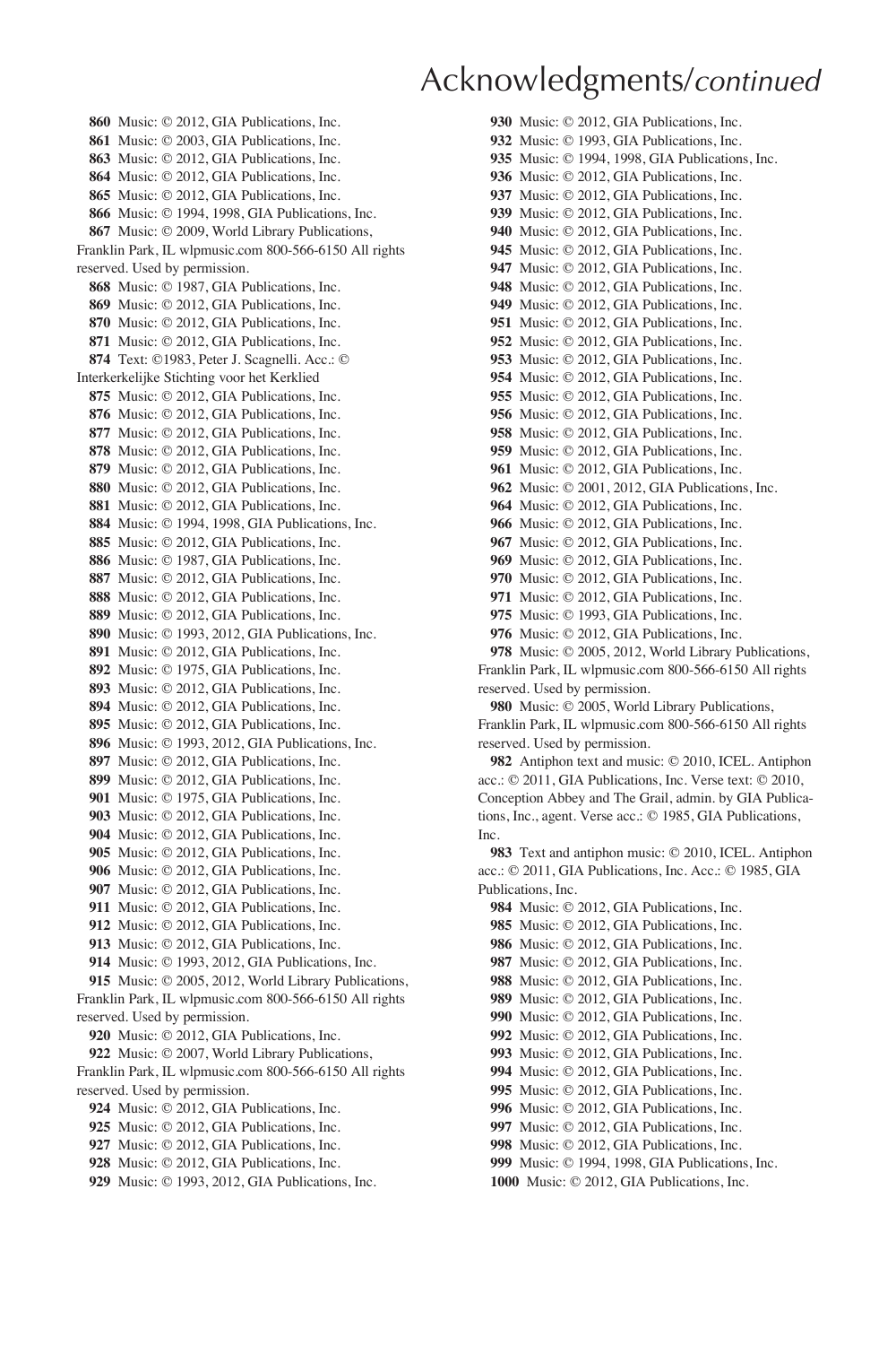# Acknowledgments/*continued*

**860** Music: © 2012, GIA Publications, Inc.

**861** Music: © 2003, GIA Publications, Inc.

**863** Music: © 2012, GIA Publications, Inc.

**864** Music: © 2012, GIA Publications, Inc.

**865** Music: © 2012, GIA Publications, Inc.

**866** Music: © 1994, 1998, GIA Publications, Inc.

**867** Music: © 2009, World Library Publications, Franklin Park, IL wlpmusic.com 800-566-6150 All rights reserved. Used by permission.

**868** Music: © 1987, GIA Publications, Inc.

**869** Music: © 2012, GIA Publications, Inc.

**870** Music: © 2012, GIA Publications, Inc.

**871** Music: © 2012, GIA Publications, Inc.

**874** Text: ©1983, Peter J. Scagnelli. Acc.: © Interkerkelijke Stichting voor het Kerklied

**875** Music: © 2012, GIA Publications, Inc.

**876** Music: © 2012, GIA Publications, Inc.

**877** Music: © 2012, GIA Publications, Inc.

**878** Music: © 2012, GIA Publications, Inc.

**879** Music: © 2012, GIA Publications, Inc.

**880** Music: © 2012, GIA Publications, Inc.

**881** Music: © 2012, GIA Publications, Inc.

**884** Music: © 1994, 1998, GIA Publications, Inc.

**885** Music: © 2012, GIA Publications, Inc.

**886** Music: © 1987, GIA Publications, Inc.

**887** Music: © 2012, GIA Publications, Inc.

**888** Music: © 2012, GIA Publications, Inc.

**889** Music: © 2012, GIA Publications, Inc.

**890** Music: © 1993, 2012, GIA Publications, Inc.

**891** Music: © 2012, GIA Publications, Inc.

**892** Music: © 1975, GIA Publications, Inc.

**893** Music: © 2012, GIA Publications, Inc.

**894** Music: © 2012, GIA Publications, Inc.

**895** Music: © 2012, GIA Publications, Inc.

**896** Music: © 1993, 2012, GIA Publications, Inc.

**897** Music: © 2012, GIA Publications, Inc.

**899** Music: © 2012, GIA Publications, Inc.

**901** Music: © 1975, GIA Publications, Inc.

**903** Music: © 2012, GIA Publications, Inc.

**904** Music: © 2012, GIA Publications, Inc.

**905** Music: © 2012, GIA Publications, Inc.

**906** Music: © 2012, GIA Publications, Inc.

**907** Music: © 2012, GIA Publications, Inc.

**911** Music: © 2012, GIA Publications, Inc.

**912** Music: © 2012, GIA Publications, Inc.

**913** Music: © 2012, GIA Publications, Inc.

**914** Music: © 1993, 2012, GIA Publications, Inc.

**915** Music: © 2005, 2012, World Library Publications, Franklin Park, IL wlpmusic.com 800-566-6150 All rights reserved. Used by permission.

**920** Music: © 2012, GIA Publications, Inc.

**922** Music: © 2007, World Library Publications, Franklin Park, IL wlpmusic.com 800-566-6150 All rights reserved. Used by permission.

**924** Music: © 2012, GIA Publications, Inc.

**925** Music: © 2012, GIA Publications, Inc.

**927** Music: © 2012, GIA Publications, Inc.

**928** Music: © 2012, GIA Publications, Inc.

**929** Music: © 1993, 2012, GIA Publications, Inc.

**930** Music: © 2012, GIA Publications, Inc.

**932** Music: © 1993, GIA Publications, Inc.

**935** Music: © 1994, 1998, GIA Publications, Inc.

**936** Music: © 2012, GIA Publications, Inc.

**937** Music: © 2012, GIA Publications, Inc.

**939** Music: © 2012, GIA Publications, Inc.

**940** Music: © 2012, GIA Publications, Inc.

**945** Music: © 2012, GIA Publications, Inc.

**947** Music: © 2012, GIA Publications, Inc.

**948** Music: © 2012, GIA Publications, Inc.

**949** Music: © 2012, GIA Publications, Inc.

**951** Music: © 2012, GIA Publications, Inc.

**952** Music: © 2012, GIA Publications, Inc.

**953** Music: © 2012, GIA Publications, Inc.

**954** Music: © 2012, GIA Publications, Inc.

**955** Music: © 2012, GIA Publications, Inc.

**956** Music: © 2012, GIA Publications, Inc.

**958** Music: © 2012, GIA Publications, Inc.

**959** Music: © 2012, GIA Publications, Inc.

**961** Music: © 2012, GIA Publications, Inc.

**962** Music: © 2001, 2012, GIA Publications, Inc.

**964** Music: © 2012, GIA Publications, Inc.

**966** Music: © 2012, GIA Publications, Inc.

**967** Music: © 2012, GIA Publications, Inc.

**969** Music: © 2012, GIA Publications, Inc.

**970** Music: © 2012, GIA Publications, Inc.

**971** Music: © 2012, GIA Publications, Inc.

**975** Music: © 1993, GIA Publications, Inc.

**976** Music: © 2012, GIA Publications, Inc.

**978** Music: © 2005, 2012, World Library Publications, Franklin Park, IL wlpmusic.com 800-566-6150 All rights reserved. Used by permission.

**980** Music: © 2005, World Library Publications, Franklin Park, IL wlpmusic.com 800-566-6150 All rights reserved. Used by permission.

**982** Antiphon text and music: © 2010, ICEL. Antiphon acc.: © 2011, GIA Publications, Inc. Verse text: © 2010, Conception Abbey and The Grail, admin. by GIA Publications, Inc., agent. Verse acc.: © 1985, GIA Publications, Inc.

**983** Text and antiphon music: © 2010, ICEL. Antiphon acc.: © 2011, GIA Publications, Inc. Acc.: © 1985, GIA Publications, Inc.

**984** Music: © 2012, GIA Publications, Inc.

**985** Music: © 2012, GIA Publications, Inc.

**986** Music: © 2012, GIA Publications, Inc.

**987** Music: © 2012, GIA Publications, Inc.

**988** Music: © 2012, GIA Publications, Inc.

**989** Music: © 2012, GIA Publications, Inc.

**990** Music: © 2012, GIA Publications, Inc.

**992** Music: © 2012, GIA Publications, Inc.

**993** Music: © 2012, GIA Publications, Inc.

**994** Music: © 2012, GIA Publications, Inc.

**995** Music: © 2012, GIA Publications, Inc.

**996** Music: © 2012, GIA Publications, Inc.

**997** Music: © 2012, GIA Publications, Inc.

**998** Music: © 2012, GIA Publications, Inc.

**999** Music: © 1994, 1998, GIA Publications, Inc.

**1000** Music: © 2012, GIA Publications, Inc.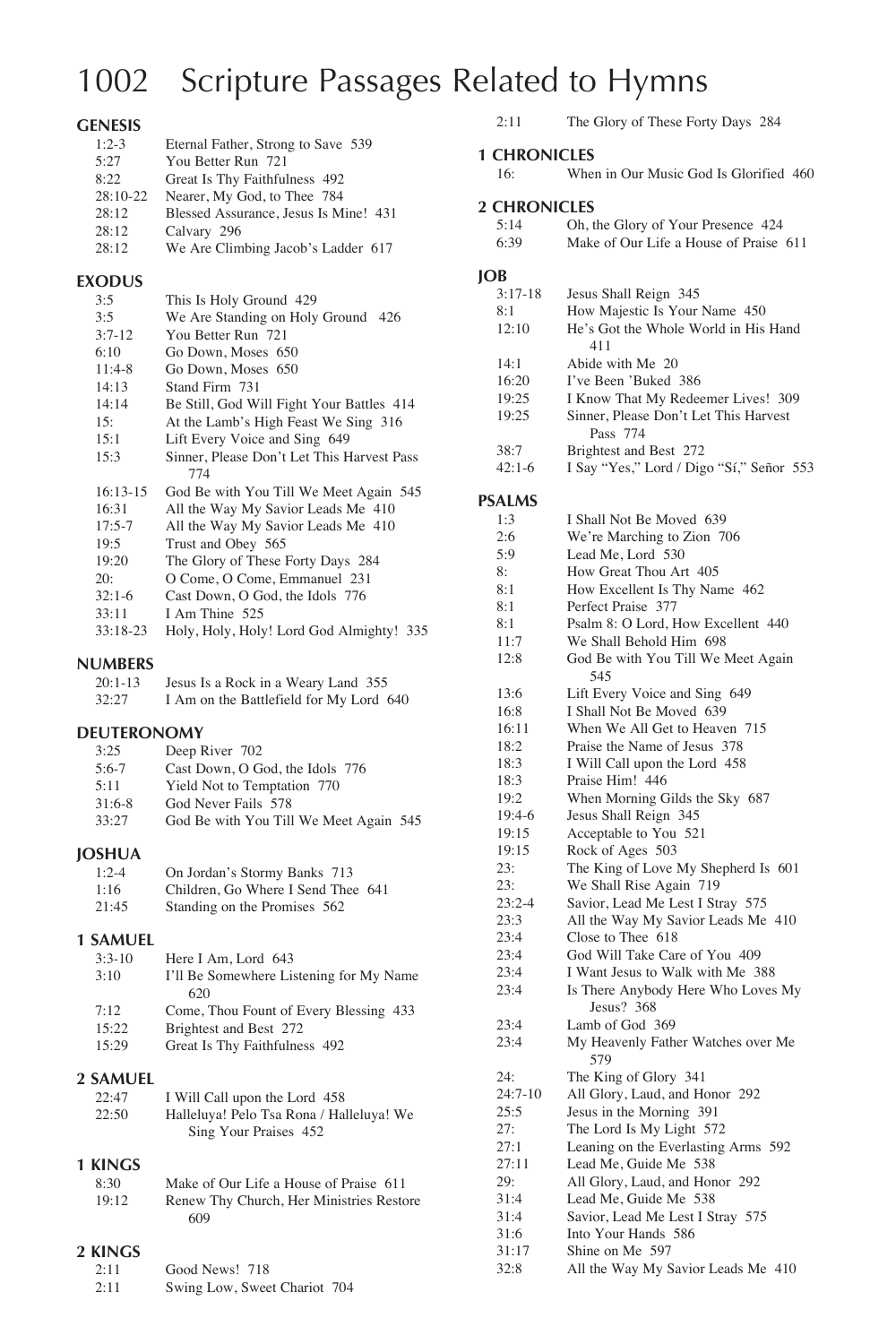# 1002 Scripture Passages Related to Hymns

## GENESIS

| | |
|---|---|
| 1:2-3 | Eternal Father, Strong to Save 539 |
| 5:27 | You Better Run 721 |
| 8:22 | Great Is Thy Faithfulness 492 |
| 28:10-22 | Nearer, My God, to Thee 784 |
| 28:12 | Blessed Assurance, Jesus Is Mine! 431 |
| 28:12 | Calvary 296 |
| 28:12 | We Are Climbing Jacob's Ladder 617 |

## EXODUS

| | |
|---|---|
| 3:5 | This Is Holy Ground 429 |
| 3:5 | We Are Standing on Holy Ground 426 |
| 3:7-12 | You Better Run 721 |
| 6:10 | Go Down, Moses 650 |
| 11:4-8 | Go Down, Moses 650 |
| 14:13 | Stand Firm 731 |
| 14:14 | Be Still, God Will Fight Your Battles 414 |
| 15: | At the Lamb's High Feast We Sing 316 |
| 15:1 | Lift Every Voice and Sing 649 |
| 15:3 | Sinner, Please Don't Let This Harvest Pass 774 |
| 16:13-15 | God Be with You Till We Meet Again 545 |
| 16:31 | All the Way My Savior Leads Me 410 |
| 17:5-7 | All the Way My Savior Leads Me 410 |
| 19:5 | Trust and Obey 565 |
| 19:20 | The Glory of These Forty Days 284 |
| 20: | O Come, O Come, Emmanuel 231 |
| 32:1-6 | Cast Down, O God, the Idols 776 |
| 33:11 | I Am Thine 525 |
| 33:18-23 | Holy, Holy, Holy! Lord God Almighty! 335 |

## NUMBERS

| | |
|---|---|
| 20:1-13 | Jesus Is a Rock in a Weary Land 355 |
| 32:27 | I Am on the Battlefield for My Lord 640 |

## DEUTERONOMY

| | |
|---|---|
| 3:25 | Deep River 702 |
| 5:6-7 | Cast Down, O God, the Idols 776 |
| 5:11 | Yield Not to Temptation 770 |
| 31:6-8 | God Never Fails 578 |
| 33:27 | God Be with You Till We Meet Again 545 |

## JOSHUA

| | |
|---|---|
| 1:2-4 | On Jordan's Stormy Banks 713 |
| 1:16 | Children, Go Where I Send Thee 641 |
| 21:45 | Standing on the Promises 562 |

## 1 SAMUEL

| | |
|---|---|
| 3:3-10 | Here I Am, Lord 643 |
| 3:10 | I'll Be Somewhere Listening for My Name 620 |
| 7:12 | Come, Thou Fount of Every Blessing 433 |
| 15:22 | Brightest and Best 272 |
| 15:29 | Great Is Thy Faithfulness 492 |

## 2 SAMUEL

| | |
|---|---|
| 22:47 | I Will Call upon the Lord 458 |
| 22:50 | Halleluya! Pelo Tsa Rona / Halleluya! We Sing Your Praises 452 |

## 1 KINGS

| | |
|---|---|
| 8:30 | Make of Our Life a House of Praise 611 |
| 19:12 | Renew Thy Church, Her Ministries Restore 609 |

## 2 KINGS

| | |
|---|---|
| 2:11 | Good News! 718 |
| 2:11 | Swing Low, Sweet Chariot 704 |
| 2:11 | The Glory of These Forty Days 284 |

## 1 CHRONICLES

| | |
|---|---|
| 16: | When in Our Music God Is Glorified 460 |

## 2 CHRONICLES

| | |
|---|---|
| 5:14 | Oh, the Glory of Your Presence 424 |
| 6:39 | Make of Our Life a House of Praise 611 |

## JOB

| | |
|---|---|
| 3:17-18 | Jesus Shall Reign 345 |
| 8:1 | How Majestic Is Your Name 450 |
| 12:10 | He's Got the Whole World in His Hand 411 |
| 14:1 | Abide with Me 20 |
| 16:20 | I've Been 'Buked 386 |
| 19:25 | I Know That My Redeemer Lives! 309 |
| 19:25 | Sinner, Please Don't Let This Harvest Pass 774 |
| 38:7 | Brightest and Best 272 |
| 42:1-6 | I Say "Yes," Lord / Digo "Sí," Señor 553 |

## PSALMS

| | |
|---|---|
| 1:3 | I Shall Not Be Moved 639 |
| 2:6 | We're Marching to Zion 706 |
| 5:9 | Lead Me, Lord 530 |
| 8: | How Great Thou Art 405 |
| 8:1 | How Excellent Is Thy Name 462 |
| 8:1 | Perfect Praise 377 |
| 8:1 | Psalm 8: O Lord, How Excellent 440 |
| 11:7 | We Shall Behold Him 698 |
| 12:8 | God Be with You Till We Meet Again 545 |
| 13:6 | Lift Every Voice and Sing 649 |
| 16:8 | I Shall Not Be Moved 639 |
| 16:11 | When We All Get to Heaven 715 |
| 18:2 | Praise the Name of Jesus 378 |
| 18:3 | I Will Call upon the Lord 458 |
| 18:3 | Praise Him! 446 |
| 19:2 | When Morning Gilds the Sky 687 |
| 19:4-6 | Jesus Shall Reign 345 |
| 19:15 | Acceptable to You 521 |
| 19:15 | Rock of Ages 503 |
| 23: | The King of Love My Shepherd Is 601 |
| 23: | We Shall Rise Again 719 |
| 23:2-4 | Savior, Lead Me Lest I Stray 575 |
| 23:3 | All the Way My Savior Leads Me 410 |
| 23:4 | Close to Thee 618 |
| 23:4 | God Will Take Care of You 409 |
| 23:4 | I Want Jesus to Walk with Me 388 |
| 23:4 | Is There Anybody Here Who Loves My Jesus? 368 |
| 23:4 | Lamb of God 369 |
| 23:4 | My Heavenly Father Watches over Me 579 |
| 24: | The King of Glory 341 |
| 24:7-10 | All Glory, Laud, and Honor 292 |
| 25:5 | Jesus in the Morning 391 |
| 27: | The Lord Is My Light 572 |
| 27:1 | Leaning on the Everlasting Arms 592 |
| 27:11 | Lead Me, Guide Me 538 |
| 29: | All Glory, Laud, and Honor 292 |
| 31:4 | Lead Me, Guide Me 538 |
| 31:4 | Savior, Lead Me Lest I Stray 575 |
| 31:6 | Into Your Hands 586 |
| 31:17 | Shine on Me 597 |
| 32:8 | All the Way My Savior Leads Me 410 |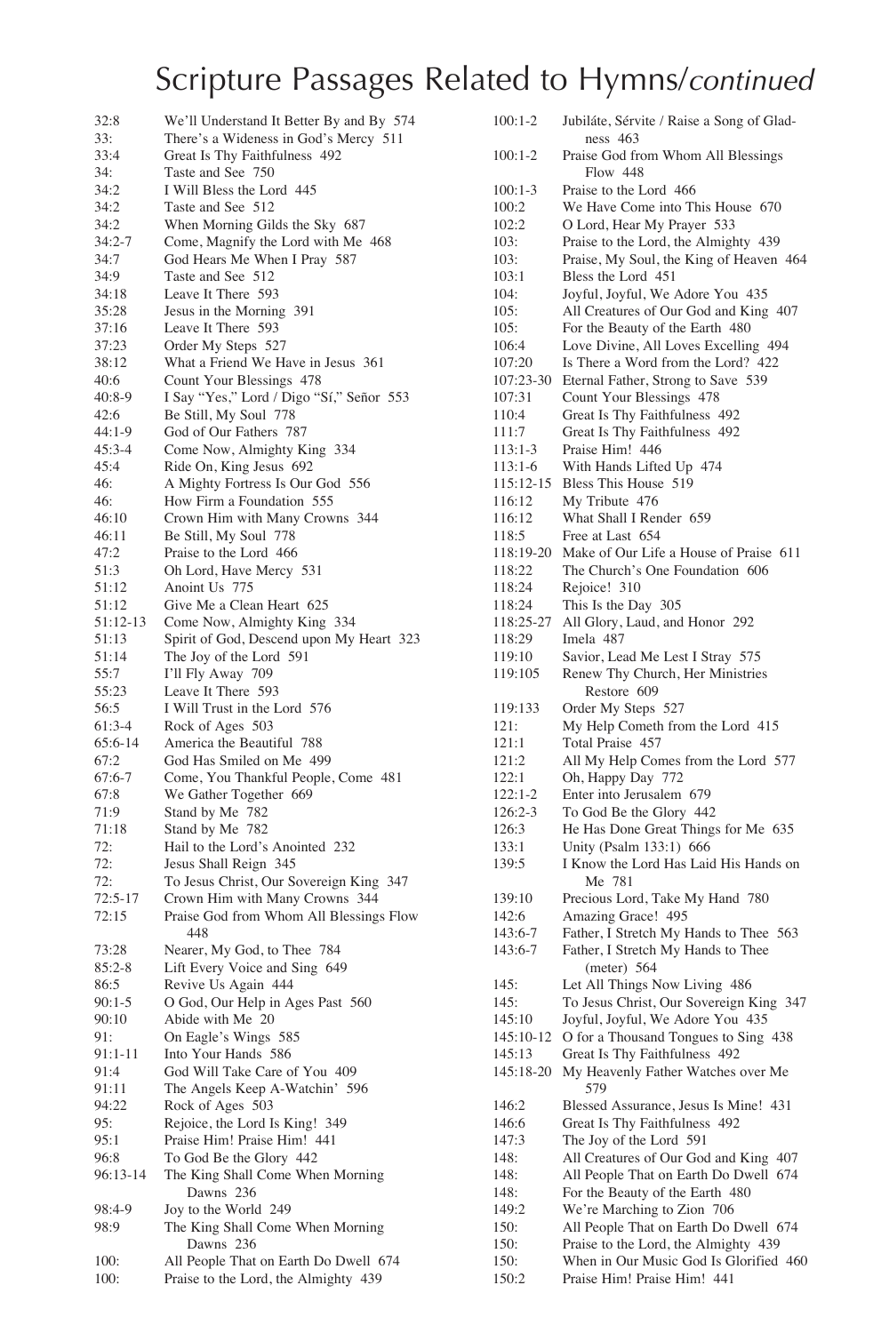# Scripture Passages Related to Hymns/*continued*

| | |
|---|---|
| 32:8 | We'll Understand It Better By and By 574 |
| 33: | There's a Wideness in God's Mercy 511 |
| 33:4 | Great Is Thy Faithfulness 492 |
| 34: | Taste and See 750 |
| 34:2 | I Will Bless the Lord 445 |
| 34:2 | Taste and See 512 |
| 34:2 | When Morning Gilds the Sky 687 |
| 34:2-7 | Come, Magnify the Lord with Me 468 |
| 34:7 | God Hears Me When I Pray 587 |
| 34:9 | Taste and See 512 |
| 34:18 | Leave It There 593 |
| 35:28 | Jesus in the Morning 391 |
| 37:16 | Leave It There 593 |
| 37:23 | Order My Steps 527 |
| 38:12 | What a Friend We Have in Jesus 361 |
| 40:6 | Count Your Blessings 478 |
| 40:8-9 | I Say "Yes," Lord / Digo "Sí," Señor 553 |
| 42:6 | Be Still, My Soul 778 |
| 44:1-9 | God of Our Fathers 787 |
| 45:3-4 | Come Now, Almighty King 334 |
| 45:4 | Ride On, King Jesus 692 |
| 46: | A Mighty Fortress Is Our God 556 |
| 46: | How Firm a Foundation 555 |
| 46:10 | Crown Him with Many Crowns 344 |
| 46:11 | Be Still, My Soul 778 |
| 47:2 | Praise to the Lord 466 |
| 51:3 | Oh Lord, Have Mercy 531 |
| 51:12 | Anoint Us 775 |
| 51:12 | Give Me a Clean Heart 625 |
| 51:12-13 | Come Now, Almighty King 334 |
| 51:13 | Spirit of God, Descend upon My Heart 323 |
| 51:14 | The Joy of the Lord 591 |
| 55:7 | I'll Fly Away 709 |
| 55:23 | Leave It There 593 |
| 56:5 | I Will Trust in the Lord 576 |
| 61:3-4 | Rock of Ages 503 |
| 65:6-14 | America the Beautiful 788 |
| 67:2 | God Has Smiled on Me 499 |
| 67:6-7 | Come, You Thankful People, Come 481 |
| 67:8 | We Gather Together 669 |
| 71:9 | Stand by Me 782 |
| 71:18 | Stand by Me 782 |
| 72: | Hail to the Lord's Anointed 232 |
| 72: | Jesus Shall Reign 345 |
| 72: | To Jesus Christ, Our Sovereign King 347 |
| 72:5-17 | Crown Him with Many Crowns 344 |
| 72:15 | Praise God from Whom All Blessings Flow 448 |
| 73:28 | Nearer, My God, to Thee 784 |
| 85:2-8 | Lift Every Voice and Sing 649 |
| 86:5 | Revive Us Again 444 |
| 90:1-5 | O God, Our Help in Ages Past 560 |
| 90:10 | Abide with Me 20 |
| 91: | On Eagle's Wings 585 |
| 91:1-11 | Into Your Hands 586 |
| 91:4 | God Will Take Care of You 409 |
| 91:11 | The Angels Keep A-Watchin' 596 |
| 94:22 | Rock of Ages 503 |
| 95: | Rejoice, the Lord Is King! 349 |
| 95:1 | Praise Him! Praise Him! 441 |
| 96:8 | To God Be the Glory 442 |
| 96:13-14 | The King Shall Come When Morning Dawns 236 |
| 98:4-9 | Joy to the World 249 |
| 98:9 | The King Shall Come When Morning Dawns 236 |
| 100: | All People That on Earth Do Dwell 674 |
| 100: | Praise to the Lord, the Almighty 439 |
| 100:1-2 | Jubiláte, Sérvite / Raise a Song of Gladness 463 |
| 100:1-2 | Praise God from Whom All Blessings Flow 448 |
| 100:1-3 | Praise to the Lord 466 |
| 100:2 | We Have Come into This House 670 |
| 102:2 | O Lord, Hear My Prayer 533 |
| 103: | Praise to the Lord, the Almighty 439 |
| 103: | Praise, My Soul, the King of Heaven 464 |
| 103:1 | Bless the Lord 451 |
| 104: | Joyful, Joyful, We Adore You 435 |
| 105: | All Creatures of Our God and King 407 |
| 105: | For the Beauty of the Earth 480 |
| 106:4 | Love Divine, All Loves Excelling 494 |
| 107:20 | Is There a Word from the Lord? 422 |
| 107:23-30 | Eternal Father, Strong to Save 539 |
| 107:31 | Count Your Blessings 478 |
| 110:4 | Great Is Thy Faithfulness 492 |
| 111:7 | Great Is Thy Faithfulness 492 |
| 113:1-3 | Praise Him! 446 |
| 113:1-6 | With Hands Lifted Up 474 |
| 115:12-15 | Bless This House 519 |
| 116:12 | My Tribute 476 |
| 116:12 | What Shall I Render 659 |
| 118:5 | Free at Last 654 |
| 118:19-20 | Make of Our Life a House of Praise 611 |
| 118:22 | The Church's One Foundation 606 |
| 118:24 | Rejoice! 310 |
| 118:24 | This Is the Day 305 |
| 118:25-27 | All Glory, Laud, and Honor 292 |
| 118:29 | Imela 487 |
| 119:10 | Savior, Lead Me Lest I Stray 575 |
| 119:105 | Renew Thy Church, Her Ministries Restore 609 |
| 119:133 | Order My Steps 527 |
| 121: | My Help Cometh from the Lord 415 |
| 121:1 | Total Praise 457 |
| 121:2 | All My Help Comes from the Lord 577 |
| 122:1 | Oh, Happy Day 772 |
| 122:1-2 | Enter into Jerusalem 679 |
| 126:2-3 | To God Be the Glory 442 |
| 126:3 | He Has Done Great Things for Me 635 |
| 133:1 | Unity (Psalm 133:1) 666 |
| 139:5 | I Know the Lord Has Laid His Hands on Me 781 |
| 139:10 | Precious Lord, Take My Hand 780 |
| 142:6 | Amazing Grace! 495 |
| 143:6-7 | Father, I Stretch My Hands to Thee 563 |
| 143:6-7 | Father, I Stretch My Hands to Thee (meter) 564 |
| 145: | Let All Things Now Living 486 |
| 145: | To Jesus Christ, Our Sovereign King 347 |
| 145:10 | Joyful, Joyful, We Adore You 435 |
| 145:10-12 | O for a Thousand Tongues to Sing 438 |
| 145:13 | Great Is Thy Faithfulness 492 |
| 145:18-20 | My Heavenly Father Watches over Me 579 |
| 146:2 | Blessed Assurance, Jesus Is Mine! 431 |
| 146:6 | Great Is Thy Faithfulness 492 |
| 147:3 | The Joy of the Lord 591 |
| 148: | All Creatures of Our God and King 407 |
| 148: | All People That on Earth Do Dwell 674 |
| 148: | For the Beauty of the Earth 480 |
| 149:2 | We're Marching to Zion 706 |
| 150: | All People That on Earth Do Dwell 674 |
| 150: | Praise to the Lord, the Almighty 439 |
| 150: | When in Our Music God Is Glorified 460 |
| 150:2 | Praise Him! Praise Him! 441 |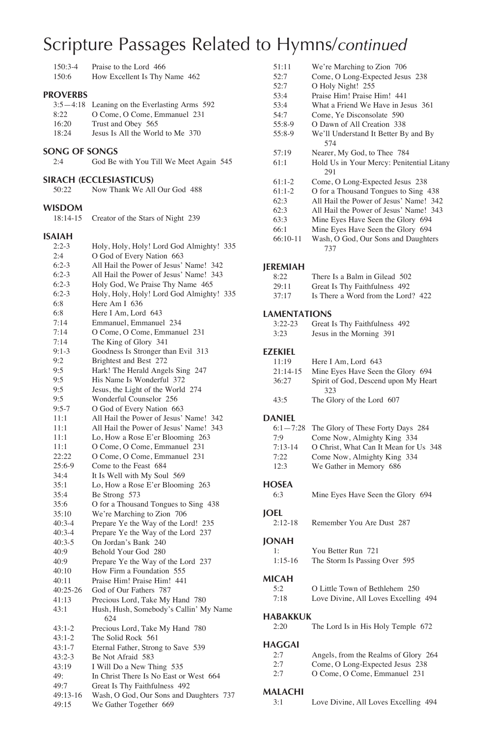# Scripture Passages Related to Hymns/*continued*

150:3-4 Praise to the Lord 466
150:6 How Excellent Is Thy Name 462

## PROVERBS

3:5—4:18 Leaning on the Everlasting Arms 592
8:22 O Come, O Come, Emmanuel 231
16:20 Trust and Obey 565
18:24 Jesus Is All the World to Me 370

## SONG OF SONGS

2:4 God Be with You Till We Meet Again 545

## SIRACH (ECCLESIASTICUS)

50:22 Now Thank We All Our God 488

## WISDOM

18:14-15 Creator of the Stars of Night 239

## ISAIAH

2:2-3 Holy, Holy, Holy! Lord God Almighty! 335
2:4 O God of Every Nation 663
6:2-3 All Hail the Power of Jesus' Name! 342
6:2-3 All Hail the Power of Jesus' Name! 343
6:2-3 Holy God, We Praise Thy Name 465
6:2-3 Holy, Holy, Holy! Lord God Almighty! 335
6:8 Here Am I 636
6:8 Here I Am, Lord 643
7:14 Emmanuel, Emmanuel 234
7:14 O Come, O Come, Emmanuel 231
7:14 The King of Glory 341
9:1-3 Goodness Is Stronger than Evil 313
9:2 Brightest and Best 272
9:5 Hark! The Herald Angels Sing 247
9:5 His Name Is Wonderful 372
9:5 Jesus, the Light of the World 274
9:5 Wonderful Counselor 256
9:5-7 O God of Every Nation 663
11:1 All Hail the Power of Jesus' Name! 342
11:1 All Hail the Power of Jesus' Name! 343
11:1 Lo, How a Rose E'er Blooming 263
11:1 O Come, O Come, Emmanuel 231
22:22 O Come, O Come, Emmanuel 231
25:6-9 Come to the Feast 684
34:4 It Is Well with My Soul 569
35:1 Lo, How a Rose E'er Blooming 263
35:4 Be Strong 573
35:6 O for a Thousand Tongues to Sing 438
35:10 We're Marching to Zion 706
40:3-4 Prepare Ye the Way of the Lord! 235
40:3-4 Prepare Ye the Way of the Lord 237
40:3-5 On Jordan's Bank 240
40:9 Behold Your God 280
40:9 Prepare Ye the Way of the Lord 237
40:10 How Firm a Foundation 555
40:11 Praise Him! Praise Him! 441
40:25-26 God of Our Fathers 787
41:13 Precious Lord, Take My Hand 780
43:1 Hush, Hush, Somebody's Callin' My Name 624
43:1-2 Precious Lord, Take My Hand 780
43:1-2 The Solid Rock 561
43:1-7 Eternal Father, Strong to Save 539
43:2-3 Be Not Afraid 583
43:19 I Will Do a New Thing 535
49: In Christ There Is No East or West 664
49:7 Great Is Thy Faithfulness 492
49:13-16 Wash, O God, Our Sons and Daughters 737
49:15 We Gather Together 669
51:11 We're Marching to Zion 706
52:7 Come, O Long-Expected Jesus 238
52:7 O Holy Night! 255
53:4 Praise Him! Praise Him! 441
53:4 What a Friend We Have in Jesus 361
54:7 Come, Ye Disconsolate 590
55:8-9 O Dawn of All Creation 338
55:8-9 We'll Understand It Better By and By 574
57:19 Nearer, My God, to Thee 784
61:1 Hold Us in Your Mercy: Penitential Litany 291
61:1-2 Come, O Long-Expected Jesus 238
61:1-2 O for a Thousand Tongues to Sing 438
62:3 All Hail the Power of Jesus' Name! 342
62:3 All Hail the Power of Jesus' Name! 343
63:3 Mine Eyes Have Seen the Glory 694
66:1 Mine Eyes Have Seen the Glory 694
66:10-11 Wash, O God, Our Sons and Daughters 737

## JEREMIAH

8:22 There Is a Balm in Gilead 502
29:11 Great Is Thy Faithfulness 492
37:17 Is There a Word from the Lord? 422

## LAMENTATIONS

3:22-23 Great Is Thy Faithfulness 492
3:23 Jesus in the Morning 391

## EZEKIEL

11:19 Here I Am, Lord 643
21:14-15 Mine Eyes Have Seen the Glory 694
36:27 Spirit of God, Descend upon My Heart 323
43:5 The Glory of the Lord 607

## DANIEL

6:1—7:28 The Glory of These Forty Days 284
7:9 Come Now, Almighty King 334
7:13-14 O Christ, What Can It Mean for Us 348
7:22 Come Now, Almighty King 334
12:3 We Gather in Memory 686

## HOSEA

6:3 Mine Eyes Have Seen the Glory 694

## JOEL

2:12-18 Remember You Are Dust 287

## JONAH

1: You Better Run 721
1:15-16 The Storm Is Passing Over 595

## MICAH

5:2 O Little Town of Bethlehem 250
7:18 Love Divine, All Loves Excelling 494

## HABAKKUK

2:20 The Lord Is in His Holy Temple 672

## HAGGAI

2:7 Angels, from the Realms of Glory 264
2:7 Come, O Long-Expected Jesus 238
2:7 O Come, O Come, Emmanuel 231

## MALACHI

3:1 Love Divine, All Loves Excelling 494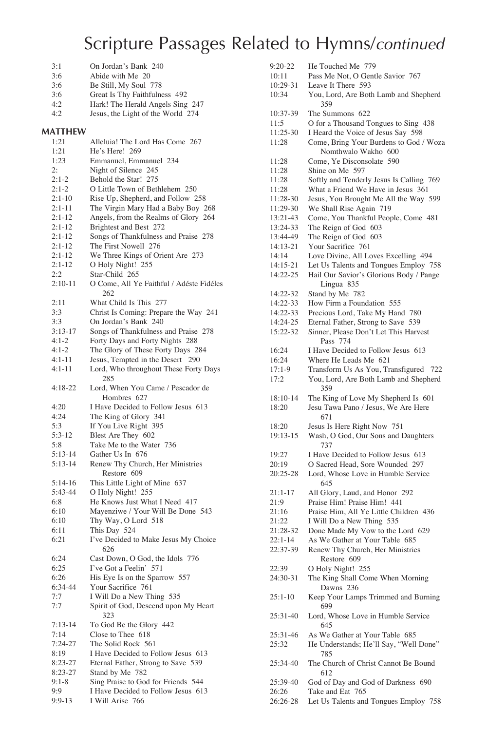# Scripture Passages Related to Hymns/*continued*

3:1 On Jordan's Bank 240
3:6 Abide with Me 20
3:6 Be Still, My Soul 778
3:6 Great Is Thy Faithfulness 492
4:2 Hark! The Herald Angels Sing 247
4:2 Jesus, the Light of the World 274

## MATTHEW

1:21 Alleluia! The Lord Has Come 267
1:21 He's Here! 269
1:23 Emmanuel, Emmanuel 234
2: Night of Silence 245
2:1-2 Behold the Star! 275
2:1-2 O Little Town of Bethlehem 250
2:1-10 Rise Up, Shepherd, and Follow 258
2:1-11 The Virgin Mary Had a Baby Boy 268
2:1-12 Angels, from the Realms of Glory 264
2:1-12 Brightest and Best 272
2:1-12 Songs of Thankfulness and Praise 278
2:1-12 The First Nowell 276
2:1-12 We Three Kings of Orient Are 273
2:1-12 O Holy Night! 255
2:2 Star-Child 265
2:10-11 O Come, All Ye Faithful / Adéste Fidéles 262
2:11 What Child Is This 277
3:3 Christ Is Coming: Prepare the Way 241
3:3 On Jordan's Bank 240
3:13-17 Songs of Thankfulness and Praise 278
4:1-2 Forty Days and Forty Nights 288
4:1-2 The Glory of These Forty Days 284
4:1-11 Jesus, Tempted in the Desert 290
4:1-11 Lord, Who throughout These Forty Days 285
4:18-22 Lord, When You Came / Pescador de Hombres 627
4:20 I Have Decided to Follow Jesus 613
4:24 The King of Glory 341
5:3 If You Live Right 395
5:3-12 Blest Are They 602
5:8 Take Me to the Water 736
5:13-14 Gather Us In 676
5:13-14 Renew Thy Church, Her Ministries Restore 609
5:14-16 This Little Light of Mine 637
5:43-44 O Holy Night! 255
6:8 He Knows Just What I Need 417
6:10 Mayenziwe / Your Will Be Done 543
6:10 Thy Way, O Lord 518
6:11 This Day 524
6:21 I've Decided to Make Jesus My Choice 626
6:24 Cast Down, O God, the Idols 776
6:25 I've Got a Feelin' 571
6:26 His Eye Is on the Sparrow 557
6:34-44 Your Sacrifice 761
7:7 I Will Do a New Thing 535
7:7 Spirit of God, Descend upon My Heart 323
7:13-14 To God Be the Glory 442
7:14 Close to Thee 618
7:24-27 The Solid Rock 561
8:19 I Have Decided to Follow Jesus 613
8:23-27 Eternal Father, Strong to Save 539
8:23-27 Stand by Me 782
9:1-8 Sing Praise to God for Friends 544
9:9 I Have Decided to Follow Jesus 613
9:9-13 I Will Arise 766
9:20-22 He Touched Me 779
10:11 Pass Me Not, O Gentle Savior 767
10:29-31 Leave It There 593
10:34 You, Lord, Are Both Lamb and Shepherd 359
10:37-39 The Summons 622
11:5 O for a Thousand Tongues to Sing 438
11:25-30 I Heard the Voice of Jesus Say 598
11:28 Come, Bring Your Burdens to God / Woza Nomthwalo Wakho 600
11:28 Come, Ye Disconsolate 590
11:28 Shine on Me 597
11:28 Softly and Tenderly Jesus Is Calling 769
11:28 What a Friend We Have in Jesus 361
11:28-30 Jesus, You Brought Me All the Way 599
11:29-30 We Shall Rise Again 719
13:21-43 Come, You Thankful People, Come 481
13:24-33 The Reign of God 603
13:44-49 The Reign of God 603
14:13-21 Your Sacrifice 761
14:14 Love Divine, All Loves Excelling 494
14:15-21 Let Us Talents and Tongues Employ 758
14:22-25 Hail Our Savior's Glorious Body / Pange Lingua 835
14:22-32 Stand by Me 782
14:22-33 How Firm a Foundation 555
14:22-33 Precious Lord, Take My Hand 780
14:24-25 Eternal Father, Strong to Save 539
15:22-32 Sinner, Please Don't Let This Harvest Pass 774
16:24 I Have Decided to Follow Jesus 613
16:24 Where He Leads Me 621
17:1-9 Transform Us As You, Transfigured 722
17:2 You, Lord, Are Both Lamb and Shepherd 359
18:10-14 The King of Love My Shepherd Is 601
18:20 Jesu Tawa Pano / Jesus, We Are Here 671
18:20 Jesus Is Here Right Now 751
19:13-15 Wash, O God, Our Sons and Daughters 737
19:27 I Have Decided to Follow Jesus 613
20:19 O Sacred Head, Sore Wounded 297
20:25-28 Lord, Whose Love in Humble Service 645
21:1-17 All Glory, Laud, and Honor 292
21:9 Praise Him! Praise Him! 441
21:16 Praise Him, All Ye Little Children 436
21:22 I Will Do a New Thing 535
21:28-32 Done Made My Vow to the Lord 629
22:1-14 As We Gather at Your Table 685
22:37-39 Renew Thy Church, Her Ministries Restore 609
22:39 O Holy Night! 255
24:30-31 The King Shall Come When Morning Dawns 236
25:1-10 Keep Your Lamps Trimmed and Burning 699
25:31-40 Lord, Whose Love in Humble Service 645
25:31-46 As We Gather at Your Table 685
25:32 He Understands; He'll Say, "Well Done" 785
25:34-40 The Church of Christ Cannot Be Bound 612
25:39-40 God of Day and God of Darkness 690
26:26 Take and Eat 765
26:26-28 Let Us Talents and Tongues Employ 758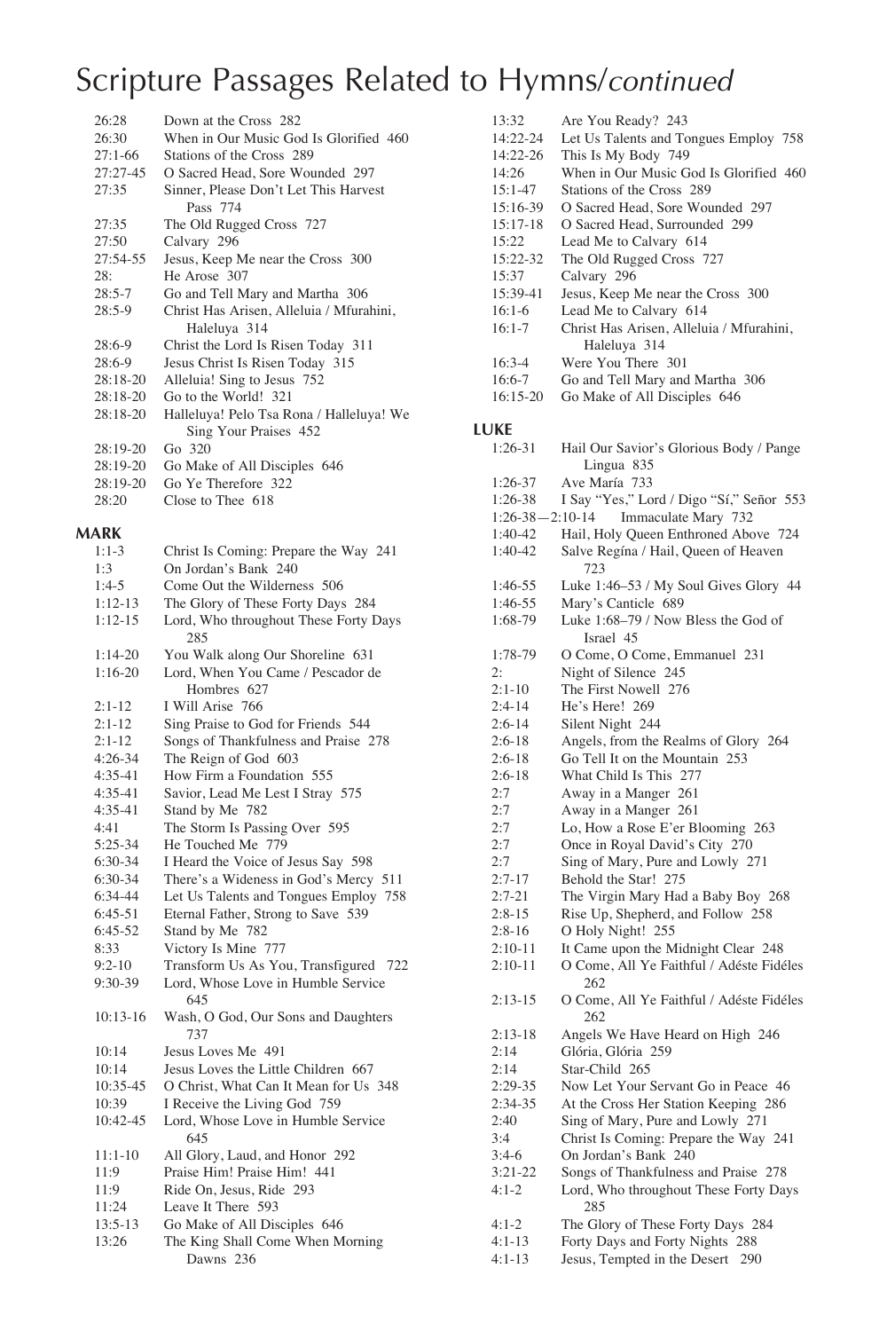# Scripture Passages Related to Hymns/*continued*

26:28 Down at the Cross 282
26:30 When in Our Music God Is Glorified 460
27:1-66 Stations of the Cross 289
27:27-45 O Sacred Head, Sore Wounded 297
27:35 Sinner, Please Don't Let This Harvest Pass 774
27:35 The Old Rugged Cross 727
27:50 Calvary 296
27:54-55 Jesus, Keep Me near the Cross 300
28: He Arose 307
28:5-7 Go and Tell Mary and Martha 306
28:5-9 Christ Has Arisen, Alleluia / Mfurahini, Haleluya 314
28:6-9 Christ the Lord Is Risen Today 311
28:6-9 Jesus Christ Is Risen Today 315
28:18-20 Alleluia! Sing to Jesus 752
28:18-20 Go to the World! 321
28:18-20 Halleluya! Pelo Tsa Rona / Halleluya! We Sing Your Praises 452
28:19-20 Go 320
28:19-20 Go Make of All Disciples 646
28:19-20 Go Ye Therefore 322
28:20 Close to Thee 618

## MARK

1:1-3 Christ Is Coming: Prepare the Way 241
1:3 On Jordan's Bank 240
1:4-5 Come Out the Wilderness 506
1:12-13 The Glory of These Forty Days 284
1:12-15 Lord, Who throughout These Forty Days 285
1:14-20 You Walk along Our Shoreline 631
1:16-20 Lord, When You Came / Pescador de Hombres 627
2:1-12 I Will Arise 766
2:1-12 Sing Praise to God for Friends 544
2:1-12 Songs of Thankfulness and Praise 278
4:26-34 The Reign of God 603
4:35-41 How Firm a Foundation 555
4:35-41 Savior, Lead Me Lest I Stray 575
4:35-41 Stand by Me 782
4:41 The Storm Is Passing Over 595
5:25-34 He Touched Me 779
6:30-34 I Heard the Voice of Jesus Say 598
6:30-34 There's a Wideness in God's Mercy 511
6:34-44 Let Us Talents and Tongues Employ 758
6:45-51 Eternal Father, Strong to Save 539
6:45-52 Stand by Me 782
8:33 Victory Is Mine 777
9:2-10 Transform Us As You, Transfigured 722
9:30-39 Lord, Whose Love in Humble Service 645
10:13-16 Wash, O God, Our Sons and Daughters 737
10:14 Jesus Loves Me 491
10:14 Jesus Loves the Little Children 667
10:35-45 O Christ, What Can It Mean for Us 348
10:39 I Receive the Living God 759
10:42-45 Lord, Whose Love in Humble Service 645
11:1-10 All Glory, Laud, and Honor 292
11:9 Praise Him! Praise Him! 441
11:9 Ride On, Jesus, Ride 293
11:24 Leave It There 593
13:5-13 Go Make of All Disciples 646
13:26 The King Shall Come When Morning Dawns 236
13:32 Are You Ready? 243
14:22-24 Let Us Talents and Tongues Employ 758
14:22-26 This Is My Body 749
14:26 When in Our Music God Is Glorified 460
15:1-47 Stations of the Cross 289
15:16-39 O Sacred Head, Sore Wounded 297
15:17-18 O Sacred Head, Surrounded 299
15:22 Lead Me to Calvary 614
15:22-32 The Old Rugged Cross 727
15:37 Calvary 296
15:39-41 Jesus, Keep Me near the Cross 300
16:1-6 Lead Me to Calvary 614
16:1-7 Christ Has Arisen, Alleluia / Mfurahini, Haleluya 314
16:3-4 Were You There 301
16:6-7 Go and Tell Mary and Martha 306
16:15-20 Go Make of All Disciples 646

## LUKE

1:26-31 Hail Our Savior's Glorious Body / Pange Lingua 835
1:26-37 Ave María 733
1:26-38 I Say "Yes," Lord / Digo "Sí," Señor 553
1:26-38—2:10-14 Immaculate Mary 732
1:40-42 Hail, Holy Queen Enthroned Above 724
1:40-42 Salve Regína / Hail, Queen of Heaven 723
1:46-55 Luke 1:46–53 / My Soul Gives Glory 44
1:46-55 Mary's Canticle 689
1:68-79 Luke 1:68–79 / Now Bless the God of Israel 45
1:78-79 O Come, O Come, Emmanuel 231
2: Night of Silence 245
2:1-10 The First Nowell 276
2:4-14 He's Here! 269
2:6-14 Silent Night 244
2:6-18 Angels, from the Realms of Glory 264
2:6-18 Go Tell It on the Mountain 253
2:6-18 What Child Is This 277
2:7 Away in a Manger 261
2:7 Away in a Manger 261
2:7 Lo, How a Rose E'er Blooming 263
2:7 Once in Royal David's City 270
2:7 Sing of Mary, Pure and Lowly 271
2:7-17 Behold the Star! 275
2:7-21 The Virgin Mary Had a Baby Boy 268
2:8-15 Rise Up, Shepherd, and Follow 258
2:8-16 O Holy Night! 255
2:10-11 It Came upon the Midnight Clear 248
2:10-11 O Come, All Ye Faithful / Adéste Fidéles 262
2:13-15 O Come, All Ye Faithful / Adéste Fidéles 262
2:13-18 Angels We Have Heard on High 246
2:14 Glória, Glória 259
2:14 Star-Child 265
2:29-35 Now Let Your Servant Go in Peace 46
2:34-35 At the Cross Her Station Keeping 286
2:40 Sing of Mary, Pure and Lowly 271
3:4 Christ Is Coming: Prepare the Way 241
3:4-6 On Jordan's Bank 240
3:21-22 Songs of Thankfulness and Praise 278
4:1-2 Lord, Who throughout These Forty Days 285
4:1-2 The Glory of These Forty Days 284
4:1-13 Forty Days and Forty Nights 288
4:1-13 Jesus, Tempted in the Desert 290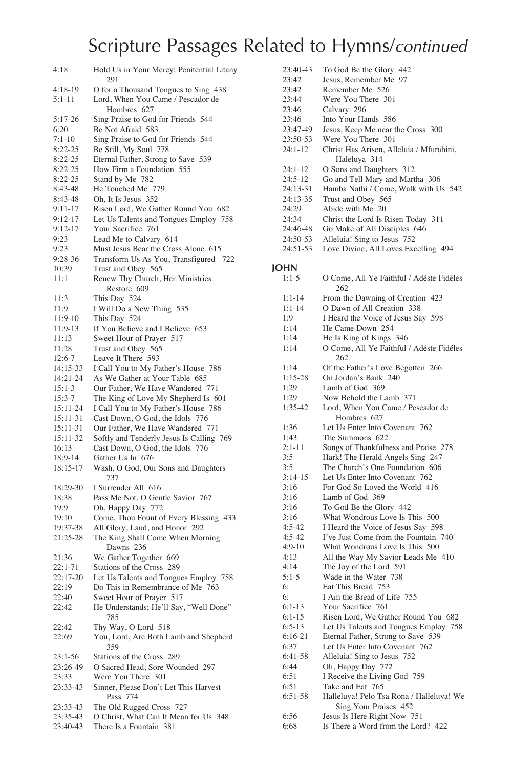# Scripture Passages Related to Hymns/*continued*

| | |
|---|---|
| 4:18 | Hold Us in Your Mercy: Penitential Litany 291 |
| 4:18-19 | O for a Thousand Tongues to Sing 438 |
| 5:1-11 | Lord, When You Came / Pescador de Hombres 627 |
| 5:17-26 | Sing Praise to God for Friends 544 |
| 6:20 | Be Not Afraid 583 |
| 7:1-10 | Sing Praise to God for Friends 544 |
| 8:22-25 | Be Still, My Soul 778 |
| 8:22-25 | Eternal Father, Strong to Save 539 |
| 8:22-25 | How Firm a Foundation 555 |
| 8:22-25 | Stand by Me 782 |
| 8:43-48 | He Touched Me 779 |
| 8:43-48 | Oh, It Is Jesus 352 |
| 9:11-17 | Risen Lord, We Gather Round You 682 |
| 9:12-17 | Let Us Talents and Tongues Employ 758 |
| 9:12-17 | Your Sacrifice 761 |
| 9:23 | Lead Me to Calvary 614 |
| 9:23 | Must Jesus Bear the Cross Alone 615 |
| 9:28-36 | Transform Us As You, Transfigured 722 |
| 10:39 | Trust and Obey 565 |
| 11:1 | Renew Thy Church, Her Ministries Restore 609 |
| 11:3 | This Day 524 |
| 11:9 | I Will Do a New Thing 535 |
| 11:9-10 | This Day 524 |
| 11:9-13 | If You Believe and I Believe 653 |
| 11:13 | Sweet Hour of Prayer 517 |
| 11:28 | Trust and Obey 565 |
| 12:6-7 | Leave It There 593 |
| 14:15-33 | I Call You to My Father's House 786 |
| 14:21-24 | As We Gather at Your Table 685 |
| 15:1-3 | Our Father, We Have Wandered 771 |
| 15:3-7 | The King of Love My Shepherd Is 601 |
| 15:11-24 | I Call You to My Father's House 786 |
| 15:11-31 | Cast Down, O God, the Idols 776 |
| 15:11-31 | Our Father, We Have Wandered 771 |
| 15:11-32 | Softly and Tenderly Jesus Is Calling 769 |
| 16:13 | Cast Down, O God, the Idols 776 |
| 18:9-14 | Gather Us In 676 |
| 18:15-17 | Wash, O God, Our Sons and Daughters 737 |
| 18:29-30 | I Surrender All 616 |
| 18:38 | Pass Me Not, O Gentle Savior 767 |
| 19:9 | Oh, Happy Day 772 |
| 19:10 | Come, Thou Fount of Every Blessing 433 |
| 19:37-38 | All Glory, Laud, and Honor 292 |
| 21:25-28 | The King Shall Come When Morning Dawns 236 |
| 21:36 | We Gather Together 669 |
| 22:1-71 | Stations of the Cross 289 |
| 22:17-20 | Let Us Talents and Tongues Employ 758 |
| 22:19 | Do This in Remembrance of Me 763 |
| 22:40 | Sweet Hour of Prayer 517 |
| 22:42 | He Understands; He'll Say, "Well Done" 785 |
| 22:42 | Thy Way, O Lord 518 |
| 22:69 | You, Lord, Are Both Lamb and Shepherd 359 |
| 23:1-56 | Stations of the Cross 289 |
| 23:26-49 | O Sacred Head, Sore Wounded 297 |
| 23:33 | Were You There 301 |
| 23:33-43 | Sinner, Please Don't Let This Harvest Pass 774 |
| 23:33-43 | The Old Rugged Cross 727 |
| 23:35-43 | O Christ, What Can It Mean for Us 348 |
| 23:40-43 | There Is a Fountain 381 |
| 23:40-43 | To God Be the Glory 442 |
| 23:42 | Jesus, Remember Me 97 |
| 23:42 | Remember Me 526 |
| 23:44 | Were You There 301 |
| 23:46 | Calvary 296 |
| 23:46 | Into Your Hands 586 |
| 23:47-49 | Jesus, Keep Me near the Cross 300 |
| 23:50-53 | Were You There 301 |
| 24:1-12 | Christ Has Arisen, Alleluia / Mfurahini, Haleluya 314 |
| 24:1-12 | O Sons and Daughters 312 |
| 24:5-12 | Go and Tell Mary and Martha 306 |
| 24:13-31 | Hamba Nathi / Come, Walk with Us 542 |
| 24:13-35 | Trust and Obey 565 |
| 24:29 | Abide with Me 20 |
| 24:34 | Christ the Lord Is Risen Today 311 |
| 24:46-48 | Go Make of All Disciples 646 |
| 24:50-53 | Alleluia! Sing to Jesus 752 |
| 24:51-53 | Love Divine, All Loves Excelling 494 |

## JOHN

| | |
|---|---|
| 1:1-5 | O Come, All Ye Faithful / Adéste Fidéles 262 |
| 1:1-14 | From the Dawning of Creation 423 |
| 1:1-14 | O Dawn of All Creation 338 |
| 1:9 | I Heard the Voice of Jesus Say 598 |
| 1:14 | He Came Down 254 |
| 1:14 | He Is King of Kings 346 |
| 1:14 | O Come, All Ye Faithful / Adéste Fidéles 262 |
| 1:14 | Of the Father's Love Begotten 266 |
| 1:15-28 | On Jordan's Bank 240 |
| 1:29 | Lamb of God 369 |
| 1:29 | Now Behold the Lamb 371 |
| 1:35-42 | Lord, When You Came / Pescador de Hombres 627 |
| 1:36 | Let Us Enter Into Covenant 762 |
| 1:43 | The Summons 622 |
| 2:1-11 | Songs of Thankfulness and Praise 278 |
| 3:5 | Hark! The Herald Angels Sing 247 |
| 3:5 | The Church's One Foundation 606 |
| 3:14-15 | Let Us Enter Into Covenant 762 |
| 3:16 | For God So Loved the World 416 |
| 3:16 | Lamb of God 369 |
| 3:16 | To God Be the Glory 442 |
| 3:16 | What Wondrous Love Is This 500 |
| 4:5-42 | I Heard the Voice of Jesus Say 598 |
| 4:5-42 | I've Just Come from the Fountain 740 |
| 4:9-10 | What Wondrous Love Is This 500 |
| 4:13 | All the Way My Savior Leads Me 410 |
| 4:14 | The Joy of the Lord 591 |
| 5:1-5 | Wade in the Water 738 |
| 6: | Eat This Bread 753 |
| 6: | I Am the Bread of Life 755 |
| 6:1-13 | Your Sacrifice 761 |
| 6:1-15 | Risen Lord, We Gather Round You 682 |
| 6:5-13 | Let Us Talents and Tongues Employ 758 |
| 6:16-21 | Eternal Father, Strong to Save 539 |
| 6:37 | Let Us Enter Into Covenant 762 |
| 6:41-58 | Alleluia! Sing to Jesus 752 |
| 6:44 | Oh, Happy Day 772 |
| 6:51 | I Receive the Living God 759 |
| 6:51 | Take and Eat 765 |
| 6:51-58 | Halleluya! Pelo Tsa Rona / Halleluya! We Sing Your Praises 452 |
| 6:56 | Jesus Is Here Right Now 751 |
| 6:68 | Is There a Word from the Lord? 422 |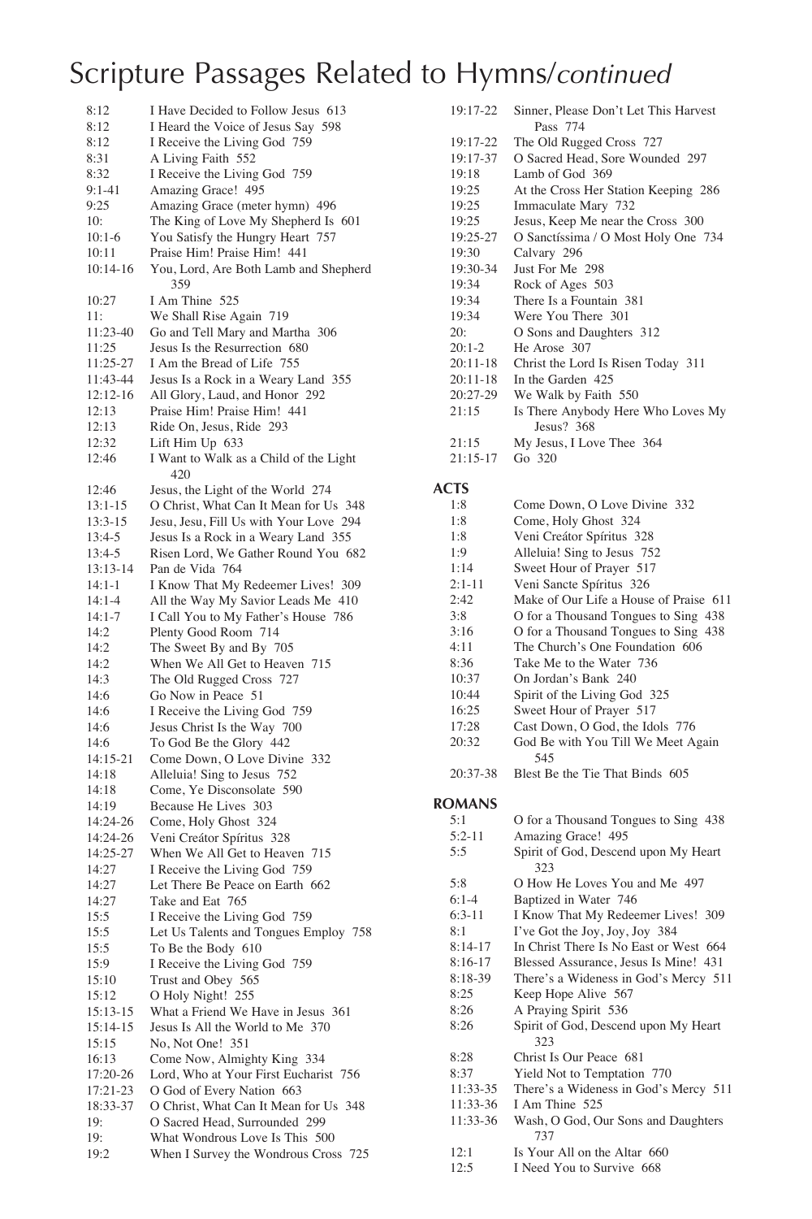# Scripture Passages Related to Hymns/*continued*

8:12 I Have Decided to Follow Jesus 613
8:12 I Heard the Voice of Jesus Say 598
8:12 I Receive the Living God 759
8:31 A Living Faith 552
8:32 I Receive the Living God 759
9:1-41 Amazing Grace! 495
9:25 Amazing Grace (meter hymn) 496
10: The King of Love My Shepherd Is 601
10:1-6 You Satisfy the Hungry Heart 757
10:11 Praise Him! Praise Him! 441
10:14-16 You, Lord, Are Both Lamb and Shepherd 359
10:27 I Am Thine 525
11: We Shall Rise Again 719
11:23-40 Go and Tell Mary and Martha 306
11:25 Jesus Is the Resurrection 680
11:25-27 I Am the Bread of Life 755
11:43-44 Jesus Is a Rock in a Weary Land 355
12:12-16 All Glory, Laud, and Honor 292
12:13 Praise Him! Praise Him! 441
12:13 Ride On, Jesus, Ride 293
12:32 Lift Him Up 633
12:46 I Want to Walk as a Child of the Light 420
12:46 Jesus, the Light of the World 274
13:1-15 O Christ, What Can It Mean for Us 348
13:3-15 Jesu, Jesu, Fill Us with Your Love 294
13:4-5 Jesus Is a Rock in a Weary Land 355
13:4-5 Risen Lord, We Gather Round You 682
13:13-14 Pan de Vida 764
14:1-1 I Know That My Redeemer Lives! 309
14:1-4 All the Way My Savior Leads Me 410
14:1-7 I Call You to My Father's House 786
14:2 Plenty Good Room 714
14:2 The Sweet By and By 705
14:2 When We All Get to Heaven 715
14:3 The Old Rugged Cross 727
14:6 Go Now in Peace 51
14:6 I Receive the Living God 759
14:6 Jesus Christ Is the Way 700
14:6 To God Be the Glory 442
14:15-21 Come Down, O Love Divine 332
14:18 Alleluia! Sing to Jesus 752
14:18 Come, Ye Disconsolate 590
14:19 Because He Lives 303
14:24-26 Come, Holy Ghost 324
14:24-26 Veni Creátor Spíritus 328
14:25-27 When We All Get to Heaven 715
14:27 I Receive the Living God 759
14:27 Let There Be Peace on Earth 662
14:27 Take and Eat 765
15:5 I Receive the Living God 759
15:5 Let Us Talents and Tongues Employ 758
15:5 To Be the Body 610
15:9 I Receive the Living God 759
15:10 Trust and Obey 565
15:12 O Holy Night! 255
15:13-15 What a Friend We Have in Jesus 361
15:14-15 Jesus Is All the World to Me 370
15:15 No, Not One! 351
16:13 Come Now, Almighty King 334
17:20-26 Lord, Who at Your First Eucharist 756
17:21-23 O God of Every Nation 663
18:33-37 O Christ, What Can It Mean for Us 348
19: O Sacred Head, Surrounded 299
19: What Wondrous Love Is This 500
19:2 When I Survey the Wondrous Cross 725
19:17-22 Sinner, Please Don't Let This Harvest Pass 774
19:17-22 The Old Rugged Cross 727
19:17-37 O Sacred Head, Sore Wounded 297
19:18 Lamb of God 369
19:25 At the Cross Her Station Keeping 286
19:25 Immaculate Mary 732
19:25 Jesus, Keep Me near the Cross 300
19:25-27 O Sanctíssima / O Most Holy One 734
19:30 Calvary 296
19:30-34 Just For Me 298
19:34 Rock of Ages 503
19:34 There Is a Fountain 381
19:34 Were You There 301
20: O Sons and Daughters 312
20:1-2 He Arose 307
20:11-18 Christ the Lord Is Risen Today 311
20:11-18 In the Garden 425
20:27-29 We Walk by Faith 550
21:15 Is There Anybody Here Who Loves My Jesus? 368
21:15 My Jesus, I Love Thee 364
21:15-17 Go 320

## ACTS

1:8 Come Down, O Love Divine 332
1:8 Come, Holy Ghost 324
1:8 Veni Creátor Spíritus 328
1:9 Alleluia! Sing to Jesus 752
1:14 Sweet Hour of Prayer 517
2:1-11 Veni Sancte Spíritus 326
2:42 Make of Our Life a House of Praise 611
3:8 O for a Thousand Tongues to Sing 438
3:16 O for a Thousand Tongues to Sing 438
4:11 The Church's One Foundation 606
8:36 Take Me to the Water 736
10:37 On Jordan's Bank 240
10:44 Spirit of the Living God 325
16:25 Sweet Hour of Prayer 517
17:28 Cast Down, O God, the Idols 776
20:32 God Be with You Till We Meet Again 545
20:37-38 Blest Be the Tie That Binds 605

## ROMANS

5:1 O for a Thousand Tongues to Sing 438
5:2-11 Amazing Grace! 495
5:5 Spirit of God, Descend upon My Heart 323
5:8 O How He Loves You and Me 497
6:1-4 Baptized in Water 746
6:3-11 I Know That My Redeemer Lives! 309
8:1 I've Got the Joy, Joy, Joy 384
8:14-17 In Christ There Is No East or West 664
8:16-17 Blessed Assurance, Jesus Is Mine! 431
8:18-39 There's a Wideness in God's Mercy 511
8:25 Keep Hope Alive 567
8:26 A Praying Spirit 536
8:26 Spirit of God, Descend upon My Heart 323
8:28 Christ Is Our Peace 681
8:37 Yield Not to Temptation 770
11:33-35 There's a Wideness in God's Mercy 511
11:33-36 I Am Thine 525
11:33-36 Wash, O God, Our Sons and Daughters 737
12:1 Is Your All on the Altar 660
12:5 I Need You to Survive 668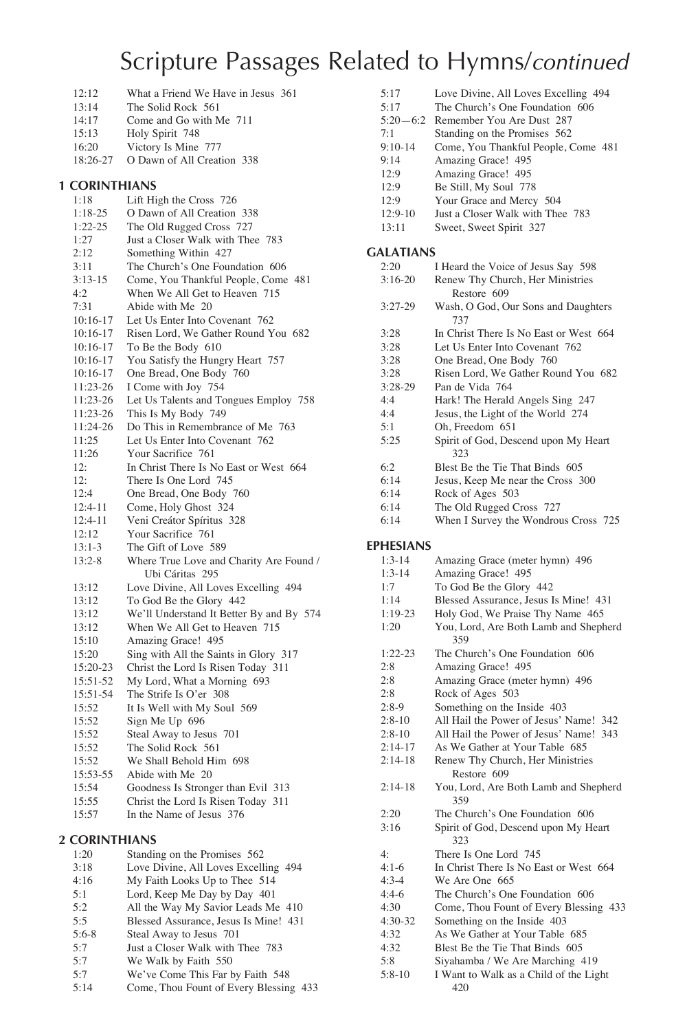# Scripture Passages Related to Hymns/*continued*

| | |
|---|---|
| 12:12 | What a Friend We Have in Jesus 361 |
| 13:14 | The Solid Rock 561 |
| 14:17 | Come and Go with Me 711 |
| 15:13 | Holy Spirit 748 |
| 16:20 | Victory Is Mine 777 |
| 18:26-27 | O Dawn of All Creation 338 |

## 1 CORINTHIANS

| | |
|---|---|
| 1:18 | Lift High the Cross 726 |
| 1:18-25 | O Dawn of All Creation 338 |
| 1:22-25 | The Old Rugged Cross 727 |
| 1:27 | Just a Closer Walk with Thee 783 |
| 2:12 | Something Within 427 |
| 3:11 | The Church's One Foundation 606 |
| 3:13-15 | Come, You Thankful People, Come 481 |
| 4:2 | When We All Get to Heaven 715 |
| 7:31 | Abide with Me 20 |
| 10:16-17 | Let Us Enter Into Covenant 762 |
| 10:16-17 | Risen Lord, We Gather Round You 682 |
| 10:16-17 | To Be the Body 610 |
| 10:16-17 | You Satisfy the Hungry Heart 757 |
| 10:16-17 | One Bread, One Body 760 |
| 11:23-26 | I Come with Joy 754 |
| 11:23-26 | Let Us Talents and Tongues Employ 758 |
| 11:23-26 | This Is My Body 749 |
| 11:24-26 | Do This in Remembrance of Me 763 |
| 11:25 | Let Us Enter Into Covenant 762 |
| 11:26 | Your Sacrifice 761 |
| 12: | In Christ There Is No East or West 664 |
| 12: | There Is One Lord 745 |
| 12:4 | One Bread, One Body 760 |
| 12:4-11 | Come, Holy Ghost 324 |
| 12:4-11 | Veni Creátor Spíritus 328 |
| 12:12 | Your Sacrifice 761 |
| 13:1-3 | The Gift of Love 589 |
| 13:2-8 | Where True Love and Charity Are Found / Ubi Cáritas 295 |
| 13:12 | Love Divine, All Loves Excelling 494 |
| 13:12 | To God Be the Glory 442 |
| 13:12 | We'll Understand It Better By and By 574 |
| 13:12 | When We All Get to Heaven 715 |
| 15:10 | Amazing Grace! 495 |
| 15:20 | Sing with All the Saints in Glory 317 |
| 15:20-23 | Christ the Lord Is Risen Today 311 |
| 15:51-52 | My Lord, What a Morning 693 |
| 15:51-54 | The Strife Is O'er 308 |
| 15:52 | It Is Well with My Soul 569 |
| 15:52 | Sign Me Up 696 |
| 15:52 | Steal Away to Jesus 701 |
| 15:52 | The Solid Rock 561 |
| 15:52 | We Shall Behold Him 698 |
| 15:53-55 | Abide with Me 20 |
| 15:54 | Goodness Is Stronger than Evil 313 |
| 15:55 | Christ the Lord Is Risen Today 311 |
| 15:57 | In the Name of Jesus 376 |

## 2 CORINTHIANS

| | |
|---|---|
| 1:20 | Standing on the Promises 562 |
| 3:18 | Love Divine, All Loves Excelling 494 |
| 4:16 | My Faith Looks Up to Thee 514 |
| 5:1 | Lord, Keep Me Day by Day 401 |
| 5:2 | All the Way My Savior Leads Me 410 |
| 5:5 | Blessed Assurance, Jesus Is Mine! 431 |
| 5:6-8 | Steal Away to Jesus 701 |
| 5:7 | Just a Closer Walk with Thee 783 |
| 5:7 | We Walk by Faith 550 |
| 5:7 | We've Come This Far by Faith 548 |
| 5:14 | Come, Thou Fount of Every Blessing 433 |
| 5:17 | Love Divine, All Loves Excelling 494 |
| 5:17 | The Church's One Foundation 606 |
| 5:20—6:2 | Remember You Are Dust 287 |
| 7:1 | Standing on the Promises 562 |
| 9:10-14 | Come, You Thankful People, Come 481 |
| 9:14 | Amazing Grace! 495 |
| 12:9 | Amazing Grace! 495 |
| 12:9 | Be Still, My Soul 778 |
| 12:9 | Your Grace and Mercy 504 |
| 12:9-10 | Just a Closer Walk with Thee 783 |
| 13:11 | Sweet, Sweet Spirit 327 |

## GALATIANS

| | |
|---|---|
| 2:20 | I Heard the Voice of Jesus Say 598 |
| 3:16-20 | Renew Thy Church, Her Ministries Restore 609 |
| 3:27-29 | Wash, O God, Our Sons and Daughters 737 |
| 3:28 | In Christ There Is No East or West 664 |
| 3:28 | Let Us Enter Into Covenant 762 |
| 3:28 | One Bread, One Body 760 |
| 3:28 | Risen Lord, We Gather Round You 682 |
| 3:28-29 | Pan de Vida 764 |
| 4:4 | Hark! The Herald Angels Sing 247 |
| 4:4 | Jesus, the Light of the World 274 |
| 5:1 | Oh, Freedom 651 |
| 5:25 | Spirit of God, Descend upon My Heart 323 |
| 6:2 | Blest Be the Tie That Binds 605 |
| 6:14 | Jesus, Keep Me near the Cross 300 |
| 6:14 | Rock of Ages 503 |
| 6:14 | The Old Rugged Cross 727 |
| 6:14 | When I Survey the Wondrous Cross 725 |

## EPHESIANS

| | |
|---|---|
| 1:3-14 | Amazing Grace (meter hymn) 496 |
| 1:3-14 | Amazing Grace! 495 |
| 1:7 | To God Be the Glory 442 |
| 1:14 | Blessed Assurance, Jesus Is Mine! 431 |
| 1:19-23 | Holy God, We Praise Thy Name 465 |
| 1:20 | You, Lord, Are Both Lamb and Shepherd 359 |
| 1:22-23 | The Church's One Foundation 606 |
| 2:8 | Amazing Grace! 495 |
| 2:8 | Amazing Grace (meter hymn) 496 |
| 2:8 | Rock of Ages 503 |
| 2:8-9 | Something on the Inside 403 |
| 2:8-10 | All Hail the Power of Jesus' Name! 342 |
| 2:8-10 | All Hail the Power of Jesus' Name! 343 |
| 2:14-17 | As We Gather at Your Table 685 |
| 2:14-18 | Renew Thy Church, Her Ministries Restore 609 |
| 2:14-18 | You, Lord, Are Both Lamb and Shepherd 359 |
| 2:20 | The Church's One Foundation 606 |
| 3:16 | Spirit of God, Descend upon My Heart 323 |
| 4: | There Is One Lord 745 |
| 4:1-6 | In Christ There Is No East or West 664 |
| 4:3-4 | We Are One 665 |
| 4:4-6 | The Church's One Foundation 606 |
| 4:30 | Come, Thou Fount of Every Blessing 433 |
| 4:30-32 | Something on the Inside 403 |
| 4:32 | As We Gather at Your Table 685 |
| 4:32 | Blest Be the Tie That Binds 605 |
| 5:8 | Siyahamba / We Are Marching 419 |
| 5:8-10 | I Want to Walk as a Child of the Light 420 |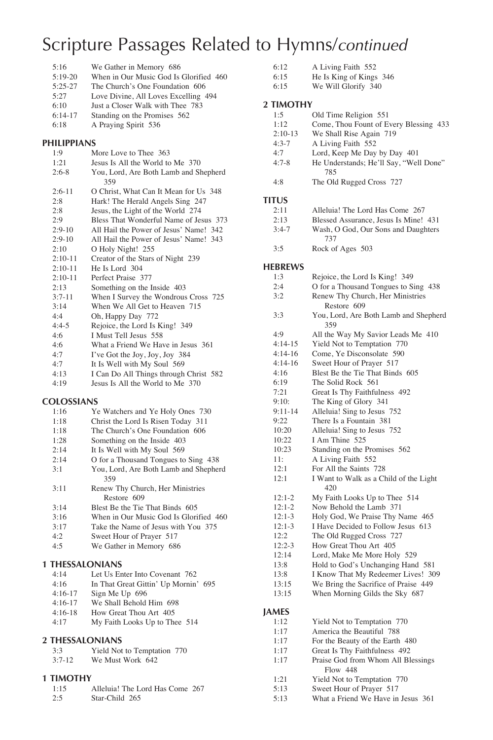# Scripture Passages Related to Hymns/*continued*

5:16 We Gather in Memory 686
5:19-20 When in Our Music God Is Glorified 460
5:25-27 The Church's One Foundation 606
5:27 Love Divine, All Loves Excelling 494
6:10 Just a Closer Walk with Thee 783
6:14-17 Standing on the Promises 562
6:18 A Praying Spirit 536

## PHILIPPIANS

1:9 More Love to Thee 363
1:21 Jesus Is All the World to Me 370
2:6-8 You, Lord, Are Both Lamb and Shepherd 359
2:6-11 O Christ, What Can It Mean for Us 348
2:8 Hark! The Herald Angels Sing 247
2:8 Jesus, the Light of the World 274
2:9 Bless That Wonderful Name of Jesus 373
2:9-10 All Hail the Power of Jesus' Name! 342
2:9-10 All Hail the Power of Jesus' Name! 343
2:10 O Holy Night! 255
2:10-11 Creator of the Stars of Night 239
2:10-11 He Is Lord 304
2:10-11 Perfect Praise 377
2:13 Something on the Inside 403
3:7-11 When I Survey the Wondrous Cross 725
3:14 When We All Get to Heaven 715
4:4 Oh, Happy Day 772
4:4-5 Rejoice, the Lord Is King! 349
4:6 I Must Tell Jesus 558
4:6 What a Friend We Have in Jesus 361
4:7 I've Got the Joy, Joy, Joy 384
4:7 It Is Well with My Soul 569
4:13 I Can Do All Things through Christ 582
4:19 Jesus Is All the World to Me 370

## COLOSSIANS

1:16 Ye Watchers and Ye Holy Ones 730
1:18 Christ the Lord Is Risen Today 311
1:18 The Church's One Foundation 606
1:28 Something on the Inside 403
2:14 It Is Well with My Soul 569
2:14 O for a Thousand Tongues to Sing 438
3:1 You, Lord, Are Both Lamb and Shepherd 359
3:11 Renew Thy Church, Her Ministries Restore 609
3:14 Blest Be the Tie That Binds 605
3:16 When in Our Music God Is Glorified 460
3:17 Take the Name of Jesus with You 375
4:2 Sweet Hour of Prayer 517
4:5 We Gather in Memory 686

## 1 THESSALONIANS

4:14 Let Us Enter Into Covenant 762
4:16 In That Great Gittin' Up Mornin' 695
4:16-17 Sign Me Up 696
4:16-17 We Shall Behold Him 698
4:16-18 How Great Thou Art 405
4:17 My Faith Looks Up to Thee 514

## 2 THESSALONIANS

3:3 Yield Not to Temptation 770
3:7-12 We Must Work 642

## 1 TIMOTHY

1:15 Alleluia! The Lord Has Come 267
2:5 Star-Child 265
6:12 A Living Faith 552
6:15 He Is King of Kings 346
6:15 We Will Glorify 340

## 2 TIMOTHY

1:5 Old Time Religion 551
1:12 Come, Thou Fount of Every Blessing 433
2:10-13 We Shall Rise Again 719
4:3-7 A Living Faith 552
4:7 Lord, Keep Me Day by Day 401
4:7-8 He Understands; He'll Say, "Well Done" 785
4:8 The Old Rugged Cross 727

## TITUS

2:11 Alleluia! The Lord Has Come 267
2:13 Blessed Assurance, Jesus Is Mine! 431
3:4-7 Wash, O God, Our Sons and Daughters 737
3:5 Rock of Ages 503

## HEBREWS

1:3 Rejoice, the Lord Is King! 349
2:4 O for a Thousand Tongues to Sing 438
3:2 Renew Thy Church, Her Ministries Restore 609
3:3 You, Lord, Are Both Lamb and Shepherd 359
4:9 All the Way My Savior Leads Me 410
4:14-15 Yield Not to Temptation 770
4:14-16 Come, Ye Disconsolate 590
4:14-16 Sweet Hour of Prayer 517
4:16 Blest Be the Tie That Binds 605
6:19 The Solid Rock 561
7:21 Great Is Thy Faithfulness 492
9:10: The King of Glory 341
9:11-14 Alleluia! Sing to Jesus 752
9:22 There Is a Fountain 381
10:20 Alleluia! Sing to Jesus 752
10:22 I Am Thine 525
10:23 Standing on the Promises 562
11: A Living Faith 552
12:1 For All the Saints 728
12:1 I Want to Walk as a Child of the Light 420
12:1-2 My Faith Looks Up to Thee 514
12:1-2 Now Behold the Lamb 371
12:1-3 Holy God, We Praise Thy Name 465
12:1-3 I Have Decided to Follow Jesus 613
12:2 The Old Rugged Cross 727
12:2-3 How Great Thou Art 405
12:14 Lord, Make Me More Holy 529
13:8 Hold to God's Unchanging Hand 581
13:8 I Know That My Redeemer Lives! 309
13:15 We Bring the Sacrifice of Praise 449
13:15 When Morning Gilds the Sky 687

## JAMES

1:12 Yield Not to Temptation 770
1:17 America the Beautiful 788
1:17 For the Beauty of the Earth 480
1:17 Great Is Thy Faithfulness 492
1:17 Praise God from Whom All Blessings Flow 448
1:21 Yield Not to Temptation 770
5:13 Sweet Hour of Prayer 517
5:13 What a Friend We Have in Jesus 361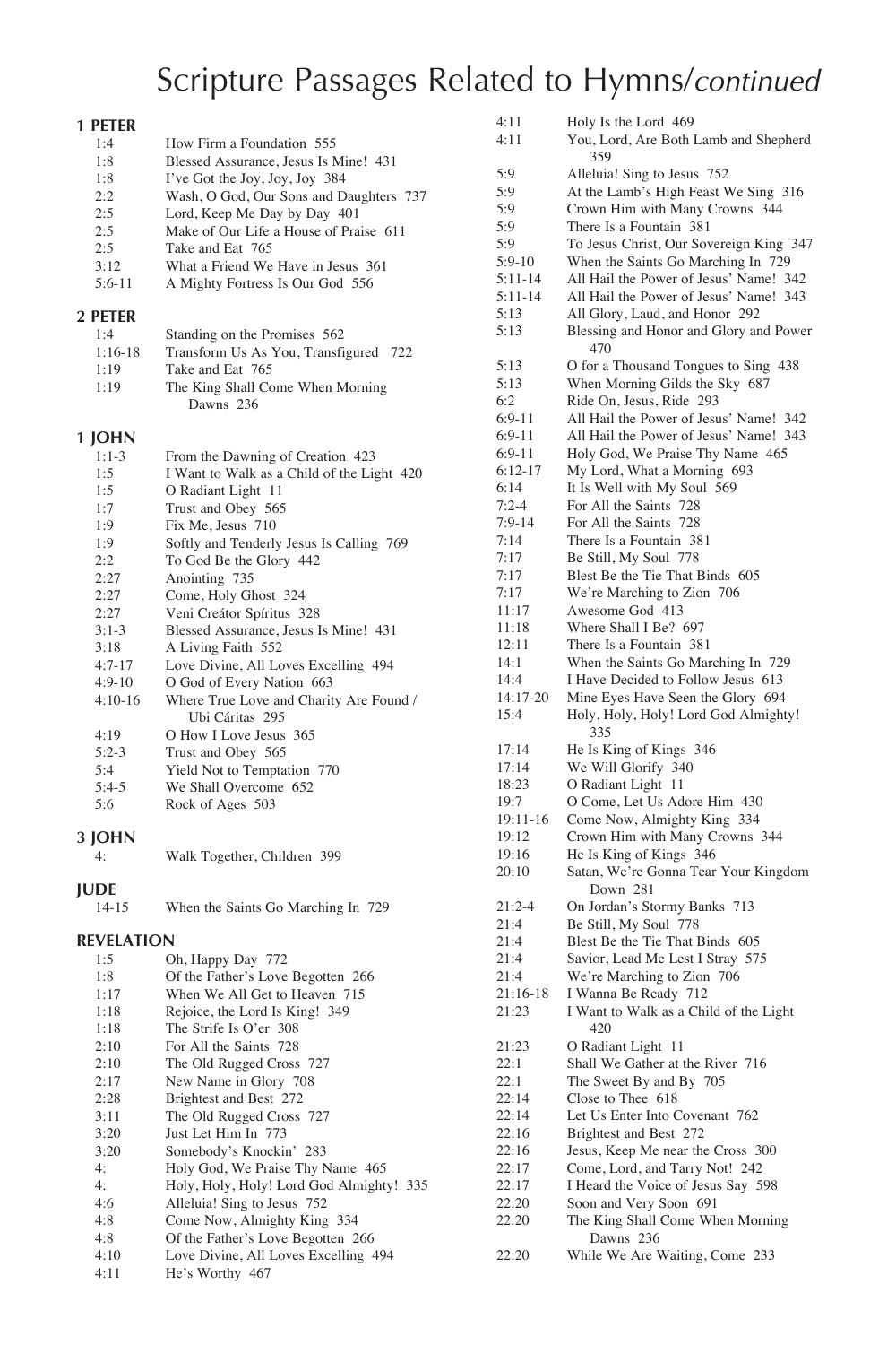# Scripture Passages Related to Hymns/*continued*

### 1 PETER

| | |
|---|---|
| 1:4 | How Firm a Foundation 555 |
| 1:8 | Blessed Assurance, Jesus Is Mine! 431 |
| 1:8 | I've Got the Joy, Joy, Joy 384 |
| 2:2 | Wash, O God, Our Sons and Daughters 737 |
| 2:5 | Lord, Keep Me Day by Day 401 |
| 2:5 | Make of Our Life a House of Praise 611 |
| 2:5 | Take and Eat 765 |
| 3:12 | What a Friend We Have in Jesus 361 |
| 5:6-11 | A Mighty Fortress Is Our God 556 |

### 2 PETER

| | |
|---|---|
| 1:4 | Standing on the Promises 562 |
| 1:16-18 | Transform Us As You, Transfigured 722 |
| 1:19 | Take and Eat 765 |
| 1:19 | The King Shall Come When Morning Dawns 236 |

### 1 JOHN

| | |
|---|---|
| 1:1-3 | From the Dawning of Creation 423 |
| 1:5 | I Want to Walk as a Child of the Light 420 |
| 1:5 | O Radiant Light 11 |
| 1:7 | Trust and Obey 565 |
| 1:9 | Fix Me, Jesus 710 |
| 1:9 | Softly and Tenderly Jesus Is Calling 769 |
| 2:2 | To God Be the Glory 442 |
| 2:27 | Anointing 735 |
| 2:27 | Come, Holy Ghost 324 |
| 2:27 | Veni Creátor Spíritus 328 |
| 3:1-3 | Blessed Assurance, Jesus Is Mine! 431 |
| 3:18 | A Living Faith 552 |
| 4:7-17 | Love Divine, All Loves Excelling 494 |
| 4:9-10 | O God of Every Nation 663 |
| 4:10-16 | Where True Love and Charity Are Found / Ubi Cáritas 295 |
| 4:19 | O How I Love Jesus 365 |
| 5:2-3 | Trust and Obey 565 |
| 5:4 | Yield Not to Temptation 770 |
| 5:4-5 | We Shall Overcome 652 |
| 5:6 | Rock of Ages 503 |

### 3 JOHN

| | |
|---|---|
| 4: | Walk Together, Children 399 |

### JUDE

| | |
|---|---|
| 14-15 | When the Saints Go Marching In 729 |

### REVELATION

| | |
|---|---|
| 1:5 | Oh, Happy Day 772 |
| 1:8 | Of the Father's Love Begotten 266 |
| 1:17 | When We All Get to Heaven 715 |
| 1:18 | Rejoice, the Lord Is King! 349 |
| 1:18 | The Strife Is O'er 308 |
| 2:10 | For All the Saints 728 |
| 2:10 | The Old Rugged Cross 727 |
| 2:17 | New Name in Glory 708 |
| 2:28 | Brightest and Best 272 |
| 3:11 | The Old Rugged Cross 727 |
| 3:20 | Just Let Him In 773 |
| 3:20 | Somebody's Knockin' 283 |
| 4: | Holy God, We Praise Thy Name 465 |
| 4: | Holy, Holy, Holy! Lord God Almighty! 335 |
| 4:6 | Alleluia! Sing to Jesus 752 |
| 4:8 | Come Now, Almighty King 334 |
| 4:8 | Of the Father's Love Begotten 266 |
| 4:10 | Love Divine, All Loves Excelling 494 |
| 4:11 | He's Worthy 467 |
| 4:11 | Holy Is the Lord 469 |
| 4:11 | You, Lord, Are Both Lamb and Shepherd 359 |
| 5:9 | Alleluia! Sing to Jesus 752 |
| 5:9 | At the Lamb's High Feast We Sing 316 |
| 5:9 | Crown Him with Many Crowns 344 |
| 5:9 | There Is a Fountain 381 |
| 5:9 | To Jesus Christ, Our Sovereign King 347 |
| 5:9-10 | When the Saints Go Marching In 729 |
| 5:11-14 | All Hail the Power of Jesus' Name! 342 |
| 5:11-14 | All Hail the Power of Jesus' Name! 343 |
| 5:13 | All Glory, Laud, and Honor 292 |
| 5:13 | Blessing and Honor and Glory and Power 470 |
| 5:13 | O for a Thousand Tongues to Sing 438 |
| 5:13 | When Morning Gilds the Sky 687 |
| 6:2 | Ride On, Jesus, Ride 293 |
| 6:9-11 | All Hail the Power of Jesus' Name! 342 |
| 6:9-11 | All Hail the Power of Jesus' Name! 343 |
| 6:9-11 | Holy God, We Praise Thy Name 465 |
| 6:12-17 | My Lord, What a Morning 693 |
| 6:14 | It Is Well with My Soul 569 |
| 7:2-4 | For All the Saints 728 |
| 7:9-14 | For All the Saints 728 |
| 7:14 | There Is a Fountain 381 |
| 7:17 | Be Still, My Soul 778 |
| 7:17 | Blest Be the Tie That Binds 605 |
| 7:17 | We're Marching to Zion 706 |
| 11:17 | Awesome God 413 |
| 11:18 | Where Shall I Be? 697 |
| 12:11 | There Is a Fountain 381 |
| 14:1 | When the Saints Go Marching In 729 |
| 14:4 | I Have Decided to Follow Jesus 613 |
| 14:17-20 | Mine Eyes Have Seen the Glory 694 |
| 15:4 | Holy, Holy, Holy! Lord God Almighty! 335 |
| 17:14 | He Is King of Kings 346 |
| 17:14 | We Will Glorify 340 |
| 18:23 | O Radiant Light 11 |
| 19:7 | O Come, Let Us Adore Him 430 |
| 19:11-16 | Come Now, Almighty King 334 |
| 19:12 | Crown Him with Many Crowns 344 |
| 19:16 | He Is King of Kings 346 |
| 20:10 | Satan, We're Gonna Tear Your Kingdom Down 281 |
| 21:2-4 | On Jordan's Stormy Banks 713 |
| 21:4 | Be Still, My Soul 778 |
| 21:4 | Blest Be the Tie That Binds 605 |
| 21:4 | Savior, Lead Me Lest I Stray 575 |
| 21:4 | We're Marching to Zion 706 |
| 21:16-18 | I Wanna Be Ready 712 |
| 21:23 | I Want to Walk as a Child of the Light 420 |
| 21:23 | O Radiant Light 11 |
| 22:1 | Shall We Gather at the River 716 |
| 22:1 | The Sweet By and By 705 |
| 22:14 | Close to Thee 618 |
| 22:14 | Let Us Enter Into Covenant 762 |
| 22:16 | Brightest and Best 272 |
| 22:16 | Jesus, Keep Me near the Cross 300 |
| 22:17 | Come, Lord, and Tarry Not! 242 |
| 22:17 | I Heard the Voice of Jesus Say 598 |
| 22:20 | Soon and Very Soon 691 |
| 22:20 | The King Shall Come When Morning Dawns 236 |
| 22:20 | While We Are Waiting, Come 233 |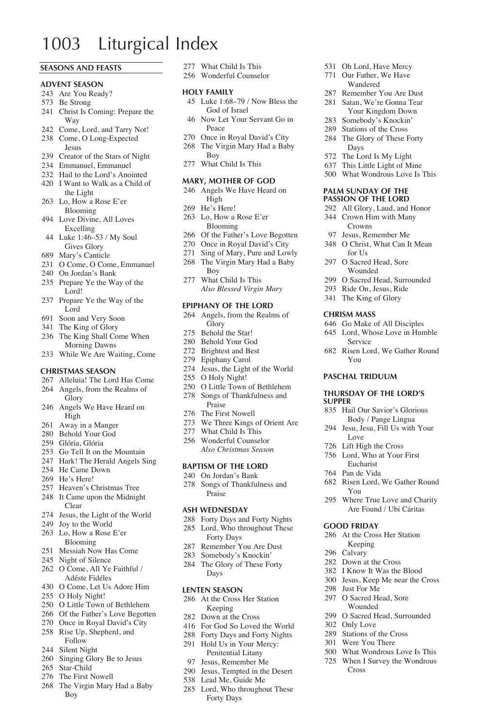# 1003 Liturgical Index

## SEASONS AND FEASTS

### ADVENT SEASON

- 243 Are You Ready?
- 573 Be Strong
- 241 Christ Is Coming: Prepare the Way
- 242 Come, Lord, and Tarry Not!
- 238 Come, O Long-Expected Jesus
- 239 Creator of the Stars of Night
- 234 Emmanuel, Emmanuel
- 232 Hail to the Lord's Anointed
- 420 I Want to Walk as a Child of the Light
- 263 Lo, How a Rose E'er Blooming
- 494 Love Divine, All Loves Excelling
- 44 Luke 1:46–53 / My Soul Gives Glory
- 689 Mary's Canticle
- 231 O Come, O Come, Emmanuel
- 240 On Jordan's Bank
- 235 Prepare Ye the Way of the Lord!
- 237 Prepare Ye the Way of the Lord
- 691 Soon and Very Soon
- 341 The King of Glory
- 236 The King Shall Come When Morning Dawns
- 233 While We Are Waiting, Come

### CHRISTMAS SEASON

- 267 Alleluia! The Lord Has Come
- 264 Angels, from the Realms of Glory
- 246 Angels We Have Heard on High
- 261 Away in a Manger
- 280 Behold Your God
- 259 Glória, Glória
- 253 Go Tell It on the Mountain
- 247 Hark! The Herald Angels Sing
- 254 He Came Down
- 269 He's Here!
- 257 Heaven's Christmas Tree
- 248 It Came upon the Midnight Clear
- 274 Jesus, the Light of the World
- 249 Joy to the World
- 263 Lo, How a Rose E'er Blooming
- 251 Messiah Now Has Come
- 245 Night of Silence
- 262 O Come, All Ye Faithful / Adéste Fidéles
- 430 O Come, Let Us Adore Him
- 255 O Holy Night!
- 250 O Little Town of Bethlehem
- 266 Of the Father's Love Begotten
- 270 Once in Royal David's City
- 258 Rise Up, Shepherd, and Follow
- 244 Silent Night
- 260 Singing Glory Be to Jesus
- 265 Star-Child
- 276 The First Nowell
- 268 The Virgin Mary Had a Baby Boy
- 277 What Child Is This
- 256 Wonderful Counselor

### HOLY FAMILY

- 45 Luke 1:68–79 / Now Bless the God of Israel
- 46 Now Let Your Servant Go in Peace
- 270 Once in Royal David's City
- 268 The Virgin Mary Had a Baby Boy
- 277 What Child Is This

### MARY, MOTHER OF GOD

- 246 Angels We Have Heard on High
- 269 He's Here!
- 263 Lo, How a Rose E'er Blooming
- 266 Of the Father's Love Begotten
- 270 Once in Royal David's City
- 271 Sing of Mary, Pure and Lowly
- 268 The Virgin Mary Had a Baby Boy
- 277 What Child Is This

*Also Blessed Virgin Mary*

### EPIPHANY OF THE LORD

- 264 Angels, from the Realms of Glory
- 275 Behold the Star!
- 280 Behold Your God
- 272 Brightest and Best
- 279 Epiphany Carol
- 274 Jesus, the Light of the World
- 255 O Holy Night!
- 250 O Little Town of Bethlehem
- 278 Songs of Thankfulness and Praise
- 276 The First Nowell
- 273 We Three Kings of Orient Are
- 277 What Child Is This
- 256 Wonderful Counselor

*Also Christmas Season*

### BAPTISM OF THE LORD

- 240 On Jordan's Bank
- 278 Songs of Thankfulness and Praise

### ASH WEDNESDAY

- 288 Forty Days and Forty Nights
- 285 Lord, Who throughout These Forty Days
- 287 Remember You Are Dust
- 283 Somebody's Knockin'
- 284 The Glory of These Forty Days

### LENTEN SEASON

- 286 At the Cross Her Station Keeping
- 282 Down at the Cross
- 416 For God So Loved the World
- 288 Forty Days and Forty Nights
- 291 Hold Us in Your Mercy: Penitential Litany
- 97 Jesus, Remember Me
- 290 Jesus, Tempted in the Desert
- 538 Lead Me, Guide Me
- 285 Lord, Who throughout These Forty Days
- 531 Oh Lord, Have Mercy
- 771 Our Father, We Have Wandered
- 287 Remember You Are Dust
- 281 Satan, We're Gonna Tear Your Kingdom Down
- 283 Somebody's Knockin'
- 289 Stations of the Cross
- 284 The Glory of These Forty Days
- 572 The Lord Is My Light
- 637 This Little Light of Mine
- 500 What Wondrous Love Is This

### PALM SUNDAY OF THE PASSION OF THE LORD

- 292 All Glory, Laud, and Honor
- 344 Crown Him with Many Crowns
- 97 Jesus, Remember Me
- 348 O Christ, What Can It Mean for Us
- 297 O Sacred Head, Sore Wounded
- 299 O Sacred Head, Surrounded
- 293 Ride On, Jesus, Ride
- 341 The King of Glory

### CHRISM MASS

- 646 Go Make of All Disciples
- 645 Lord, Whose Love in Humble Service
- 682 Risen Lord, We Gather Round You

### PASCHAL TRIDUUM

### THURSDAY OF THE LORD'S SUPPER

- 835 Hail Our Savior's Glorious Body / Pange Lingua
- 294 Jesu, Jesu, Fill Us with Your Love
- 726 Lift High the Cross
- 756 Lord, Who at Your First Eucharist
- 764 Pan de Vida
- 682 Risen Lord, We Gather Round You
- 295 Where True Love and Charity Are Found / Ubi Cáritas

### GOOD FRIDAY

- 286 At the Cross Her Station Keeping
- 296 Calvary
- 282 Down at the Cross
- 382 I Know It Was the Blood
- 300 Jesus, Keep Me near the Cross
- 298 Just For Me
- 297 O Sacred Head, Sore Wounded
- 299 O Sacred Head, Surrounded
- 302 Only Love
- 289 Stations of the Cross
- 301 Were You There
- 500 What Wondrous Love Is This
- 725 When I Survey the Wondrous Cross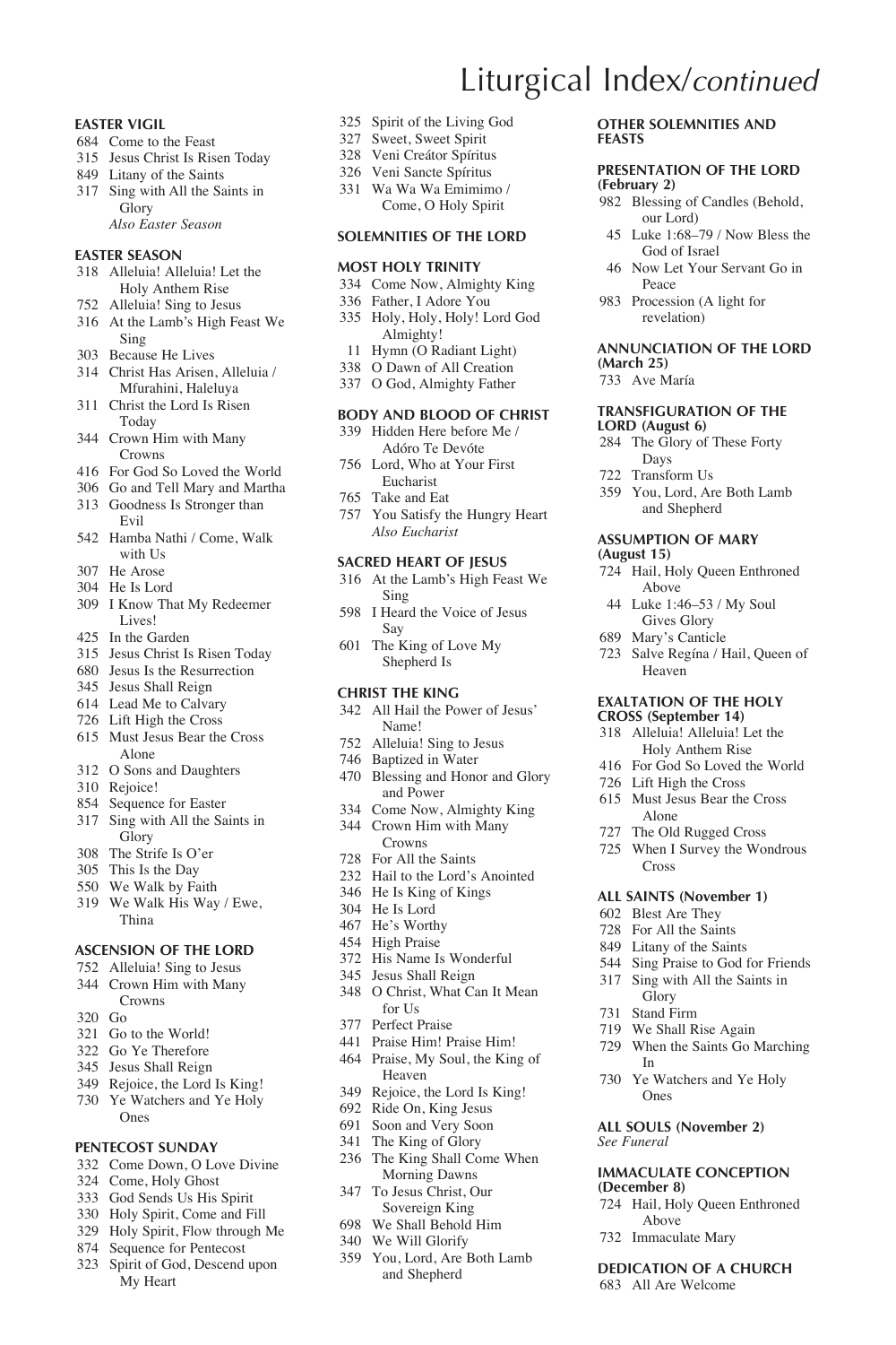# Liturgical Index/*continued*

**EASTER VIGIL**

684 Come to the Feast
315 Jesus Christ Is Risen Today
849 Litany of the Saints
317 Sing with All the Saints in Glory
*Also Easter Season*

**EASTER SEASON**

318 Alleluia! Alleluia! Let the Holy Anthem Rise
752 Alleluia! Sing to Jesus
316 At the Lamb's High Feast We Sing
303 Because He Lives
314 Christ Has Arisen, Alleluia / Mfurahini, Haleluya
311 Christ the Lord Is Risen Today
344 Crown Him with Many Crowns
416 For God So Loved the World
306 Go and Tell Mary and Martha
313 Goodness Is Stronger than Evil
542 Hamba Nathi / Come, Walk with Us
307 He Arose
304 He Is Lord
309 I Know That My Redeemer Lives!
425 In the Garden
315 Jesus Christ Is Risen Today
680 Jesus Is the Resurrection
345 Jesus Shall Reign
614 Lead Me to Calvary
726 Lift High the Cross
615 Must Jesus Bear the Cross Alone
312 O Sons and Daughters
310 Rejoice!
854 Sequence for Easter
317 Sing with All the Saints in Glory
308 The Strife Is O'er
305 This Is the Day
550 We Walk by Faith
319 We Walk His Way / Ewe, Thina

**ASCENSION OF THE LORD**

752 Alleluia! Sing to Jesus
344 Crown Him with Many Crowns
320 Go
321 Go to the World!
322 Go Ye Therefore
345 Jesus Shall Reign
349 Rejoice, the Lord Is King!
730 Ye Watchers and Ye Holy Ones

**PENTECOST SUNDAY**

332 Come Down, O Love Divine
324 Come, Holy Ghost
333 God Sends Us His Spirit
330 Holy Spirit, Come and Fill
329 Holy Spirit, Flow through Me
874 Sequence for Pentecost
323 Spirit of God, Descend upon My Heart
325 Spirit of the Living God
327 Sweet, Sweet Spirit
328 Veni Creátor Spíritus
326 Veni Sancte Spíritus
331 Wa Wa Wa Emimimo / Come, O Holy Spirit

**SOLEMNITIES OF THE LORD**

**MOST HOLY TRINITY**

334 Come Now, Almighty King
336 Father, I Adore You
335 Holy, Holy, Holy! Lord God Almighty!
11 Hymn (O Radiant Light)
338 O Dawn of All Creation
337 O God, Almighty Father

**BODY AND BLOOD OF CHRIST**

339 Hidden Here before Me / Adóro Te Devóte
756 Lord, Who at Your First Eucharist
765 Take and Eat
757 You Satisfy the Hungry Heart
*Also Eucharist*

**SACRED HEART OF JESUS**

316 At the Lamb's High Feast We Sing
598 I Heard the Voice of Jesus Say
601 The King of Love My Shepherd Is

**CHRIST THE KING**

342 All Hail the Power of Jesus' Name!
752 Alleluia! Sing to Jesus
746 Baptized in Water
470 Blessing and Honor and Glory and Power
334 Come Now, Almighty King
344 Crown Him with Many Crowns
728 For All the Saints
232 Hail to the Lord's Anointed
346 He Is King of Kings
304 He Is Lord
467 He's Worthy
454 High Praise
372 His Name Is Wonderful
345 Jesus Shall Reign
348 O Christ, What Can It Mean for Us
377 Perfect Praise
441 Praise Him! Praise Him!
464 Praise, My Soul, the King of Heaven
349 Rejoice, the Lord Is King!
692 Ride On, King Jesus
691 Soon and Very Soon
341 The King of Glory
236 The King Shall Come When Morning Dawns
347 To Jesus Christ, Our Sovereign King
698 We Shall Behold Him
340 We Will Glorify
359 You, Lord, Are Both Lamb and Shepherd

**OTHER SOLEMNITIES AND FEASTS**

**PRESENTATION OF THE LORD (February 2)**

982 Blessing of Candles (Behold, our Lord)
45 Luke 1:68–79 / Now Bless the God of Israel
46 Now Let Your Servant Go in Peace
983 Procession (A light for revelation)

**ANNUNCIATION OF THE LORD (March 25)**

733 Ave María

**TRANSFIGURATION OF THE LORD (August 6)**

284 The Glory of These Forty Days
722 Transform Us
359 You, Lord, Are Both Lamb and Shepherd

**ASSUMPTION OF MARY (August 15)**

724 Hail, Holy Queen Enthroned Above
44 Luke 1:46–53 / My Soul Gives Glory
689 Mary's Canticle
723 Salve Regína / Hail, Queen of Heaven

**EXALTATION OF THE HOLY CROSS (September 14)**

318 Alleluia! Alleluia! Let the Holy Anthem Rise
416 For God So Loved the World
726 Lift High the Cross
615 Must Jesus Bear the Cross Alone
727 The Old Rugged Cross
725 When I Survey the Wondrous Cross

**ALL SAINTS (November 1)**

602 Blest Are They
728 For All the Saints
849 Litany of the Saints
544 Sing Praise to God for Friends
317 Sing with All the Saints in Glory
731 Stand Firm
719 We Shall Rise Again
729 When the Saints Go Marching In
730 Ye Watchers and Ye Holy Ones

**ALL SOULS (November 2)**
*See Funeral*

**IMMACULATE CONCEPTION (December 8)**

724 Hail, Holy Queen Enthroned Above
732 Immaculate Mary

**DEDICATION OF A CHURCH**

683 All Are Welcome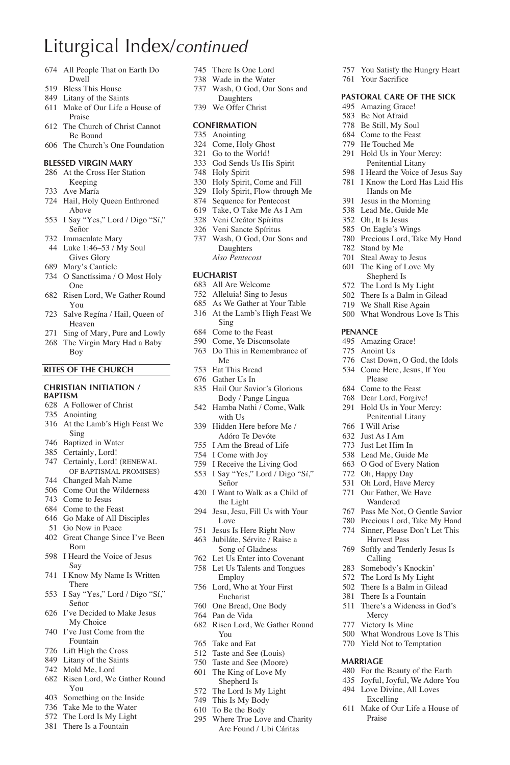# Liturgical Index/*continued*

- 674 All People That on Earth Do Dwell
- 519 Bless This House
- 849 Litany of the Saints
- 611 Make of Our Life a House of Praise
- 612 The Church of Christ Cannot Be Bound
- 606 The Church's One Foundation

### BLESSED VIRGIN MARY

- 286 At the Cross Her Station Keeping
- 733 Ave María
- 724 Hail, Holy Queen Enthroned Above
- 553 I Say "Yes," Lord / Digo "Sí," Señor
- 732 Immaculate Mary
- 44 Luke 1:46–53 / My Soul Gives Glory
- 689 Mary's Canticle
- 734 O Sanctíssima / O Most Holy One
- 682 Risen Lord, We Gather Round You
- 723 Salve Regína / Hail, Queen of Heaven
- 271 Sing of Mary, Pure and Lowly
- 268 The Virgin Mary Had a Baby Boy

## RITES OF THE CHURCH

### CHRISTIAN INITIATION / BAPTISM

- 628 A Follower of Christ
- 735 Anointing
- 316 At the Lamb's High Feast We Sing
- 746 Baptized in Water
- 385 Certainly, Lord!
- 747 Certainly, Lord! (RENEWAL OF BAPTISMAL PROMISES)
- 744 Changed Mah Name
- 506 Come Out the Wilderness
- 743 Come to Jesus
- 684 Come to the Feast
- 646 Go Make of All Disciples
- 51 Go Now in Peace
- 402 Great Change Since I've Been Born
- 598 I Heard the Voice of Jesus Say
- 741 I Know My Name Is Written There
- 553 I Say "Yes," Lord / Digo "Sí," Señor
- 626 I've Decided to Make Jesus My Choice
- 740 I've Just Come from the Fountain
- 726 Lift High the Cross
- 849 Litany of the Saints
- 742 Mold Me, Lord
- 682 Risen Lord, We Gather Round You
- 403 Something on the Inside
- 736 Take Me to the Water
- 572 The Lord Is My Light
- 381 There Is a Fountain
- 745 There Is One Lord
- 738 Wade in the Water
- 737 Wash, O God, Our Sons and Daughters
- 739 We Offer Christ

### CONFIRMATION

- 735 Anointing
- 324 Come, Holy Ghost
- 321 Go to the World!
- 333 God Sends Us His Spirit
- 748 Holy Spirit
- 330 Holy Spirit, Come and Fill
- 329 Holy Spirit, Flow through Me
- 874 Sequence for Pentecost
- 619 Take, O Take Me As I Am
- 328 Veni Creátor Spíritus
- 326 Veni Sancte Spíritus
- 737 Wash, O God, Our Sons and Daughters

*Also Pentecost*

### EUCHARIST

- 683 All Are Welcome
- 752 Alleluia! Sing to Jesus
- 685 As We Gather at Your Table
- 316 At the Lamb's High Feast We Sing
- 684 Come to the Feast
- 590 Come, Ye Disconsolate
- 763 Do This in Remembrance of Me
- 753 Eat This Bread
- 676 Gather Us In
- 835 Hail Our Savior's Glorious Body / Pange Lingua
- 542 Hamba Nathi / Come, Walk with Us
- 339 Hidden Here before Me / Adóro Te Devóte
- 755 I Am the Bread of Life
- 754 I Come with Joy
- 759 I Receive the Living God
- 553 I Say "Yes," Lord / Digo "Sí," Señor
- 420 I Want to Walk as a Child of the Light
- 294 Jesu, Jesu, Fill Us with Your Love
- 751 Jesus Is Here Right Now
- 463 Jubiláte, Sérvite / Raise a Song of Gladness
- 762 Let Us Enter into Covenant
- 758 Let Us Talents and Tongues Employ
- 756 Lord, Who at Your First Eucharist
- 760 One Bread, One Body
- 764 Pan de Vida
- 682 Risen Lord, We Gather Round You
- 765 Take and Eat
- 512 Taste and See (Louis)
- 750 Taste and See (Moore)
- 601 The King of Love My Shepherd Is
- 572 The Lord Is My Light
- 749 This Is My Body
- 610 To Be the Body
- 295 Where True Love and Charity Are Found / Ubi Cáritas
- 757 You Satisfy the Hungry Heart
- 761 Your Sacrifice

### PASTORAL CARE OF THE SICK

- 495 Amazing Grace!
- 583 Be Not Afraid
- 778 Be Still, My Soul
- 684 Come to the Feast
- 779 He Touched Me
- 291 Hold Us in Your Mercy: Penitential Litany
- 598 I Heard the Voice of Jesus Say
- 781 I Know the Lord Has Laid His Hands on Me
- 391 Jesus in the Morning
- 538 Lead Me, Guide Me
- 352 Oh, It Is Jesus
- 585 On Eagle's Wings
- 780 Precious Lord, Take My Hand
- 782 Stand by Me
- 701 Steal Away to Jesus
- 601 The King of Love My Shepherd Is
- 572 The Lord Is My Light
- 502 There Is a Balm in Gilead
- 719 We Shall Rise Again
- 500 What Wondrous Love Is This

### PENANCE

- 495 Amazing Grace!
- 775 Anoint Us
- 776 Cast Down, O God, the Idols
- 534 Come Here, Jesus, If You Please
- 684 Come to the Feast
- 768 Dear Lord, Forgive!
- 291 Hold Us in Your Mercy: Penitential Litany
- 766 I Will Arise
- 632 Just As I Am
- 773 Just Let Him In
- 538 Lead Me, Guide Me
- 663 O God of Every Nation
- 772 Oh, Happy Day
- 531 Oh Lord, Have Mercy
- 771 Our Father, We Have Wandered
- 767 Pass Me Not, O Gentle Savior
- 780 Precious Lord, Take My Hand
- 774 Sinner, Please Don't Let This Harvest Pass
- 769 Softly and Tenderly Jesus Is Calling
- 283 Somebody's Knockin'
- 572 The Lord Is My Light
- 502 There Is a Balm in Gilead
- 381 There Is a Fountain
- 511 There's a Wideness in God's Mercy
- 777 Victory Is Mine
- 500 What Wondrous Love Is This
- 770 Yield Not to Temptation

### MARRIAGE

- 480 For the Beauty of the Earth
- 435 Joyful, Joyful, We Adore You
- 494 Love Divine, All Loves Excelling
- 611 Make of Our Life a House of Praise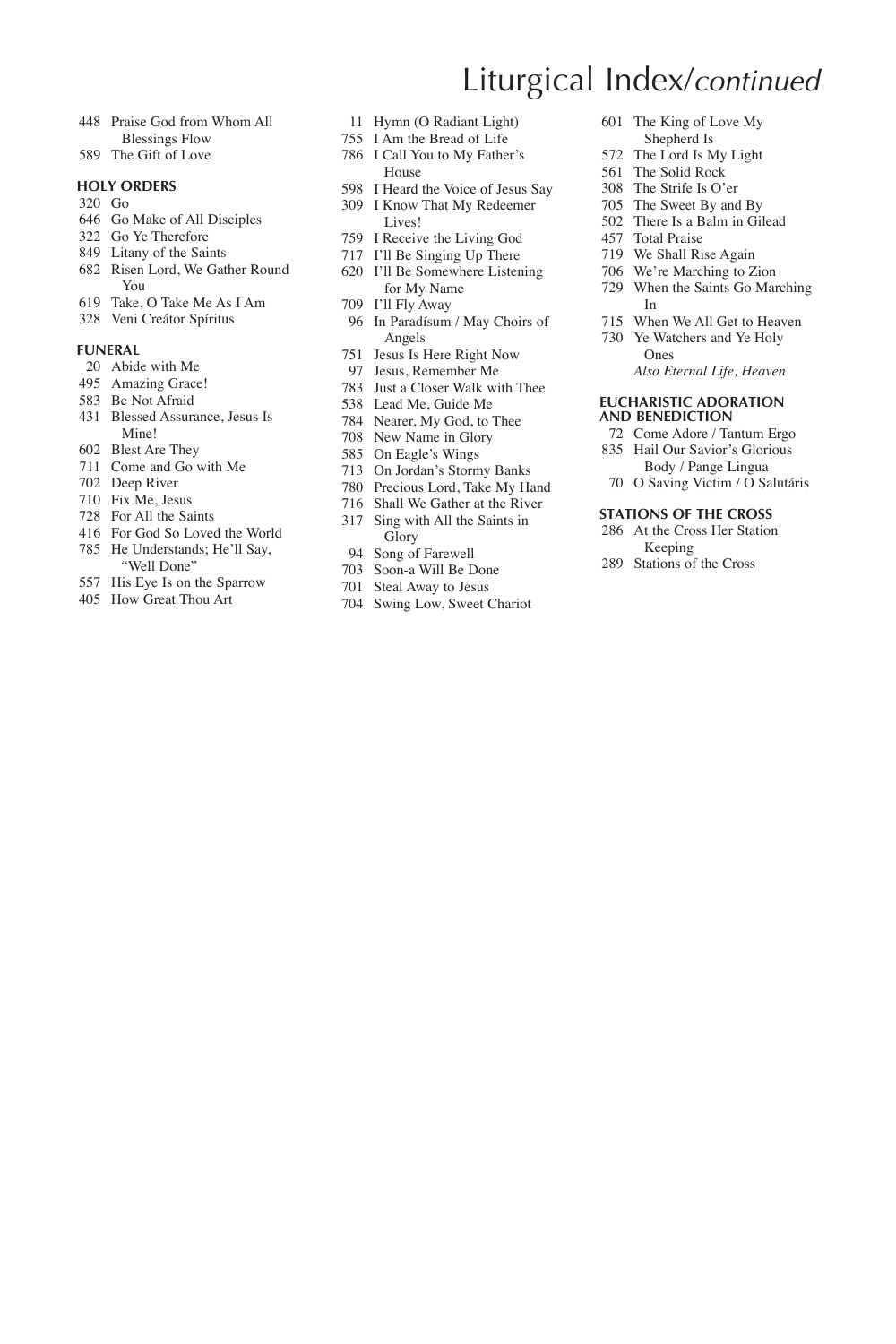# Liturgical Index/*continued*

448 Praise God from Whom All Blessings Flow
589 The Gift of Love

**HOLY ORDERS**

320 Go
646 Go Make of All Disciples
322 Go Ye Therefore
849 Litany of the Saints
682 Risen Lord, We Gather Round You
619 Take, O Take Me As I Am
328 Veni Creátor Spíritus

**FUNERAL**

20 Abide with Me
495 Amazing Grace!
583 Be Not Afraid
431 Blessed Assurance, Jesus Is Mine!
602 Blest Are They
711 Come and Go with Me
702 Deep River
710 Fix Me, Jesus
728 For All the Saints
416 For God So Loved the World
785 He Understands; He'll Say, "Well Done"
557 His Eye Is on the Sparrow
405 How Great Thou Art
11 Hymn (O Radiant Light)
755 I Am the Bread of Life
786 I Call You to My Father's House
598 I Heard the Voice of Jesus Say
309 I Know That My Redeemer Lives!
759 I Receive the Living God
717 I'll Be Singing Up There
620 I'll Be Somewhere Listening for My Name
709 I'll Fly Away
96 In Paradísum / May Choirs of Angels
751 Jesus Is Here Right Now
97 Jesus, Remember Me
783 Just a Closer Walk with Thee
538 Lead Me, Guide Me
784 Nearer, My God, to Thee
708 New Name in Glory
585 On Eagle's Wings
713 On Jordan's Stormy Banks
780 Precious Lord, Take My Hand
716 Shall We Gather at the River
317 Sing with All the Saints in Glory
94 Song of Farewell
703 Soon-a Will Be Done
701 Steal Away to Jesus
704 Swing Low, Sweet Chariot
601 The King of Love My Shepherd Is
572 The Lord Is My Light
561 The Solid Rock
308 The Strife Is O'er
705 The Sweet By and By
502 There Is a Balm in Gilead
457 Total Praise
719 We Shall Rise Again
706 We're Marching to Zion
729 When the Saints Go Marching In
715 When We All Get to Heaven
730 Ye Watchers and Ye Holy Ones

*Also Eternal Life, Heaven*

**EUCHARISTIC ADORATION AND BENEDICTION**

72 Come Adore / Tantum Ergo
835 Hail Our Savior's Glorious Body / Pange Lingua
70 O Saving Victim / O Salutáris

**STATIONS OF THE CROSS**

286 At the Cross Her Station Keeping
289 Stations of the Cross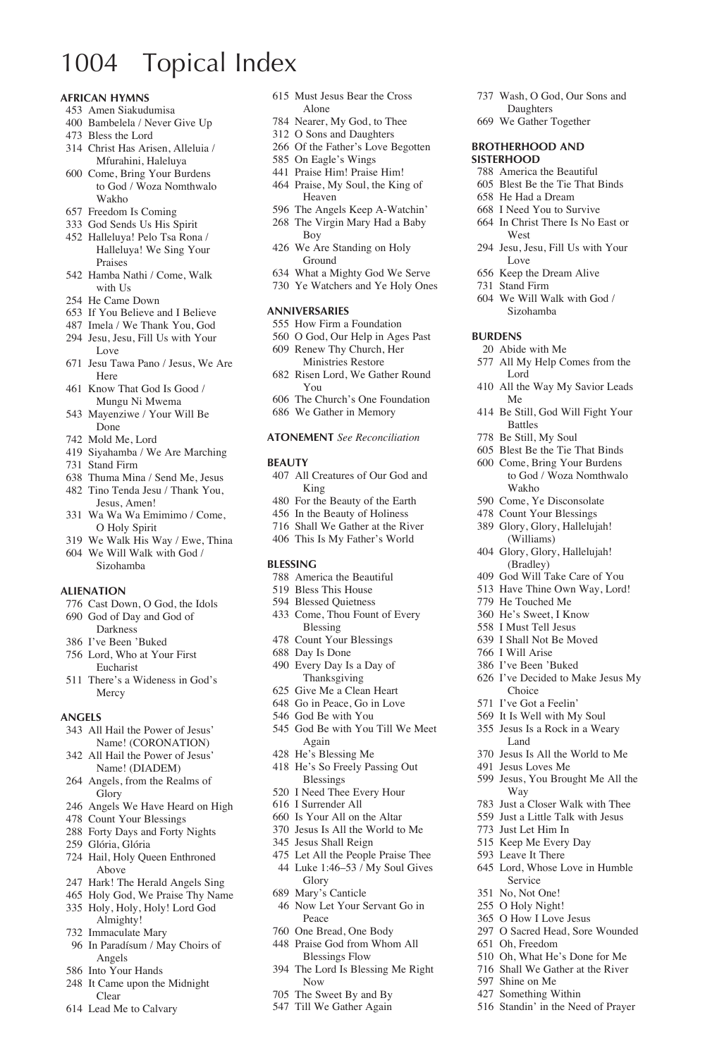# 1004 Topical Index

### AFRICAN HYMNS

- 453 Amen Siakudumisa
- 400 Bambelela / Never Give Up
- 473 Bless the Lord
- 314 Christ Has Arisen, Alleluia / Mfurahini, Haleluya
- 600 Come, Bring Your Burdens to God / Woza Nomthwalo Wakho
- 657 Freedom Is Coming
- 333 God Sends Us His Spirit
- 452 Halleluya! Pelo Tsa Rona / Halleluya! We Sing Your Praises
- 542 Hamba Nathi / Come, Walk with Us
- 254 He Came Down
- 653 If You Believe and I Believe
- 487 Imela / We Thank You, God
- 294 Jesu, Jesu, Fill Us with Your Love
- 671 Jesu Tawa Pano / Jesus, We Are Here
- 461 Know That God Is Good / Mungu Ni Mwema
- 543 Mayenziwe / Your Will Be Done
- 742 Mold Me, Lord
- 419 Siyahamba / We Are Marching
- 731 Stand Firm
- 638 Thuma Mina / Send Me, Jesus
- 482 Tino Tenda Jesu / Thank You, Jesus, Amen!
- 331 Wa Wa Wa Emimimo / Come, O Holy Spirit
- 319 We Walk His Way / Ewe, Thina
- 604 We Will Walk with God / Sizohamba

### ALIENATION

- 776 Cast Down, O God, the Idols
- 690 God of Day and God of Darkness
- 386 I've Been 'Buked
- 756 Lord, Who at Your First Eucharist
- 511 There's a Wideness in God's Mercy

### ANGELS

- 343 All Hail the Power of Jesus' Name! (CORONATION)
- 342 All Hail the Power of Jesus' Name! (DIADEM)
- 264 Angels, from the Realms of Glory
- 246 Angels We Have Heard on High
- 478 Count Your Blessings
- 288 Forty Days and Forty Nights
- 259 Glória, Glória
- 724 Hail, Holy Queen Enthroned Above
- 247 Hark! The Herald Angels Sing
- 465 Holy God, We Praise Thy Name
- 335 Holy, Holy, Holy! Lord God Almighty!
- 732 Immaculate Mary
- 96 In Paradísum / May Choirs of Angels
- 586 Into Your Hands
- 248 It Came upon the Midnight Clear
- 614 Lead Me to Calvary
- 615 Must Jesus Bear the Cross Alone
- 784 Nearer, My God, to Thee
- 312 O Sons and Daughters
- 266 Of the Father's Love Begotten
- 585 On Eagle's Wings
- 441 Praise Him! Praise Him!
- 464 Praise, My Soul, the King of Heaven
- 596 The Angels Keep A-Watchin'
- 268 The Virgin Mary Had a Baby Boy
- 426 We Are Standing on Holy Ground
- 634 What a Mighty God We Serve
- 730 Ye Watchers and Ye Holy Ones

### ANNIVERSARIES

- 555 How Firm a Foundation
- 560 O God, Our Help in Ages Past
- 609 Renew Thy Church, Her Ministries Restore
- 682 Risen Lord, We Gather Round You
- 606 The Church's One Foundation
- 686 We Gather in Memory

### ATONEMENT *See Reconciliation*

### BEAUTY

- 407 All Creatures of Our God and King
- 480 For the Beauty of the Earth
- 456 In the Beauty of Holiness
- 716 Shall We Gather at the River
- 406 This Is My Father's World

### BLESSING

- 788 America the Beautiful
- 519 Bless This House
- 594 Blessed Quietness
- 433 Come, Thou Fount of Every Blessing
- 478 Count Your Blessings
- 688 Day Is Done
- 490 Every Day Is a Day of Thanksgiving
- 625 Give Me a Clean Heart
- 648 Go in Peace, Go in Love
- 546 God Be with You
- 545 God Be with You Till We Meet Again
- 428 He's Blessing Me
- 418 He's So Freely Passing Out Blessings
- 520 I Need Thee Every Hour
- 616 I Surrender All
- 660 Is Your All on the Altar
- 370 Jesus Is All the World to Me
- 345 Jesus Shall Reign
- 475 Let All the People Praise Thee
- 44 Luke 1:46–53 / My Soul Gives Glory
- 689 Mary's Canticle
- 46 Now Let Your Servant Go in Peace
- 760 One Bread, One Body
- 448 Praise God from Whom All Blessings Flow
- 394 The Lord Is Blessing Me Right Now
- 705 The Sweet By and By
- 547 Till We Gather Again
- 737 Wash, O God, Our Sons and Daughters
- 669 We Gather Together

### BROTHERHOOD AND SISTERHOOD

- 788 America the Beautiful
- 605 Blest Be the Tie That Binds
- 658 He Had a Dream
- 668 I Need You to Survive
- 664 In Christ There Is No East or West
- 294 Jesu, Jesu, Fill Us with Your Love
- 656 Keep the Dream Alive
- 731 Stand Firm
- 604 We Will Walk with God / Sizohamba

### BURDENS

- 20 Abide with Me
- 577 All My Help Comes from the Lord
- 410 All the Way My Savior Leads Me
- 414 Be Still, God Will Fight Your Battles
- 778 Be Still, My Soul
- 605 Blest Be the Tie That Binds
- 600 Come, Bring Your Burdens to God / Woza Nomthwalo Wakho
- 590 Come, Ye Disconsolate
- 478 Count Your Blessings
- 389 Glory, Glory, Hallelujah! (Williams)
- 404 Glory, Glory, Hallelujah! (Bradley)
- 409 God Will Take Care of You
- 513 Have Thine Own Way, Lord!
- 779 He Touched Me
- 360 He's Sweet, I Know
- 558 I Must Tell Jesus
- 639 I Shall Not Be Moved
- 766 I Will Arise
- 386 I've Been 'Buked
- 626 I've Decided to Make Jesus My Choice
- 571 I've Got a Feelin'
- 569 It Is Well with My Soul
- 355 Jesus Is a Rock in a Weary Land
- 370 Jesus Is All the World to Me
- 491 Jesus Loves Me
- 599 Jesus, You Brought Me All the Way
- 783 Just a Closer Walk with Thee
- 559 Just a Little Talk with Jesus
- 773 Just Let Him In
- 515 Keep Me Every Day
- 593 Leave It There
- 645 Lord, Whose Love in Humble Service
- 351 No, Not One!
- 255 O Holy Night!
- 365 O How I Love Jesus
- 297 O Sacred Head, Sore Wounded
- 651 Oh, Freedom
- 510 Oh, What He's Done for Me
- 716 Shall We Gather at the River
- 597 Shine on Me
- 427 Something Within
- 516 Standin' in the Need of Prayer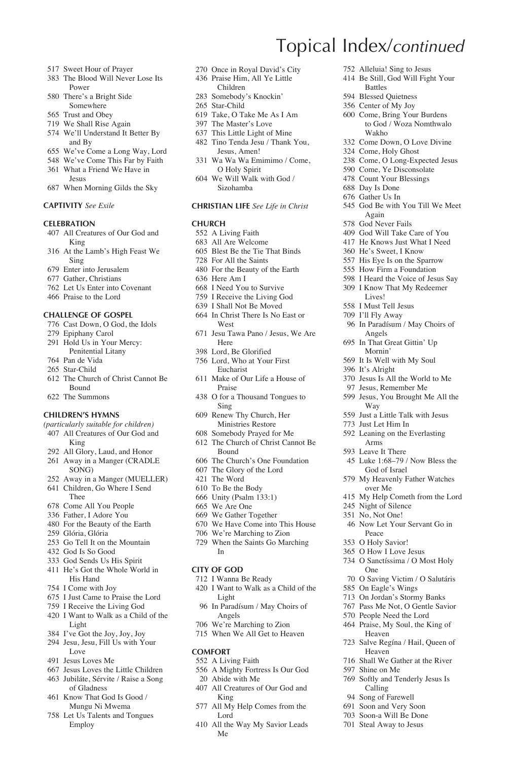# Topical Index/*continued*

- 517 Sweet Hour of Prayer
- 383 The Blood Will Never Lose Its Power
- 580 There's a Bright Side Somewhere
- 565 Trust and Obey
- 719 We Shall Rise Again
- 574 We'll Understand It Better By and By
- 655 We've Come a Long Way, Lord
- 548 We've Come This Far by Faith
- 361 What a Friend We Have in Jesus
- 687 When Morning Gilds the Sky

**CAPTIVITY** *See Exile*

**CELEBRATION**

- 407 All Creatures of Our God and King
- 316 At the Lamb's High Feast We Sing
- 679 Enter into Jerusalem
- 677 Gather, Christians
- 762 Let Us Enter into Covenant
- 466 Praise to the Lord

**CHALLENGE OF GOSPEL**

- 776 Cast Down, O God, the Idols
- 279 Epiphany Carol
- 291 Hold Us in Your Mercy: Penitential Litany
- 764 Pan de Vida
- 265 Star-Child
- 612 The Church of Christ Cannot Be Bound
- 622 The Summons

**CHILDREN'S HYMNS**

*(particularly suitable for children)*

- 407 All Creatures of Our God and King
- 292 All Glory, Laud, and Honor
- 261 Away in a Manger (CRADLE SONG)
- 252 Away in a Manger (MUELLER)
- 641 Children, Go Where I Send Thee
- 678 Come All You People
- 336 Father, I Adore You
- 480 For the Beauty of the Earth
- 259 Glória, Glória
- 253 Go Tell It on the Mountain
- 432 God Is So Good
- 333 God Sends Us His Spirit
- 411 He's Got the Whole World in His Hand
- 754 I Come with Joy
- 675 I Just Came to Praise the Lord
- 759 I Receive the Living God
- 420 I Want to Walk as a Child of the Light
- 384 I've Got the Joy, Joy, Joy
- 294 Jesu, Jesu, Fill Us with Your Love
- 491 Jesus Loves Me
- 667 Jesus Loves the Little Children
- 463 Jubiláte, Sérvite / Raise a Song of Gladness
- 461 Know That God Is Good / Mungu Ni Mwema
- 758 Let Us Talents and Tongues Employ
- 270 Once in Royal David's City
- 436 Praise Him, All Ye Little Children
- 283 Somebody's Knockin'
- 265 Star-Child
- 619 Take, O Take Me As I Am
- 397 The Master's Love
- 637 This Little Light of Mine
- 482 Tino Tenda Jesu / Thank You, Jesus, Amen!
- 331 Wa Wa Wa Emimimo / Come, O Holy Spirit
- 604 We Will Walk with God / Sizohamba

**CHRISTIAN LIFE** *See Life in Christ*

**CHURCH**

- 552 A Living Faith
- 683 All Are Welcome
- 605 Blest Be the Tie That Binds
- 728 For All the Saints
- 480 For the Beauty of the Earth
- 636 Here Am I
- 668 I Need You to Survive
- 759 I Receive the Living God
- 639 I Shall Not Be Moved
- 664 In Christ There Is No East or West
- 671 Jesu Tawa Pano / Jesus, We Are Here
- 398 Lord, Be Glorified
- 756 Lord, Who at Your First Eucharist
- 611 Make of Our Life a House of Praise
- 438 O for a Thousand Tongues to Sing
- 609 Renew Thy Church, Her Ministries Restore
- 608 Somebody Prayed for Me
- 612 The Church of Christ Cannot Be Bound
- 606 The Church's One Foundation
- 607 The Glory of the Lord
- 421 The Word
- 610 To Be the Body
- 666 Unity (Psalm 133:1)
- 665 We Are One
- 669 We Gather Together
- 670 We Have Come into This House
- 706 We're Marching to Zion
- 729 When the Saints Go Marching In

**CITY OF GOD**

- 712 I Wanna Be Ready
- 420 I Want to Walk as a Child of the Light
- 96 In Paradísum / May Choirs of Angels
- 706 We're Marching to Zion
- 715 When We All Get to Heaven

**COMFORT**

- 552 A Living Faith
- 556 A Mighty Fortress Is Our God
- 20 Abide with Me
- 407 All Creatures of Our God and King
- 577 All My Help Comes from the Lord
- 410 All the Way My Savior Leads Me
- 752 Alleluia! Sing to Jesus
- 414 Be Still, God Will Fight Your Battles
- 594 Blessed Quietness
- 356 Center of My Joy
- 600 Come, Bring Your Burdens to God / Woza Nomthwalo Wakho
- 332 Come Down, O Love Divine
- 324 Come, Holy Ghost
- 238 Come, O Long-Expected Jesus
- 590 Come, Ye Disconsolate
- 478 Count Your Blessings
- 688 Day Is Done
- 676 Gather Us In
- 545 God Be with You Till We Meet Again
- 578 God Never Fails
- 409 God Will Take Care of You
- 417 He Knows Just What I Need
- 360 He's Sweet, I Know
- 557 His Eye Is on the Sparrow
- 555 How Firm a Foundation
- 598 I Heard the Voice of Jesus Say
- 309 I Know That My Redeemer Lives!
- 558 I Must Tell Jesus
- 709 I'll Fly Away
- 96 In Paradísum / May Choirs of Angels
- 695 In That Great Gittin' Up Mornin'
- 569 It Is Well with My Soul
- 396 It's Alright
- 370 Jesus Is All the World to Me
- 97 Jesus, Remember Me
- 599 Jesus, You Brought Me All the Way
- 559 Just a Little Talk with Jesus
- 773 Just Let Him In
- 592 Leaning on the Everlasting Arms
- 593 Leave It There
- 45 Luke 1:68–79 / Now Bless the God of Israel
- 579 My Heavenly Father Watches over Me
- 415 My Help Cometh from the Lord
- 245 Night of Silence
- 351 No, Not One!
- 46 Now Let Your Servant Go in Peace
- 353 O Holy Savior!
- 365 O How I Love Jesus
- 734 O Sanctíssima / O Most Holy One
- 70 O Saving Victim / O Salutáris
- 585 On Eagle's Wings
- 713 On Jordan's Stormy Banks
- 767 Pass Me Not, O Gentle Savior
- 570 People Need the Lord
- 464 Praise, My Soul, the King of Heaven
- 723 Salve Regína / Hail, Queen of Heaven
- 716 Shall We Gather at the River
- 597 Shine on Me
- 769 Softly and Tenderly Jesus Is Calling
- 94 Song of Farewell
- 691 Soon and Very Soon
- 703 Soon-a Will Be Done
- 701 Steal Away to Jesus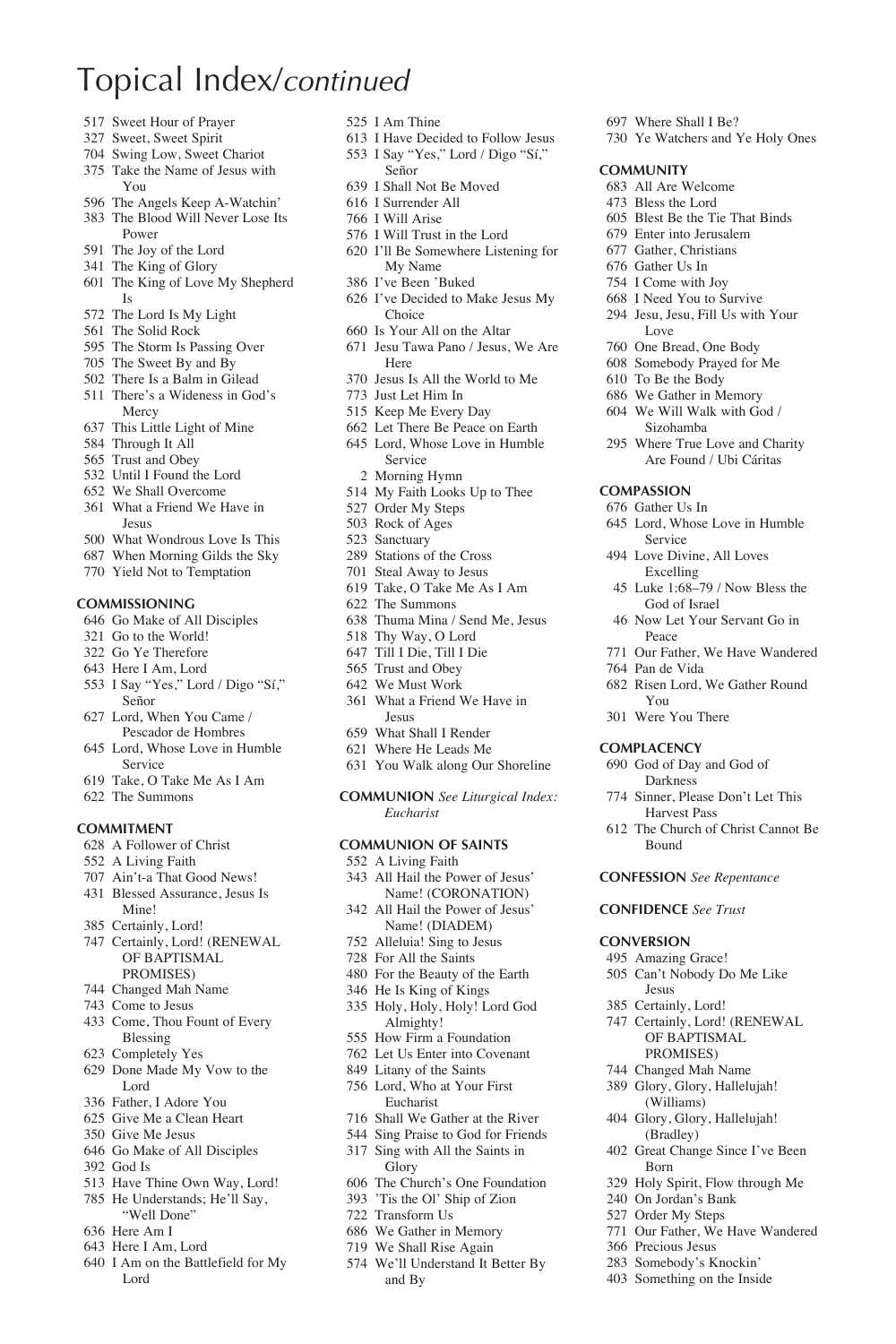# Topical Index/*continued*

517 Sweet Hour of Prayer
327 Sweet, Sweet Spirit
704 Swing Low, Sweet Chariot
375 Take the Name of Jesus with You
596 The Angels Keep A-Watchin'
383 The Blood Will Never Lose Its Power
591 The Joy of the Lord
341 The King of Glory
601 The King of Love My Shepherd Is
572 The Lord Is My Light
561 The Solid Rock
595 The Storm Is Passing Over
705 The Sweet By and By
502 There Is a Balm in Gilead
511 There's a Wideness in God's Mercy
637 This Little Light of Mine
584 Through It All
565 Trust and Obey
532 Until I Found the Lord
652 We Shall Overcome
361 What a Friend We Have in Jesus
500 What Wondrous Love Is This
687 When Morning Gilds the Sky
770 Yield Not to Temptation

### COMMISSIONING

646 Go Make of All Disciples
321 Go to the World!
322 Go Ye Therefore
643 Here I Am, Lord
553 I Say "Yes," Lord / Digo "Sí," Señor
627 Lord, When You Came / Pescador de Hombres
645 Lord, Whose Love in Humble Service
619 Take, O Take Me As I Am
622 The Summons

### COMMITMENT

628 A Follower of Christ
552 A Living Faith
707 Ain't-a That Good News!
431 Blessed Assurance, Jesus Is Mine!
385 Certainly, Lord!
747 Certainly, Lord! (RENEWAL OF BAPTISMAL PROMISES)
744 Changed Mah Name
743 Come to Jesus
433 Come, Thou Fount of Every Blessing
623 Completely Yes
629 Done Made My Vow to the Lord
336 Father, I Adore You
625 Give Me a Clean Heart
350 Give Me Jesus
646 Go Make of All Disciples
392 God Is
513 Have Thine Own Way, Lord!
785 He Understands; He'll Say, "Well Done"
636 Here Am I
643 Here I Am, Lord
640 I Am on the Battlefield for My Lord
525 I Am Thine
613 I Have Decided to Follow Jesus
553 I Say "Yes," Lord / Digo "Sí," Señor
639 I Shall Not Be Moved
616 I Surrender All
766 I Will Arise
576 I Will Trust in the Lord
620 I'll Be Somewhere Listening for My Name
386 I've Been 'Buked
626 I've Decided to Make Jesus My Choice
660 Is Your All on the Altar
671 Jesu Tawa Pano / Jesus, We Are Here
370 Jesus Is All the World to Me
773 Just Let Him In
515 Keep Me Every Day
662 Let There Be Peace on Earth
645 Lord, Whose Love in Humble Service
2 Morning Hymn
514 My Faith Looks Up to Thee
527 Order My Steps
503 Rock of Ages
523 Sanctuary
289 Stations of the Cross
701 Steal Away to Jesus
619 Take, O Take Me As I Am
622 The Summons
638 Thuma Mina / Send Me, Jesus
518 Thy Way, O Lord
647 Till I Die, Till I Die
565 Trust and Obey
642 We Must Work
361 What a Friend We Have in Jesus
659 What Shall I Render
621 Where He Leads Me
631 You Walk along Our Shoreline

**COMMUNION** *See Liturgical Index: Eucharist*

### COMMUNION OF SAINTS

552 A Living Faith
343 All Hail the Power of Jesus' Name! (CORONATION)
342 All Hail the Power of Jesus' Name! (DIADEM)
752 Alleluia! Sing to Jesus
728 For All the Saints
480 For the Beauty of the Earth
346 He Is King of Kings
335 Holy, Holy, Holy! Lord God Almighty!
555 How Firm a Foundation
762 Let Us Enter into Covenant
849 Litany of the Saints
756 Lord, Who at Your First Eucharist
716 Shall We Gather at the River
544 Sing Praise to God for Friends
317 Sing with All the Saints in Glory
606 The Church's One Foundation
393 'Tis the Ol' Ship of Zion
722 Transform Us
686 We Gather in Memory
719 We Shall Rise Again
574 We'll Understand It Better By and By
697 Where Shall I Be?
730 Ye Watchers and Ye Holy Ones

### COMMUNITY

683 All Are Welcome
473 Bless the Lord
605 Blest Be the Tie That Binds
679 Enter into Jerusalem
677 Gather, Christians
676 Gather Us In
754 I Come with Joy
668 I Need You to Survive
294 Jesu, Jesu, Fill Us with Your Love
760 One Bread, One Body
608 Somebody Prayed for Me
610 To Be the Body
686 We Gather in Memory
604 We Will Walk with God / Sizohamba
295 Where True Love and Charity Are Found / Ubi Cáritas

### COMPASSION

676 Gather Us In
645 Lord, Whose Love in Humble Service
494 Love Divine, All Loves Excelling
45 Luke 1:68–79 / Now Bless the God of Israel
46 Now Let Your Servant Go in Peace
771 Our Father, We Have Wandered
764 Pan de Vida
682 Risen Lord, We Gather Round You
301 Were You There

### COMPLACENCY

690 God of Day and God of Darkness
774 Sinner, Please Don't Let This Harvest Pass
612 The Church of Christ Cannot Be Bound

**CONFESSION** *See Repentance*

**CONFIDENCE** *See Trust*

### CONVERSION

495 Amazing Grace!
505 Can't Nobody Do Me Like Jesus
385 Certainly, Lord!
747 Certainly, Lord! (RENEWAL OF BAPTISMAL PROMISES)
744 Changed Mah Name
389 Glory, Glory, Hallelujah! (Williams)
404 Glory, Glory, Hallelujah! (Bradley)
402 Great Change Since I've Been Born
329 Holy Spirit, Flow through Me
240 On Jordan's Bank
527 Order My Steps
771 Our Father, We Have Wandered
366 Precious Jesus
283 Somebody's Knockin'
403 Something on the Inside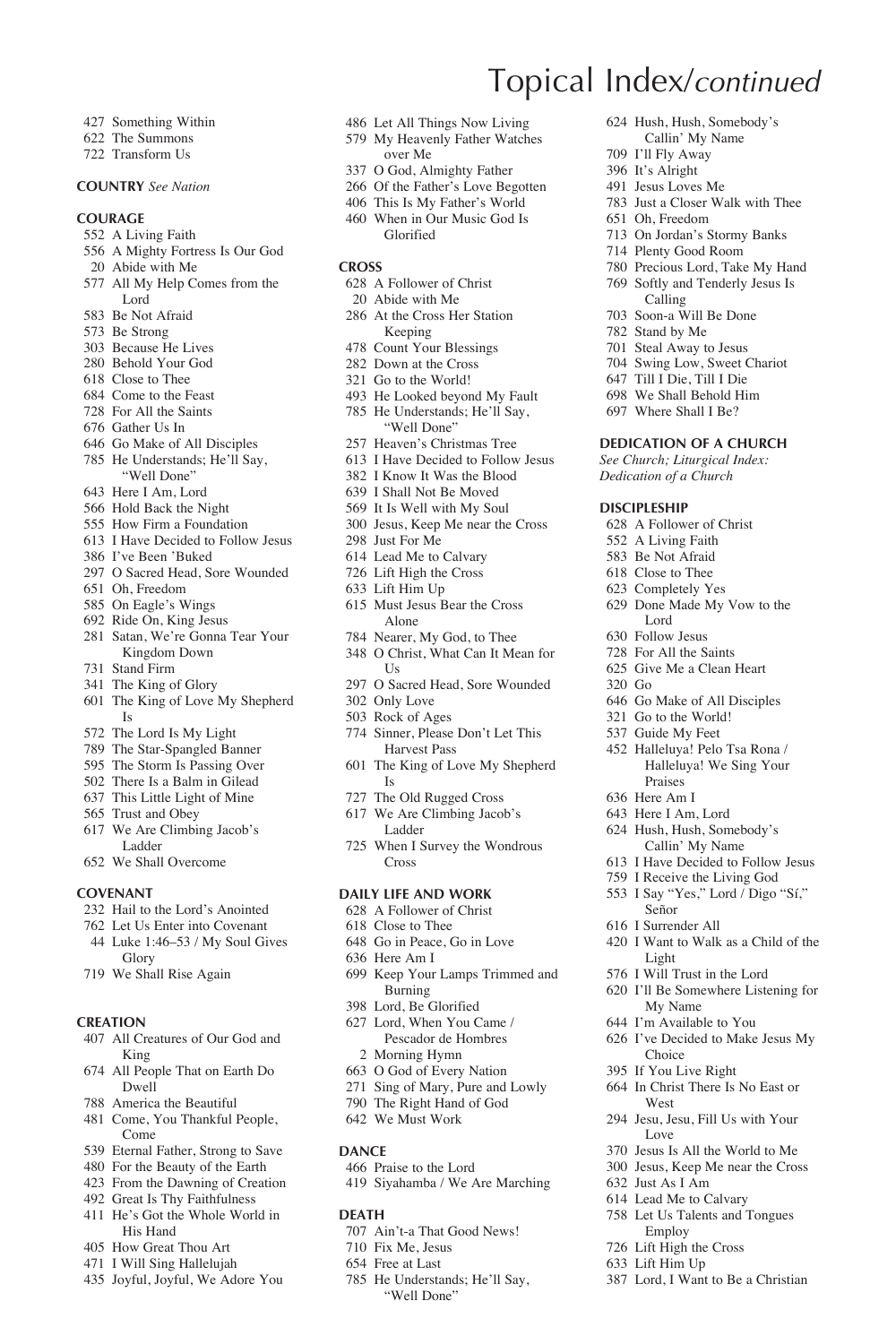# Topical Index/*continued*

427 Something Within
622 The Summons
722 Transform Us

**COUNTRY** *See Nation*

**COURAGE**
552 A Living Faith
556 A Mighty Fortress Is Our God
20 Abide with Me
577 All My Help Comes from the Lord
583 Be Not Afraid
573 Be Strong
303 Because He Lives
280 Behold Your God
618 Close to Thee
684 Come to the Feast
728 For All the Saints
676 Gather Us In
646 Go Make of All Disciples
785 He Understands; He'll Say, "Well Done"
643 Here I Am, Lord
566 Hold Back the Night
555 How Firm a Foundation
613 I Have Decided to Follow Jesus
386 I've Been 'Buked
297 O Sacred Head, Sore Wounded
651 Oh, Freedom
585 On Eagle's Wings
692 Ride On, King Jesus
281 Satan, We're Gonna Tear Your Kingdom Down
731 Stand Firm
341 The King of Glory
601 The King of Love My Shepherd Is
572 The Lord Is My Light
789 The Star-Spangled Banner
595 The Storm Is Passing Over
502 There Is a Balm in Gilead
637 This Little Light of Mine
565 Trust and Obey
617 We Are Climbing Jacob's Ladder
652 We Shall Overcome

**COVENANT**
232 Hail to the Lord's Anointed
762 Let Us Enter into Covenant
44 Luke 1:46–53 / My Soul Gives Glory
719 We Shall Rise Again

**CREATION**
407 All Creatures of Our God and King
674 All People That on Earth Do Dwell
788 America the Beautiful
481 Come, You Thankful People, Come
539 Eternal Father, Strong to Save
480 For the Beauty of the Earth
423 From the Dawning of Creation
492 Great Is Thy Faithfulness
411 He's Got the Whole World in His Hand
405 How Great Thou Art
471 I Will Sing Hallelujah
435 Joyful, Joyful, We Adore You
486 Let All Things Now Living
579 My Heavenly Father Watches over Me
337 O God, Almighty Father
266 Of the Father's Love Begotten
406 This Is My Father's World
460 When in Our Music God Is Glorified

**CROSS**
628 A Follower of Christ
20 Abide with Me
286 At the Cross Her Station Keeping
478 Count Your Blessings
282 Down at the Cross
321 Go to the World!
493 He Looked beyond My Fault
785 He Understands; He'll Say, "Well Done"
257 Heaven's Christmas Tree
613 I Have Decided to Follow Jesus
382 I Know It Was the Blood
639 I Shall Not Be Moved
569 It Is Well with My Soul
300 Jesus, Keep Me near the Cross
298 Just For Me
614 Lead Me to Calvary
726 Lift High the Cross
633 Lift Him Up
615 Must Jesus Bear the Cross Alone
784 Nearer, My God, to Thee
348 O Christ, What Can It Mean for Us
297 O Sacred Head, Sore Wounded
302 Only Love
503 Rock of Ages
774 Sinner, Please Don't Let This Harvest Pass
601 The King of Love My Shepherd Is
727 The Old Rugged Cross
617 We Are Climbing Jacob's Ladder
725 When I Survey the Wondrous Cross

**DAILY LIFE AND WORK**
628 A Follower of Christ
618 Close to Thee
648 Go in Peace, Go in Love
636 Here Am I
699 Keep Your Lamps Trimmed and Burning
398 Lord, Be Glorified
627 Lord, When You Came / Pescador de Hombres
2 Morning Hymn
663 O God of Every Nation
271 Sing of Mary, Pure and Lowly
790 The Right Hand of God
642 We Must Work

**DANCE**
466 Praise to the Lord
419 Siyahamba / We Are Marching

**DEATH**
707 Ain't-a That Good News!
710 Fix Me, Jesus
654 Free at Last
785 He Understands; He'll Say, "Well Done"
624 Hush, Hush, Somebody's Callin' My Name
709 I'll Fly Away
396 It's Alright
491 Jesus Loves Me
783 Just a Closer Walk with Thee
651 Oh, Freedom
713 On Jordan's Stormy Banks
714 Plenty Good Room
780 Precious Lord, Take My Hand
769 Softly and Tenderly Jesus Is Calling
703 Soon-a Will Be Done
782 Stand by Me
701 Steal Away to Jesus
704 Swing Low, Sweet Chariot
647 Till I Die, Till I Die
698 We Shall Behold Him
697 Where Shall I Be?

**DEDICATION OF A CHURCH**
*See Church; Liturgical Index: Dedication of a Church*

**DISCIPLESHIP**
628 A Follower of Christ
552 A Living Faith
583 Be Not Afraid
618 Close to Thee
623 Completely Yes
629 Done Made My Vow to the Lord
630 Follow Jesus
728 For All the Saints
625 Give Me a Clean Heart
320 Go
646 Go Make of All Disciples
321 Go to the World!
537 Guide My Feet
452 Halleluya! Pelo Tsa Rona / Halleluya! We Sing Your Praises
636 Here Am I
643 Here I Am, Lord
624 Hush, Hush, Somebody's Callin' My Name
613 I Have Decided to Follow Jesus
759 I Receive the Living God
553 I Say "Yes," Lord / Digo "Sí," Señor
616 I Surrender All
420 I Want to Walk as a Child of the Light
576 I Will Trust in the Lord
620 I'll Be Somewhere Listening for My Name
644 I'm Available to You
626 I've Decided to Make Jesus My Choice
395 If You Live Right
664 In Christ There Is No East or West
294 Jesu, Jesu, Fill Us with Your Love
370 Jesus Is All the World to Me
300 Jesus, Keep Me near the Cross
632 Just As I Am
614 Lead Me to Calvary
758 Let Us Talents and Tongues Employ
726 Lift High the Cross
633 Lift Him Up
387 Lord, I Want to Be a Christian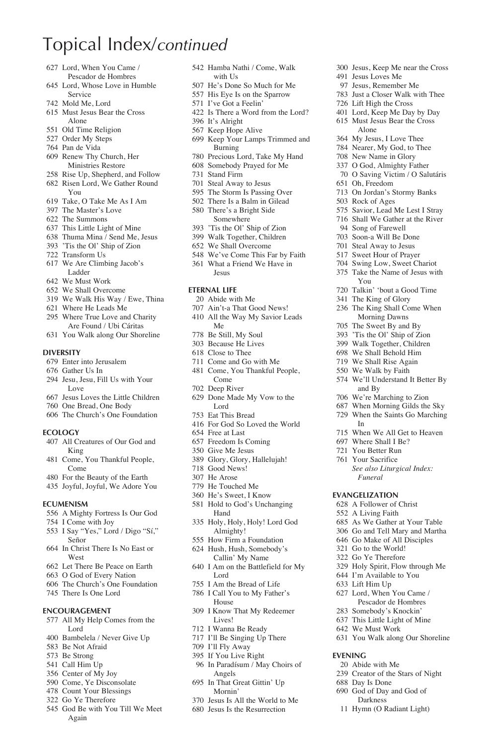# Topical Index/*continued*

627 Lord, When You Came / Pescador de Hombres
645 Lord, Whose Love in Humble Service
742 Mold Me, Lord
615 Must Jesus Bear the Cross Alone
551 Old Time Religion
527 Order My Steps
764 Pan de Vida
609 Renew Thy Church, Her Ministries Restore
258 Rise Up, Shepherd, and Follow
682 Risen Lord, We Gather Round You
619 Take, O Take Me As I Am
397 The Master's Love
622 The Summons
637 This Little Light of Mine
638 Thuma Mina / Send Me, Jesus
393 'Tis the Ol' Ship of Zion
722 Transform Us
617 We Are Climbing Jacob's Ladder
642 We Must Work
652 We Shall Overcome
319 We Walk His Way / Ewe, Thina
621 Where He Leads Me
295 Where True Love and Charity Are Found / Ubi Cáritas
631 You Walk along Our Shoreline

### DIVERSITY

679 Enter into Jerusalem
676 Gather Us In
294 Jesu, Jesu, Fill Us with Your Love
667 Jesus Loves the Little Children
760 One Bread, One Body
606 The Church's One Foundation

### ECOLOGY

407 All Creatures of Our God and King
481 Come, You Thankful People, Come
480 For the Beauty of the Earth
435 Joyful, Joyful, We Adore You

### ECUMENISM

556 A Mighty Fortress Is Our God
754 I Come with Joy
553 I Say "Yes," Lord / Digo "Sí," Señor
664 In Christ There Is No East or West
662 Let There Be Peace on Earth
663 O God of Every Nation
606 The Church's One Foundation
745 There Is One Lord

### ENCOURAGEMENT

577 All My Help Comes from the Lord
400 Bambelela / Never Give Up
583 Be Not Afraid
573 Be Strong
541 Call Him Up
356 Center of My Joy
590 Come, Ye Disconsolate
478 Count Your Blessings
322 Go Ye Therefore
545 God Be with You Till We Meet Again
542 Hamba Nathi / Come, Walk with Us
507 He's Done So Much for Me
557 His Eye Is on the Sparrow
571 I've Got a Feelin'
422 Is There a Word from the Lord?
396 It's Alright
567 Keep Hope Alive
699 Keep Your Lamps Trimmed and Burning
780 Precious Lord, Take My Hand
608 Somebody Prayed for Me
731 Stand Firm
701 Steal Away to Jesus
595 The Storm Is Passing Over
502 There Is a Balm in Gilead
580 There's a Bright Side Somewhere
393 'Tis the Ol' Ship of Zion
399 Walk Together, Children
652 We Shall Overcome
548 We've Come This Far by Faith
361 What a Friend We Have in Jesus

### ETERNAL LIFE

20 Abide with Me
707 Ain't-a That Good News!
410 All the Way My Savior Leads Me
778 Be Still, My Soul
303 Because He Lives
618 Close to Thee
711 Come and Go with Me
481 Come, You Thankful People, Come
702 Deep River
629 Done Made My Vow to the Lord
753 Eat This Bread
416 For God So Loved the World
654 Free at Last
657 Freedom Is Coming
350 Give Me Jesus
389 Glory, Glory, Hallelujah!
718 Good News!
307 He Arose
779 He Touched Me
360 He's Sweet, I Know
581 Hold to God's Unchanging Hand
335 Holy, Holy, Holy! Lord God Almighty!
555 How Firm a Foundation
624 Hush, Hush, Somebody's Callin' My Name
640 I Am on the Battlefield for My Lord
755 I Am the Bread of Life
786 I Call You to My Father's House
309 I Know That My Redeemer Lives!
712 I Wanna Be Ready
717 I'll Be Singing Up There
709 I'll Fly Away
395 If You Live Right
96 In Paradísum / May Choirs of Angels
695 In That Great Gittin' Up Mornin'
370 Jesus Is All the World to Me
680 Jesus Is the Resurrection
300 Jesus, Keep Me near the Cross
491 Jesus Loves Me
97 Jesus, Remember Me
783 Just a Closer Walk with Thee
726 Lift High the Cross
401 Lord, Keep Me Day by Day
615 Must Jesus Bear the Cross Alone
364 My Jesus, I Love Thee
784 Nearer, My God, to Thee
708 New Name in Glory
337 O God, Almighty Father
70 O Saving Victim / O Salutáris
651 Oh, Freedom
713 On Jordan's Stormy Banks
503 Rock of Ages
575 Savior, Lead Me Lest I Stray
716 Shall We Gather at the River
94 Song of Farewell
703 Soon-a Will Be Done
701 Steal Away to Jesus
517 Sweet Hour of Prayer
704 Swing Low, Sweet Chariot
375 Take the Name of Jesus with You
720 Talkin' 'bout a Good Time
341 The King of Glory
236 The King Shall Come When Morning Dawns
705 The Sweet By and By
393 'Tis the Ol' Ship of Zion
399 Walk Together, Children
698 We Shall Behold Him
719 We Shall Rise Again
550 We Walk by Faith
574 We'll Understand It Better By and By
706 We're Marching to Zion
687 When Morning Gilds the Sky
729 When the Saints Go Marching In
715 When We All Get to Heaven
697 Where Shall I Be?
721 You Better Run
761 Your Sacrifice
*See also Liturgical Index: Funeral*

### EVANGELIZATION

628 A Follower of Christ
552 A Living Faith
685 As We Gather at Your Table
306 Go and Tell Mary and Martha
646 Go Make of All Disciples
321 Go to the World!
322 Go Ye Therefore
329 Holy Spirit, Flow through Me
644 I'm Available to You
633 Lift Him Up
627 Lord, When You Came / Pescador de Hombres
283 Somebody's Knockin'
637 This Little Light of Mine
642 We Must Work
631 You Walk along Our Shoreline

### EVENING

20 Abide with Me
239 Creator of the Stars of Night
688 Day Is Done
690 God of Day and God of Darkness
11 Hymn (O Radiant Light)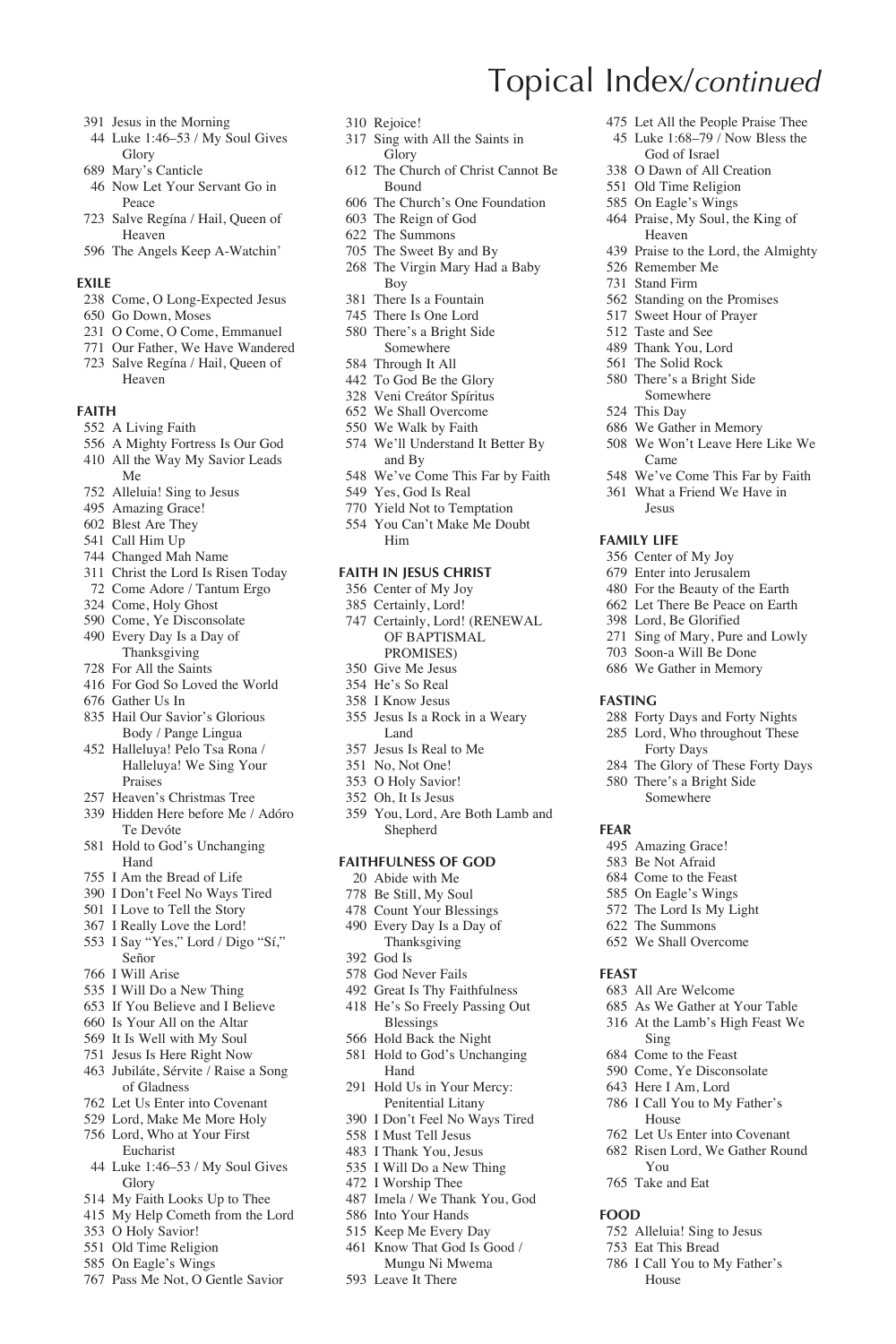# Topical Index/*continued*

391 Jesus in the Morning
44 Luke 1:46–53 / My Soul Gives Glory
689 Mary's Canticle
46 Now Let Your Servant Go in Peace
723 Salve Regína / Hail, Queen of Heaven
596 The Angels Keep A-Watchin'

## EXILE

238 Come, O Long-Expected Jesus
650 Go Down, Moses
231 O Come, O Come, Emmanuel
771 Our Father, We Have Wandered
723 Salve Regína / Hail, Queen of Heaven

## FAITH

552 A Living Faith
556 A Mighty Fortress Is Our God
410 All the Way My Savior Leads Me
752 Alleluia! Sing to Jesus
495 Amazing Grace!
602 Blest Are They
541 Call Him Up
744 Changed Mah Name
311 Christ the Lord Is Risen Today
72 Come Adore / Tantum Ergo
324 Come, Holy Ghost
590 Come, Ye Disconsolate
490 Every Day Is a Day of Thanksgiving
728 For All the Saints
416 For God So Loved the World
676 Gather Us In
835 Hail Our Savior's Glorious Body / Pange Lingua
452 Halleluya! Pelo Tsa Rona / Halleluya! We Sing Your Praises
257 Heaven's Christmas Tree
339 Hidden Here before Me / Adóro Te Devóte
581 Hold to God's Unchanging Hand
755 I Am the Bread of Life
390 I Don't Feel No Ways Tired
501 I Love to Tell the Story
367 I Really Love the Lord!
553 I Say "Yes," Lord / Digo "Sí," Señor
766 I Will Arise
535 I Will Do a New Thing
653 If You Believe and I Believe
660 Is Your All on the Altar
569 It Is Well with My Soul
751 Jesus Is Here Right Now
463 Jubiláte, Sérvite / Raise a Song of Gladness
762 Let Us Enter into Covenant
529 Lord, Make Me More Holy
756 Lord, Who at Your First Eucharist
44 Luke 1:46–53 / My Soul Gives Glory
514 My Faith Looks Up to Thee
415 My Help Cometh from the Lord
353 O Holy Savior!
551 Old Time Religion
585 On Eagle's Wings
767 Pass Me Not, O Gentle Savior
310 Rejoice!
317 Sing with All the Saints in Glory
612 The Church of Christ Cannot Be Bound
606 The Church's One Foundation
603 The Reign of God
622 The Summons
705 The Sweet By and By
268 The Virgin Mary Had a Baby Boy
381 There Is a Fountain
745 There Is One Lord
580 There's a Bright Side Somewhere
584 Through It All
442 To God Be the Glory
328 Veni Creátor Spíritus
652 We Shall Overcome
550 We Walk by Faith
574 We'll Understand It Better By and By
548 We've Come This Far by Faith
549 Yes, God Is Real
770 Yield Not to Temptation
554 You Can't Make Me Doubt Him

## FAITH IN JESUS CHRIST

356 Center of My Joy
385 Certainly, Lord!
747 Certainly, Lord! (RENEWAL OF BAPTISMAL PROMISES)
350 Give Me Jesus
354 He's So Real
358 I Know Jesus
355 Jesus Is a Rock in a Weary Land
357 Jesus Is Real to Me
351 No, Not One!
353 O Holy Savior!
352 Oh, It Is Jesus
359 You, Lord, Are Both Lamb and Shepherd

## FAITHFULNESS OF GOD

20 Abide with Me
778 Be Still, My Soul
478 Count Your Blessings
490 Every Day Is a Day of Thanksgiving
392 God Is
578 God Never Fails
492 Great Is Thy Faithfulness
418 He's So Freely Passing Out Blessings
566 Hold Back the Night
581 Hold to God's Unchanging Hand
291 Hold Us in Your Mercy: Penitential Litany
390 I Don't Feel No Ways Tired
558 I Must Tell Jesus
483 I Thank You, Jesus
535 I Will Do a New Thing
472 I Worship Thee
487 Imela / We Thank You, God
586 Into Your Hands
515 Keep Me Every Day
461 Know That God Is Good / Mungu Ni Mwema
593 Leave It There
475 Let All the People Praise Thee
45 Luke 1:68–79 / Now Bless the God of Israel
338 O Dawn of All Creation
551 Old Time Religion
585 On Eagle's Wings
464 Praise, My Soul, the King of Heaven
439 Praise to the Lord, the Almighty
526 Remember Me
731 Stand Firm
562 Standing on the Promises
517 Sweet Hour of Prayer
512 Taste and See
489 Thank You, Lord
561 The Solid Rock
580 There's a Bright Side Somewhere
524 This Day
686 We Gather in Memory
508 We Won't Leave Here Like We Came
548 We've Come This Far by Faith
361 What a Friend We Have in Jesus

## FAMILY LIFE

356 Center of My Joy
679 Enter into Jerusalem
480 For the Beauty of the Earth
662 Let There Be Peace on Earth
398 Lord, Be Glorified
271 Sing of Mary, Pure and Lowly
703 Soon-a Will Be Done
686 We Gather in Memory

## FASTING

288 Forty Days and Forty Nights
285 Lord, Who throughout These Forty Days
284 The Glory of These Forty Days
580 There's a Bright Side Somewhere

## FEAR

495 Amazing Grace!
583 Be Not Afraid
684 Come to the Feast
585 On Eagle's Wings
572 The Lord Is My Light
622 The Summons
652 We Shall Overcome

## FEAST

683 All Are Welcome
685 As We Gather at Your Table
316 At the Lamb's High Feast We Sing
684 Come to the Feast
590 Come, Ye Disconsolate
643 Here I Am, Lord
786 I Call You to My Father's House
762 Let Us Enter into Covenant
682 Risen Lord, We Gather Round You
765 Take and Eat

## FOOD

752 Alleluia! Sing to Jesus
753 Eat This Bread
786 I Call You to My Father's House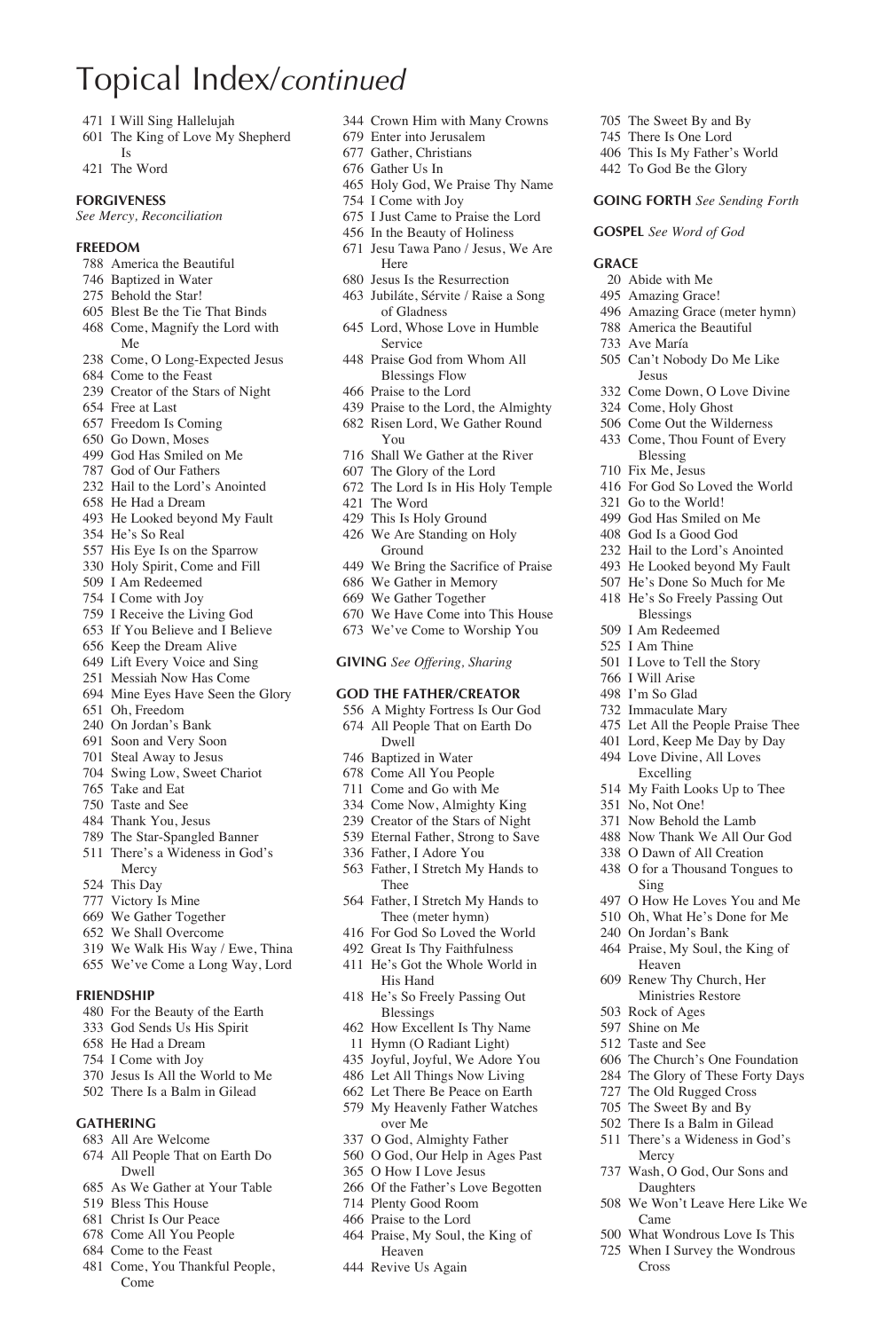# Topical Index/*continued*

471 I Will Sing Hallelujah
601 The King of Love My Shepherd Is
421 The Word

**FORGIVENESS**
*See Mercy, Reconciliation*

**FREEDOM**
788 America the Beautiful
746 Baptized in Water
275 Behold the Star!
605 Blest Be the Tie That Binds
468 Come, Magnify the Lord with Me
238 Come, O Long-Expected Jesus
684 Come to the Feast
239 Creator of the Stars of Night
654 Free at Last
657 Freedom Is Coming
650 Go Down, Moses
499 God Has Smiled on Me
787 God of Our Fathers
232 Hail to the Lord's Anointed
658 He Had a Dream
493 He Looked beyond My Fault
354 He's So Real
557 His Eye Is on the Sparrow
330 Holy Spirit, Come and Fill
509 I Am Redeemed
754 I Come with Joy
759 I Receive the Living God
653 If You Believe and I Believe
656 Keep the Dream Alive
649 Lift Every Voice and Sing
251 Messiah Now Has Come
694 Mine Eyes Have Seen the Glory
651 Oh, Freedom
240 On Jordan's Bank
691 Soon and Very Soon
701 Steal Away to Jesus
704 Swing Low, Sweet Chariot
765 Take and Eat
750 Taste and See
484 Thank You, Jesus
789 The Star-Spangled Banner
511 There's a Wideness in God's Mercy
524 This Day
777 Victory Is Mine
669 We Gather Together
652 We Shall Overcome
319 We Walk His Way / Ewe, Thina
655 We've Come a Long Way, Lord

**FRIENDSHIP**
480 For the Beauty of the Earth
333 God Sends Us His Spirit
658 He Had a Dream
754 I Come with Joy
370 Jesus Is All the World to Me
502 There Is a Balm in Gilead

**GATHERING**
683 All Are Welcome
674 All People That on Earth Do Dwell
685 As We Gather at Your Table
519 Bless This House
681 Christ Is Our Peace
678 Come All You People
684 Come to the Feast
481 Come, You Thankful People, Come
344 Crown Him with Many Crowns
679 Enter into Jerusalem
677 Gather, Christians
676 Gather Us In
465 Holy God, We Praise Thy Name
754 I Come with Joy
675 I Just Came to Praise the Lord
456 In the Beauty of Holiness
671 Jesu Tawa Pano / Jesus, We Are Here
680 Jesus Is the Resurrection
463 Jubiláte, Sérvite / Raise a Song of Gladness
645 Lord, Whose Love in Humble Service
448 Praise God from Whom All Blessings Flow
466 Praise to the Lord
439 Praise to the Lord, the Almighty
682 Risen Lord, We Gather Round You
716 Shall We Gather at the River
607 The Glory of the Lord
672 The Lord Is in His Holy Temple
421 The Word
429 This Is Holy Ground
426 We Are Standing on Holy Ground
449 We Bring the Sacrifice of Praise
686 We Gather in Memory
669 We Gather Together
670 We Have Come into This House
673 We've Come to Worship You

**GIVING** *See Offering, Sharing*

**GOD THE FATHER/CREATOR**
556 A Mighty Fortress Is Our God
674 All People That on Earth Do Dwell
746 Baptized in Water
678 Come All You People
711 Come and Go with Me
334 Come Now, Almighty King
239 Creator of the Stars of Night
539 Eternal Father, Strong to Save
336 Father, I Adore You
563 Father, I Stretch My Hands to Thee
564 Father, I Stretch My Hands to Thee (meter hymn)
416 For God So Loved the World
492 Great Is Thy Faithfulness
411 He's Got the Whole World in His Hand
418 He's So Freely Passing Out Blessings
462 How Excellent Is Thy Name
11 Hymn (O Radiant Light)
435 Joyful, Joyful, We Adore You
486 Let All Things Now Living
662 Let There Be Peace on Earth
579 My Heavenly Father Watches over Me
337 O God, Almighty Father
560 O God, Our Help in Ages Past
365 O How I Love Jesus
266 Of the Father's Love Begotten
714 Plenty Good Room
466 Praise to the Lord
464 Praise, My Soul, the King of Heaven
444 Revive Us Again
705 The Sweet By and By
745 There Is One Lord
406 This Is My Father's World
442 To God Be the Glory

**GOING FORTH** *See Sending Forth*

**GOSPEL** *See Word of God*

**GRACE**
20 Abide with Me
495 Amazing Grace!
496 Amazing Grace (meter hymn)
788 America the Beautiful
733 Ave María
505 Can't Nobody Do Me Like Jesus
332 Come Down, O Love Divine
324 Come, Holy Ghost
506 Come Out the Wilderness
433 Come, Thou Fount of Every Blessing
710 Fix Me, Jesus
416 For God So Loved the World
321 Go to the World!
499 God Has Smiled on Me
408 God Is a Good God
232 Hail to the Lord's Anointed
493 He Looked beyond My Fault
507 He's Done So Much for Me
418 He's So Freely Passing Out Blessings
509 I Am Redeemed
525 I Am Thine
501 I Love to Tell the Story
766 I Will Arise
498 I'm So Glad
732 Immaculate Mary
475 Let All the People Praise Thee
401 Lord, Keep Me Day by Day
494 Love Divine, All Loves Excelling
514 My Faith Looks Up to Thee
351 No, Not One!
371 Now Behold the Lamb
488 Now Thank We All Our God
338 O Dawn of All Creation
438 O for a Thousand Tongues to Sing
497 O How He Loves You and Me
510 Oh, What He's Done for Me
240 On Jordan's Bank
464 Praise, My Soul, the King of Heaven
609 Renew Thy Church, Her Ministries Restore
503 Rock of Ages
597 Shine on Me
512 Taste and See
606 The Church's One Foundation
284 The Glory of These Forty Days
727 The Old Rugged Cross
705 The Sweet By and By
502 There Is a Balm in Gilead
511 There's a Wideness in God's Mercy
737 Wash, O God, Our Sons and Daughters
508 We Won't Leave Here Like We Came
500 What Wondrous Love Is This
725 When I Survey the Wondrous Cross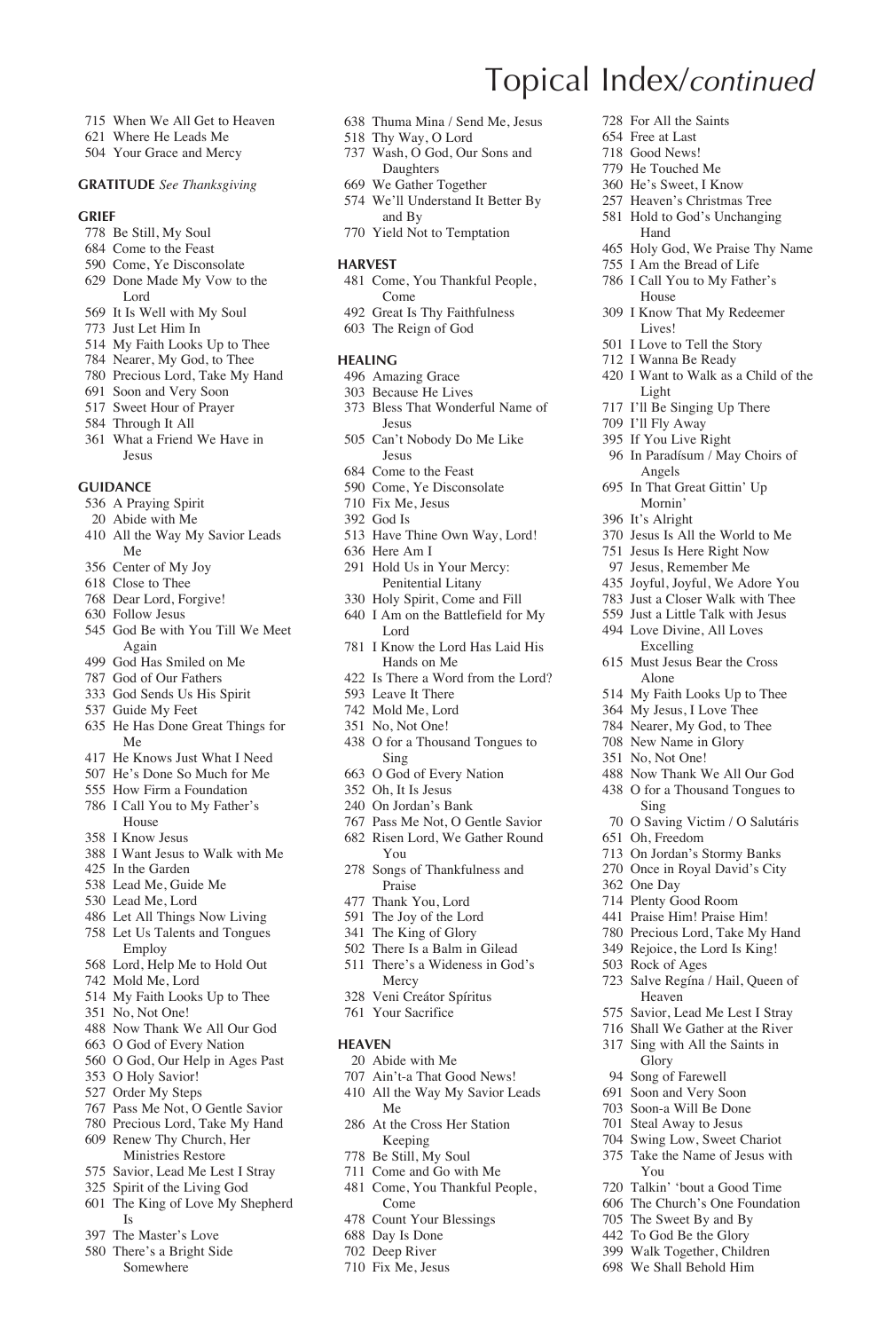# Topical Index/*continued*

715 When We All Get to Heaven
621 Where He Leads Me
504 Your Grace and Mercy

**GRATITUDE** *See Thanksgiving*

**GRIEF**

778 Be Still, My Soul
684 Come to the Feast
590 Come, Ye Disconsolate
629 Done Made My Vow to the Lord
569 It Is Well with My Soul
773 Just Let Him In
514 My Faith Looks Up to Thee
784 Nearer, My God, to Thee
780 Precious Lord, Take My Hand
691 Soon and Very Soon
517 Sweet Hour of Prayer
584 Through It All
361 What a Friend We Have in Jesus

**GUIDANCE**

536 A Praying Spirit
20 Abide with Me
410 All the Way My Savior Leads Me
356 Center of My Joy
618 Close to Thee
768 Dear Lord, Forgive!
630 Follow Jesus
545 God Be with You Till We Meet Again
499 God Has Smiled on Me
787 God of Our Fathers
333 God Sends Us His Spirit
537 Guide My Feet
635 He Has Done Great Things for Me
417 He Knows Just What I Need
507 He's Done So Much for Me
555 How Firm a Foundation
786 I Call You to My Father's House
358 I Know Jesus
388 I Want Jesus to Walk with Me
425 In the Garden
538 Lead Me, Guide Me
530 Lead Me, Lord
486 Let All Things Now Living
758 Let Us Talents and Tongues Employ
568 Lord, Help Me to Hold Out
742 Mold Me, Lord
514 My Faith Looks Up to Thee
351 No, Not One!
488 Now Thank We All Our God
663 O God of Every Nation
560 O God, Our Help in Ages Past
353 O Holy Savior!
527 Order My Steps
767 Pass Me Not, O Gentle Savior
780 Precious Lord, Take My Hand
609 Renew Thy Church, Her Ministries Restore
575 Savior, Lead Me Lest I Stray
325 Spirit of the Living God
601 The King of Love My Shepherd Is
397 The Master's Love
580 There's a Bright Side Somewhere
638 Thuma Mina / Send Me, Jesus
518 Thy Way, O Lord
737 Wash, O God, Our Sons and Daughters
669 We Gather Together
574 We'll Understand It Better By and By
770 Yield Not to Temptation

**HARVEST**

481 Come, You Thankful People, Come
492 Great Is Thy Faithfulness
603 The Reign of God

**HEALING**

496 Amazing Grace
303 Because He Lives
373 Bless That Wonderful Name of Jesus
505 Can't Nobody Do Me Like Jesus
684 Come to the Feast
590 Come, Ye Disconsolate
710 Fix Me, Jesus
392 God Is
513 Have Thine Own Way, Lord!
636 Here Am I
291 Hold Us in Your Mercy: Penitential Litany
330 Holy Spirit, Come and Fill
640 I Am on the Battlefield for My Lord
781 I Know the Lord Has Laid His Hands on Me
422 Is There a Word from the Lord?
593 Leave It There
742 Mold Me, Lord
351 No, Not One!
438 O for a Thousand Tongues to Sing
663 O God of Every Nation
352 Oh, It Is Jesus
240 On Jordan's Bank
767 Pass Me Not, O Gentle Savior
682 Risen Lord, We Gather Round You
278 Songs of Thankfulness and Praise
477 Thank You, Lord
591 The Joy of the Lord
341 The King of Glory
502 There Is a Balm in Gilead
511 There's a Wideness in God's Mercy
328 Veni Creátor Spíritus
761 Your Sacrifice

**HEAVEN**

20 Abide with Me
707 Ain't-a That Good News!
410 All the Way My Savior Leads Me
286 At the Cross Her Station Keeping
778 Be Still, My Soul
711 Come and Go with Me
481 Come, You Thankful People, Come
478 Count Your Blessings
688 Day Is Done
702 Deep River
710 Fix Me, Jesus
728 For All the Saints
654 Free at Last
718 Good News!
779 He Touched Me
360 He's Sweet, I Know
257 Heaven's Christmas Tree
581 Hold to God's Unchanging Hand
465 Holy God, We Praise Thy Name
755 I Am the Bread of Life
786 I Call You to My Father's House
309 I Know That My Redeemer Lives!
501 I Love to Tell the Story
712 I Wanna Be Ready
420 I Want to Walk as a Child of the Light
717 I'll Be Singing Up There
709 I'll Fly Away
395 If You Live Right
96 In Paradísum / May Choirs of Angels
695 In That Great Gittin' Up Mornin'
396 It's Alright
370 Jesus Is All the World to Me
751 Jesus Is Here Right Now
97 Jesus, Remember Me
435 Joyful, Joyful, We Adore You
783 Just a Closer Walk with Thee
559 Just a Little Talk with Jesus
494 Love Divine, All Loves Excelling
615 Must Jesus Bear the Cross Alone
514 My Faith Looks Up to Thee
364 My Jesus, I Love Thee
784 Nearer, My God, to Thee
708 New Name in Glory
351 No, Not One!
488 Now Thank We All Our God
438 O for a Thousand Tongues to Sing
70 O Saving Victim / O Salutáris
651 Oh, Freedom
713 On Jordan's Stormy Banks
270 Once in Royal David's City
362 One Day
714 Plenty Good Room
441 Praise Him! Praise Him!
780 Precious Lord, Take My Hand
349 Rejoice, the Lord Is King!
503 Rock of Ages
723 Salve Regína / Hail, Queen of Heaven
575 Savior, Lead Me Lest I Stray
716 Shall We Gather at the River
317 Sing with All the Saints in Glory
94 Song of Farewell
691 Soon and Very Soon
703 Soon-a Will Be Done
701 Steal Away to Jesus
704 Swing Low, Sweet Chariot
375 Take the Name of Jesus with You
720 Talkin' 'bout a Good Time
606 The Church's One Foundation
705 The Sweet By and By
442 To God Be the Glory
399 Walk Together, Children
698 We Shall Behold Him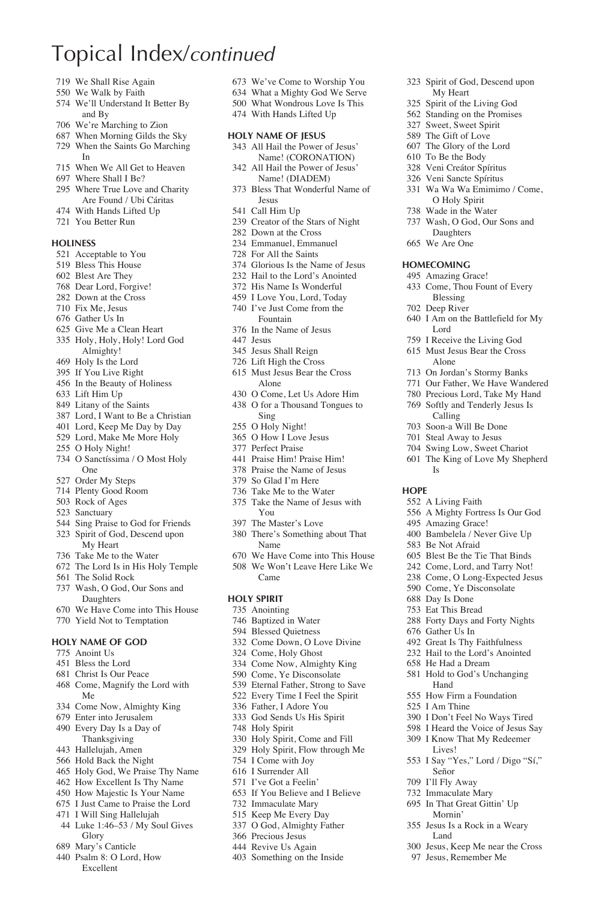# Topical Index/*continued*

- 719 We Shall Rise Again
- 550 We Walk by Faith
- 574 We'll Understand It Better By and By
- 706 We're Marching to Zion
- 687 When Morning Gilds the Sky
- 729 When the Saints Go Marching In
- 715 When We All Get to Heaven
- 697 Where Shall I Be?
- 295 Where True Love and Charity Are Found / Ubi Cáritas
- 474 With Hands Lifted Up
- 721 You Better Run

### HOLINESS

- 521 Acceptable to You
- 519 Bless This House
- 602 Blest Are They
- 768 Dear Lord, Forgive!
- 282 Down at the Cross
- 710 Fix Me, Jesus
- 676 Gather Us In
- 625 Give Me a Clean Heart
- 335 Holy, Holy, Holy! Lord God Almighty!
- 469 Holy Is the Lord
- 395 If You Live Right
- 456 In the Beauty of Holiness
- 633 Lift Him Up
- 849 Litany of the Saints
- 387 Lord, I Want to Be a Christian
- 401 Lord, Keep Me Day by Day
- 529 Lord, Make Me More Holy
- 255 O Holy Night!
- 734 O Sanctíssima / O Most Holy One
- 527 Order My Steps
- 714 Plenty Good Room
- 503 Rock of Ages
- 523 Sanctuary
- 544 Sing Praise to God for Friends
- 323 Spirit of God, Descend upon My Heart
- 736 Take Me to the Water
- 672 The Lord Is in His Holy Temple
- 561 The Solid Rock
- 737 Wash, O God, Our Sons and Daughters
- 670 We Have Come into This House
- 770 Yield Not to Temptation

### HOLY NAME OF GOD

- 775 Anoint Us
- 451 Bless the Lord
- 681 Christ Is Our Peace
- 468 Come, Magnify the Lord with Me
- 334 Come Now, Almighty King
- 679 Enter into Jerusalem
- 490 Every Day Is a Day of Thanksgiving
- 443 Hallelujah, Amen
- 566 Hold Back the Night
- 465 Holy God, We Praise Thy Name
- 462 How Excellent Is Thy Name
- 450 How Majestic Is Your Name
- 675 I Just Came to Praise the Lord
- 471 I Will Sing Hallelujah
- 44 Luke 1:46–53 / My Soul Gives Glory
- 689 Mary's Canticle
- 440 Psalm 8: O Lord, How Excellent
- 673 We've Come to Worship You
- 634 What a Mighty God We Serve
- 500 What Wondrous Love Is This
- 474 With Hands Lifted Up

### HOLY NAME OF JESUS

- 343 All Hail the Power of Jesus' Name! (CORONATION)
- 342 All Hail the Power of Jesus' Name! (DIADEM)
- 373 Bless That Wonderful Name of Jesus
- 541 Call Him Up
- 239 Creator of the Stars of Night
- 282 Down at the Cross
- 234 Emmanuel, Emmanuel
- 728 For All the Saints
- 374 Glorious Is the Name of Jesus
- 232 Hail to the Lord's Anointed
- 372 His Name Is Wonderful
- 459 I Love You, Lord, Today
- 740 I've Just Come from the Fountain
- 376 In the Name of Jesus
- 447 Jesus
- 345 Jesus Shall Reign
- 726 Lift High the Cross
- 615 Must Jesus Bear the Cross Alone
- 430 O Come, Let Us Adore Him
- 438 O for a Thousand Tongues to Sing
- 255 O Holy Night!
- 365 O How I Love Jesus
- 377 Perfect Praise
- 441 Praise Him! Praise Him!
- 378 Praise the Name of Jesus
- 379 So Glad I'm Here
- 736 Take Me to the Water
- 375 Take the Name of Jesus with You
- 397 The Master's Love
- 380 There's Something about That Name
- 670 We Have Come into This House
- 508 We Won't Leave Here Like We Came

### HOLY SPIRIT

- 735 Anointing
- 746 Baptized in Water
- 594 Blessed Quietness
- 332 Come Down, O Love Divine
- 324 Come, Holy Ghost
- 334 Come Now, Almighty King
- 590 Come, Ye Disconsolate
- 539 Eternal Father, Strong to Save
- 522 Every Time I Feel the Spirit
- 336 Father, I Adore You
- 333 God Sends Us His Spirit
- 748 Holy Spirit
- 330 Holy Spirit, Come and Fill
- 329 Holy Spirit, Flow through Me
- 754 I Come with Joy
- 616 I Surrender All
- 571 I've Got a Feelin'
- 653 If You Believe and I Believe
- 732 Immaculate Mary
- 515 Keep Me Every Day
- 337 O God, Almighty Father
- 366 Precious Jesus
- 444 Revive Us Again
- 403 Something on the Inside
- 323 Spirit of God, Descend upon My Heart
- 325 Spirit of the Living God
- 562 Standing on the Promises
- 327 Sweet, Sweet Spirit
- 589 The Gift of Love
- 607 The Glory of the Lord
- 610 To Be the Body
- 328 Veni Creátor Spíritus
- 326 Veni Sancte Spíritus
- 331 Wa Wa Wa Emimimo / Come, O Holy Spirit
- 738 Wade in the Water
- 737 Wash, O God, Our Sons and Daughters
- 665 We Are One

### HOMECOMING

- 495 Amazing Grace!
- 433 Come, Thou Fount of Every Blessing
- 702 Deep River
- 640 I Am on the Battlefield for My Lord
- 759 I Receive the Living God
- 615 Must Jesus Bear the Cross Alone
- 713 On Jordan's Stormy Banks
- 771 Our Father, We Have Wandered
- 780 Precious Lord, Take My Hand
- 769 Softly and Tenderly Jesus Is Calling
- 703 Soon-a Will Be Done
- 701 Steal Away to Jesus
- 704 Swing Low, Sweet Chariot
- 601 The King of Love My Shepherd Is

### HOPE

- 552 A Living Faith
- 556 A Mighty Fortress Is Our God
- 495 Amazing Grace!
- 400 Bambelela / Never Give Up
- 583 Be Not Afraid
- 605 Blest Be the Tie That Binds
- 242 Come, Lord, and Tarry Not!
- 238 Come, O Long-Expected Jesus
- 590 Come, Ye Disconsolate
- 688 Day Is Done
- 753 Eat This Bread
- 288 Forty Days and Forty Nights
- 676 Gather Us In
- 492 Great Is Thy Faithfulness
- 232 Hail to the Lord's Anointed
- 658 He Had a Dream
- 581 Hold to God's Unchanging Hand
- 555 How Firm a Foundation
- 525 I Am Thine
- 390 I Don't Feel No Ways Tired
- 598 I Heard the Voice of Jesus Say
- 309 I Know That My Redeemer Lives!
- 553 I Say "Yes," Lord / Digo "Sí," Señor
- 709 I'll Fly Away
- 732 Immaculate Mary
- 695 In That Great Gittin' Up Mornin'
- 355 Jesus Is a Rock in a Weary Land
- 300 Jesus, Keep Me near the Cross
- 97 Jesus, Remember Me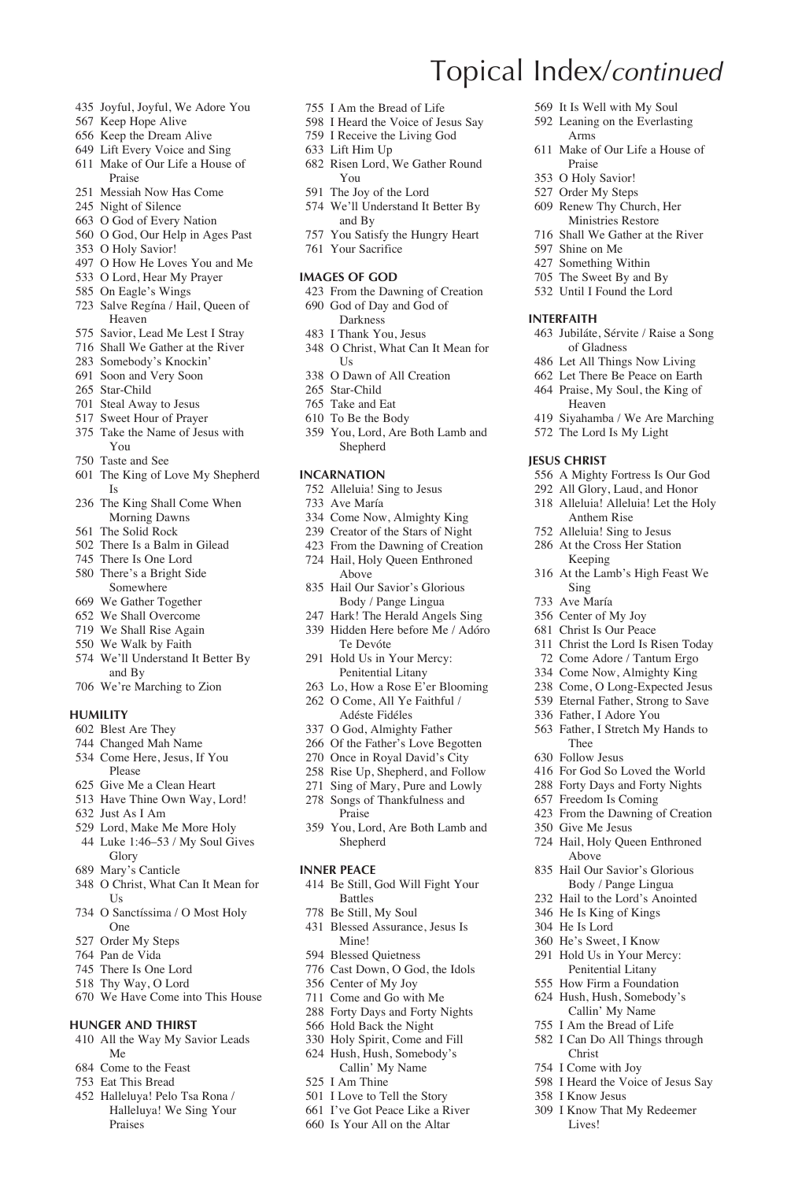# Topical Index/*continued*

435 Joyful, Joyful, We Adore You
567 Keep Hope Alive
656 Keep the Dream Alive
649 Lift Every Voice and Sing
611 Make of Our Life a House of Praise
251 Messiah Now Has Come
245 Night of Silence
663 O God of Every Nation
560 O God, Our Help in Ages Past
353 O Holy Savior!
497 O How He Loves You and Me
533 O Lord, Hear My Prayer
585 On Eagle's Wings
723 Salve Regína / Hail, Queen of Heaven
575 Savior, Lead Me Lest I Stray
716 Shall We Gather at the River
283 Somebody's Knockin'
691 Soon and Very Soon
265 Star-Child
701 Steal Away to Jesus
517 Sweet Hour of Prayer
375 Take the Name of Jesus with You
750 Taste and See
601 The King of Love My Shepherd Is
236 The King Shall Come When Morning Dawns
561 The Solid Rock
502 There Is a Balm in Gilead
745 There Is One Lord
580 There's a Bright Side Somewhere
669 We Gather Together
652 We Shall Overcome
719 We Shall Rise Again
550 We Walk by Faith
574 We'll Understand It Better By and By
706 We're Marching to Zion

### HUMILITY

602 Blest Are They
744 Changed Mah Name
534 Come Here, Jesus, If You Please
625 Give Me a Clean Heart
513 Have Thine Own Way, Lord!
632 Just As I Am
529 Lord, Make Me More Holy
44 Luke 1:46–53 / My Soul Gives Glory
689 Mary's Canticle
348 O Christ, What Can It Mean for Us
734 O Sanctíssima / O Most Holy One
527 Order My Steps
764 Pan de Vida
745 There Is One Lord
518 Thy Way, O Lord
670 We Have Come into This House

### HUNGER AND THIRST

410 All the Way My Savior Leads Me
684 Come to the Feast
753 Eat This Bread
452 Halleluya! Pelo Tsa Rona / Halleluya! We Sing Your Praises
755 I Am the Bread of Life
598 I Heard the Voice of Jesus Say
759 I Receive the Living God
633 Lift Him Up
682 Risen Lord, We Gather Round You
591 The Joy of the Lord
574 We'll Understand It Better By and By
757 You Satisfy the Hungry Heart
761 Your Sacrifice

### IMAGES OF GOD

423 From the Dawning of Creation
690 God of Day and God of Darkness
483 I Thank You, Jesus
348 O Christ, What Can It Mean for Us
338 O Dawn of All Creation
265 Star-Child
765 Take and Eat
610 To Be the Body
359 You, Lord, Are Both Lamb and Shepherd

### INCARNATION

752 Alleluia! Sing to Jesus
733 Ave María
334 Come Now, Almighty King
239 Creator of the Stars of Night
423 From the Dawning of Creation
724 Hail, Holy Queen Enthroned Above
835 Hail Our Savior's Glorious Body / Pange Lingua
247 Hark! The Herald Angels Sing
339 Hidden Here before Me / Adóro Te Devóte
291 Hold Us in Your Mercy: Penitential Litany
263 Lo, How a Rose E'er Blooming
262 O Come, All Ye Faithful / Adéste Fidéles
337 O God, Almighty Father
266 Of the Father's Love Begotten
270 Once in Royal David's City
258 Rise Up, Shepherd, and Follow
271 Sing of Mary, Pure and Lowly
278 Songs of Thankfulness and Praise
359 You, Lord, Are Both Lamb and Shepherd

### INNER PEACE

414 Be Still, God Will Fight Your Battles
778 Be Still, My Soul
431 Blessed Assurance, Jesus Is Mine!
594 Blessed Quietness
776 Cast Down, O God, the Idols
356 Center of My Joy
711 Come and Go with Me
288 Forty Days and Forty Nights
566 Hold Back the Night
330 Holy Spirit, Come and Fill
624 Hush, Hush, Somebody's Callin' My Name
525 I Am Thine
501 I Love to Tell the Story
661 I've Got Peace Like a River
660 Is Your All on the Altar
569 It Is Well with My Soul
592 Leaning on the Everlasting Arms
611 Make of Our Life a House of Praise
353 O Holy Savior!
527 Order My Steps
609 Renew Thy Church, Her Ministries Restore
716 Shall We Gather at the River
597 Shine on Me
427 Something Within
705 The Sweet By and By
532 Until I Found the Lord

### INTERFAITH

463 Jubiláte, Sérvite / Raise a Song of Gladness
486 Let All Things Now Living
662 Let There Be Peace on Earth
464 Praise, My Soul, the King of Heaven
419 Siyahamba / We Are Marching
572 The Lord Is My Light

### JESUS CHRIST

556 A Mighty Fortress Is Our God
292 All Glory, Laud, and Honor
318 Alleluia! Alleluia! Let the Holy Anthem Rise
752 Alleluia! Sing to Jesus
286 At the Cross Her Station Keeping
316 At the Lamb's High Feast We Sing
733 Ave María
356 Center of My Joy
681 Christ Is Our Peace
311 Christ the Lord Is Risen Today
72 Come Adore / Tantum Ergo
334 Come Now, Almighty King
238 Come, O Long-Expected Jesus
539 Eternal Father, Strong to Save
336 Father, I Adore You
563 Father, I Stretch My Hands to Thee
630 Follow Jesus
416 For God So Loved the World
288 Forty Days and Forty Nights
657 Freedom Is Coming
423 From the Dawning of Creation
350 Give Me Jesus
724 Hail, Holy Queen Enthroned Above
835 Hail Our Savior's Glorious Body / Pange Lingua
232 Hail to the Lord's Anointed
346 He Is King of Kings
304 He Is Lord
360 He's Sweet, I Know
291 Hold Us in Your Mercy: Penitential Litany
555 How Firm a Foundation
624 Hush, Hush, Somebody's Callin' My Name
755 I Am the Bread of Life
582 I Can Do All Things through Christ
754 I Come with Joy
598 I Heard the Voice of Jesus Say
358 I Know Jesus
309 I Know That My Redeemer Lives!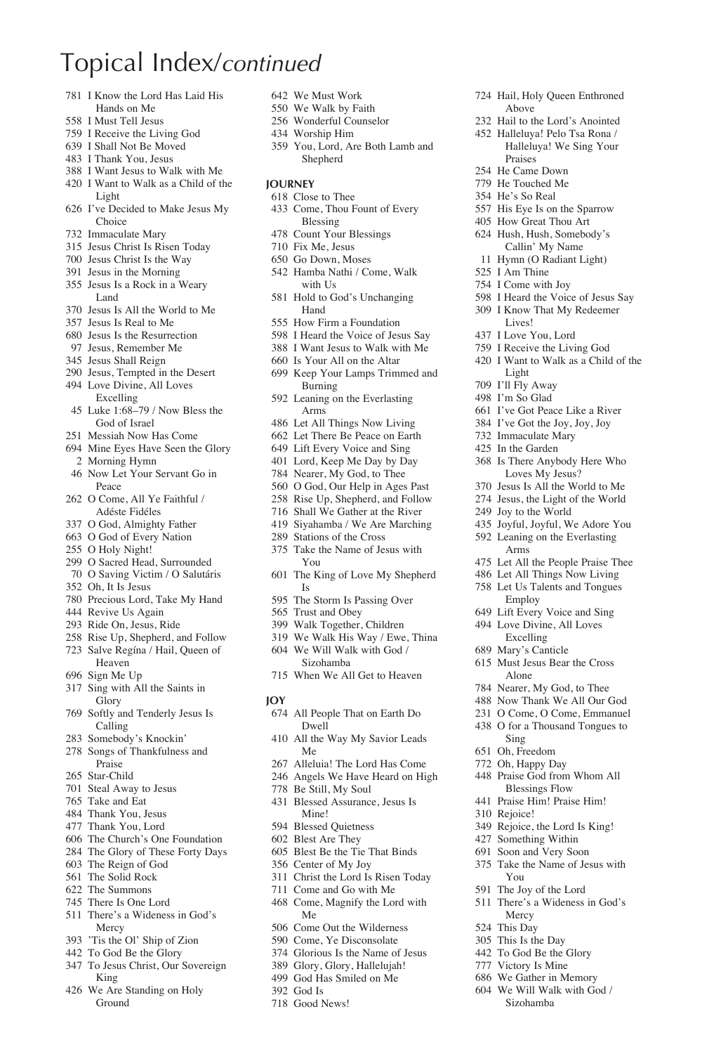# Topical Index/*continued*

781 I Know the Lord Has Laid His Hands on Me
558 I Must Tell Jesus
759 I Receive the Living God
639 I Shall Not Be Moved
483 I Thank You, Jesus
388 I Want Jesus to Walk with Me
420 I Want to Walk as a Child of the Light
626 I've Decided to Make Jesus My Choice
732 Immaculate Mary
315 Jesus Christ Is Risen Today
700 Jesus Christ Is the Way
391 Jesus in the Morning
355 Jesus Is a Rock in a Weary Land
370 Jesus Is All the World to Me
357 Jesus Is Real to Me
680 Jesus Is the Resurrection
97 Jesus, Remember Me
345 Jesus Shall Reign
290 Jesus, Tempted in the Desert
494 Love Divine, All Loves Excelling
45 Luke 1:68–79 / Now Bless the God of Israel
251 Messiah Now Has Come
694 Mine Eyes Have Seen the Glory
2 Morning Hymn
46 Now Let Your Servant Go in Peace
262 O Come, All Ye Faithful / Adéste Fidéles
337 O God, Almighty Father
663 O God of Every Nation
255 O Holy Night!
299 O Sacred Head, Surrounded
70 O Saving Victim / O Salutáris
352 Oh, It Is Jesus
780 Precious Lord, Take My Hand
444 Revive Us Again
293 Ride On, Jesus, Ride
258 Rise Up, Shepherd, and Follow
723 Salve Regína / Hail, Queen of Heaven
696 Sign Me Up
317 Sing with All the Saints in Glory
769 Softly and Tenderly Jesus Is Calling
283 Somebody's Knockin'
278 Songs of Thankfulness and Praise
265 Star-Child
701 Steal Away to Jesus
765 Take and Eat
484 Thank You, Jesus
477 Thank You, Lord
606 The Church's One Foundation
284 The Glory of These Forty Days
603 The Reign of God
561 The Solid Rock
622 The Summons
745 There Is One Lord
511 There's a Wideness in God's Mercy
393 'Tis the Ol' Ship of Zion
442 To God Be the Glory
347 To Jesus Christ, Our Sovereign King
426 We Are Standing on Holy Ground
642 We Must Work
550 We Walk by Faith
256 Wonderful Counselor
434 Worship Him
359 You, Lord, Are Both Lamb and Shepherd

**JOURNEY**

618 Close to Thee
433 Come, Thou Fount of Every Blessing
478 Count Your Blessings
710 Fix Me, Jesus
650 Go Down, Moses
542 Hamba Nathi / Come, Walk with Us
581 Hold to God's Unchanging Hand
555 How Firm a Foundation
598 I Heard the Voice of Jesus Say
388 I Want Jesus to Walk with Me
660 Is Your All on the Altar
699 Keep Your Lamps Trimmed and Burning
592 Leaning on the Everlasting Arms
486 Let All Things Now Living
662 Let There Be Peace on Earth
649 Lift Every Voice and Sing
401 Lord, Keep Me Day by Day
784 Nearer, My God, to Thee
560 O God, Our Help in Ages Past
258 Rise Up, Shepherd, and Follow
716 Shall We Gather at the River
419 Siyahamba / We Are Marching
289 Stations of the Cross
375 Take the Name of Jesus with You
601 The King of Love My Shepherd Is
595 The Storm Is Passing Over
565 Trust and Obey
399 Walk Together, Children
319 We Walk His Way / Ewe, Thina
604 We Will Walk with God / Sizohamba
715 When We All Get to Heaven

**JOY**

674 All People That on Earth Do Dwell
410 All the Way My Savior Leads Me
267 Alleluia! The Lord Has Come
246 Angels We Have Heard on High
778 Be Still, My Soul
431 Blessed Assurance, Jesus Is Mine!
594 Blessed Quietness
602 Blest Are They
605 Blest Be the Tie That Binds
356 Center of My Joy
311 Christ the Lord Is Risen Today
711 Come and Go with Me
468 Come, Magnify the Lord with Me
506 Come Out the Wilderness
590 Come, Ye Disconsolate
374 Glorious Is the Name of Jesus
389 Glory, Glory, Hallelujah!
499 God Has Smiled on Me
392 God Is
718 Good News!
724 Hail, Holy Queen Enthroned Above
232 Hail to the Lord's Anointed
452 Halleluya! Pelo Tsa Rona / Halleluya! We Sing Your Praises
254 He Came Down
779 He Touched Me
354 He's So Real
557 His Eye Is on the Sparrow
405 How Great Thou Art
624 Hush, Hush, Somebody's Callin' My Name
11 Hymn (O Radiant Light)
525 I Am Thine
754 I Come with Joy
598 I Heard the Voice of Jesus Say
309 I Know That My Redeemer Lives!
437 I Love You, Lord
759 I Receive the Living God
420 I Want to Walk as a Child of the Light
709 I'll Fly Away
498 I'm So Glad
661 I've Got Peace Like a River
384 I've Got the Joy, Joy, Joy
732 Immaculate Mary
425 In the Garden
368 Is There Anybody Here Who Loves My Jesus?
370 Jesus Is All the World to Me
274 Jesus, the Light of the World
249 Joy to the World
435 Joyful, Joyful, We Adore You
592 Leaning on the Everlasting Arms
475 Let All the People Praise Thee
486 Let All Things Now Living
758 Let Us Talents and Tongues Employ
649 Lift Every Voice and Sing
494 Love Divine, All Loves Excelling
689 Mary's Canticle
615 Must Jesus Bear the Cross Alone
784 Nearer, My God, to Thee
488 Now Thank We All Our God
231 O Come, O Come, Emmanuel
438 O for a Thousand Tongues to Sing
651 Oh, Freedom
772 Oh, Happy Day
448 Praise God from Whom All Blessings Flow
441 Praise Him! Praise Him!
310 Rejoice!
349 Rejoice, the Lord Is King!
427 Something Within
691 Soon and Very Soon
375 Take the Name of Jesus with You
591 The Joy of the Lord
511 There's a Wideness in God's Mercy
524 This Day
305 This Is the Day
442 To God Be the Glory
777 Victory Is Mine
686 We Gather in Memory
604 We Will Walk with God / Sizohamba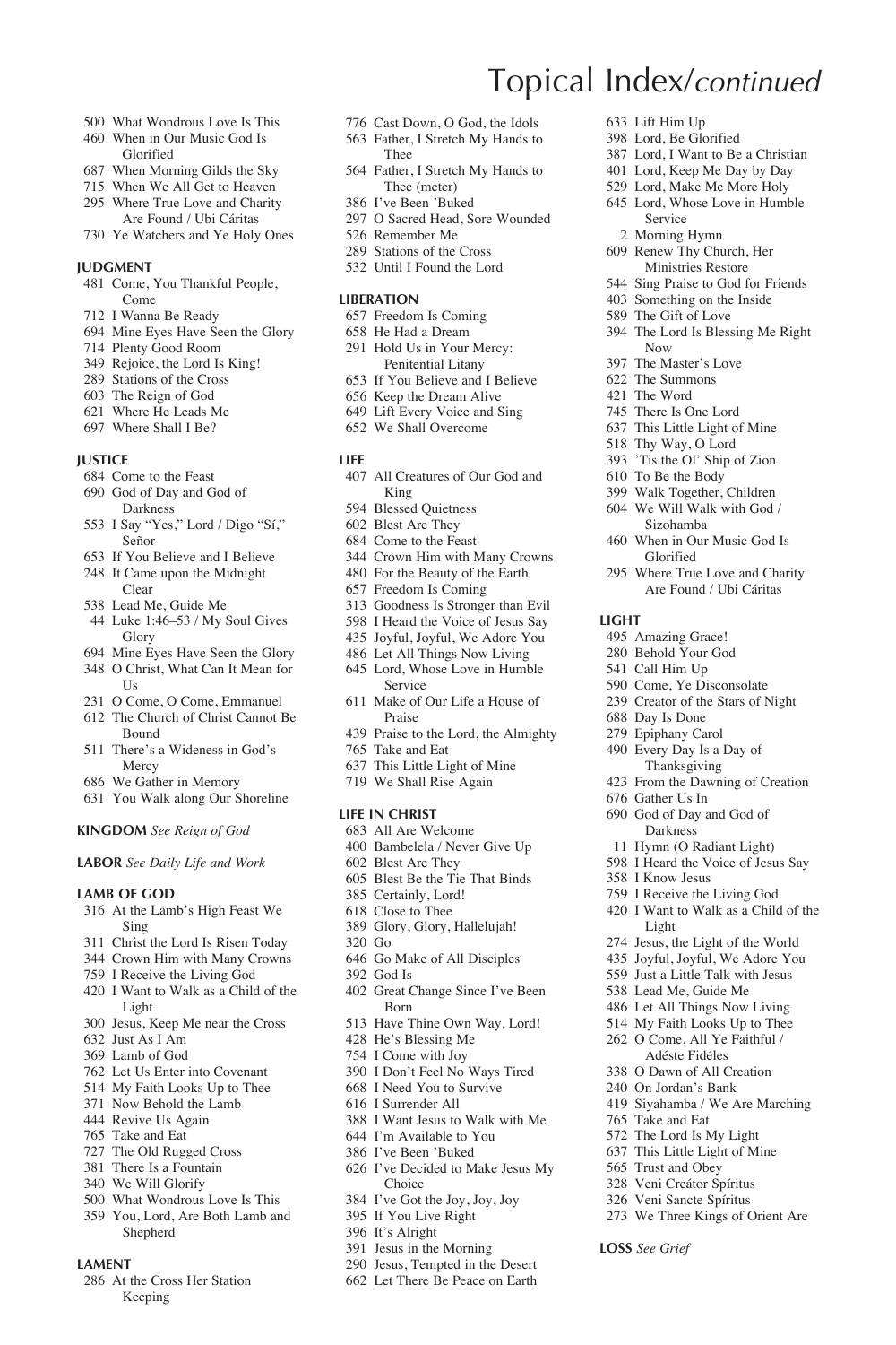# Topical Index/*continued*

- 500 What Wondrous Love Is This
- 460 When in Our Music God Is Glorified
- 687 When Morning Gilds the Sky
- 715 When We All Get to Heaven
- 295 Where True Love and Charity Are Found / Ubi Cáritas
- 730 Ye Watchers and Ye Holy Ones

**JUDGMENT**

- 481 Come, You Thankful People, Come
- 712 I Wanna Be Ready
- 694 Mine Eyes Have Seen the Glory
- 714 Plenty Good Room
- 349 Rejoice, the Lord Is King!
- 289 Stations of the Cross
- 603 The Reign of God
- 621 Where He Leads Me
- 697 Where Shall I Be?

**JUSTICE**

- 684 Come to the Feast
- 690 God of Day and God of Darkness
- 553 I Say "Yes," Lord / Digo "Sí," Señor
- 653 If You Believe and I Believe
- 248 It Came upon the Midnight Clear
- 538 Lead Me, Guide Me
- 44 Luke 1:46–53 / My Soul Gives Glory
- 694 Mine Eyes Have Seen the Glory
- 348 O Christ, What Can It Mean for Us
- 231 O Come, O Come, Emmanuel
- 612 The Church of Christ Cannot Be Bound
- 511 There's a Wideness in God's Mercy
- 686 We Gather in Memory
- 631 You Walk along Our Shoreline

**KINGDOM** *See Reign of God*

**LABOR** *See Daily Life and Work*

**LAMB OF GOD**

- 316 At the Lamb's High Feast We Sing
- 311 Christ the Lord Is Risen Today
- 344 Crown Him with Many Crowns
- 759 I Receive the Living God
- 420 I Want to Walk as a Child of the Light
- 300 Jesus, Keep Me near the Cross
- 632 Just As I Am
- 369 Lamb of God
- 762 Let Us Enter into Covenant
- 514 My Faith Looks Up to Thee
- 371 Now Behold the Lamb
- 444 Revive Us Again
- 765 Take and Eat
- 727 The Old Rugged Cross
- 381 There Is a Fountain
- 340 We Will Glorify
- 500 What Wondrous Love Is This
- 359 You, Lord, Are Both Lamb and Shepherd

**LAMENT**

- 286 At the Cross Her Station Keeping
- 776 Cast Down, O God, the Idols
- 563 Father, I Stretch My Hands to Thee
- 564 Father, I Stretch My Hands to Thee (meter)
- 386 I've Been 'Buked
- 297 O Sacred Head, Sore Wounded
- 526 Remember Me
- 289 Stations of the Cross
- 532 Until I Found the Lord

**LIBERATION**

- 657 Freedom Is Coming
- 658 He Had a Dream
- 291 Hold Us in Your Mercy: Penitential Litany
- 653 If You Believe and I Believe
- 656 Keep the Dream Alive
- 649 Lift Every Voice and Sing
- 652 We Shall Overcome

**LIFE**

- 407 All Creatures of Our God and King
- 594 Blessed Quietness
- 602 Blest Are They
- 684 Come to the Feast
- 344 Crown Him with Many Crowns
- 480 For the Beauty of the Earth
- 657 Freedom Is Coming
- 313 Goodness Is Stronger than Evil
- 598 I Heard the Voice of Jesus Say
- 435 Joyful, Joyful, We Adore You
- 486 Let All Things Now Living
- 645 Lord, Whose Love in Humble Service
- 611 Make of Our Life a House of Praise
- 439 Praise to the Lord, the Almighty
- 765 Take and Eat
- 637 This Little Light of Mine
- 719 We Shall Rise Again

**LIFE IN CHRIST**

- 683 All Are Welcome
- 400 Bambelela / Never Give Up
- 602 Blest Are They
- 605 Blest Be the Tie That Binds
- 385 Certainly, Lord!
- 618 Close to Thee
- 389 Glory, Glory, Hallelujah!
- 320 Go
- 646 Go Make of All Disciples
- 392 God Is
- 402 Great Change Since I've Been Born
- 513 Have Thine Own Way, Lord!
- 428 He's Blessing Me
- 754 I Come with Joy
- 390 I Don't Feel No Ways Tired
- 668 I Need You to Survive
- 616 I Surrender All
- 388 I Want Jesus to Walk with Me
- 644 I'm Available to You
- 386 I've Been 'Buked
- 626 I've Decided to Make Jesus My Choice
- 384 I've Got the Joy, Joy, Joy
- 395 If You Live Right
- 396 It's Alright
- 391 Jesus in the Morning
- 290 Jesus, Tempted in the Desert
- 662 Let There Be Peace on Earth
- 633 Lift Him Up
- 398 Lord, Be Glorified
- 387 Lord, I Want to Be a Christian
- 401 Lord, Keep Me Day by Day
- 529 Lord, Make Me More Holy
- 645 Lord, Whose Love in Humble Service
- 2 Morning Hymn
- 609 Renew Thy Church, Her Ministries Restore
- 544 Sing Praise to God for Friends
- 403 Something on the Inside
- 589 The Gift of Love
- 394 The Lord Is Blessing Me Right Now
- 397 The Master's Love
- 622 The Summons
- 421 The Word
- 745 There Is One Lord
- 637 This Little Light of Mine
- 518 Thy Way, O Lord
- 393 'Tis the Ol' Ship of Zion
- 610 To Be the Body
- 399 Walk Together, Children
- 604 We Will Walk with God / Sizohamba
- 460 When in Our Music God Is Glorified
- 295 Where True Love and Charity Are Found / Ubi Cáritas

**LIGHT**

- 495 Amazing Grace!
- 280 Behold Your God
- 541 Call Him Up
- 590 Come, Ye Disconsolate
- 239 Creator of the Stars of Night
- 688 Day Is Done
- 279 Epiphany Carol
- 490 Every Day Is a Day of Thanksgiving
- 423 From the Dawning of Creation
- 676 Gather Us In
- 690 God of Day and God of Darkness
- 11 Hymn (O Radiant Light)
- 598 I Heard the Voice of Jesus Say
- 358 I Know Jesus
- 759 I Receive the Living God
- 420 I Want to Walk as a Child of the Light
- 274 Jesus, the Light of the World
- 435 Joyful, Joyful, We Adore You
- 559 Just a Little Talk with Jesus
- 538 Lead Me, Guide Me
- 486 Let All Things Now Living
- 514 My Faith Looks Up to Thee
- 262 O Come, All Ye Faithful / Adéste Fidéles
- 338 O Dawn of All Creation
- 240 On Jordan's Bank
- 419 Siyahamba / We Are Marching
- 765 Take and Eat
- 572 The Lord Is My Light
- 637 This Little Light of Mine
- 565 Trust and Obey
- 328 Veni Creátor Spíritus
- 326 Veni Sancte Spíritus
- 273 We Three Kings of Orient Are

**LOSS** *See Grief*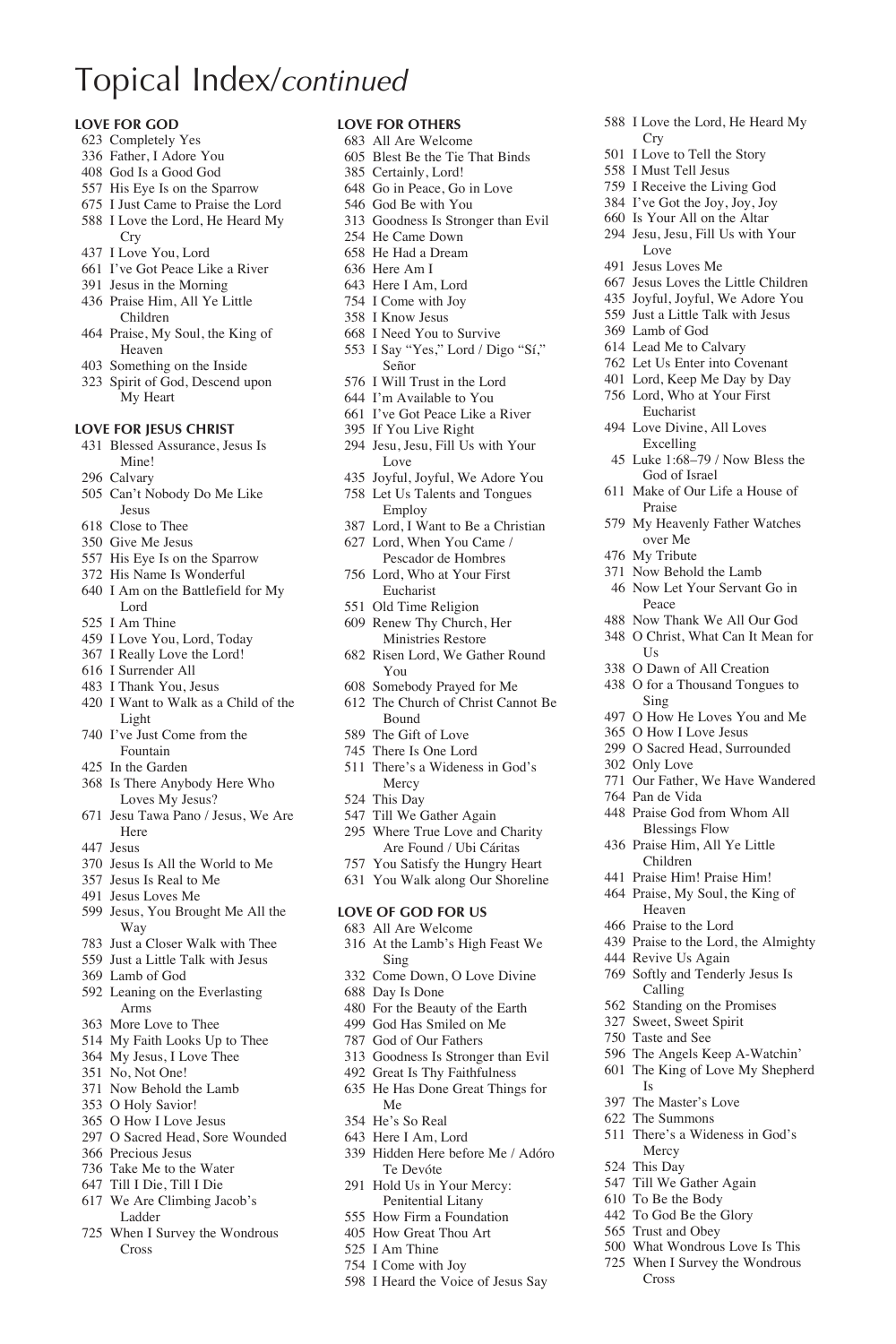# Topical Index/*continued*

**LOVE FOR GOD**

- 623 Completely Yes
- 336 Father, I Adore You
- 408 God Is a Good God
- 557 His Eye Is on the Sparrow
- 675 I Just Came to Praise the Lord
- 588 I Love the Lord, He Heard My Cry
- 437 I Love You, Lord
- 661 I've Got Peace Like a River
- 391 Jesus in the Morning
- 436 Praise Him, All Ye Little Children
- 464 Praise, My Soul, the King of Heaven
- 403 Something on the Inside
- 323 Spirit of God, Descend upon My Heart

**LOVE FOR JESUS CHRIST**

- 431 Blessed Assurance, Jesus Is Mine!
- 296 Calvary
- 505 Can't Nobody Do Me Like Jesus
- 618 Close to Thee
- 350 Give Me Jesus
- 557 His Eye Is on the Sparrow
- 372 His Name Is Wonderful
- 640 I Am on the Battlefield for My Lord
- 525 I Am Thine
- 459 I Love You, Lord, Today
- 367 I Really Love the Lord!
- 616 I Surrender All
- 483 I Thank You, Jesus
- 420 I Want to Walk as a Child of the Light
- 740 I've Just Come from the Fountain
- 425 In the Garden
- 368 Is There Anybody Here Who Loves My Jesus?
- 671 Jesu Tawa Pano / Jesus, We Are Here
- 447 Jesus
- 370 Jesus Is All the World to Me
- 357 Jesus Is Real to Me
- 491 Jesus Loves Me
- 599 Jesus, You Brought Me All the Way
- 783 Just a Closer Walk with Thee
- 559 Just a Little Talk with Jesus
- 369 Lamb of God
- 592 Leaning on the Everlasting Arms
- 363 More Love to Thee
- 514 My Faith Looks Up to Thee
- 364 My Jesus, I Love Thee
- 351 No, Not One!
- 371 Now Behold the Lamb
- 353 O Holy Savior!
- 365 O How I Love Jesus
- 297 O Sacred Head, Sore Wounded
- 366 Precious Jesus
- 736 Take Me to the Water
- 647 Till I Die, Till I Die
- 617 We Are Climbing Jacob's Ladder
- 725 When I Survey the Wondrous Cross

**LOVE FOR OTHERS**

- 683 All Are Welcome
- 605 Blest Be the Tie That Binds
- 385 Certainly, Lord!
- 648 Go in Peace, Go in Love
- 546 God Be with You
- 313 Goodness Is Stronger than Evil
- 254 He Came Down
- 658 He Had a Dream
- 636 Here Am I
- 643 Here I Am, Lord
- 754 I Come with Joy
- 358 I Know Jesus
- 668 I Need You to Survive
- 553 I Say "Yes," Lord / Digo "Sí," Señor
- 576 I Will Trust in the Lord
- 644 I'm Available to You
- 661 I've Got Peace Like a River
- 395 If You Live Right
- 294 Jesu, Jesu, Fill Us with Your Love
- 435 Joyful, Joyful, We Adore You
- 758 Let Us Talents and Tongues Employ
- 387 Lord, I Want to Be a Christian
- 627 Lord, When You Came / Pescador de Hombres
- 756 Lord, Who at Your First Eucharist
- 551 Old Time Religion
- 609 Renew Thy Church, Her Ministries Restore
- 682 Risen Lord, We Gather Round You
- 608 Somebody Prayed for Me
- 612 The Church of Christ Cannot Be Bound
- 589 The Gift of Love
- 745 There Is One Lord
- 511 There's a Wideness in God's Mercy
- 524 This Day
- 547 Till We Gather Again
- 295 Where True Love and Charity Are Found / Ubi Cáritas
- 757 You Satisfy the Hungry Heart
- 631 You Walk along Our Shoreline

**LOVE OF GOD FOR US**

- 683 All Are Welcome
- 316 At the Lamb's High Feast We Sing
- 332 Come Down, O Love Divine
- 688 Day Is Done
- 480 For the Beauty of the Earth
- 499 God Has Smiled on Me
- 787 God of Our Fathers
- 313 Goodness Is Stronger than Evil
- 492 Great Is Thy Faithfulness
- 635 He Has Done Great Things for Me
- 354 He's So Real
- 643 Here I Am, Lord
- 339 Hidden Here before Me / Adóro Te Devóte
- 291 Hold Us in Your Mercy: Penitential Litany
- 555 How Firm a Foundation
- 405 How Great Thou Art
- 525 I Am Thine
- 754 I Come with Joy
- 598 I Heard the Voice of Jesus Say
- 588 I Love the Lord, He Heard My Cry
- 501 I Love to Tell the Story
- 558 I Must Tell Jesus
- 759 I Receive the Living God
- 384 I've Got the Joy, Joy, Joy
- 660 Is Your All on the Altar
- 294 Jesu, Jesu, Fill Us with Your Love
- 491 Jesus Loves Me
- 667 Jesus Loves the Little Children
- 435 Joyful, Joyful, We Adore You
- 559 Just a Little Talk with Jesus
- 369 Lamb of God
- 614 Lead Me to Calvary
- 762 Let Us Enter into Covenant
- 401 Lord, Keep Me Day by Day
- 756 Lord, Who at Your First Eucharist
- 494 Love Divine, All Loves Excelling
- 45 Luke 1:68–79 / Now Bless the God of Israel
- 611 Make of Our Life a House of Praise
- 579 My Heavenly Father Watches over Me
- 476 My Tribute
- 371 Now Behold the Lamb
- 46 Now Let Your Servant Go in Peace
- 488 Now Thank We All Our God
- 348 O Christ, What Can It Mean for Us
- 338 O Dawn of All Creation
- 438 O for a Thousand Tongues to Sing
- 497 O How He Loves You and Me
- 365 O How I Love Jesus
- 299 O Sacred Head, Surrounded
- 302 Only Love
- 771 Our Father, We Have Wandered
- 764 Pan de Vida
- 448 Praise God from Whom All Blessings Flow
- 436 Praise Him, All Ye Little Children
- 441 Praise Him! Praise Him!
- 464 Praise, My Soul, the King of Heaven
- 466 Praise to the Lord
- 439 Praise to the Lord, the Almighty
- 444 Revive Us Again
- 769 Softly and Tenderly Jesus Is Calling
- 562 Standing on the Promises
- 327 Sweet, Sweet Spirit
- 750 Taste and See
- 596 The Angels Keep A-Watchin'
- 601 The King of Love My Shepherd Is
- 397 The Master's Love
- 622 The Summons
- 511 There's a Wideness in God's Mercy
- 524 This Day
- 547 Till We Gather Again
- 610 To Be the Body
- 442 To God Be the Glory
- 565 Trust and Obey
- 500 What Wondrous Love Is This
- 725 When I Survey the Wondrous Cross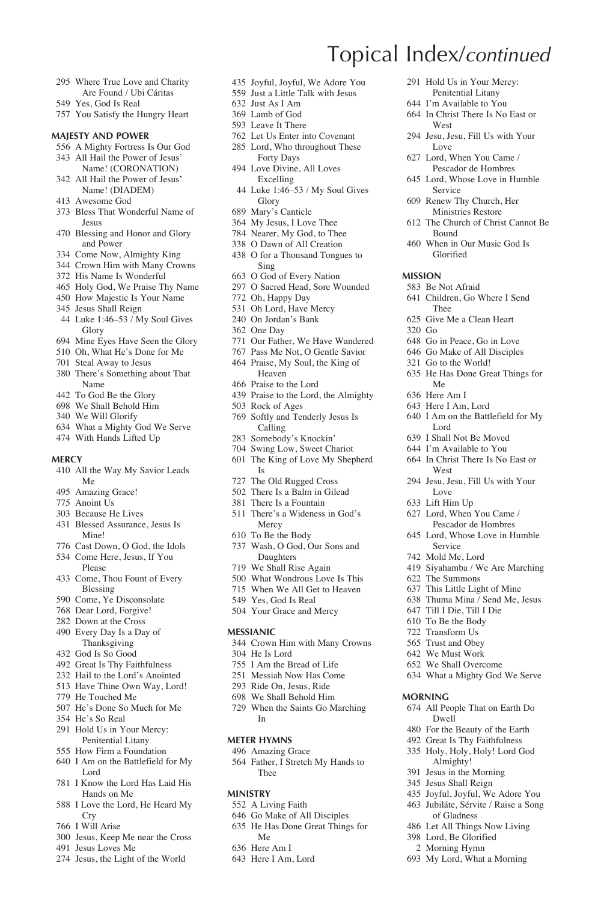# Topical Index/*continued*

295 Where True Love and Charity Are Found / Ubi Cáritas
549 Yes, God Is Real
757 You Satisfy the Hungry Heart

**MAJESTY AND POWER**

556 A Mighty Fortress Is Our God
343 All Hail the Power of Jesus' Name! (CORONATION)
342 All Hail the Power of Jesus' Name! (DIADEM)
413 Awesome God
373 Bless That Wonderful Name of Jesus
470 Blessing and Honor and Glory and Power
334 Come Now, Almighty King
344 Crown Him with Many Crowns
372 His Name Is Wonderful
465 Holy God, We Praise Thy Name
450 How Majestic Is Your Name
345 Jesus Shall Reign
44 Luke 1:46–53 / My Soul Gives Glory
694 Mine Eyes Have Seen the Glory
510 Oh, What He's Done for Me
701 Steal Away to Jesus
380 There's Something about That Name
442 To God Be the Glory
698 We Shall Behold Him
340 We Will Glorify
634 What a Mighty God We Serve
474 With Hands Lifted Up

**MERCY**

410 All the Way My Savior Leads Me
495 Amazing Grace!
775 Anoint Us
303 Because He Lives
431 Blessed Assurance, Jesus Is Mine!
776 Cast Down, O God, the Idols
534 Come Here, Jesus, If You Please
433 Come, Thou Fount of Every Blessing
590 Come, Ye Disconsolate
768 Dear Lord, Forgive!
282 Down at the Cross
490 Every Day Is a Day of Thanksgiving
432 God Is So Good
492 Great Is Thy Faithfulness
232 Hail to the Lord's Anointed
513 Have Thine Own Way, Lord!
779 He Touched Me
507 He's Done So Much for Me
354 He's So Real
291 Hold Us in Your Mercy: Penitential Litany
555 How Firm a Foundation
640 I Am on the Battlefield for My Lord
781 I Know the Lord Has Laid His Hands on Me
588 I Love the Lord, He Heard My Cry
766 I Will Arise
300 Jesus, Keep Me near the Cross
491 Jesus Loves Me
274 Jesus, the Light of the World
435 Joyful, Joyful, We Adore You
559 Just a Little Talk with Jesus
632 Just As I Am
369 Lamb of God
593 Leave It There
762 Let Us Enter into Covenant
285 Lord, Who throughout These Forty Days
494 Love Divine, All Loves Excelling
44 Luke 1:46–53 / My Soul Gives Glory
689 Mary's Canticle
364 My Jesus, I Love Thee
784 Nearer, My God, to Thee
338 O Dawn of All Creation
438 O for a Thousand Tongues to Sing
663 O God of Every Nation
297 O Sacred Head, Sore Wounded
772 Oh, Happy Day
531 Oh Lord, Have Mercy
240 On Jordan's Bank
362 One Day
771 Our Father, We Have Wandered
767 Pass Me Not, O Gentle Savior
464 Praise, My Soul, the King of Heaven
466 Praise to the Lord
439 Praise to the Lord, the Almighty
503 Rock of Ages
769 Softly and Tenderly Jesus Is Calling
283 Somebody's Knockin'
704 Swing Low, Sweet Chariot
601 The King of Love My Shepherd Is
727 The Old Rugged Cross
502 There Is a Balm in Gilead
381 There Is a Fountain
511 There's a Wideness in God's Mercy
610 To Be the Body
737 Wash, O God, Our Sons and Daughters
719 We Shall Rise Again
500 What Wondrous Love Is This
715 When We All Get to Heaven
549 Yes, God Is Real
504 Your Grace and Mercy

**MESSIANIC**

344 Crown Him with Many Crowns
304 He Is Lord
755 I Am the Bread of Life
251 Messiah Now Has Come
293 Ride On, Jesus, Ride
698 We Shall Behold Him
729 When the Saints Go Marching In

**METER HYMNS**

496 Amazing Grace
564 Father, I Stretch My Hands to Thee

**MINISTRY**

552 A Living Faith
646 Go Make of All Disciples
635 He Has Done Great Things for Me
636 Here Am I
643 Here I Am, Lord
291 Hold Us in Your Mercy: Penitential Litany
644 I'm Available to You
664 In Christ There Is No East or West
294 Jesu, Jesu, Fill Us with Your Love
627 Lord, When You Came / Pescador de Hombres
645 Lord, Whose Love in Humble Service
609 Renew Thy Church, Her Ministries Restore
612 The Church of Christ Cannot Be Bound
460 When in Our Music God Is Glorified

**MISSION**

583 Be Not Afraid
641 Children, Go Where I Send Thee
625 Give Me a Clean Heart
320 Go
648 Go in Peace, Go in Love
646 Go Make of All Disciples
321 Go to the World!
635 He Has Done Great Things for Me
636 Here Am I
643 Here I Am, Lord
640 I Am on the Battlefield for My Lord
639 I Shall Not Be Moved
644 I'm Available to You
664 In Christ There Is No East or West
294 Jesu, Jesu, Fill Us with Your Love
633 Lift Him Up
627 Lord, When You Came / Pescador de Hombres
645 Lord, Whose Love in Humble Service
742 Mold Me, Lord
419 Siyahamba / We Are Marching
622 The Summons
637 This Little Light of Mine
638 Thuma Mina / Send Me, Jesus
647 Till I Die, Till I Die
610 To Be the Body
722 Transform Us
565 Trust and Obey
642 We Must Work
652 We Shall Overcome
634 What a Mighty God We Serve

**MORNING**

674 All People That on Earth Do Dwell
480 For the Beauty of the Earth
492 Great Is Thy Faithfulness
335 Holy, Holy, Holy! Lord God Almighty!
391 Jesus in the Morning
345 Jesus Shall Reign
435 Joyful, Joyful, We Adore You
463 Jubiláte, Sérvite / Raise a Song of Gladness
486 Let All Things Now Living
398 Lord, Be Glorified
2 Morning Hymn
693 My Lord, What a Morning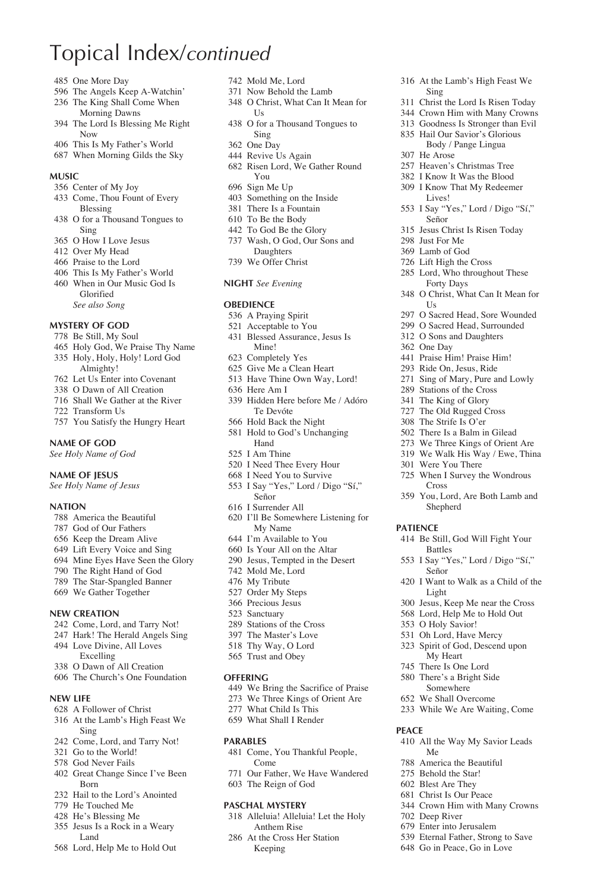# Topical Index/*continued*

485 One More Day
596 The Angels Keep A-Watchin'
236 The King Shall Come When Morning Dawns
394 The Lord Is Blessing Me Right Now
406 This Is My Father's World
687 When Morning Gilds the Sky

### MUSIC

356 Center of My Joy
433 Come, Thou Fount of Every Blessing
438 O for a Thousand Tongues to Sing
365 O How I Love Jesus
412 Over My Head
466 Praise to the Lord
406 This Is My Father's World
460 When in Our Music God Is Glorified
*See also Song*

### MYSTERY OF GOD

778 Be Still, My Soul
465 Holy God, We Praise Thy Name
335 Holy, Holy, Holy! Lord God Almighty!
762 Let Us Enter into Covenant
338 O Dawn of All Creation
716 Shall We Gather at the River
722 Transform Us
757 You Satisfy the Hungry Heart

### NAME OF GOD

*See Holy Name of God*

### NAME OF JESUS

*See Holy Name of Jesus*

### NATION

788 America the Beautiful
787 God of Our Fathers
656 Keep the Dream Alive
649 Lift Every Voice and Sing
694 Mine Eyes Have Seen the Glory
790 The Right Hand of God
789 The Star-Spangled Banner
669 We Gather Together

### NEW CREATION

242 Come, Lord, and Tarry Not!
247 Hark! The Herald Angels Sing
494 Love Divine, All Loves Excelling
338 O Dawn of All Creation
606 The Church's One Foundation

### NEW LIFE

628 A Follower of Christ
316 At the Lamb's High Feast We Sing
242 Come, Lord, and Tarry Not!
321 Go to the World!
578 God Never Fails
402 Great Change Since I've Been Born
232 Hail to the Lord's Anointed
779 He Touched Me
428 He's Blessing Me
355 Jesus Is a Rock in a Weary Land
568 Lord, Help Me to Hold Out
742 Mold Me, Lord
371 Now Behold the Lamb
348 O Christ, What Can It Mean for Us
438 O for a Thousand Tongues to Sing
362 One Day
444 Revive Us Again
682 Risen Lord, We Gather Round You
696 Sign Me Up
403 Something on the Inside
381 There Is a Fountain
610 To Be the Body
442 To God Be the Glory
737 Wash, O God, Our Sons and Daughters
739 We Offer Christ

### NIGHT *See Evening*

### OBEDIENCE

536 A Praying Spirit
521 Acceptable to You
431 Blessed Assurance, Jesus Is Mine!
623 Completely Yes
625 Give Me a Clean Heart
513 Have Thine Own Way, Lord!
636 Here Am I
339 Hidden Here before Me / Adóro Te Devóte
566 Hold Back the Night
581 Hold to God's Unchanging Hand
525 I Am Thine
520 I Need Thee Every Hour
668 I Need You to Survive
553 I Say "Yes," Lord / Digo "Sí," Señor
616 I Surrender All
620 I'll Be Somewhere Listening for My Name
644 I'm Available to You
660 Is Your All on the Altar
290 Jesus, Tempted in the Desert
742 Mold Me, Lord
476 My Tribute
527 Order My Steps
366 Precious Jesus
523 Sanctuary
289 Stations of the Cross
397 The Master's Love
518 Thy Way, O Lord
565 Trust and Obey

### OFFERING

449 We Bring the Sacrifice of Praise
273 We Three Kings of Orient Are
277 What Child Is This
659 What Shall I Render

### PARABLES

481 Come, You Thankful People, Come
771 Our Father, We Have Wandered
603 The Reign of God

### PASCHAL MYSTERY

318 Alleluia! Alleluia! Let the Holy Anthem Rise
286 At the Cross Her Station Keeping
316 At the Lamb's High Feast We Sing
311 Christ the Lord Is Risen Today
344 Crown Him with Many Crowns
313 Goodness Is Stronger than Evil
835 Hail Our Savior's Glorious Body / Pange Lingua
307 He Arose
257 Heaven's Christmas Tree
382 I Know It Was the Blood
309 I Know That My Redeemer Lives!
553 I Say "Yes," Lord / Digo "Sí," Señor
315 Jesus Christ Is Risen Today
298 Just For Me
369 Lamb of God
726 Lift High the Cross
285 Lord, Who throughout These Forty Days
348 O Christ, What Can It Mean for Us
297 O Sacred Head, Sore Wounded
299 O Sacred Head, Surrounded
312 O Sons and Daughters
362 One Day
441 Praise Him! Praise Him!
293 Ride On, Jesus, Ride
271 Sing of Mary, Pure and Lowly
289 Stations of the Cross
341 The King of Glory
727 The Old Rugged Cross
308 The Strife Is O'er
502 There Is a Balm in Gilead
273 We Three Kings of Orient Are
319 We Walk His Way / Ewe, Thina
301 Were You There
725 When I Survey the Wondrous Cross
359 You, Lord, Are Both Lamb and Shepherd

### PATIENCE

414 Be Still, God Will Fight Your Battles
553 I Say "Yes," Lord / Digo "Sí," Señor
420 I Want to Walk as a Child of the Light
300 Jesus, Keep Me near the Cross
568 Lord, Help Me to Hold Out
353 O Holy Savior!
531 Oh Lord, Have Mercy
323 Spirit of God, Descend upon My Heart
745 There Is One Lord
580 There's a Bright Side Somewhere
652 We Shall Overcome
233 While We Are Waiting, Come

### PEACE

410 All the Way My Savior Leads Me
788 America the Beautiful
275 Behold the Star!
602 Blest Are They
681 Christ Is Our Peace
344 Crown Him with Many Crowns
702 Deep River
679 Enter into Jerusalem
539 Eternal Father, Strong to Save
648 Go in Peace, Go in Love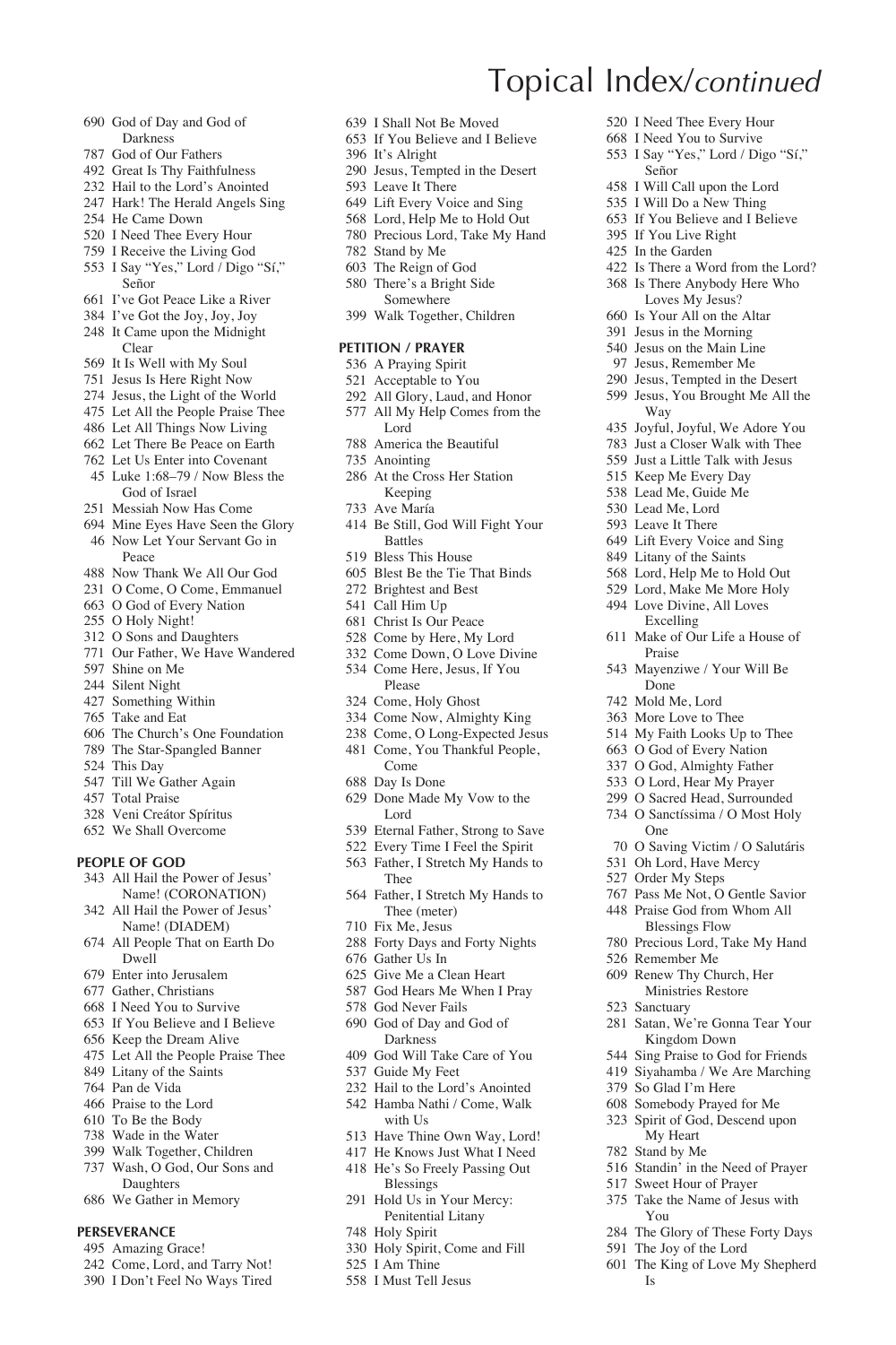# Topical Index/*continued*

690 God of Day and God of Darkness
787 God of Our Fathers
492 Great Is Thy Faithfulness
232 Hail to the Lord's Anointed
247 Hark! The Herald Angels Sing
254 He Came Down
520 I Need Thee Every Hour
759 I Receive the Living God
553 I Say "Yes," Lord / Digo "Sí," Señor
661 I've Got Peace Like a River
384 I've Got the Joy, Joy, Joy
248 It Came upon the Midnight Clear
569 It Is Well with My Soul
751 Jesus Is Here Right Now
274 Jesus, the Light of the World
475 Let All the People Praise Thee
486 Let All Things Now Living
662 Let There Be Peace on Earth
762 Let Us Enter into Covenant
45 Luke 1:68–79 / Now Bless the God of Israel
251 Messiah Now Has Come
694 Mine Eyes Have Seen the Glory
46 Now Let Your Servant Go in Peace
488 Now Thank We All Our God
231 O Come, O Come, Emmanuel
663 O God of Every Nation
255 O Holy Night!
312 O Sons and Daughters
771 Our Father, We Have Wandered
597 Shine on Me
244 Silent Night
427 Something Within
765 Take and Eat
606 The Church's One Foundation
789 The Star-Spangled Banner
524 This Day
547 Till We Gather Again
457 Total Praise
328 Veni Creátor Spíritus
652 We Shall Overcome

**PEOPLE OF GOD**

343 All Hail the Power of Jesus' Name! (CORONATION)
342 All Hail the Power of Jesus' Name! (DIADEM)
674 All People That on Earth Do Dwell
679 Enter into Jerusalem
677 Gather, Christians
668 I Need You to Survive
653 If You Believe and I Believe
656 Keep the Dream Alive
475 Let All the People Praise Thee
849 Litany of the Saints
764 Pan de Vida
466 Praise to the Lord
610 To Be the Body
738 Wade in the Water
399 Walk Together, Children
737 Wash, O God, Our Sons and Daughters
686 We Gather in Memory

**PERSEVERANCE**

495 Amazing Grace!
242 Come, Lord, and Tarry Not!
390 I Don't Feel No Ways Tired
639 I Shall Not Be Moved
653 If You Believe and I Believe
396 It's Alright
290 Jesus, Tempted in the Desert
593 Leave It There
649 Lift Every Voice and Sing
568 Lord, Help Me to Hold Out
780 Precious Lord, Take My Hand
782 Stand by Me
603 The Reign of God
580 There's a Bright Side Somewhere
399 Walk Together, Children

**PETITION / PRAYER**

536 A Praying Spirit
521 Acceptable to You
292 All Glory, Laud, and Honor
577 All My Help Comes from the Lord
788 America the Beautiful
735 Anointing
286 At the Cross Her Station Keeping
733 Ave María
414 Be Still, God Will Fight Your Battles
519 Bless This House
605 Blest Be the Tie That Binds
272 Brightest and Best
541 Call Him Up
681 Christ Is Our Peace
528 Come by Here, My Lord
332 Come Down, O Love Divine
534 Come Here, Jesus, If You Please
324 Come, Holy Ghost
334 Come Now, Almighty King
238 Come, O Long-Expected Jesus
481 Come, You Thankful People, Come
688 Day Is Done
629 Done Made My Vow to the Lord
539 Eternal Father, Strong to Save
522 Every Time I Feel the Spirit
563 Father, I Stretch My Hands to Thee
564 Father, I Stretch My Hands to Thee (meter)
710 Fix Me, Jesus
288 Forty Days and Forty Nights
676 Gather Us In
625 Give Me a Clean Heart
587 God Hears Me When I Pray
578 God Never Fails
690 God of Day and God of Darkness
409 God Will Take Care of You
537 Guide My Feet
232 Hail to the Lord's Anointed
542 Hamba Nathi / Come, Walk with Us
513 Have Thine Own Way, Lord!
417 He Knows Just What I Need
418 He's So Freely Passing Out Blessings
291 Hold Us in Your Mercy: Penitential Litany
748 Holy Spirit
330 Holy Spirit, Come and Fill
525 I Am Thine
558 I Must Tell Jesus
520 I Need Thee Every Hour
668 I Need You to Survive
553 I Say "Yes," Lord / Digo "Sí," Señor
458 I Will Call upon the Lord
535 I Will Do a New Thing
653 If You Believe and I Believe
395 If You Live Right
425 In the Garden
422 Is There a Word from the Lord?
368 Is There Anybody Here Who Loves My Jesus?
660 Is Your All on the Altar
391 Jesus in the Morning
540 Jesus on the Main Line
97 Jesus, Remember Me
290 Jesus, Tempted in the Desert
599 Jesus, You Brought Me All the Way
435 Joyful, Joyful, We Adore You
783 Just a Closer Walk with Thee
559 Just a Little Talk with Jesus
515 Keep Me Every Day
538 Lead Me, Guide Me
530 Lead Me, Lord
593 Leave It There
649 Lift Every Voice and Sing
849 Litany of the Saints
568 Lord, Help Me to Hold Out
529 Lord, Make Me More Holy
494 Love Divine, All Loves Excelling
611 Make of Our Life a House of Praise
543 Mayenziwe / Your Will Be Done
742 Mold Me, Lord
363 More Love to Thee
514 My Faith Looks Up to Thee
663 O God of Every Nation
337 O God, Almighty Father
533 O Lord, Hear My Prayer
299 O Sacred Head, Surrounded
734 O Sanctíssima / O Most Holy One
70 O Saving Victim / O Salutáris
531 Oh Lord, Have Mercy
527 Order My Steps
767 Pass Me Not, O Gentle Savior
448 Praise God from Whom All Blessings Flow
780 Precious Lord, Take My Hand
526 Remember Me
609 Renew Thy Church, Her Ministries Restore
523 Sanctuary
281 Satan, We're Gonna Tear Your Kingdom Down
544 Sing Praise to God for Friends
419 Siyahamba / We Are Marching
379 So Glad I'm Here
608 Somebody Prayed for Me
323 Spirit of God, Descend upon My Heart
782 Stand by Me
516 Standin' in the Need of Prayer
517 Sweet Hour of Prayer
375 Take the Name of Jesus with You
284 The Glory of These Forty Days
591 The Joy of the Lord
601 The King of Love My Shepherd Is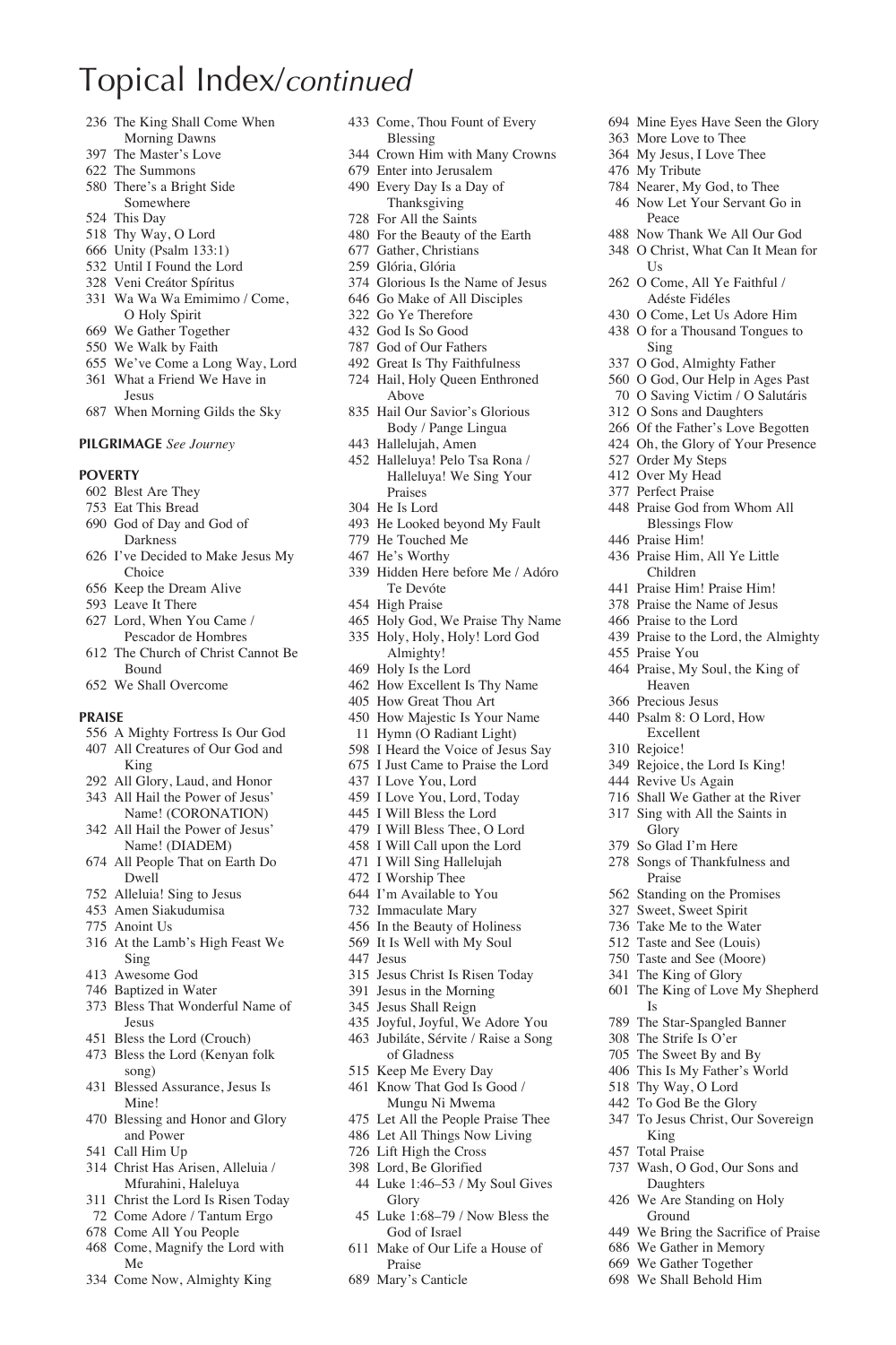# Topical Index/*continued*

- 236 The King Shall Come When Morning Dawns
- 397 The Master's Love
- 622 The Summons
- 580 There's a Bright Side Somewhere
- 524 This Day
- 518 Thy Way, O Lord
- 666 Unity (Psalm 133:1)
- 532 Until I Found the Lord
- 328 Veni Creátor Spíritus
- 331 Wa Wa Wa Emimimo / Come, O Holy Spirit
- 669 We Gather Together
- 550 We Walk by Faith
- 655 We've Come a Long Way, Lord
- 361 What a Friend We Have in Jesus
- 687 When Morning Gilds the Sky

**PILGRIMAGE** *See Journey*

**POVERTY**

- 602 Blest Are They
- 753 Eat This Bread
- 690 God of Day and God of Darkness
- 626 I've Decided to Make Jesus My Choice
- 656 Keep the Dream Alive
- 593 Leave It There
- 627 Lord, When You Came / Pescador de Hombres
- 612 The Church of Christ Cannot Be Bound
- 652 We Shall Overcome

**PRAISE**

- 556 A Mighty Fortress Is Our God
- 407 All Creatures of Our God and King
- 292 All Glory, Laud, and Honor
- 343 All Hail the Power of Jesus' Name! (CORONATION)
- 342 All Hail the Power of Jesus' Name! (DIADEM)
- 674 All People That on Earth Do Dwell
- 752 Alleluia! Sing to Jesus
- 453 Amen Siakudumisa
- 775 Anoint Us
- 316 At the Lamb's High Feast We Sing
- 413 Awesome God
- 746 Baptized in Water
- 373 Bless That Wonderful Name of Jesus
- 451 Bless the Lord (Crouch)
- 473 Bless the Lord (Kenyan folk song)
- 431 Blessed Assurance, Jesus Is Mine!
- 470 Blessing and Honor and Glory and Power
- 541 Call Him Up
- 314 Christ Has Arisen, Alleluia / Mfurahini, Haleluya
- 311 Christ the Lord Is Risen Today
- 72 Come Adore / Tantum Ergo
- 678 Come All You People
- 468 Come, Magnify the Lord with Me
- 334 Come Now, Almighty King
- 433 Come, Thou Fount of Every Blessing
- 344 Crown Him with Many Crowns
- 679 Enter into Jerusalem
- 490 Every Day Is a Day of Thanksgiving
- 728 For All the Saints
- 480 For the Beauty of the Earth
- 677 Gather, Christians
- 259 Glória, Glória
- 374 Glorious Is the Name of Jesus
- 646 Go Make of All Disciples
- 322 Go Ye Therefore
- 432 God Is So Good
- 787 God of Our Fathers
- 492 Great Is Thy Faithfulness
- 724 Hail, Holy Queen Enthroned Above
- 835 Hail Our Savior's Glorious Body / Pange Lingua
- 443 Hallelujah, Amen
- 452 Halleluya! Pelo Tsa Rona / Halleluya! We Sing Your Praises
- 304 He Is Lord
- 493 He Looked beyond My Fault
- 779 He Touched Me
- 467 He's Worthy
- 339 Hidden Here before Me / Adóro Te Devóte
- 454 High Praise
- 465 Holy God, We Praise Thy Name
- 335 Holy, Holy, Holy! Lord God Almighty!
- 469 Holy Is the Lord
- 462 How Excellent Is Thy Name
- 405 How Great Thou Art
- 450 How Majestic Is Your Name
- 11 Hymn (O Radiant Light)
- 598 I Heard the Voice of Jesus Say
- 675 I Just Came to Praise the Lord
- 437 I Love You, Lord
- 459 I Love You, Lord, Today
- 445 I Will Bless the Lord
- 479 I Will Bless Thee, O Lord
- 458 I Will Call upon the Lord
- 471 I Will Sing Hallelujah
- 472 I Worship Thee
- 644 I'm Available to You
- 732 Immaculate Mary
- 456 In the Beauty of Holiness
- 569 It Is Well with My Soul
- 447 Jesus
- 315 Jesus Christ Is Risen Today
- 391 Jesus in the Morning
- 345 Jesus Shall Reign
- 435 Joyful, Joyful, We Adore You
- 463 Jubiláte, Sérvite / Raise a Song of Gladness
- 515 Keep Me Every Day
- 461 Know That God Is Good / Mungu Ni Mwema
- 475 Let All the People Praise Thee
- 486 Let All Things Now Living
- 726 Lift High the Cross
- 398 Lord, Be Glorified
- 44 Luke 1:46–53 / My Soul Gives Glory
- 45 Luke 1:68–79 / Now Bless the God of Israel
- 611 Make of Our Life a House of Praise
- 689 Mary's Canticle
- 694 Mine Eyes Have Seen the Glory
- 363 More Love to Thee
- 364 My Jesus, I Love Thee
- 476 My Tribute
- 784 Nearer, My God, to Thee
- 46 Now Let Your Servant Go in Peace
- 488 Now Thank We All Our God
- 348 O Christ, What Can It Mean for Us
- 262 O Come, All Ye Faithful / Adéste Fidéles
- 430 O Come, Let Us Adore Him
- 438 O for a Thousand Tongues to Sing
- 337 O God, Almighty Father
- 560 O God, Our Help in Ages Past
- 70 O Saving Victim / O Salutáris
- 312 O Sons and Daughters
- 266 Of the Father's Love Begotten
- 424 Oh, the Glory of Your Presence
- 527 Order My Steps
- 412 Over My Head
- 377 Perfect Praise
- 448 Praise God from Whom All Blessings Flow
- 446 Praise Him!
- 436 Praise Him, All Ye Little Children
- 441 Praise Him! Praise Him!
- 378 Praise the Name of Jesus
- 466 Praise to the Lord
- 439 Praise to the Lord, the Almighty
- 455 Praise You
- 464 Praise, My Soul, the King of Heaven
- 366 Precious Jesus
- 440 Psalm 8: O Lord, How Excellent
- 310 Rejoice!
- 349 Rejoice, the Lord Is King!
- 444 Revive Us Again
- 716 Shall We Gather at the River
- 317 Sing with All the Saints in Glory
- 379 So Glad I'm Here
- 278 Songs of Thankfulness and Praise
- 562 Standing on the Promises
- 327 Sweet, Sweet Spirit
- 736 Take Me to the Water
- 512 Taste and See (Louis)
- 750 Taste and See (Moore)
- 341 The King of Glory
- 601 The King of Love My Shepherd Is
- 789 The Star-Spangled Banner
- 308 The Strife Is O'er
- 705 The Sweet By and By
- 406 This Is My Father's World
- 518 Thy Way, O Lord
- 442 To God Be the Glory
- 347 To Jesus Christ, Our Sovereign King
- 457 Total Praise
- 737 Wash, O God, Our Sons and Daughters
- 426 We Are Standing on Holy Ground
- 449 We Bring the Sacrifice of Praise
- 686 We Gather in Memory
- 669 We Gather Together
- 698 We Shall Behold Him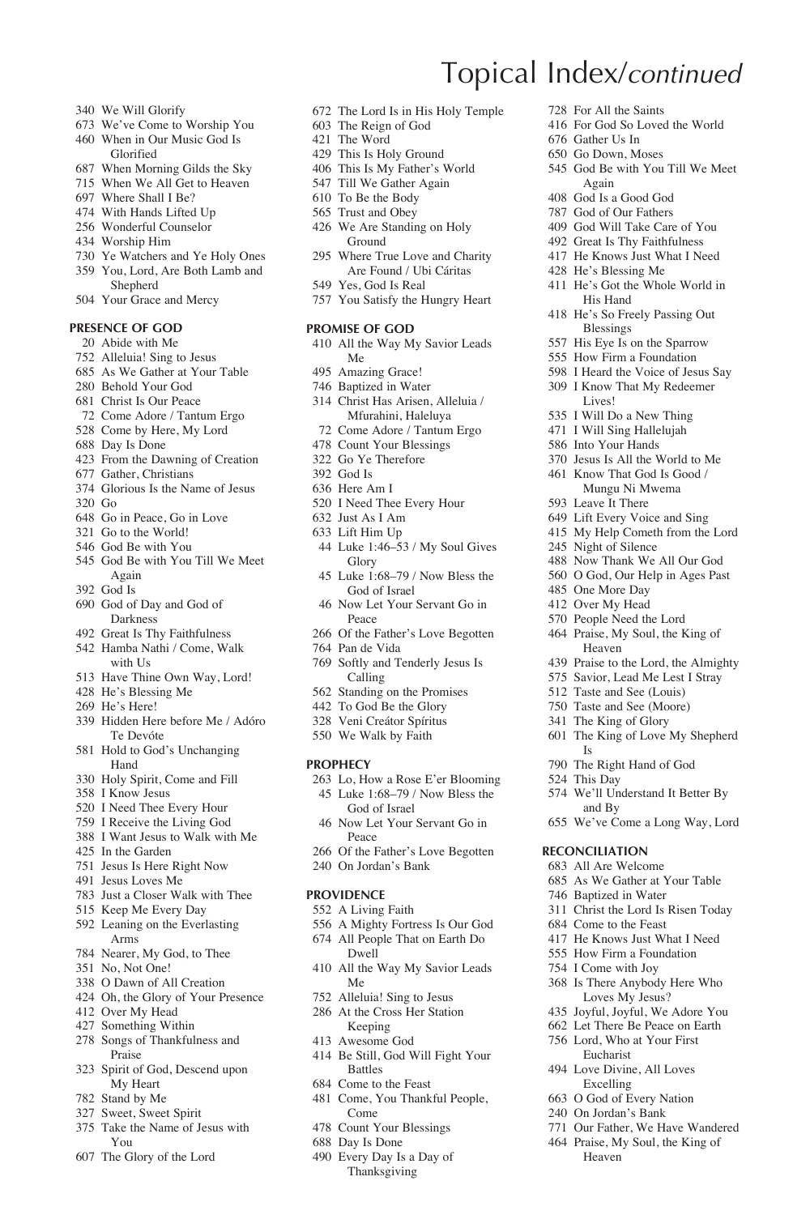# Topical Index/*continued*

340 We Will Glorify
673 We've Come to Worship You
460 When in Our Music God Is Glorified
687 When Morning Gilds the Sky
715 When We All Get to Heaven
697 Where Shall I Be?
474 With Hands Lifted Up
256 Wonderful Counselor
434 Worship Him
730 Ye Watchers and Ye Holy Ones
359 You, Lord, Are Both Lamb and Shepherd
504 Your Grace and Mercy

**PRESENCE OF GOD**

20 Abide with Me
752 Alleluia! Sing to Jesus
685 As We Gather at Your Table
280 Behold Your God
681 Christ Is Our Peace
72 Come Adore / Tantum Ergo
528 Come by Here, My Lord
688 Day Is Done
423 From the Dawning of Creation
677 Gather, Christians
374 Glorious Is the Name of Jesus
320 Go
648 Go in Peace, Go in Love
321 Go to the World!
546 God Be with You
545 God Be with You Till We Meet Again
392 God Is
690 God of Day and God of Darkness
492 Great Is Thy Faithfulness
542 Hamba Nathi / Come, Walk with Us
513 Have Thine Own Way, Lord!
428 He's Blessing Me
269 He's Here!
339 Hidden Here before Me / Adóro Te Devóte
581 Hold to God's Unchanging Hand
330 Holy Spirit, Come and Fill
358 I Know Jesus
520 I Need Thee Every Hour
759 I Receive the Living God
388 I Want Jesus to Walk with Me
425 In the Garden
751 Jesus Is Here Right Now
491 Jesus Loves Me
783 Just a Closer Walk with Thee
515 Keep Me Every Day
592 Leaning on the Everlasting Arms
784 Nearer, My God, to Thee
351 No, Not One!
338 O Dawn of All Creation
424 Oh, the Glory of Your Presence
412 Over My Head
427 Something Within
278 Songs of Thankfulness and Praise
323 Spirit of God, Descend upon My Heart
782 Stand by Me
327 Sweet, Sweet Spirit
375 Take the Name of Jesus with You
607 The Glory of the Lord
672 The Lord Is in His Holy Temple
603 The Reign of God
421 The Word
429 This Is Holy Ground
406 This Is My Father's World
547 Till We Gather Again
610 To Be the Body
565 Trust and Obey
426 We Are Standing on Holy Ground
295 Where True Love and Charity Are Found / Ubi Cáritas
549 Yes, God Is Real
757 You Satisfy the Hungry Heart

**PROMISE OF GOD**

410 All the Way My Savior Leads Me
495 Amazing Grace!
746 Baptized in Water
314 Christ Has Arisen, Alleluia / Mfurahini, Haleluya
72 Come Adore / Tantum Ergo
478 Count Your Blessings
322 Go Ye Therefore
392 God Is
636 Here Am I
520 I Need Thee Every Hour
632 Just As I Am
633 Lift Him Up
44 Luke 1:46–53 / My Soul Gives Glory
45 Luke 1:68–79 / Now Bless the God of Israel
46 Now Let Your Servant Go in Peace
266 Of the Father's Love Begotten
764 Pan de Vida
769 Softly and Tenderly Jesus Is Calling
562 Standing on the Promises
442 To God Be the Glory
328 Veni Creátor Spíritus
550 We Walk by Faith

**PROPHECY**

263 Lo, How a Rose E'er Blooming
45 Luke 1:68–79 / Now Bless the God of Israel
46 Now Let Your Servant Go in Peace
266 Of the Father's Love Begotten
240 On Jordan's Bank

**PROVIDENCE**

552 A Living Faith
556 A Mighty Fortress Is Our God
674 All People That on Earth Do Dwell
410 All the Way My Savior Leads Me
752 Alleluia! Sing to Jesus
286 At the Cross Her Station Keeping
413 Awesome God
414 Be Still, God Will Fight Your Battles
684 Come to the Feast
481 Come, You Thankful People, Come
478 Count Your Blessings
688 Day Is Done
490 Every Day Is a Day of Thanksgiving
728 For All the Saints
416 For God So Loved the World
676 Gather Us In
650 Go Down, Moses
545 God Be with You Till We Meet Again
408 God Is a Good God
787 God of Our Fathers
409 God Will Take Care of You
492 Great Is Thy Faithfulness
417 He Knows Just What I Need
428 He's Blessing Me
411 He's Got the Whole World in His Hand
418 He's So Freely Passing Out Blessings
557 His Eye Is on the Sparrow
555 How Firm a Foundation
598 I Heard the Voice of Jesus Say
309 I Know That My Redeemer Lives!
535 I Will Do a New Thing
471 I Will Sing Hallelujah
586 Into Your Hands
370 Jesus Is All the World to Me
461 Know That God Is Good / Mungu Ni Mwema
593 Leave It There
649 Lift Every Voice and Sing
415 My Help Cometh from the Lord
245 Night of Silence
488 Now Thank We All Our God
560 O God, Our Help in Ages Past
485 One More Day
412 Over My Head
570 People Need the Lord
464 Praise, My Soul, the King of Heaven
439 Praise to the Lord, the Almighty
575 Savior, Lead Me Lest I Stray
512 Taste and See (Louis)
750 Taste and See (Moore)
341 The King of Glory
601 The King of Love My Shepherd Is
790 The Right Hand of God
524 This Day
574 We'll Understand It Better By and By
655 We've Come a Long Way, Lord

**RECONCILIATION**

683 All Are Welcome
685 As We Gather at Your Table
746 Baptized in Water
311 Christ the Lord Is Risen Today
684 Come to the Feast
417 He Knows Just What I Need
555 How Firm a Foundation
754 I Come with Joy
368 Is There Anybody Here Who Loves My Jesus?
435 Joyful, Joyful, We Adore You
662 Let There Be Peace on Earth
756 Lord, Who at Your First Eucharist
494 Love Divine, All Loves Excelling
663 O God of Every Nation
240 On Jordan's Bank
771 Our Father, We Have Wandered
464 Praise, My Soul, the King of Heaven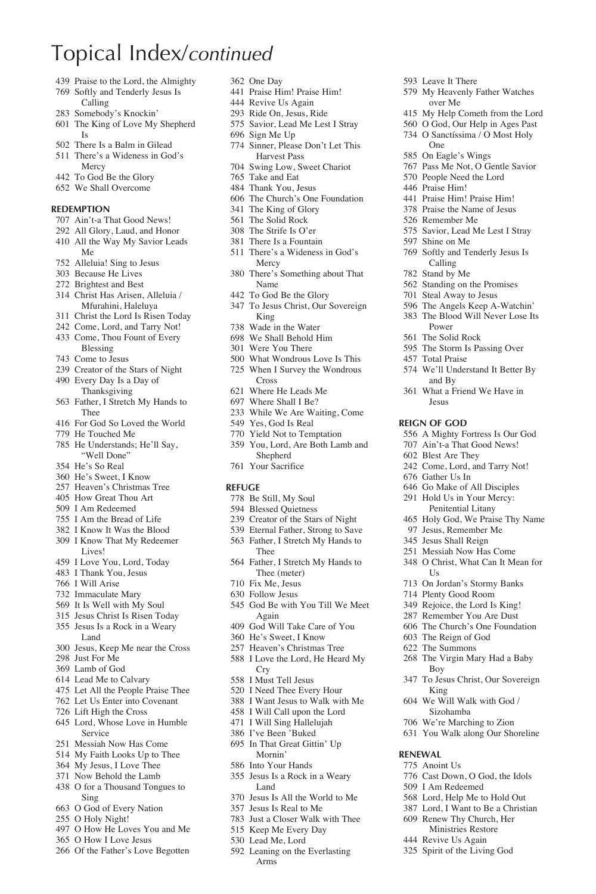# Topical Index/*continued*

439 Praise to the Lord, the Almighty
769 Softly and Tenderly Jesus Is Calling
283 Somebody's Knockin'
601 The King of Love My Shepherd Is
502 There Is a Balm in Gilead
511 There's a Wideness in God's Mercy
442 To God Be the Glory
652 We Shall Overcome

**REDEMPTION**

707 Ain't-a That Good News!
292 All Glory, Laud, and Honor
410 All the Way My Savior Leads Me
752 Alleluia! Sing to Jesus
303 Because He Lives
272 Brightest and Best
314 Christ Has Arisen, Alleluia / Mfurahini, Haleluya
311 Christ the Lord Is Risen Today
242 Come, Lord, and Tarry Not!
433 Come, Thou Fount of Every Blessing
743 Come to Jesus
239 Creator of the Stars of Night
490 Every Day Is a Day of Thanksgiving
563 Father, I Stretch My Hands to Thee
416 For God So Loved the World
779 He Touched Me
785 He Understands; He'll Say, "Well Done"
354 He's So Real
360 He's Sweet, I Know
257 Heaven's Christmas Tree
405 How Great Thou Art
509 I Am Redeemed
755 I Am the Bread of Life
382 I Know It Was the Blood
309 I Know That My Redeemer Lives!
459 I Love You, Lord, Today
483 I Thank You, Jesus
766 I Will Arise
732 Immaculate Mary
569 It Is Well with My Soul
315 Jesus Christ Is Risen Today
355 Jesus Is a Rock in a Weary Land
300 Jesus, Keep Me near the Cross
298 Just For Me
369 Lamb of God
614 Lead Me to Calvary
475 Let All the People Praise Thee
762 Let Us Enter into Covenant
726 Lift High the Cross
645 Lord, Whose Love in Humble Service
251 Messiah Now Has Come
514 My Faith Looks Up to Thee
364 My Jesus, I Love Thee
371 Now Behold the Lamb
438 O for a Thousand Tongues to Sing
663 O God of Every Nation
255 O Holy Night!
497 O How He Loves You and Me
365 O How I Love Jesus
266 Of the Father's Love Begotten
362 One Day
441 Praise Him! Praise Him!
444 Revive Us Again
293 Ride On, Jesus, Ride
575 Savior, Lead Me Lest I Stray
696 Sign Me Up
774 Sinner, Please Don't Let This Harvest Pass
704 Swing Low, Sweet Chariot
765 Take and Eat
484 Thank You, Jesus
606 The Church's One Foundation
341 The King of Glory
561 The Solid Rock
308 The Strife Is O'er
381 There Is a Fountain
511 There's a Wideness in God's Mercy
380 There's Something about That Name
442 To God Be the Glory
347 To Jesus Christ, Our Sovereign King
738 Wade in the Water
698 We Shall Behold Him
301 Were You There
500 What Wondrous Love Is This
725 When I Survey the Wondrous Cross
621 Where He Leads Me
697 Where Shall I Be?
233 While We Are Waiting, Come
549 Yes, God Is Real
770 Yield Not to Temptation
359 You, Lord, Are Both Lamb and Shepherd
761 Your Sacrifice

**REFUGE**

778 Be Still, My Soul
594 Blessed Quietness
239 Creator of the Stars of Night
539 Eternal Father, Strong to Save
563 Father, I Stretch My Hands to Thee
564 Father, I Stretch My Hands to Thee (meter)
710 Fix Me, Jesus
630 Follow Jesus
545 God Be with You Till We Meet Again
409 God Will Take Care of You
360 He's Sweet, I Know
257 Heaven's Christmas Tree
588 I Love the Lord, He Heard My Cry
558 I Must Tell Jesus
520 I Need Thee Every Hour
388 I Want Jesus to Walk with Me
458 I Will Call upon the Lord
471 I Will Sing Hallelujah
386 I've Been 'Buked
695 In That Great Gittin' Up Mornin'
586 Into Your Hands
355 Jesus Is a Rock in a Weary Land
370 Jesus Is All the World to Me
357 Jesus Is Real to Me
783 Just a Closer Walk with Thee
515 Keep Me Every Day
530 Lead Me, Lord
592 Leaning on the Everlasting Arms
593 Leave It There
579 My Heavenly Father Watches over Me
415 My Help Cometh from the Lord
560 O God, Our Help in Ages Past
734 O Sanctíssima / O Most Holy One
585 On Eagle's Wings
767 Pass Me Not, O Gentle Savior
570 People Need the Lord
446 Praise Him!
441 Praise Him! Praise Him!
378 Praise the Name of Jesus
526 Remember Me
575 Savior, Lead Me Lest I Stray
597 Shine on Me
769 Softly and Tenderly Jesus Is Calling
782 Stand by Me
562 Standing on the Promises
701 Steal Away to Jesus
596 The Angels Keep A-Watchin'
383 The Blood Will Never Lose Its Power
561 The Solid Rock
595 The Storm Is Passing Over
457 Total Praise
574 We'll Understand It Better By and By
361 What a Friend We Have in Jesus

**REIGN OF GOD**

556 A Mighty Fortress Is Our God
707 Ain't-a That Good News!
602 Blest Are They
242 Come, Lord, and Tarry Not!
676 Gather Us In
646 Go Make of All Disciples
291 Hold Us in Your Mercy: Penitential Litany
465 Holy God, We Praise Thy Name
97 Jesus, Remember Me
345 Jesus Shall Reign
251 Messiah Now Has Come
348 O Christ, What Can It Mean for Us
713 On Jordan's Stormy Banks
714 Plenty Good Room
349 Rejoice, the Lord Is King!
287 Remember You Are Dust
606 The Church's One Foundation
603 The Reign of God
622 The Summons
268 The Virgin Mary Had a Baby Boy
347 To Jesus Christ, Our Sovereign King
604 We Will Walk with God / Sizohamba
706 We're Marching to Zion
631 You Walk along Our Shoreline

**RENEWAL**

775 Anoint Us
776 Cast Down, O God, the Idols
509 I Am Redeemed
568 Lord, Help Me to Hold Out
387 Lord, I Want to Be a Christian
609 Renew Thy Church, Her Ministries Restore
444 Revive Us Again
325 Spirit of the Living God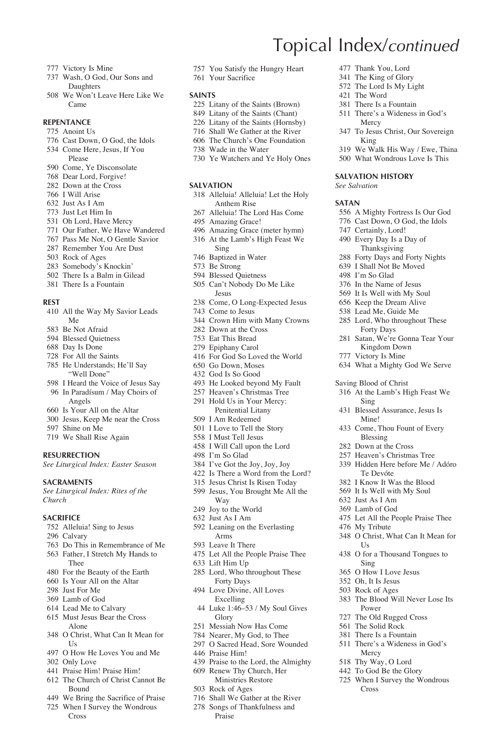# Topical Index/*continued*

777 Victory Is Mine
737 Wash, O God, Our Sons and Daughters
508 We Won't Leave Here Like We Came

**REPENTANCE**

775 Anoint Us
776 Cast Down, O God, the Idols
534 Come Here, Jesus, If You Please
590 Come, Ye Disconsolate
768 Dear Lord, Forgive!
282 Down at the Cross
766 I Will Arise
632 Just As I Am
773 Just Let Him In
531 Oh Lord, Have Mercy
771 Our Father, We Have Wandered
767 Pass Me Not, O Gentle Savior
287 Remember You Are Dust
503 Rock of Ages
283 Somebody's Knockin'
502 There Is a Balm in Gilead
381 There Is a Fountain

**REST**

410 All the Way My Savior Leads Me
583 Be Not Afraid
594 Blessed Quietness
688 Day Is Done
728 For All the Saints
785 He Understands; He'll Say "Well Done"
598 I Heard the Voice of Jesus Say
96 In Paradísum / May Choirs of Angels
660 Is Your All on the Altar
300 Jesus, Keep Me near the Cross
597 Shine on Me
719 We Shall Rise Again

**RESURRECTION**

*See Liturgical Index: Easter Season*

**SACRAMENTS**

*See Liturgical Index: Rites of the Church*

**SACRIFICE**

752 Alleluia! Sing to Jesus
296 Calvary
763 Do This in Remembrance of Me
563 Father, I Stretch My Hands to Thee
480 For the Beauty of the Earth
660 Is Your All on the Altar
298 Just For Me
369 Lamb of God
614 Lead Me to Calvary
615 Must Jesus Bear the Cross Alone
348 O Christ, What Can It Mean for Us
497 O How He Loves You and Me
302 Only Love
441 Praise Him! Praise Him!
612 The Church of Christ Cannot Be Bound
449 We Bring the Sacrifice of Praise
725 When I Survey the Wondrous Cross
757 You Satisfy the Hungry Heart
761 Your Sacrifice

**SAINTS**

225 Litany of the Saints (Brown)
849 Litany of the Saints (Chant)
226 Litany of the Saints (Hornsby)
716 Shall We Gather at the River
606 The Church's One Foundation
738 Wade in the Water
730 Ye Watchers and Ye Holy Ones

**SALVATION**

318 Alleluia! Alleluia! Let the Holy Anthem Rise
267 Alleluia! The Lord Has Come
495 Amazing Grace!
496 Amazing Grace (meter hymn)
316 At the Lamb's High Feast We Sing
746 Baptized in Water
573 Be Strong
594 Blessed Quietness
505 Can't Nobody Do Me Like Jesus
238 Come, O Long-Expected Jesus
743 Come to Jesus
344 Crown Him with Many Crowns
282 Down at the Cross
753 Eat This Bread
279 Epiphany Carol
416 For God So Loved the World
650 Go Down, Moses
432 God Is So Good
493 He Looked beyond My Fault
257 Heaven's Christmas Tree
291 Hold Us in Your Mercy: Penitential Litany
509 I Am Redeemed
501 I Love to Tell the Story
558 I Must Tell Jesus
458 I Will Call upon the Lord
498 I'm So Glad
384 I've Got the Joy, Joy, Joy
422 Is There a Word from the Lord?
315 Jesus Christ Is Risen Today
599 Jesus, You Brought Me All the Way
249 Joy to the World
632 Just As I Am
592 Leaning on the Everlasting Arms
593 Leave It There
475 Let All the People Praise Thee
633 Lift Him Up
285 Lord, Who throughout These Forty Days
494 Love Divine, All Loves Excelling
44 Luke 1:46–53 / My Soul Gives Glory
251 Messiah Now Has Come
784 Nearer, My God, to Thee
297 O Sacred Head, Sore Wounded
446 Praise Him!
439 Praise to the Lord, the Almighty
609 Renew Thy Church, Her Ministries Restore
503 Rock of Ages
716 Shall We Gather at the River
278 Songs of Thankfulness and Praise
477 Thank You, Lord
341 The King of Glory
572 The Lord Is My Light
421 The Word
381 There Is a Fountain
511 There's a Wideness in God's Mercy
347 To Jesus Christ, Our Sovereign King
319 We Walk His Way / Ewe, Thina
500 What Wondrous Love Is This

**SALVATION HISTORY**

*See Salvation*

**SATAN**

556 A Mighty Fortress Is Our God
776 Cast Down, O God, the Idols
747 Certainly, Lord!
490 Every Day Is a Day of Thanksgiving
288 Forty Days and Forty Nights
639 I Shall Not Be Moved
498 I'm So Glad
376 In the Name of Jesus
569 It Is Well with My Soul
656 Keep the Dream Alive
538 Lead Me, Guide Me
285 Lord, Who throughout These Forty Days
281 Satan, We're Gonna Tear Your Kingdom Down
777 Victory Is Mine
634 What a Mighty God We Serve

Saving Blood of Christ

316 At the Lamb's High Feast We Sing
431 Blessed Assurance, Jesus Is Mine!
433 Come, Thou Fount of Every Blessing
282 Down at the Cross
257 Heaven's Christmas Tree
339 Hidden Here before Me / Adóro Te Devóte
382 I Know It Was the Blood
569 It Is Well with My Soul
632 Just As I Am
369 Lamb of God
475 Let All the People Praise Thee
476 My Tribute
348 O Christ, What Can It Mean for Us
438 O for a Thousand Tongues to Sing
365 O How I Love Jesus
352 Oh, It Is Jesus
503 Rock of Ages
383 The Blood Will Never Lose Its Power
727 The Old Rugged Cross
561 The Solid Rock
381 There Is a Fountain
511 There's a Wideness in God's Mercy
518 Thy Way, O Lord
442 To God Be the Glory
725 When I Survey the Wondrous Cross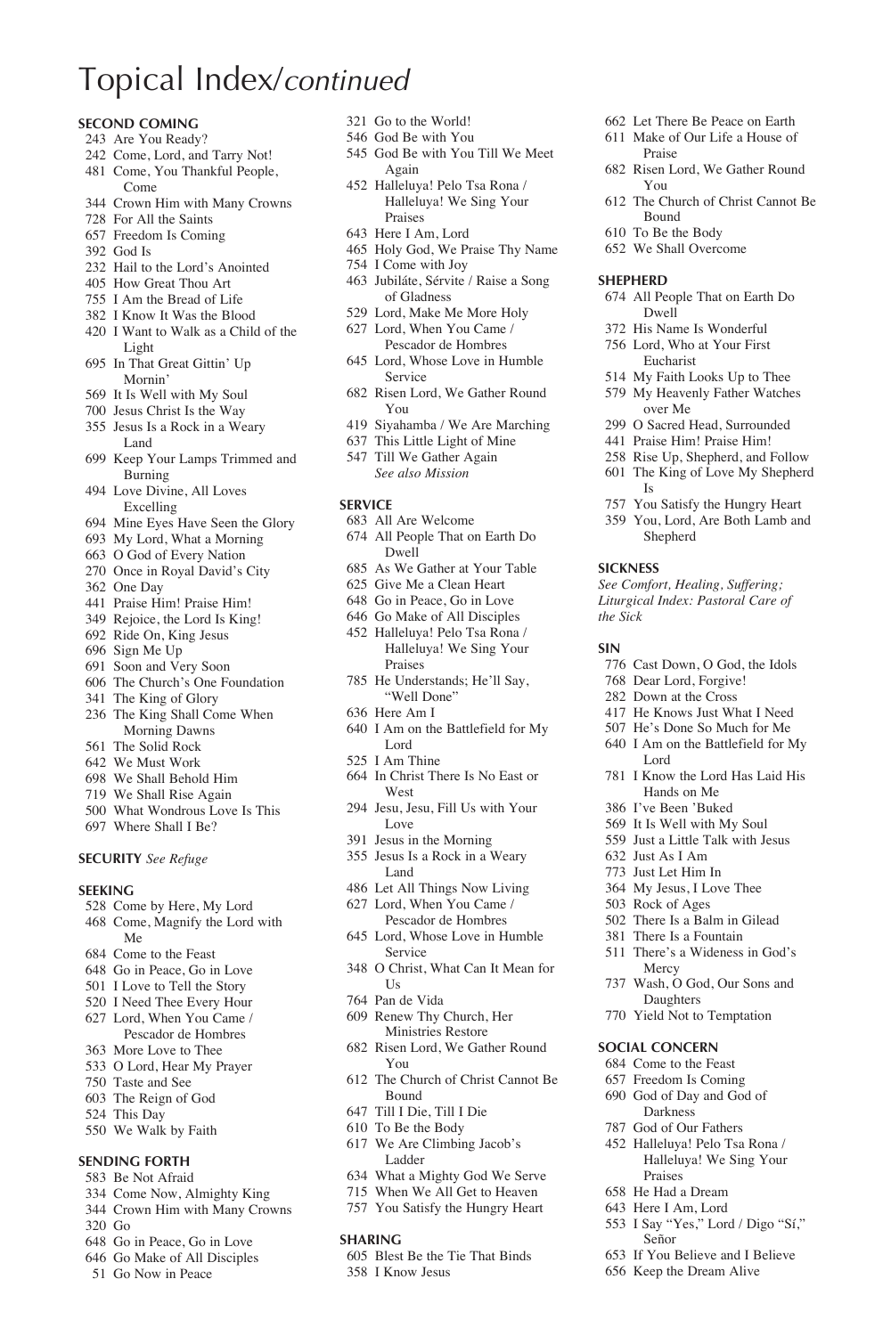# Topical Index/*continued*

### SECOND COMING

- 243 Are You Ready?
- 242 Come, Lord, and Tarry Not!
- 481 Come, You Thankful People, Come
- 344 Crown Him with Many Crowns
- 728 For All the Saints
- 657 Freedom Is Coming
- 392 God Is
- 232 Hail to the Lord's Anointed
- 405 How Great Thou Art
- 755 I Am the Bread of Life
- 382 I Know It Was the Blood
- 420 I Want to Walk as a Child of the Light
- 695 In That Great Gittin' Up Mornin'
- 569 It Is Well with My Soul
- 700 Jesus Christ Is the Way
- 355 Jesus Is a Rock in a Weary Land
- 699 Keep Your Lamps Trimmed and Burning
- 494 Love Divine, All Loves Excelling
- 694 Mine Eyes Have Seen the Glory
- 693 My Lord, What a Morning
- 663 O God of Every Nation
- 270 Once in Royal David's City
- 362 One Day
- 441 Praise Him! Praise Him!
- 349 Rejoice, the Lord Is King!
- 692 Ride On, King Jesus
- 696 Sign Me Up
- 691 Soon and Very Soon
- 606 The Church's One Foundation
- 341 The King of Glory
- 236 The King Shall Come When Morning Dawns
- 561 The Solid Rock
- 642 We Must Work
- 698 We Shall Behold Him
- 719 We Shall Rise Again
- 500 What Wondrous Love Is This
- 697 Where Shall I Be?

### SECURITY *See Refuge*

### SEEKING

- 528 Come by Here, My Lord
- 468 Come, Magnify the Lord with Me
- 684 Come to the Feast
- 648 Go in Peace, Go in Love
- 501 I Love to Tell the Story
- 520 I Need Thee Every Hour
- 627 Lord, When You Came / Pescador de Hombres
- 363 More Love to Thee
- 533 O Lord, Hear My Prayer
- 750 Taste and See
- 603 The Reign of God
- 524 This Day
- 550 We Walk by Faith

### SENDING FORTH

- 583 Be Not Afraid
- 334 Come Now, Almighty King
- 344 Crown Him with Many Crowns
- 320 Go
- 648 Go in Peace, Go in Love
- 646 Go Make of All Disciples
- 51 Go Now in Peace
- 321 Go to the World!
- 546 God Be with You
- 545 God Be with You Till We Meet Again
- 452 Halleluya! Pelo Tsa Rona / Halleluya! We Sing Your Praises
- 643 Here I Am, Lord
- 465 Holy God, We Praise Thy Name
- 754 I Come with Joy
- 463 Jubiláte, Sérvite / Raise a Song of Gladness
- 529 Lord, Make Me More Holy
- 627 Lord, When You Came / Pescador de Hombres
- 645 Lord, Whose Love in Humble Service
- 682 Risen Lord, We Gather Round You
- 419 Siyahamba / We Are Marching
- 637 This Little Light of Mine
- 547 Till We Gather Again
  *See also Mission*

### SERVICE

- 683 All Are Welcome
- 674 All People That on Earth Do Dwell
- 685 As We Gather at Your Table
- 625 Give Me a Clean Heart
- 648 Go in Peace, Go in Love
- 646 Go Make of All Disciples
- 452 Halleluya! Pelo Tsa Rona / Halleluya! We Sing Your Praises
- 785 He Understands; He'll Say, "Well Done"
- 636 Here Am I
- 640 I Am on the Battlefield for My Lord
- 525 I Am Thine
- 664 In Christ There Is No East or West
- 294 Jesu, Jesu, Fill Us with Your Love
- 391 Jesus in the Morning
- 355 Jesus Is a Rock in a Weary Land
- 486 Let All Things Now Living
- 627 Lord, When You Came / Pescador de Hombres
- 645 Lord, Whose Love in Humble Service
- 348 O Christ, What Can It Mean for Us
- 764 Pan de Vida
- 609 Renew Thy Church, Her Ministries Restore
- 682 Risen Lord, We Gather Round You
- 612 The Church of Christ Cannot Be Bound
- 647 Till I Die, Till I Die
- 610 To Be the Body
- 617 We Are Climbing Jacob's Ladder
- 634 What a Mighty God We Serve
- 715 When We All Get to Heaven
- 757 You Satisfy the Hungry Heart

### SHARING

- 605 Blest Be the Tie That Binds
- 358 I Know Jesus
- 662 Let There Be Peace on Earth
- 611 Make of Our Life a House of Praise
- 682 Risen Lord, We Gather Round You
- 612 The Church of Christ Cannot Be Bound
- 610 To Be the Body
- 652 We Shall Overcome

### SHEPHERD

- 674 All People That on Earth Do Dwell
- 372 His Name Is Wonderful
- 756 Lord, Who at Your First Eucharist
- 514 My Faith Looks Up to Thee
- 579 My Heavenly Father Watches over Me
- 299 O Sacred Head, Surrounded
- 441 Praise Him! Praise Him!
- 258 Rise Up, Shepherd, and Follow
- 601 The King of Love My Shepherd Is
- 757 You Satisfy the Hungry Heart
- 359 You, Lord, Are Both Lamb and Shepherd

### SICKNESS

*See Comfort, Healing, Suffering; Liturgical Index: Pastoral Care of the Sick*

### SIN

- 776 Cast Down, O God, the Idols
- 768 Dear Lord, Forgive!
- 282 Down at the Cross
- 417 He Knows Just What I Need
- 507 He's Done So Much for Me
- 640 I Am on the Battlefield for My Lord
- 781 I Know the Lord Has Laid His Hands on Me
- 386 I've Been 'Buked
- 569 It Is Well with My Soul
- 559 Just a Little Talk with Jesus
- 632 Just As I Am
- 773 Just Let Him In
- 364 My Jesus, I Love Thee
- 503 Rock of Ages
- 502 There Is a Balm in Gilead
- 381 There Is a Fountain
- 511 There's a Wideness in God's Mercy
- 737 Wash, O God, Our Sons and Daughters
- 770 Yield Not to Temptation

### SOCIAL CONCERN

- 684 Come to the Feast
- 657 Freedom Is Coming
- 690 God of Day and God of Darkness
- 787 God of Our Fathers
- 452 Halleluya! Pelo Tsa Rona / Halleluya! We Sing Your Praises
- 658 He Had a Dream
- 643 Here I Am, Lord
- 553 I Say "Yes," Lord / Digo "Sí," Señor
- 653 If You Believe and I Believe
- 656 Keep the Dream Alive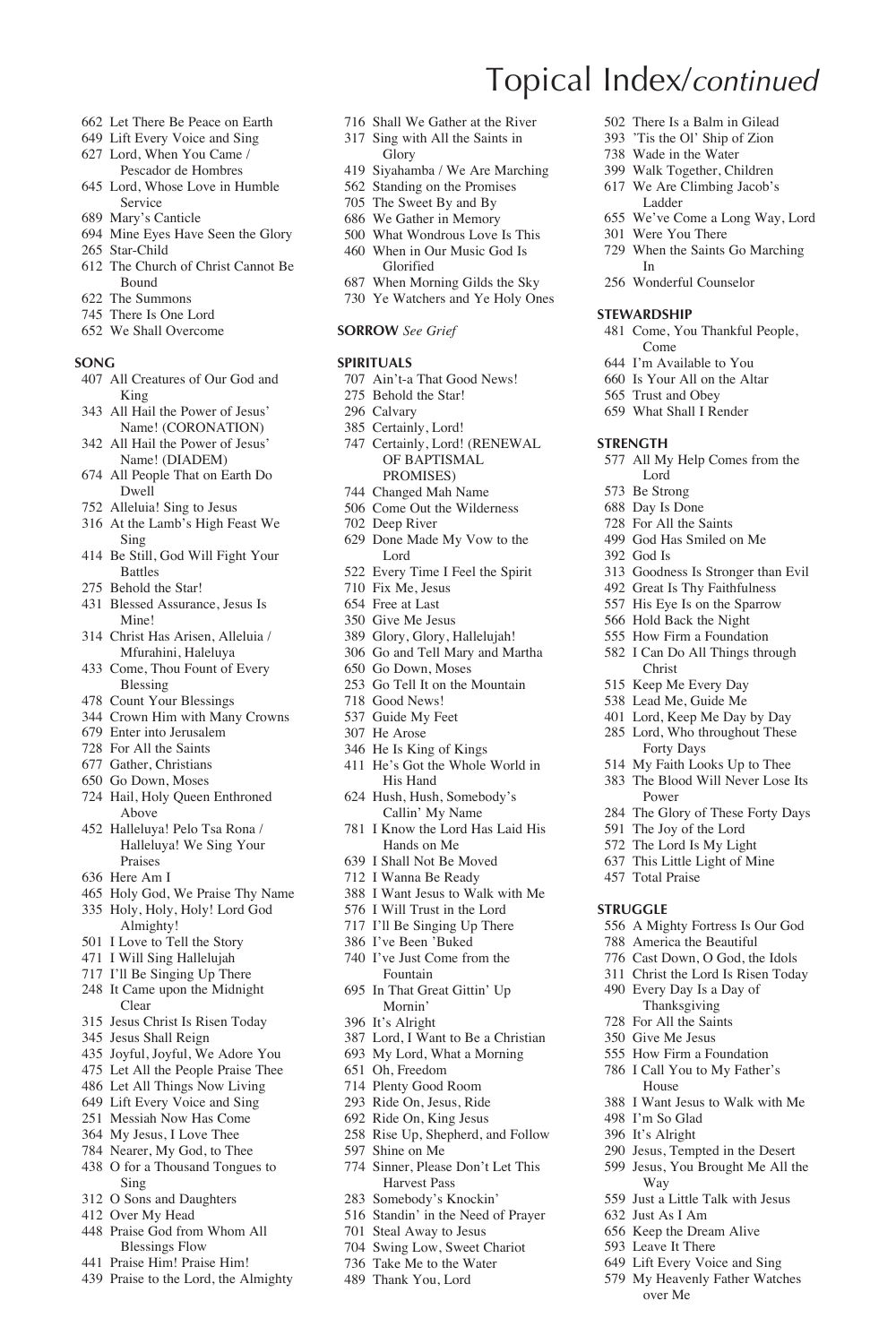# Topical Index/*continued*

- 662 Let There Be Peace on Earth
- 649 Lift Every Voice and Sing
- 627 Lord, When You Came / Pescador de Hombres
- 645 Lord, Whose Love in Humble Service
- 689 Mary's Canticle
- 694 Mine Eyes Have Seen the Glory
- 265 Star-Child
- 612 The Church of Christ Cannot Be Bound
- 622 The Summons
- 745 There Is One Lord
- 652 We Shall Overcome

### SONG

- 407 All Creatures of Our God and King
- 343 All Hail the Power of Jesus' Name! (CORONATION)
- 342 All Hail the Power of Jesus' Name! (DIADEM)
- 674 All People That on Earth Do Dwell
- 752 Alleluia! Sing to Jesus
- 316 At the Lamb's High Feast We Sing
- 414 Be Still, God Will Fight Your Battles
- 275 Behold the Star!
- 431 Blessed Assurance, Jesus Is Mine!
- 314 Christ Has Arisen, Alleluia / Mfurahini, Haleluya
- 433 Come, Thou Fount of Every Blessing
- 478 Count Your Blessings
- 344 Crown Him with Many Crowns
- 679 Enter into Jerusalem
- 728 For All the Saints
- 677 Gather, Christians
- 650 Go Down, Moses
- 724 Hail, Holy Queen Enthroned Above
- 452 Halleluya! Pelo Tsa Rona / Halleluya! We Sing Your Praises
- 636 Here Am I
- 465 Holy God, We Praise Thy Name
- 335 Holy, Holy, Holy! Lord God Almighty!
- 501 I Love to Tell the Story
- 471 I Will Sing Hallelujah
- 717 I'll Be Singing Up There
- 248 It Came upon the Midnight Clear
- 315 Jesus Christ Is Risen Today
- 345 Jesus Shall Reign
- 435 Joyful, Joyful, We Adore You
- 475 Let All the People Praise Thee
- 486 Let All Things Now Living
- 649 Lift Every Voice and Sing
- 251 Messiah Now Has Come
- 364 My Jesus, I Love Thee
- 784 Nearer, My God, to Thee
- 438 O for a Thousand Tongues to Sing
- 312 O Sons and Daughters
- 412 Over My Head
- 448 Praise God from Whom All Blessings Flow
- 441 Praise Him! Praise Him!
- 439 Praise to the Lord, the Almighty
- 716 Shall We Gather at the River
- 317 Sing with All the Saints in Glory
- 419 Siyahamba / We Are Marching
- 562 Standing on the Promises
- 705 The Sweet By and By
- 686 We Gather in Memory
- 500 What Wondrous Love Is This
- 460 When in Our Music God Is Glorified
- 687 When Morning Gilds the Sky
- 730 Ye Watchers and Ye Holy Ones

### SORROW *See Grief*

### SPIRITUALS

- 707 Ain't-a That Good News!
- 275 Behold the Star!
- 296 Calvary
- 385 Certainly, Lord!
- 747 Certainly, Lord! (RENEWAL OF BAPTISMAL PROMISES)
- 744 Changed Mah Name
- 506 Come Out the Wilderness
- 702 Deep River
- 629 Done Made My Vow to the Lord
- 522 Every Time I Feel the Spirit
- 710 Fix Me, Jesus
- 654 Free at Last
- 350 Give Me Jesus
- 389 Glory, Glory, Hallelujah!
- 306 Go and Tell Mary and Martha
- 650 Go Down, Moses
- 253 Go Tell It on the Mountain
- 718 Good News!
- 537 Guide My Feet
- 307 He Arose
- 346 He Is King of Kings
- 411 He's Got the Whole World in His Hand
- 624 Hush, Hush, Somebody's Callin' My Name
- 781 I Know the Lord Has Laid His Hands on Me
- 639 I Shall Not Be Moved
- 712 I Wanna Be Ready
- 388 I Want Jesus to Walk with Me
- 576 I Will Trust in the Lord
- 717 I'll Be Singing Up There
- 386 I've Been 'Buked
- 740 I've Just Come from the Fountain
- 695 In That Great Gittin' Up Mornin'
- 396 It's Alright
- 387 Lord, I Want to Be a Christian
- 693 My Lord, What a Morning
- 651 Oh, Freedom
- 714 Plenty Good Room
- 293 Ride On, Jesus, Ride
- 692 Ride On, King Jesus
- 258 Rise Up, Shepherd, and Follow
- 597 Shine on Me
- 774 Sinner, Please Don't Let This Harvest Pass
- 283 Somebody's Knockin'
- 516 Standin' in the Need of Prayer
- 701 Steal Away to Jesus
- 704 Swing Low, Sweet Chariot
- 736 Take Me to the Water
- 489 Thank You, Lord
- 502 There Is a Balm in Gilead
- 393 'Tis the Ol' Ship of Zion
- 738 Wade in the Water
- 399 Walk Together, Children
- 617 We Are Climbing Jacob's Ladder
- 655 We've Come a Long Way, Lord
- 301 Were You There
- 729 When the Saints Go Marching In
- 256 Wonderful Counselor

### STEWARDSHIP

- 481 Come, You Thankful People, Come
- 644 I'm Available to You
- 660 Is Your All on the Altar
- 565 Trust and Obey
- 659 What Shall I Render

### STRENGTH

- 577 All My Help Comes from the Lord
- 573 Be Strong
- 688 Day Is Done
- 728 For All the Saints
- 499 God Has Smiled on Me
- 392 God Is
- 313 Goodness Is Stronger than Evil
- 492 Great Is Thy Faithfulness
- 557 His Eye Is on the Sparrow
- 566 Hold Back the Night
- 555 How Firm a Foundation
- 582 I Can Do All Things through Christ
- 515 Keep Me Every Day
- 538 Lead Me, Guide Me
- 401 Lord, Keep Me Day by Day
- 285 Lord, Who throughout These Forty Days
- 514 My Faith Looks Up to Thee
- 383 The Blood Will Never Lose Its Power
- 284 The Glory of These Forty Days
- 591 The Joy of the Lord
- 572 The Lord Is My Light
- 637 This Little Light of Mine
- 457 Total Praise

### STRUGGLE

- 556 A Mighty Fortress Is Our God
- 788 America the Beautiful
- 776 Cast Down, O God, the Idols
- 311 Christ the Lord Is Risen Today
- 490 Every Day Is a Day of Thanksgiving
- 728 For All the Saints
- 350 Give Me Jesus
- 555 How Firm a Foundation
- 786 I Call You to My Father's House
- 388 I Want Jesus to Walk with Me
- 498 I'm So Glad
- 396 It's Alright
- 290 Jesus, Tempted in the Desert
- 599 Jesus, You Brought Me All the Way
- 559 Just a Little Talk with Jesus
- 632 Just As I Am
- 656 Keep the Dream Alive
- 593 Leave It There
- 649 Lift Every Voice and Sing
- 579 My Heavenly Father Watches over Me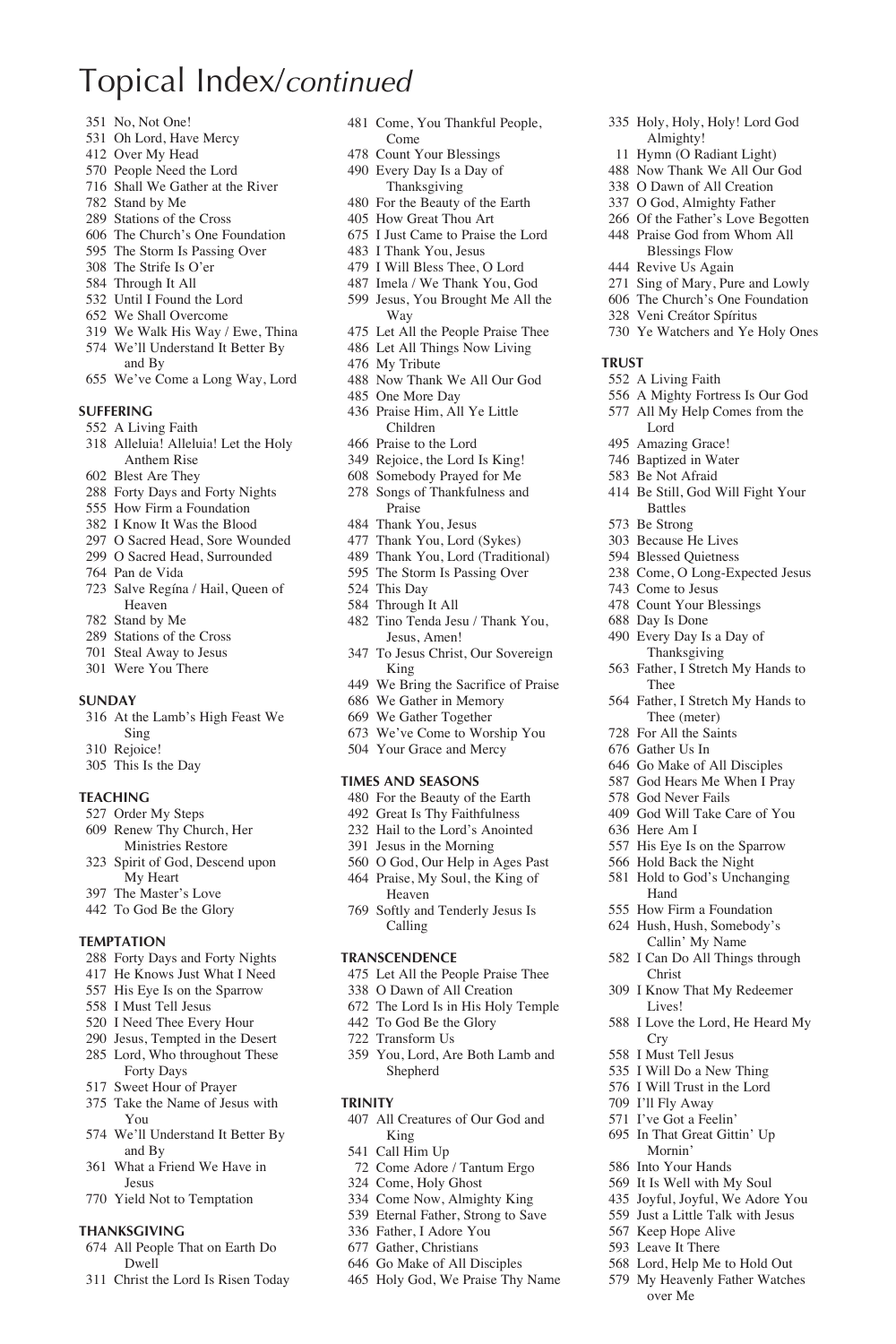# Topical Index/*continued*

351 No, Not One!
531 Oh Lord, Have Mercy
412 Over My Head
570 People Need the Lord
716 Shall We Gather at the River
782 Stand by Me
289 Stations of the Cross
606 The Church's One Foundation
595 The Storm Is Passing Over
308 The Strife Is O'er
584 Through It All
532 Until I Found the Lord
652 We Shall Overcome
319 We Walk His Way / Ewe, Thina
574 We'll Understand It Better By and By
655 We've Come a Long Way, Lord

### SUFFERING

552 A Living Faith
318 Alleluia! Alleluia! Let the Holy Anthem Rise
602 Blest Are They
288 Forty Days and Forty Nights
555 How Firm a Foundation
382 I Know It Was the Blood
297 O Sacred Head, Sore Wounded
299 O Sacred Head, Surrounded
764 Pan de Vida
723 Salve Regína / Hail, Queen of Heaven
782 Stand by Me
289 Stations of the Cross
701 Steal Away to Jesus
301 Were You There

### SUNDAY

316 At the Lamb's High Feast We Sing
310 Rejoice!
305 This Is the Day

### TEACHING

527 Order My Steps
609 Renew Thy Church, Her Ministries Restore
323 Spirit of God, Descend upon My Heart
397 The Master's Love
442 To God Be the Glory

### TEMPTATION

288 Forty Days and Forty Nights
417 He Knows Just What I Need
557 His Eye Is on the Sparrow
558 I Must Tell Jesus
520 I Need Thee Every Hour
290 Jesus, Tempted in the Desert
285 Lord, Who throughout These Forty Days
517 Sweet Hour of Prayer
375 Take the Name of Jesus with You
574 We'll Understand It Better By and By
361 What a Friend We Have in Jesus
770 Yield Not to Temptation

### THANKSGIVING

674 All People That on Earth Do Dwell
311 Christ the Lord Is Risen Today
481 Come, You Thankful People, Come
478 Count Your Blessings
490 Every Day Is a Day of Thanksgiving
480 For the Beauty of the Earth
405 How Great Thou Art
675 I Just Came to Praise the Lord
483 I Thank You, Jesus
479 I Will Bless Thee, O Lord
487 Imela / We Thank You, God
599 Jesus, You Brought Me All the Way
475 Let All the People Praise Thee
486 Let All Things Now Living
476 My Tribute
488 Now Thank We All Our God
485 One More Day
436 Praise Him, All Ye Little Children
466 Praise to the Lord
349 Rejoice, the Lord Is King!
608 Somebody Prayed for Me
278 Songs of Thankfulness and Praise
484 Thank You, Jesus
477 Thank You, Lord (Sykes)
489 Thank You, Lord (Traditional)
595 The Storm Is Passing Over
524 This Day
584 Through It All
482 Tino Tenda Jesu / Thank You, Jesus, Amen!
347 To Jesus Christ, Our Sovereign King
449 We Bring the Sacrifice of Praise
686 We Gather in Memory
669 We Gather Together
673 We've Come to Worship You
504 Your Grace and Mercy

### TIMES AND SEASONS

480 For the Beauty of the Earth
492 Great Is Thy Faithfulness
232 Hail to the Lord's Anointed
391 Jesus in the Morning
560 O God, Our Help in Ages Past
464 Praise, My Soul, the King of Heaven
769 Softly and Tenderly Jesus Is Calling

### TRANSCENDENCE

475 Let All the People Praise Thee
338 O Dawn of All Creation
672 The Lord Is in His Holy Temple
442 To God Be the Glory
722 Transform Us
359 You, Lord, Are Both Lamb and Shepherd

### TRINITY

407 All Creatures of Our God and King
541 Call Him Up
72 Come Adore / Tantum Ergo
324 Come, Holy Ghost
334 Come Now, Almighty King
539 Eternal Father, Strong to Save
336 Father, I Adore You
677 Gather, Christians
646 Go Make of All Disciples
465 Holy God, We Praise Thy Name
335 Holy, Holy, Holy! Lord God Almighty!
11 Hymn (O Radiant Light)
488 Now Thank We All Our God
338 O Dawn of All Creation
337 O God, Almighty Father
266 Of the Father's Love Begotten
448 Praise God from Whom All Blessings Flow
444 Revive Us Again
271 Sing of Mary, Pure and Lowly
606 The Church's One Foundation
328 Veni Creátor Spíritus
730 Ye Watchers and Ye Holy Ones

### TRUST

552 A Living Faith
556 A Mighty Fortress Is Our God
577 All My Help Comes from the Lord
495 Amazing Grace!
746 Baptized in Water
583 Be Not Afraid
414 Be Still, God Will Fight Your Battles
573 Be Strong
303 Because He Lives
594 Blessed Quietness
238 Come, O Long-Expected Jesus
743 Come to Jesus
478 Count Your Blessings
688 Day Is Done
490 Every Day Is a Day of Thanksgiving
563 Father, I Stretch My Hands to Thee
564 Father, I Stretch My Hands to Thee (meter)
728 For All the Saints
676 Gather Us In
646 Go Make of All Disciples
587 God Hears Me When I Pray
578 God Never Fails
409 God Will Take Care of You
636 Here Am I
557 His Eye Is on the Sparrow
566 Hold Back the Night
581 Hold to God's Unchanging Hand
555 How Firm a Foundation
624 Hush, Hush, Somebody's Callin' My Name
582 I Can Do All Things through Christ
309 I Know That My Redeemer Lives!
588 I Love the Lord, He Heard My Cry
558 I Must Tell Jesus
535 I Will Do a New Thing
576 I Will Trust in the Lord
709 I'll Fly Away
571 I've Got a Feelin'
695 In That Great Gittin' Up Mornin'
586 Into Your Hands
569 It Is Well with My Soul
435 Joyful, Joyful, We Adore You
559 Just a Little Talk with Jesus
567 Keep Hope Alive
593 Leave It There
568 Lord, Help Me to Hold Out
579 My Heavenly Father Watches over Me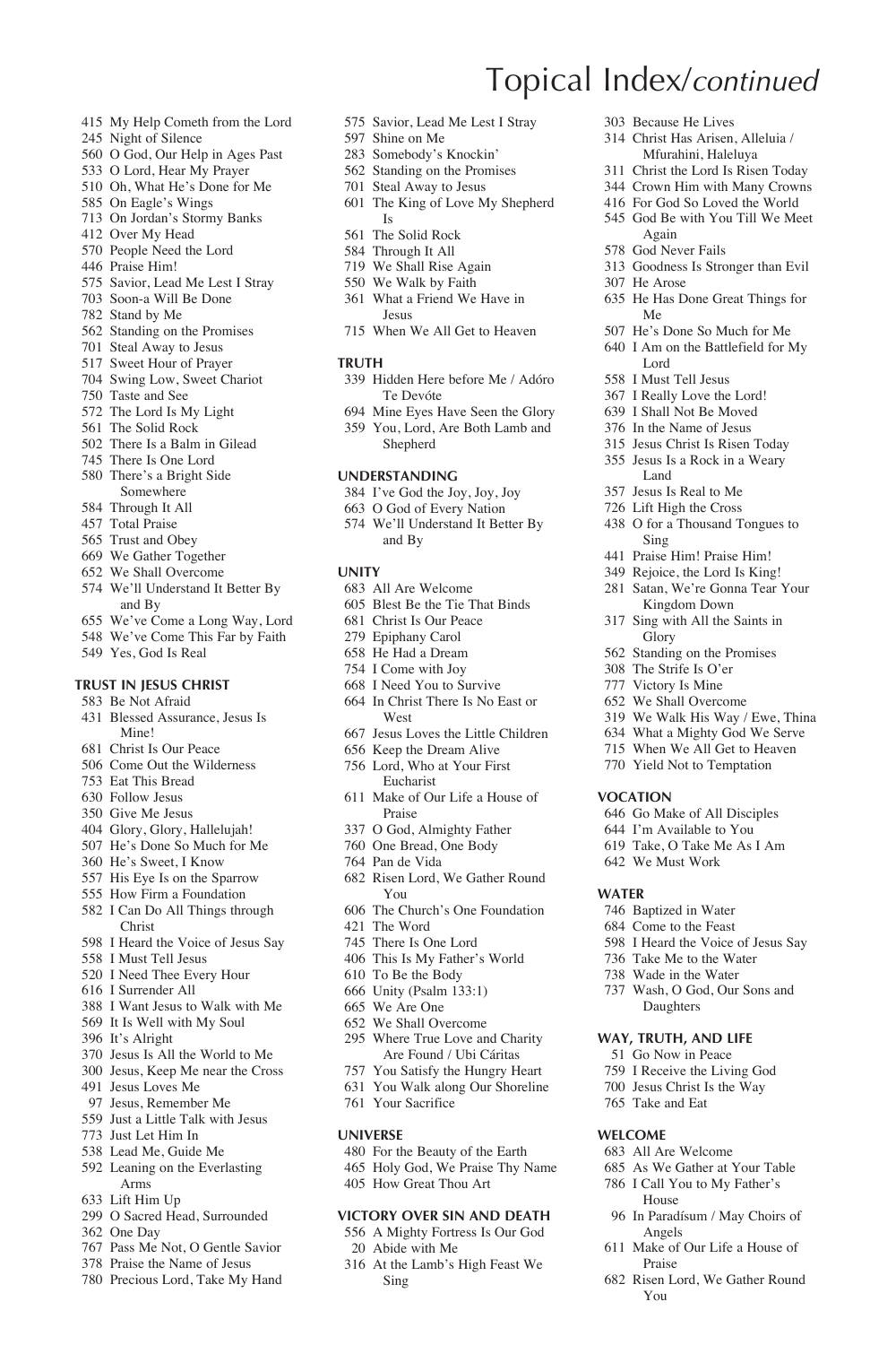# Topical Index/*continued*

415 My Help Cometh from the Lord
245 Night of Silence
560 O God, Our Help in Ages Past
533 O Lord, Hear My Prayer
510 Oh, What He's Done for Me
585 On Eagle's Wings
713 On Jordan's Stormy Banks
412 Over My Head
570 People Need the Lord
446 Praise Him!
575 Savior, Lead Me Lest I Stray
703 Soon-a Will Be Done
782 Stand by Me
562 Standing on the Promises
701 Steal Away to Jesus
517 Sweet Hour of Prayer
704 Swing Low, Sweet Chariot
750 Taste and See
572 The Lord Is My Light
561 The Solid Rock
502 There Is a Balm in Gilead
745 There Is One Lord
580 There's a Bright Side Somewhere
584 Through It All
457 Total Praise
565 Trust and Obey
669 We Gather Together
652 We Shall Overcome
574 We'll Understand It Better By and By
655 We've Come a Long Way, Lord
548 We've Come This Far by Faith
549 Yes, God Is Real

**TRUST IN JESUS CHRIST**

583 Be Not Afraid
431 Blessed Assurance, Jesus Is Mine!
681 Christ Is Our Peace
506 Come Out the Wilderness
753 Eat This Bread
630 Follow Jesus
350 Give Me Jesus
404 Glory, Glory, Hallelujah!
507 He's Done So Much for Me
360 He's Sweet, I Know
557 His Eye Is on the Sparrow
555 How Firm a Foundation
582 I Can Do All Things through Christ
598 I Heard the Voice of Jesus Say
558 I Must Tell Jesus
520 I Need Thee Every Hour
616 I Surrender All
388 I Want Jesus to Walk with Me
569 It Is Well with My Soul
396 It's Alright
370 Jesus Is All the World to Me
300 Jesus, Keep Me near the Cross
491 Jesus Loves Me
97 Jesus, Remember Me
559 Just a Little Talk with Jesus
773 Just Let Him In
538 Lead Me, Guide Me
592 Leaning on the Everlasting Arms
633 Lift Him Up
299 O Sacred Head, Surrounded
362 One Day
767 Pass Me Not, O Gentle Savior
378 Praise the Name of Jesus
780 Precious Lord, Take My Hand
575 Savior, Lead Me Lest I Stray
597 Shine on Me
283 Somebody's Knockin'
562 Standing on the Promises
701 Steal Away to Jesus
601 The King of Love My Shepherd Is
561 The Solid Rock
584 Through It All
719 We Shall Rise Again
550 We Walk by Faith
361 What a Friend We Have in Jesus
715 When We All Get to Heaven

**TRUTH**

339 Hidden Here before Me / Adóro Te Devóte
694 Mine Eyes Have Seen the Glory
359 You, Lord, Are Both Lamb and Shepherd

**UNDERSTANDING**

384 I've God the Joy, Joy, Joy
663 O God of Every Nation
574 We'll Understand It Better By and By

**UNITY**

683 All Are Welcome
605 Blest Be the Tie That Binds
681 Christ Is Our Peace
279 Epiphany Carol
658 He Had a Dream
754 I Come with Joy
668 I Need You to Survive
664 In Christ There Is No East or West
667 Jesus Loves the Little Children
656 Keep the Dream Alive
756 Lord, Who at Your First Eucharist
611 Make of Our Life a House of Praise
337 O God, Almighty Father
760 One Bread, One Body
764 Pan de Vida
682 Risen Lord, We Gather Round You
606 The Church's One Foundation
421 The Word
745 There Is One Lord
406 This Is My Father's World
610 To Be the Body
666 Unity (Psalm 133:1)
665 We Are One
652 We Shall Overcome
295 Where True Love and Charity Are Found / Ubi Cáritas
757 You Satisfy the Hungry Heart
631 You Walk along Our Shoreline
761 Your Sacrifice

**UNIVERSE**

480 For the Beauty of the Earth
465 Holy God, We Praise Thy Name
405 How Great Thou Art

**VICTORY OVER SIN AND DEATH**

556 A Mighty Fortress Is Our God
20 Abide with Me
316 At the Lamb's High Feast We Sing
303 Because He Lives
314 Christ Has Arisen, Alleluia / Mfurahini, Haleluya
311 Christ the Lord Is Risen Today
344 Crown Him with Many Crowns
416 For God So Loved the World
545 God Be with You Till We Meet Again
578 God Never Fails
313 Goodness Is Stronger than Evil
307 He Arose
635 He Has Done Great Things for Me
507 He's Done So Much for Me
640 I Am on the Battlefield for My Lord
558 I Must Tell Jesus
367 I Really Love the Lord!
639 I Shall Not Be Moved
376 In the Name of Jesus
315 Jesus Christ Is Risen Today
355 Jesus Is a Rock in a Weary Land
357 Jesus Is Real to Me
726 Lift High the Cross
438 O for a Thousand Tongues to Sing
441 Praise Him! Praise Him!
349 Rejoice, the Lord Is King!
281 Satan, We're Gonna Tear Your Kingdom Down
317 Sing with All the Saints in Glory
562 Standing on the Promises
308 The Strife Is O'er
777 Victory Is Mine
652 We Shall Overcome
319 We Walk His Way / Ewe, Thina
634 What a Mighty God We Serve
715 When We All Get to Heaven
770 Yield Not to Temptation

**VOCATION**

646 Go Make of All Disciples
644 I'm Available to You
619 Take, O Take Me As I Am
642 We Must Work

**WATER**

746 Baptized in Water
684 Come to the Feast
598 I Heard the Voice of Jesus Say
736 Take Me to the Water
738 Wade in the Water
737 Wash, O God, Our Sons and Daughters

**WAY, TRUTH, AND LIFE**

51 Go Now in Peace
759 I Receive the Living God
700 Jesus Christ Is the Way
765 Take and Eat

**WELCOME**

683 All Are Welcome
685 As We Gather at Your Table
786 I Call You to My Father's House
96 In Paradísum / May Choirs of Angels
611 Make of Our Life a House of Praise
682 Risen Lord, We Gather Round You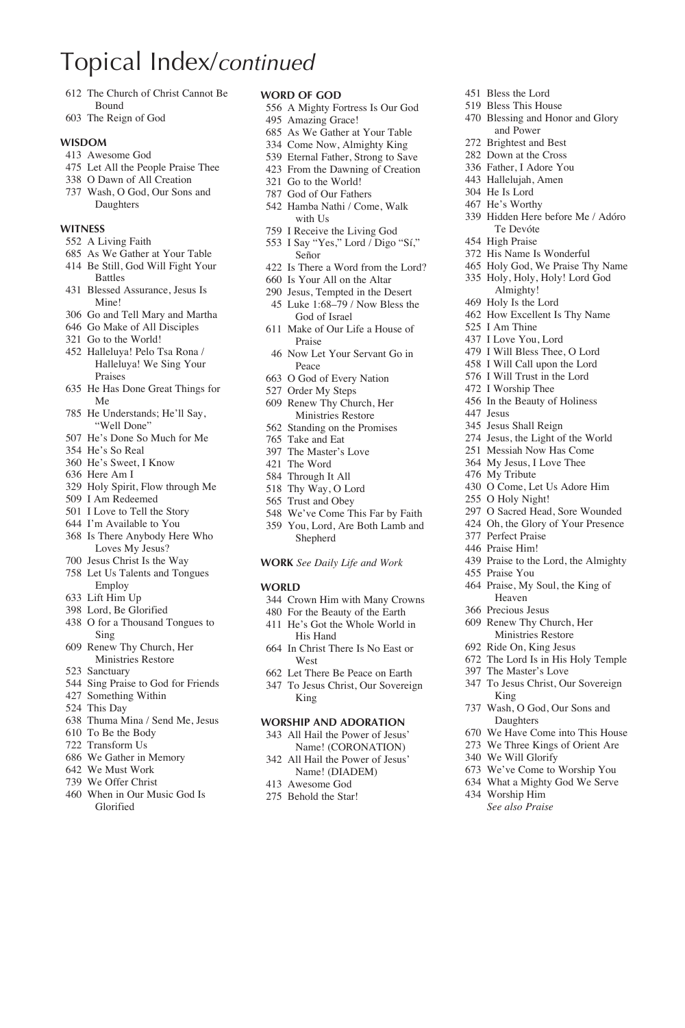# Topical Index/*continued*

612 The Church of Christ Cannot Be Bound
603 The Reign of God

### WISDOM

413 Awesome God
475 Let All the People Praise Thee
338 O Dawn of All Creation
737 Wash, O God, Our Sons and Daughters

### WITNESS

552 A Living Faith
685 As We Gather at Your Table
414 Be Still, God Will Fight Your Battles
431 Blessed Assurance, Jesus Is Mine!
306 Go and Tell Mary and Martha
646 Go Make of All Disciples
321 Go to the World!
452 Halleluya! Pelo Tsa Rona / Halleluya! We Sing Your Praises
635 He Has Done Great Things for Me
785 He Understands; He'll Say, "Well Done"
507 He's Done So Much for Me
354 He's So Real
360 He's Sweet, I Know
636 Here Am I
329 Holy Spirit, Flow through Me
509 I Am Redeemed
501 I Love to Tell the Story
644 I'm Available to You
368 Is There Anybody Here Who Loves My Jesus?
700 Jesus Christ Is the Way
758 Let Us Talents and Tongues Employ
633 Lift Him Up
398 Lord, Be Glorified
438 O for a Thousand Tongues to Sing
609 Renew Thy Church, Her Ministries Restore
523 Sanctuary
544 Sing Praise to God for Friends
427 Something Within
524 This Day
638 Thuma Mina / Send Me, Jesus
610 To Be the Body
722 Transform Us
686 We Gather in Memory
642 We Must Work
739 We Offer Christ
460 When in Our Music God Is Glorified

### WORD OF GOD

556 A Mighty Fortress Is Our God
495 Amazing Grace!
685 As We Gather at Your Table
334 Come Now, Almighty King
539 Eternal Father, Strong to Save
423 From the Dawning of Creation
321 Go to the World!
787 God of Our Fathers
542 Hamba Nathi / Come, Walk with Us
759 I Receive the Living God
553 I Say "Yes," Lord / Digo "Sí," Señor
422 Is There a Word from the Lord?
660 Is Your All on the Altar
290 Jesus, Tempted in the Desert
45 Luke 1:68–79 / Now Bless the God of Israel
611 Make of Our Life a House of Praise
46 Now Let Your Servant Go in Peace
663 O God of Every Nation
527 Order My Steps
609 Renew Thy Church, Her Ministries Restore
562 Standing on the Promises
765 Take and Eat
397 The Master's Love
421 The Word
584 Through It All
518 Thy Way, O Lord
565 Trust and Obey
548 We've Come This Far by Faith
359 You, Lord, Are Both Lamb and Shepherd

### WORK *See Daily Life and Work*

### WORLD

344 Crown Him with Many Crowns
480 For the Beauty of the Earth
411 He's Got the Whole World in His Hand
664 In Christ There Is No East or West
662 Let There Be Peace on Earth
347 To Jesus Christ, Our Sovereign King

### WORSHIP AND ADORATION

343 All Hail the Power of Jesus' Name! (CORONATION)
342 All Hail the Power of Jesus' Name! (DIADEM)
413 Awesome God
275 Behold the Star!
451 Bless the Lord
519 Bless This House
470 Blessing and Honor and Glory and Power
272 Brightest and Best
282 Down at the Cross
336 Father, I Adore You
443 Hallelujah, Amen
304 He Is Lord
467 He's Worthy
339 Hidden Here before Me / Adóro Te Devóte
454 High Praise
372 His Name Is Wonderful
465 Holy God, We Praise Thy Name
335 Holy, Holy, Holy! Lord God Almighty!
469 Holy Is the Lord
462 How Excellent Is Thy Name
525 I Am Thine
437 I Love You, Lord
479 I Will Bless Thee, O Lord
458 I Will Call upon the Lord
576 I Will Trust in the Lord
472 I Worship Thee
456 In the Beauty of Holiness
447 Jesus
345 Jesus Shall Reign
274 Jesus, the Light of the World
251 Messiah Now Has Come
364 My Jesus, I Love Thee
476 My Tribute
430 O Come, Let Us Adore Him
255 O Holy Night!
297 O Sacred Head, Sore Wounded
424 Oh, the Glory of Your Presence
377 Perfect Praise
446 Praise Him!
439 Praise to the Lord, the Almighty
455 Praise You
464 Praise, My Soul, the King of Heaven
366 Precious Jesus
609 Renew Thy Church, Her Ministries Restore
692 Ride On, King Jesus
672 The Lord Is in His Holy Temple
397 The Master's Love
347 To Jesus Christ, Our Sovereign King
737 Wash, O God, Our Sons and Daughters
670 We Have Come into This House
273 We Three Kings of Orient Are
340 We Will Glorify
673 We've Come to Worship You
634 What a Mighty God We Serve
434 Worship Him
*See also Praise*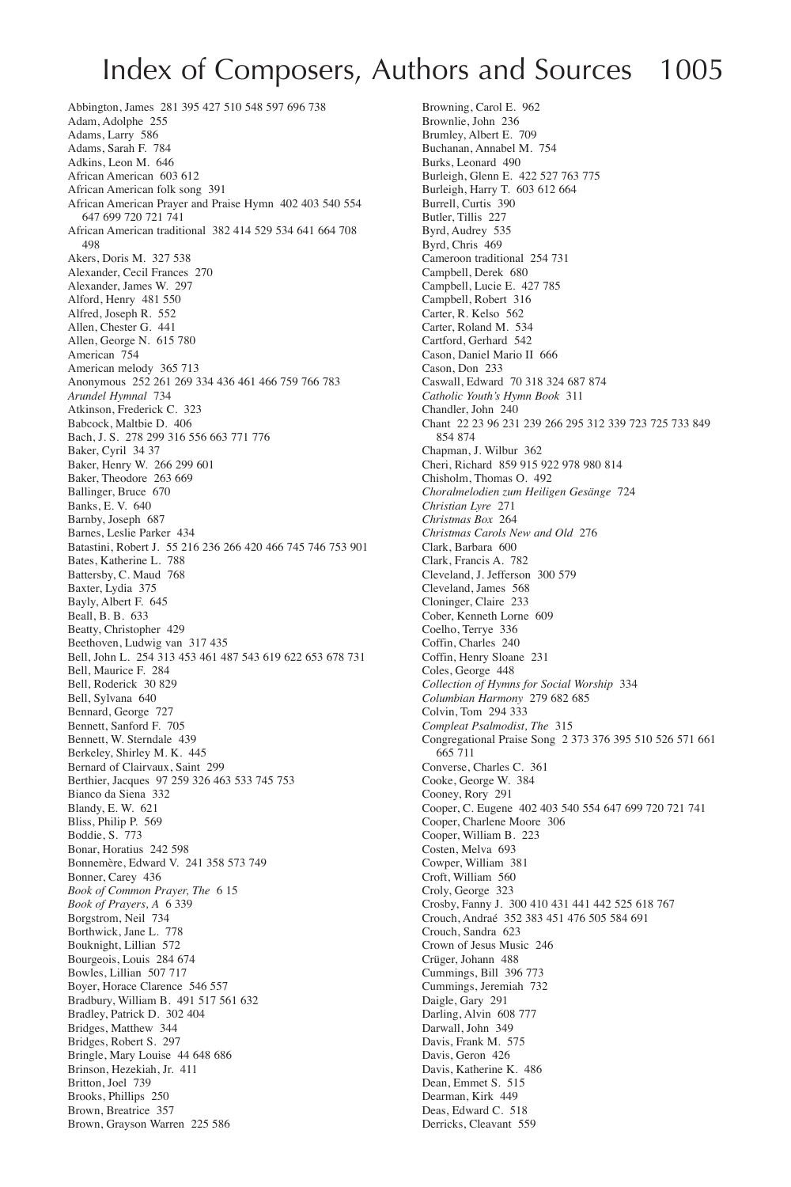# Index of Composers, Authors and Sources

Abbington, James 281 395 427 510 548 597 696 738
Adam, Adolphe 255
Adams, Larry 586
Adams, Sarah F. 784
Adkins, Leon M. 646
African American 603 612
African American folk song 391
African American Prayer and Praise Hymn 402 403 540 554 647 699 720 721 741
African American traditional 382 414 529 534 641 664 708 498
Akers, Doris M. 327 538
Alexander, Cecil Frances 270
Alexander, James W. 297
Alford, Henry 481 550
Alfred, Joseph R. 552
Allen, Chester G. 441
Allen, George N. 615 780
American 754
American melody 365 713
Anonymous 252 261 269 334 436 461 466 759 766 783
*Arundel Hymnal* 734
Atkinson, Frederick C. 323
Babcock, Maltbie D. 406
Bach, J. S. 278 299 316 556 663 771 776
Baker, Cyril 34 37
Baker, Henry W. 266 299 601
Baker, Theodore 263 669
Ballinger, Bruce 670
Banks, E. V. 640
Barnby, Joseph 687
Barnes, Leslie Parker 434
Batastini, Robert J. 55 216 236 266 420 466 745 746 753 901
Bates, Katherine L. 788
Battersby, C. Maud 768
Baxter, Lydia 375
Bayly, Albert F. 645
Beall, B. B. 633
Beatty, Christopher 429
Beethoven, Ludwig van 317 435
Bell, John L. 254 313 453 461 487 543 619 622 653 678 731
Bell, Maurice F. 284
Bell, Roderick 30 829
Bell, Sylvana 640
Bennard, George 727
Bennett, Sanford F. 705
Bennett, W. Sterndale 439
Berkeley, Shirley M. K. 445
Bernard of Clairvaux, Saint 299
Berthier, Jacques 97 259 326 463 533 745 753
Bianco da Siena 332
Blandy, E. W. 621
Bliss, Philip P. 569
Boddie, S. 773
Bonar, Horatius 242 598
Bonnemère, Edward V. 241 358 573 749
Bonner, Carey 436
*Book of Common Prayer, The* 6 15
*Book of Prayers, A* 6 339
Borgstrom, Neil 734
Borthwick, Jane L. 778
Bouknight, Lillian 572
Bourgeois, Louis 284 674
Bowles, Lillian 507 717
Boyer, Horace Clarence 546 557
Bradbury, William B. 491 517 561 632
Bradley, Patrick D. 302 404
Bridges, Matthew 344
Bridges, Robert S. 297
Bringle, Mary Louise 44 648 686
Brinson, Hezekiah, Jr. 411
Britton, Joel 739
Brooks, Phillips 250
Brown, Breatrice 357
Brown, Grayson Warren 225 586
Browning, Carol E. 962
Brownlie, John 236
Brumley, Albert E. 709
Buchanan, Annabel M. 754
Burks, Leonard 490
Burleigh, Glenn E. 422 527 763 775
Burleigh, Harry T. 603 612 664
Burrell, Curtis 390
Butler, Tillis 227
Byrd, Audrey 535
Byrd, Chris 469
Cameroon traditional 254 731
Campbell, Derek 680
Campbell, Lucie E. 427 785
Campbell, Robert 316
Carter, R. Kelso 562
Carter, Roland M. 534
Cartford, Gerhard 542
Cason, Daniel Mario II 666
Cason, Don 233
Caswall, Edward 70 318 324 687 874
*Catholic Youth's Hymn Book* 311
Chandler, John 240
Chant 22 23 96 231 239 266 295 312 339 723 725 733 849 854 874
Chapman, J. Wilbur 362
Cheri, Richard 859 915 922 978 980 814
Chisholm, Thomas O. 492
*Choralmelodien zum Heiligen Gesänge* 724
*Christian Lyre* 271
*Christmas Box* 264
*Christmas Carols New and Old* 276
Clark, Barbara 600
Clark, Francis A. 782
Cleveland, J. Jefferson 300 579
Cleveland, James 568
Cloninger, Claire 233
Cober, Kenneth Lorne 609
Coelho, Terrye 336
Coffin, Charles 240
Coffin, Henry Sloane 231
Coles, George 448
*Collection of Hymns for Social Worship* 334
*Columbian Harmony* 279 682 685
Colvin, Tom 294 333
*Compleat Psalmodist, The* 315
Congregational Praise Song 2 373 376 395 510 526 571 661 665 711
Converse, Charles C. 361
Cooke, George W. 384
Cooney, Rory 291
Cooper, C. Eugene 402 403 540 554 647 699 720 721 741
Cooper, Charlene Moore 306
Cooper, William B. 223
Costen, Melva 693
Cowper, William 381
Croft, William 560
Croly, George 323
Crosby, Fanny J. 300 410 431 441 442 525 618 767
Crouch, Andraé 352 383 451 476 505 584 691
Crouch, Sandra 623
Crown of Jesus Music 246
Crüger, Johann 488
Cummings, Bill 396 773
Cummings, Jeremiah 732
Daigle, Gary 291
Darling, Alvin 608 777
Darwall, John 349
Davis, Frank M. 575
Davis, Geron 426
Davis, Katherine K. 486
Dean, Emmet S. 515
Dearman, Kirk 449
Deas, Edward C. 518
Derricks, Cleavant 559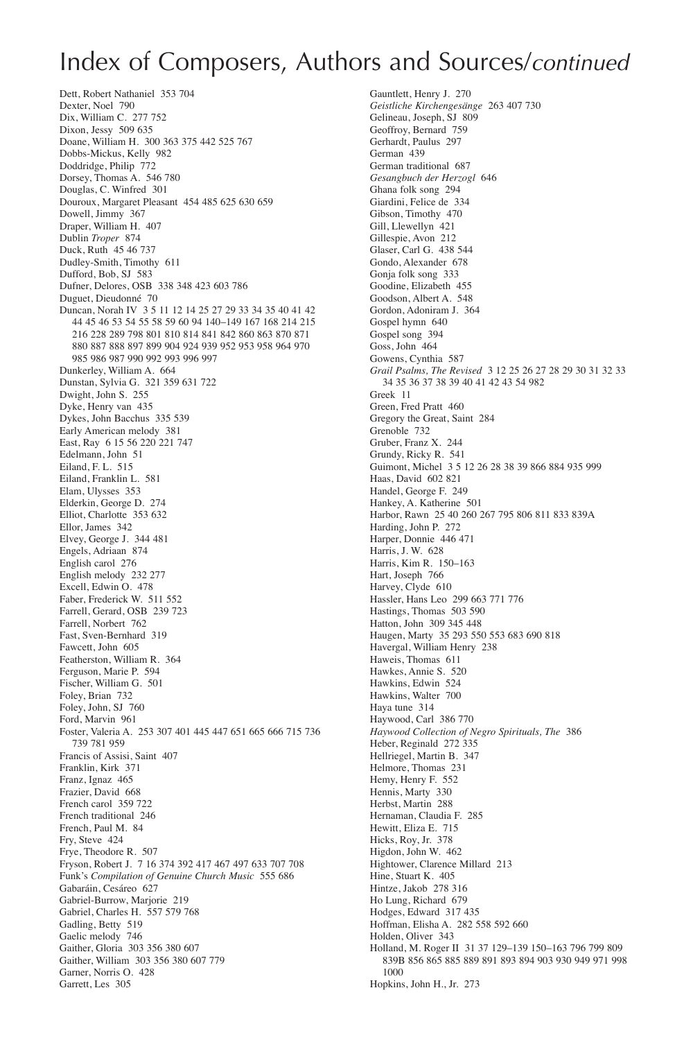# Index of Composers, Authors and Sources/*continued*

Dett, Robert Nathaniel 353 704
Dexter, Noel 790
Dix, William C. 277 752
Dixon, Jessy 509 635
Doane, William H. 300 363 375 442 525 767
Dobbs-Mickus, Kelly 982
Doddridge, Philip 772
Dorsey, Thomas A. 546 780
Douglas, C. Winfred 301
Douroux, Margaret Pleasant 454 485 625 630 659
Dowell, Jimmy 367
Draper, William H. 407
Dublin *Troper* 874
Duck, Ruth 45 46 737
Dudley-Smith, Timothy 611
Dufford, Bob, SJ 583
Dufner, Delores, OSB 338 348 423 603 786
Duguet, Dieudonné 70
Duncan, Norah IV 3 5 11 12 14 25 27 29 33 34 35 40 41 42 44 45 46 53 54 55 58 59 60 94 140–149 167 168 214 215 216 228 289 798 801 810 814 841 842 860 863 870 871 880 887 888 897 899 904 924 939 952 953 958 964 970 985 986 987 990 992 993 996 997
Dunkerley, William A. 664
Dunstan, Sylvia G. 321 359 631 722
Dwight, John S. 255
Dyke, Henry van 435
Dykes, John Bacchus 335 539
Early American melody 381
East, Ray 6 15 56 220 221 747
Edelmann, John 51
Eiland, F. L. 515
Eiland, Franklin L. 581
Elam, Ulysses 353
Elderkin, George D. 274
Elliot, Charlotte 353 632
Ellor, James 342
Elvey, George J. 344 481
Engels, Adriaan 874
English carol 276
English melody 232 277
Excell, Edwin O. 478
Faber, Frederick W. 511 552
Farrell, Gerard, OSB 239 723
Farrell, Norbert 762
Fast, Sven-Bernhard 319
Fawcett, John 605
Featherston, William R. 364
Ferguson, Marie P. 594
Fischer, William G. 501
Foley, Brian 732
Foley, John, SJ 760
Ford, Marvin 961
Foster, Valeria A. 253 307 401 445 447 651 665 666 715 736 739 781 959
Francis of Assisi, Saint 407
Franklin, Kirk 371
Franz, Ignaz 465
Frazier, David 668
French carol 359 722
French traditional 246
French, Paul M. 84
Fry, Steve 424
Frye, Theodore R. 507
Fryson, Robert J. 7 16 374 392 417 467 497 633 707 708
Funk's *Compilation of Genuine Church Music* 555 686
Gabaráin, Cesáreo 627
Gabriel-Burrow, Marjorie 219
Gabriel, Charles H. 557 579 768
Gadling, Betty 519
Gaelic melody 746
Gaither, Gloria 303 356 380 607
Gaither, William 303 356 380 607 779
Garner, Norris O. 428
Garrett, Les 305
Gauntlett, Henry J. 270
*Geistliche Kirchengesänge* 263 407 730
Gelineau, Joseph, SJ 809
Geoffroy, Bernard 759
Gerhardt, Paulus 297
German 439
German traditional 687
*Gesangbuch der Herzogl* 646
Ghana folk song 294
Giardini, Felice de 334
Gibson, Timothy 470
Gill, Llewellyn 421
Gillespie, Avon 212
Glaser, Carl G. 438 544
Gondo, Alexander 678
Gonja folk song 333
Goodine, Elizabeth 455
Goodson, Albert A. 548
Gordon, Adoniram J. 364
Gospel hymn 640
Gospel song 394
Goss, John 464
Gowens, Cynthia 587
*Grail Psalms, The Revised* 3 12 25 26 27 28 29 30 31 32 33 34 35 36 37 38 39 40 41 42 43 54 982
Greek 11
Green, Fred Pratt 460
Gregory the Great, Saint 284
Grenoble 732
Gruber, Franz X. 244
Grundy, Ricky R. 541
Guimont, Michel 3 5 12 26 28 38 39 866 884 935 999
Haas, David 602 821
Handel, George F. 249
Hankey, A. Katherine 501
Harbor, Rawn 25 40 260 267 795 806 811 833 839A
Harding, John P. 272
Harper, Donnie 446 471
Harris, J. W. 628
Harris, Kim R. 150–163
Hart, Joseph 766
Harvey, Clyde 610
Hassler, Hans Leo 299 663 771 776
Hastings, Thomas 503 590
Hatton, John 309 345 448
Haugen, Marty 35 293 550 553 683 690 818
Havergal, William Henry 238
Haweis, Thomas 611
Hawkes, Annie S. 520
Hawkins, Edwin 524
Hawkins, Walter 700
Haya tune 314
Haywood, Carl 386 770
*Haywood Collection of Negro Spirituals, The* 386
Heber, Reginald 272 335
Hellriegel, Martin B. 347
Helmore, Thomas 231
Hemy, Henry F. 552
Hennis, Marty 330
Herbst, Martin 288
Hernaman, Claudia F. 285
Hewitt, Eliza E. 715
Hicks, Roy, Jr. 378
Higdon, John W. 462
Hightower, Clarence Millard 213
Hine, Stuart K. 405
Hintze, Jakob 278 316
Ho Lung, Richard 679
Hodges, Edward 317 435
Hoffman, Elisha A. 282 558 592 660
Holden, Oliver 343
Holland, M. Roger II 31 37 129–139 150–163 796 799 809 839B 856 865 885 889 891 893 894 903 930 949 971 998 1000
Hopkins, John H., Jr. 273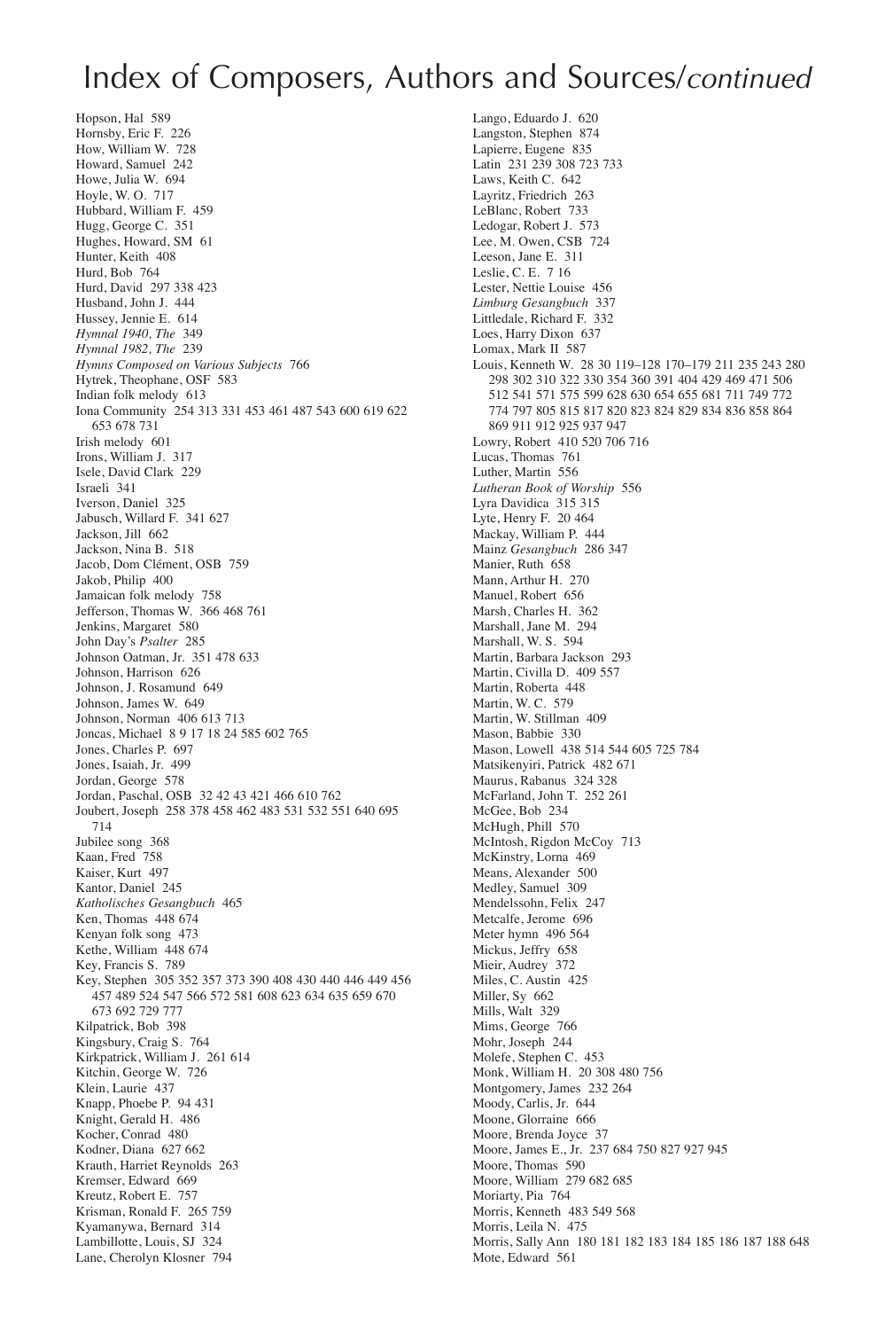# Index of Composers, Authors and Sources/*continued*

Hopson, Hal 589
Hornsby, Eric F. 226
How, William W. 728
Howard, Samuel 242
Howe, Julia W. 694
Hoyle, W. O. 717
Hubbard, William F. 459
Hugg, George C. 351
Hughes, Howard, SM 61
Hunter, Keith 408
Hurd, Bob 764
Hurd, David 297 338 423
Husband, John J. 444
Hussey, Jennie E. 614
*Hymnal 1940, The* 349
*Hymnal 1982, The* 239
*Hymns Composed on Various Subjects* 766
Hytrek, Theophane, OSF 583
Indian folk melody 613
Iona Community 254 313 331 453 461 487 543 600 619 622 653 678 731
Irish melody 601
Irons, William J. 317
Isele, David Clark 229
Israeli 341
Iverson, Daniel 325
Jabusch, Willard F. 341 627
Jackson, Jill 662
Jackson, Nina B. 518
Jacob, Dom Clément, OSB 759
Jakob, Philip 400
Jamaican folk melody 758
Jefferson, Thomas W. 366 468 761
Jenkins, Margaret 580
John Day's *Psalter* 285
Johnson Oatman, Jr. 351 478 633
Johnson, Harrison 626
Johnson, J. Rosamund 649
Johnson, James W. 649
Johnson, Norman 406 613 713
Joncas, Michael 8 9 17 18 24 585 602 765
Jones, Charles P. 697
Jones, Isaiah, Jr. 499
Jordan, George 578
Jordan, Paschal, OSB 32 42 43 421 466 610 762
Joubert, Joseph 258 378 458 462 483 531 532 551 640 695 714
Jubilee song 368
Kaan, Fred 758
Kaiser, Kurt 497
Kantor, Daniel 245
*Katholisches Gesangbuch* 465
Ken, Thomas 448 674
Kenyan folk song 473
Kethe, William 448 674
Key, Francis S. 789
Key, Stephen 305 352 357 373 390 408 430 440 446 449 456 457 489 524 547 566 572 581 608 623 634 635 659 670 673 692 729 777
Kilpatrick, Bob 398
Kingsbury, Craig S. 764
Kirkpatrick, William J. 261 614
Kitchin, George W. 726
Klein, Laurie 437
Knapp, Phoebe P. 94 431
Knight, Gerald H. 486
Kocher, Conrad 480
Kodner, Diana 627 662
Krauth, Harriet Reynolds 263
Kremser, Edward 669
Kreutz, Robert E. 757
Krisman, Ronald F. 265 759
Kyamanywa, Bernard 314
Lambillotte, Louis, SJ 324
Lane, Cherolyn Klosner 794
Lango, Eduardo J. 620
Langston, Stephen 874
Lapierre, Eugene 835
Latin 231 239 308 723 733
Laws, Keith C. 642
Layritz, Friedrich 263
LeBlanc, Robert 733
Ledogar, Robert J. 573
Lee, M. Owen, CSB 724
Leeson, Jane E. 311
Leslie, C. E. 7 16
Lester, Nettie Louise 456
*Limburg Gesangbuch* 337
Littledale, Richard F. 332
Loes, Harry Dixon 637
Lomax, Mark II 587
Louis, Kenneth W. 28 30 119–128 170–179 211 235 243 280 298 302 310 322 330 354 360 391 404 429 469 471 506 512 541 571 575 599 628 630 654 655 681 711 749 772 774 797 805 815 817 820 823 824 829 834 836 858 864 869 911 912 925 937 947
Lowry, Robert 410 520 706 716
Lucas, Thomas 761
Luther, Martin 556
*Lutheran Book of Worship* 556
Lyra Davidica 315 315
Lyte, Henry F. 20 464
Mackay, William P. 444
Mainz *Gesangbuch* 286 347
Manier, Ruth 658
Mann, Arthur H. 270
Manuel, Robert 656
Marsh, Charles H. 362
Marshall, Jane M. 294
Marshall, W. S. 594
Martin, Barbara Jackson 293
Martin, Civilla D. 409 557
Martin, Roberta 448
Martin, W. C. 579
Martin, W. Stillman 409
Mason, Babbie 330
Mason, Lowell 438 514 544 605 725 784
Matsikenyiri, Patrick 482 671
Maurus, Rabanus 324 328
McFarland, John T. 252 261
McGee, Bob 234
McHugh, Phill 570
McIntosh, Rigdon McCoy 713
McKinstry, Lorna 469
Means, Alexander 500
Medley, Samuel 309
Mendelssohn, Felix 247
Metcalfe, Jerome 696
Meter hymn 496 564
Mickus, Jeffry 658
Mieir, Audrey 372
Miles, C. Austin 425
Miller, Sy 662
Mills, Walt 329
Mims, George 766
Mohr, Joseph 244
Molefe, Stephen C. 453
Monk, William H. 20 308 480 756
Montgomery, James 232 264
Moody, Carlis, Jr. 644
Moone, Glorraine 666
Moore, Brenda Joyce 37
Moore, James E., Jr. 237 684 750 827 927 945
Moore, Thomas 590
Moore, William 279 682 685
Moriarty, Pia 764
Morris, Kenneth 483 549 568
Morris, Leila N. 475
Morris, Sally Ann 180 181 182 183 184 185 186 187 188 648
Mote, Edward 561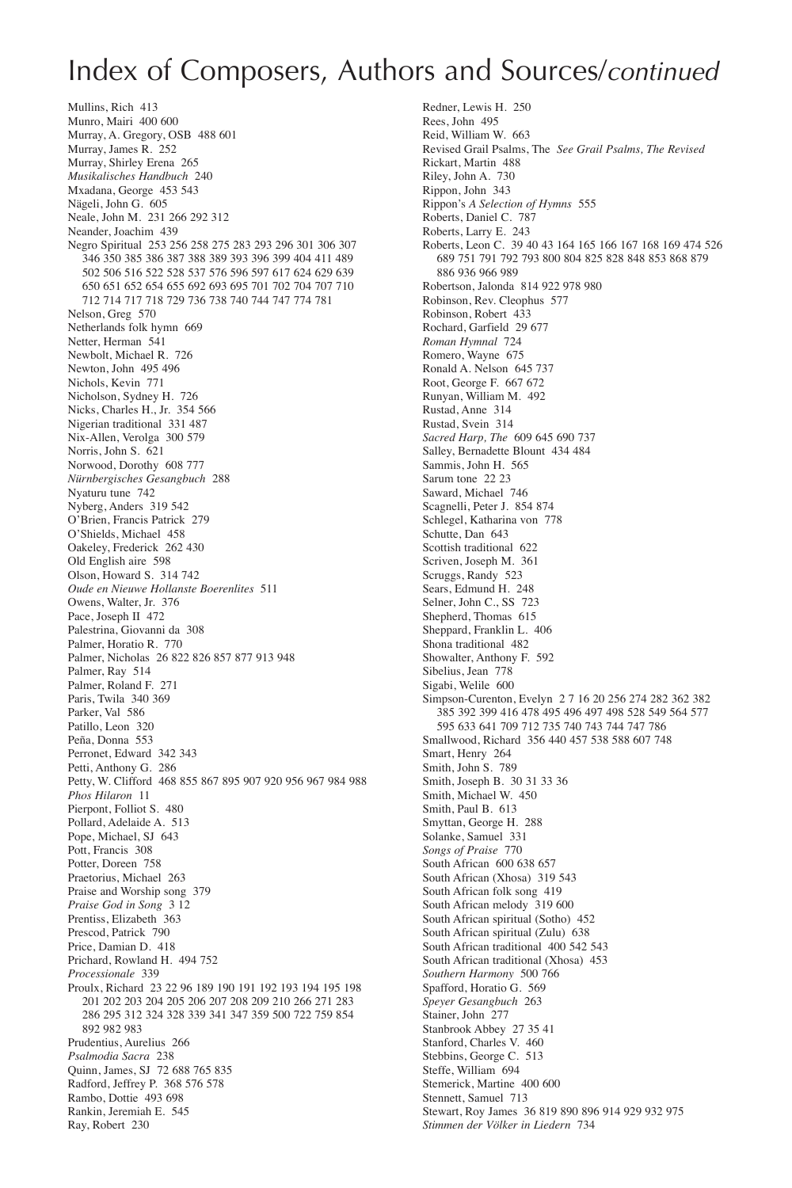# Index of Composers, Authors and Sources/*continued*

Mullins, Rich 413
Munro, Mairi 400 600
Murray, A. Gregory, OSB 488 601
Murray, James R. 252
Murray, Shirley Erena 265
*Musikalisches Handbuch* 240
Mxadana, George 453 543
Nägeli, John G. 605
Neale, John M. 231 266 292 312
Neander, Joachim 439
Negro Spiritual 253 256 258 275 283 293 296 301 306 307 346 350 385 386 387 388 389 393 396 399 404 411 489 502 506 516 522 528 537 576 596 597 617 624 629 639 650 651 652 654 655 692 693 695 701 702 704 707 710 712 714 717 718 729 736 738 740 744 747 774 781
Nelson, Greg 570
Netherlands folk hymn 669
Netter, Herman 541
Newbolt, Michael R. 726
Newton, John 495 496
Nichols, Kevin 771
Nicholson, Sydney H. 726
Nicks, Charles H., Jr. 354 566
Nigerian traditional 331 487
Nix-Allen, Verolga 300 579
Norris, John S. 621
Norwood, Dorothy 608 777
*Nürnbergisches Gesangbuch* 288
Nyaturu tune 742
Nyberg, Anders 319 542
O'Brien, Francis Patrick 279
O'Shields, Michael 458
Oakeley, Frederick 262 430
Old English aire 598
Olson, Howard S. 314 742
*Oude en Nieuwe Hollanste Boerenlites* 511
Owens, Walter, Jr. 376
Pace, Joseph II 472
Palestrina, Giovanni da 308
Palmer, Horatio R. 770
Palmer, Nicholas 26 822 826 857 877 913 948
Palmer, Ray 514
Palmer, Roland F. 271
Paris, Twila 340 369
Parker, Val 586
Patillo, Leon 320
Peña, Donna 553
Perronet, Edward 342 343
Petti, Anthony G. 286
Petty, W. Clifford 468 855 867 895 907 920 956 967 984 988
*Phos Hilaron* 11
Pierpont, Folliot S. 480
Pollard, Adelaide A. 513
Pope, Michael, SJ 643
Pott, Francis 308
Potter, Doreen 758
Praetorius, Michael 263
Praise and Worship song 379
*Praise God in Song* 3 12
Prentiss, Elizabeth 363
Prescod, Patrick 790
Price, Damian D. 418
Prichard, Rowland H. 494 752
*Processionale* 339
Proulx, Richard 23 22 96 189 190 191 192 193 194 195 198 201 202 203 204 205 206 207 208 209 210 266 271 283 286 295 312 324 328 339 341 347 359 500 722 759 854 892 982 983
Prudentius, Aurelius 266
*Psalmodia Sacra* 238
Quinn, James, SJ 72 688 765 835
Radford, Jeffrey P. 368 576 578
Rambo, Dottie 493 698
Rankin, Jeremiah E. 545
Ray, Robert 230
Redner, Lewis H. 250
Rees, John 495
Reid, William W. 663
Revised Grail Psalms, The *See Grail Psalms, The Revised*
Rickart, Martin 488
Riley, John A. 730
Rippon, John 343
Rippon's *A Selection of Hymns* 555
Roberts, Daniel C. 787
Roberts, Larry E. 243
Roberts, Leon C. 39 40 43 164 165 166 167 168 169 474 526 689 751 791 792 793 800 804 825 828 848 853 868 879 886 936 966 989
Robertson, Jalonda 814 922 978 980
Robinson, Rev. Cleophus 577
Robinson, Robert 433
Rochard, Garfield 29 677
*Roman Hymnal* 724
Romero, Wayne 675
Ronald A. Nelson 645 737
Root, George F. 667 672
Runyan, William M. 492
Rustad, Anne 314
Rustad, Svein 314
*Sacred Harp, The* 609 645 690 737
Salley, Bernadette Blount 434 484
Sammis, John H. 565
Sarum tone 22 23
Saward, Michael 746
Scagnelli, Peter J. 854 874
Schlegel, Katharina von 778
Schutte, Dan 643
Scottish traditional 622
Scriven, Joseph M. 361
Scruggs, Randy 523
Sears, Edmund H. 248
Selner, John C., SS 723
Shepherd, Thomas 615
Sheppard, Franklin L. 406
Shona traditional 482
Showalter, Anthony F. 592
Sibelius, Jean 778
Sigabi, Welile 600
Simpson-Curenton, Evelyn 2 7 16 20 256 274 282 362 382 385 392 399 416 478 495 496 497 498 528 549 564 577 595 633 641 709 712 735 740 743 744 747 786
Smallwood, Richard 356 440 457 538 588 607 748
Smart, Henry 264
Smith, John S. 789
Smith, Joseph B. 30 31 33 36
Smith, Michael W. 450
Smith, Paul B. 613
Smyttan, George H. 288
Solanke, Samuel 331
*Songs of Praise* 770
South African 600 638 657
South African (Xhosa) 319 543
South African folk song 419
South African melody 319 600
South African spiritual (Sotho) 452
South African spiritual (Zulu) 638
South African traditional 400 542 543
South African traditional (Xhosa) 453
*Southern Harmony* 500 766
Spafford, Horatio G. 569
*Speyer Gesangbuch* 263
Stainer, John 277
Stanbrook Abbey 27 35 41
Stanford, Charles V. 460
Stebbins, George C. 513
Steffe, William 694
Stemerick, Martine 400 600
Stennett, Samuel 713
Stewart, Roy James 36 819 890 896 914 929 932 975
*Stimmen der Völker in Liedern* 734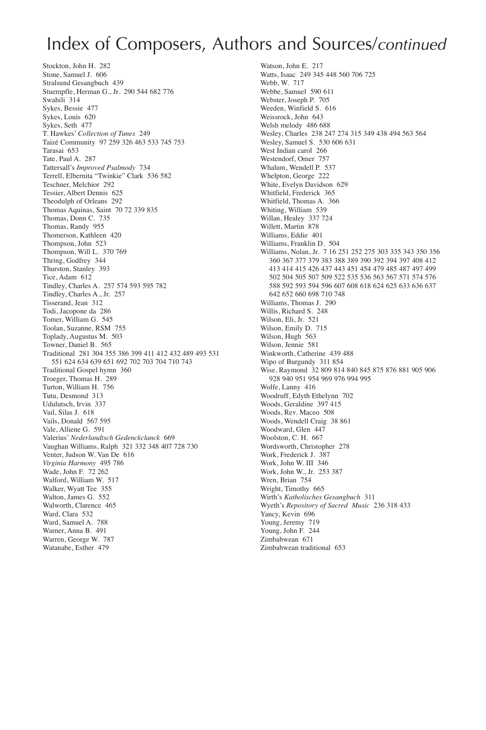# Index of Composers, Authors and Sources/*continued*

Stockton, John H. 282
Stone, Samuel J. 606
Stralsund Gesangbuch 439
Stuempfle, Herman G., Jr. 290 544 682 776
Swahili 314
Sykes, Bessie 477
Sykes, Louis 620
Sykes, Seth 477
T. Hawkes' *Collection of Tunes* 249
Taizé Community 97 259 326 463 533 745 753
Tarasai 653
Tate, Paul A. 287
Tattersall's *Improved Psalmody* 734
Terrell, Elbernita "Twinkie" Clark 536 582
Teschner, Melchior 292
Tessier, Albert Dennis 625
Theodulph of Orleans 292
Thomas Aquinas, Saint 70 72 339 835
Thomas, Donn C. 735
Thomas, Randy 955
Thomerson, Kathleen 420
Thompson, John 523
Thompson, Will L. 370 769
Thring, Godfrey 344
Thurston, Stanley 393
Tice, Adam 612
Tindley, Charles A. 257 574 593 595 782
Tindley, Charles A., Jr. 257
Tisserand, Jean 312
Todi, Jacopone da 286
Tomer, William G. 545
Toolan, Suzanne, RSM 755
Toplady, Augustus M. 503
Towner, Daniel B. 565
Traditional 281 304 355 386 399 411 412 432 489 493 531 551 624 634 639 651 692 702 703 704 710 743
Traditional Gospel hymn 360
Troeger, Thomas H. 289
Turton, William H. 756
Tutu, Desmond 313
Udulutsch, Irvin 337
Vail, Silas J. 618
Vails, Donald 567 595
Vale, Alliene G. 591
Valerius' *Nederlandtsch Gedenckclanck* 669
Vaughan Williams, Ralph 321 332 348 407 728 730
Venter, Judson W. Van De 616
*Virginia Harmony* 495 786
Wade, John F. 72 262
Walford, William W. 517
Walker, Wyatt Tee 355
Walton, James G. 552
Walworth, Clarence 465
Ward, Clara 532
Ward, Samuel A. 788
Warner, Anna B. 491
Warren, George W. 787
Watanabe, Esther 479
Watson, John E. 217
Watts, Isaac 249 345 448 560 706 725
Webb, W. 717
Webbe, Samuel 590 611
Webster, Joseph P. 705
Weeden, Winfield S. 616
Weissrock, John 643
Welsh melody 486 688
Wesley, Charles 238 247 274 315 349 438 494 563 564
Wesley, Samuel S. 530 606 631
West Indian carol 266
Westendorf, Omer 757
Whalum, Wendell P. 537
Whelpton, George 222
White, Evelyn Davidson 629
Whitfield, Frederick 365
Whitfield, Thomas A. 366
Whiting, William 539
Willan, Healey 337 724
Willett, Martin 878
Williams, Eddie 401
Williams, Franklin D. 504
Williams, Nolan, Jr. 7 16 251 252 275 303 335 343 350 356 360 367 377 379 383 388 389 390 392 394 397 408 412 413 414 415 426 437 443 451 454 479 485 487 497 499 502 504 505 507 509 522 535 536 563 567 571 574 576 588 592 593 594 596 607 608 618 624 625 633 636 637 642 652 660 698 710 748
Williams, Thomas J. 290
Willis, Richard S. 248
Wilson, Eli, Jr. 521
Wilson, Emily D. 715
Wilson, Hugh 563
Wilson, Jennie 581
Winkworth, Catherine 439 488
Wipo of Burgundy 311 854
Wise, Raymond 32 809 814 840 845 875 876 881 905 906 928 940 951 954 969 976 994 995
Wolfe, Lanny 416
Woodruff, Edyth Ethelynn 702
Woods, Geraldine 397 415
Woods, Rev. Maceo 508
Woods, Wendell Craig 38 861
Woodward, Glen 447
Woolston, C. H. 667
Wordsworth, Christopher 278
Work, Frederick J. 387
Work, John W. III 346
Work, John W., Jr. 253 387
Wren, Brian 754
Wright, Timothy 665
Wirth's *Katholisches Gesangbuch* 311
Wyeth's *Repository of Sacred Music* 236 318 433
Yancy, Kevin 696
Young, Jeremy 719
Young, John F. 244
Zimbabwean 671
Zimbabwean traditional 653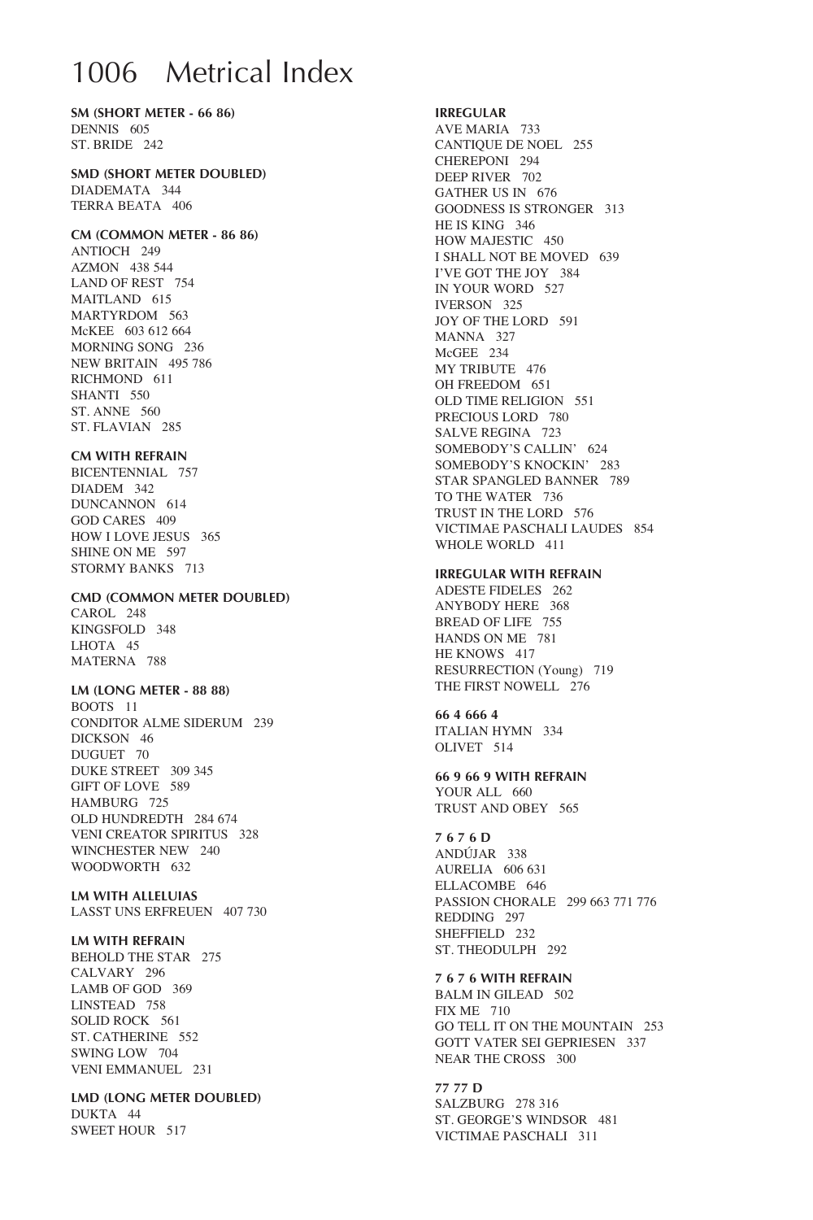# Metrical Index

**SM (SHORT METER - 66 86)**
DENNIS 605
ST. BRIDE 242

**SMD (SHORT METER DOUBLED)**
DIADEMATA 344
TERRA BEATA 406

**CM (COMMON METER - 86 86)**
ANTIOCH 249
AZMON 438 544
LAND OF REST 754
MAITLAND 615
MARTYRDOM 563
McKEE 603 612 664
MORNING SONG 236
NEW BRITAIN 495 786
RICHMOND 611
SHANTI 550
ST. ANNE 560
ST. FLAVIAN 285

**CM WITH REFRAIN**
BICENTENNIAL 757
DIADEM 342
DUNCANNON 614
GOD CARES 409
HOW I LOVE JESUS 365
SHINE ON ME 597
STORMY BANKS 713

**CMD (COMMON METER DOUBLED)**
CAROL 248
KINGSFOLD 348
LHOTA 45
MATERNA 788

**LM (LONG METER - 88 88)**
BOOTS 11
CONDITOR ALME SIDERUM 239
DICKSON 46
DUGUET 70
DUKE STREET 309 345
GIFT OF LOVE 589
HAMBURG 725
OLD HUNDREDTH 284 674
VENI CREATOR SPIRITUS 328
WINCHESTER NEW 240
WOODWORTH 632

**LM WITH ALLELUIAS**
LASST UNS ERFREUEN 407 730

**LM WITH REFRAIN**
BEHOLD THE STAR 275
CALVARY 296
LAMB OF GOD 369
LINSTEAD 758
SOLID ROCK 561
ST. CATHERINE 552
SWING LOW 704
VENI EMMANUEL 231

**LMD (LONG METER DOUBLED)**
DUKTA 44
SWEET HOUR 517

**IRREGULAR**
AVE MARIA 733
CANTIQUE DE NOEL 255
CHEREPONI 294
DEEP RIVER 702
GATHER US IN 676
GOODNESS IS STRONGER 313
HE IS KING 346
HOW MAJESTIC 450
I SHALL NOT BE MOVED 639
I'VE GOT THE JOY 384
IN YOUR WORD 527
IVERSON 325
JOY OF THE LORD 591
MANNA 327
McGEE 234
MY TRIBUTE 476
OH FREEDOM 651
OLD TIME RELIGION 551
PRECIOUS LORD 780
SALVE REGINA 723
SOMEBODY'S CALLIN' 624
SOMEBODY'S KNOCKIN' 283
STAR SPANGLED BANNER 789
TO THE WATER 736
TRUST IN THE LORD 576
VICTIMAE PASCHALI LAUDES 854
WHOLE WORLD 411

**IRREGULAR WITH REFRAIN**
ADESTE FIDELES 262
ANYBODY HERE 368
BREAD OF LIFE 755
HANDS ON ME 781
HE KNOWS 417
RESURRECTION (Young) 719
THE FIRST NOWELL 276

**66 4 666 4**
ITALIAN HYMN 334
OLIVET 514

**66 9 66 9 WITH REFRAIN**
YOUR ALL 660
TRUST AND OBEY 565

**7 6 7 6 D**
ANDÚJAR 338
AURELIA 606 631
ELLACOMBE 646
PASSION CHORALE 299 663 771 776
REDDING 297
SHEFFIELD 232
ST. THEODULPH 292

**7 6 7 6 WITH REFRAIN**
BALM IN GILEAD 502
FIX ME 710
GO TELL IT ON THE MOUNTAIN 253
GOTT VATER SEI GEPRIESEN 337
NEAR THE CROSS 300

**77 77 D**
SALZBURG 278 316
ST. GEORGE'S WINDSOR 481
VICTIMAE PASCHALI 311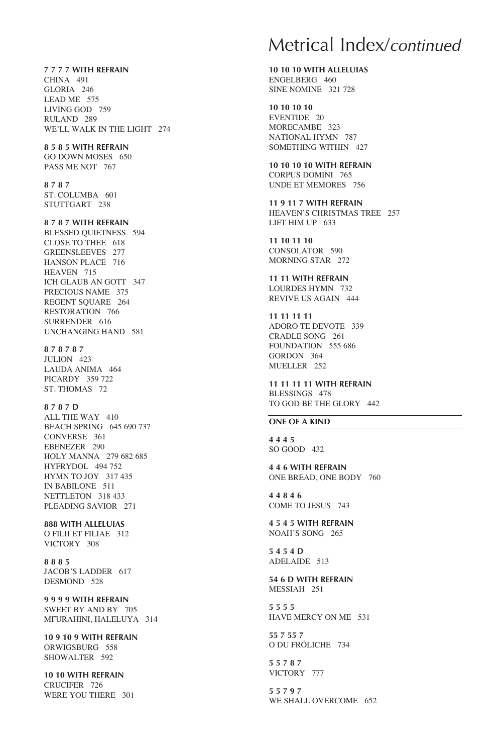# Metrical Index/*continued*

**7 7 7 7 WITH REFRAIN**
CHINA 491
GLORIA 246
LEAD ME 575
LIVING GOD 759
RULAND 289
WE'LL WALK IN THE LIGHT 274

**8 5 8 5 WITH REFRAIN**
GO DOWN MOSES 650
PASS ME NOT 767

**8 7 8 7**
ST. COLUMBA 601
STUTTGART 238

**8 7 8 7 WITH REFRAIN**
BLESSED QUIETNESS 594
CLOSE TO THEE 618
GREENSLEEVES 277
HANSON PLACE 716
HEAVEN 715
ICH GLAUB AN GOTT 347
PRECIOUS NAME 375
REGENT SQUARE 264
RESTORATION 766
SURRENDER 616
UNCHANGING HAND 581

**8 7 8 7 8 7**
JULION 423
LAUDA ANIMA 464
PICARDY 359 722
ST. THOMAS 72

**8 7 8 7 D**
ALL THE WAY 410
BEACH SPRING 645 690 737
CONVERSE 361
EBENEZER 290
HOLY MANNA 279 682 685
HYFRYDOL 494 752
HYMN TO JOY 317 435
IN BABILONE 511
NETTLETON 318 433
PLEADING SAVIOR 271

**888 WITH ALLELUIAS**
O FILII ET FILIAE 312
VICTORY 308

**8 8 8 5**
JACOB'S LADDER 617
DESMOND 528

**9 9 9 9 WITH REFRAIN**
SWEET BY AND BY 705
MFURAHINI, HALELUYA 314

**10 9 10 9 WITH REFRAIN**
ORWIGSBURG 558
SHOWALTER 592

**10 10 WITH REFRAIN**
CRUCIFER 726
WERE YOU THERE 301

**10 10 10 WITH ALLELUIAS**
ENGELBERG 460
SINE NOMINE 321 728

**10 10 10 10**
EVENTIDE 20
MORECAMBE 323
NATIONAL HYMN 787
SOMETHING WITHIN 427

**10 10 10 10 WITH REFRAIN**
CORPUS DOMINI 765
UNDE ET MEMORES 756

**11 9 11 7 WITH REFRAIN**
HEAVEN'S CHRISTMAS TREE 257
LIFT HIM UP 633

**11 10 11 10**
CONSOLATOR 590
MORNING STAR 272

**11 11 WITH REFRAIN**
LOURDES HYMN 732
REVIVE US AGAIN 444

**11 11 11 11**
ADORO TE DEVOTE 339
CRADLE SONG 261
FOUNDATION 555 686
GORDON 364
MUELLER 252

**11 11 11 11 WITH REFRAIN**
BLESSINGS 478
TO GOD BE THE GLORY 442

## ONE OF A KIND

**4 4 4 5**
SO GOOD 432

**4 4 6 WITH REFRAIN**
ONE BREAD, ONE BODY 760

**4 4 8 4 6**
COME TO JESUS 743

**4 5 4 5 WITH REFRAIN**
NOAH'S SONG 265

**5 4 5 4 D**
ADELAIDE 513

**54 6 D WITH REFRAIN**
MESSIAH 251

**5 5 5 5**
HAVE MERCY ON ME 531

**55 7 55 7**
O DU FRÖLICHE 734

**5 5 7 8 7**
VICTORY 777

**5 5 7 9 7**
WE SHALL OVERCOME 652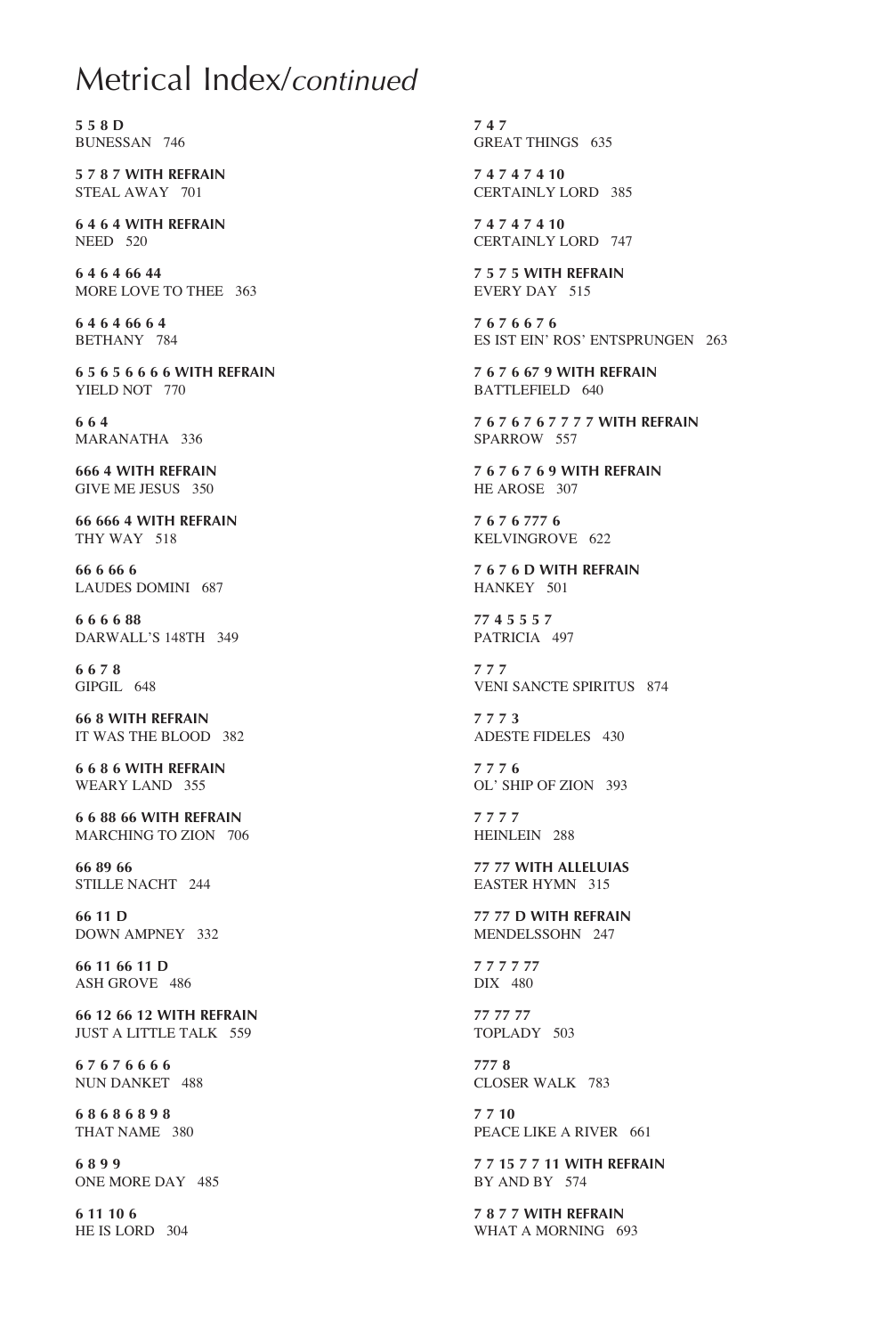# Metrical Index/*continued*

**5 5 8 D**
BUNESSAN 746

**5 7 8 7 WITH REFRAIN**
STEAL AWAY 701

**6 4 6 4 WITH REFRAIN**
NEED 520

**6 4 6 4 66 44**
MORE LOVE TO THEE 363

**6 4 6 4 66 6 4**
BETHANY 784

**6 5 6 5 6 6 6 6 WITH REFRAIN**
YIELD NOT 770

**6 6 4**
MARANATHA 336

**666 4 WITH REFRAIN**
GIVE ME JESUS 350

**66 666 4 WITH REFRAIN**
THY WAY 518

**66 6 66 6**
LAUDES DOMINI 687

**6 6 6 6 88**
DARWALL'S 148TH 349

**6 6 7 8**
GIPGIL 648

**66 8 WITH REFRAIN**
IT WAS THE BLOOD 382

**6 6 8 6 WITH REFRAIN**
WEARY LAND 355

**6 6 88 66 WITH REFRAIN**
MARCHING TO ZION 706

**66 89 66**
STILLE NACHT 244

**66 11 D**
DOWN AMPNEY 332

**66 11 66 11 D**
ASH GROVE 486

**66 12 66 12 WITH REFRAIN**
JUST A LITTLE TALK 559

**6 7 6 7 6 6 6 6**
NUN DANKET 488

**6 8 6 8 6 8 9 8**
THAT NAME 380

**6 8 9 9**
ONE MORE DAY 485

**6 11 10 6**
HE IS LORD 304

**7 4 7**
GREAT THINGS 635

**7 4 7 4 7 4 10**
CERTAINLY LORD 385

**7 4 7 4 7 4 10**
CERTAINLY LORD 747

**7 5 7 5 WITH REFRAIN**
EVERY DAY 515

**7 6 7 6 6 7 6**
ES IST EIN' ROS' ENTSPRUNGEN 263

**7 6 7 6 67 9 WITH REFRAIN**
BATTLEFIELD 640

**7 6 7 6 7 6 7 7 7 7 WITH REFRAIN**
SPARROW 557

**7 6 7 6 7 6 9 WITH REFRAIN**
HE AROSE 307

**7 6 7 6 777 6**
KELVINGROVE 622

**7 6 7 6 D WITH REFRAIN**
HANKEY 501

**77 4 5 5 5 7**
PATRICIA 497

**7 7 7**
VENI SANCTE SPIRITUS 874

**7 7 7 3**
ADESTE FIDELES 430

**7 7 7 6**
OL' SHIP OF ZION 393

**7 7 7 7**
HEINLEIN 288

**77 77 WITH ALLELUIAS**
EASTER HYMN 315

**77 77 D WITH REFRAIN**
MENDELSSOHN 247

**7 7 7 7 77**
DIX 480

**77 77 77**
TOPLADY 503

**777 8**
CLOSER WALK 783

**7 7 10**
PEACE LIKE A RIVER 661

**7 7 15 7 7 11 WITH REFRAIN**
BY AND BY 574

**7 8 7 7 WITH REFRAIN**
WHAT A MORNING 693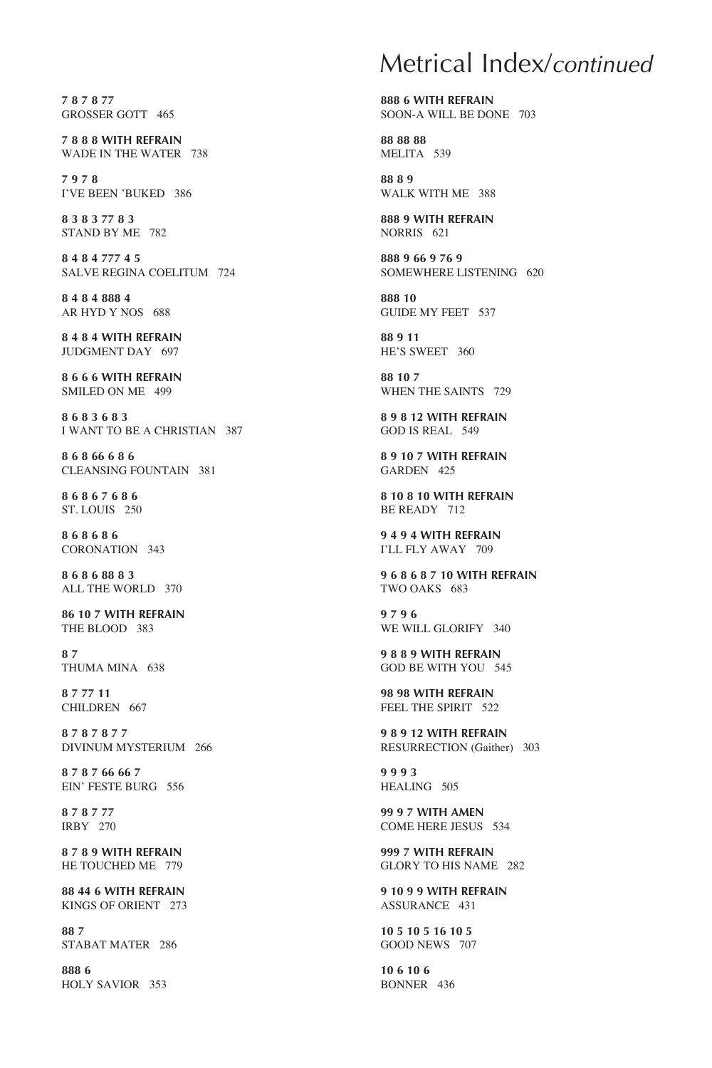# Metrical Index/*continued*

**7 8 7 8 77**
GROSSER GOTT 465

**7 8 8 8 WITH REFRAIN**
WADE IN THE WATER 738

**7 9 7 8**
I'VE BEEN 'BUKED 386

**8 3 8 3 77 8 3**
STAND BY ME 782

**8 4 8 4 777 4 5**
SALVE REGINA COELITUM 724

**8 4 8 4 888 4**
AR HYD Y NOS 688

**8 4 8 4 WITH REFRAIN**
JUDGMENT DAY 697

**8 6 6 6 WITH REFRAIN**
SMILED ON ME 499

**8 6 8 3 6 8 3**
I WANT TO BE A CHRISTIAN 387

**8 6 8 66 6 8 6**
CLEANSING FOUNTAIN 381

**8 6 8 6 7 6 8 6**
ST. LOUIS 250

**8 6 8 6 8 6**
CORONATION 343

**8 6 8 6 88 8 3**
ALL THE WORLD 370

**86 10 7 WITH REFRAIN**
THE BLOOD 383

**8 7**
THUMA MINA 638

**8 7 77 11**
CHILDREN 667

**8 7 8 7 8 7 7**
DIVINUM MYSTERIUM 266

**8 7 8 7 66 66 7**
EIN' FESTE BURG 556

**8 7 8 7 77**
IRBY 270

**8 7 8 9 WITH REFRAIN**
HE TOUCHED ME 779

**88 44 6 WITH REFRAIN**
KINGS OF ORIENT 273

**88 7**
STABAT MATER 286

**888 6**
HOLY SAVIOR 353

**888 6 WITH REFRAIN**
SOON-A WILL BE DONE 703

**88 88 88**
MELITA 539

**88 8 9**
WALK WITH ME 388

**888 9 WITH REFRAIN**
NORRIS 621

**888 9 66 9 76 9**
SOMEWHERE LISTENING 620

**888 10**
GUIDE MY FEET 537

**88 9 11**
HE'S SWEET 360

**88 10 7**
WHEN THE SAINTS 729

**8 9 8 12 WITH REFRAIN**
GOD IS REAL 549

**8 9 10 7 WITH REFRAIN**
GARDEN 425

**8 10 8 10 WITH REFRAIN**
BE READY 712

**9 4 9 4 WITH REFRAIN**
I'LL FLY AWAY 709

**9 6 8 6 8 7 10 WITH REFRAIN**
TWO OAKS 683

**9 7 9 6**
WE WILL GLORIFY 340

**9 8 8 9 WITH REFRAIN**
GOD BE WITH YOU 545

**98 98 WITH REFRAIN**
FEEL THE SPIRIT 522

**9 8 9 12 WITH REFRAIN**
RESURRECTION (Gaither) 303

**9 9 9 3**
HEALING 505

**99 9 7 WITH AMEN**
COME HERE JESUS 534

**999 7 WITH REFRAIN**
GLORY TO HIS NAME 282

**9 10 9 9 WITH REFRAIN**
ASSURANCE 431

**10 5 10 5 16 10 5**
GOOD NEWS 707

**10 6 10 6**
BONNER 436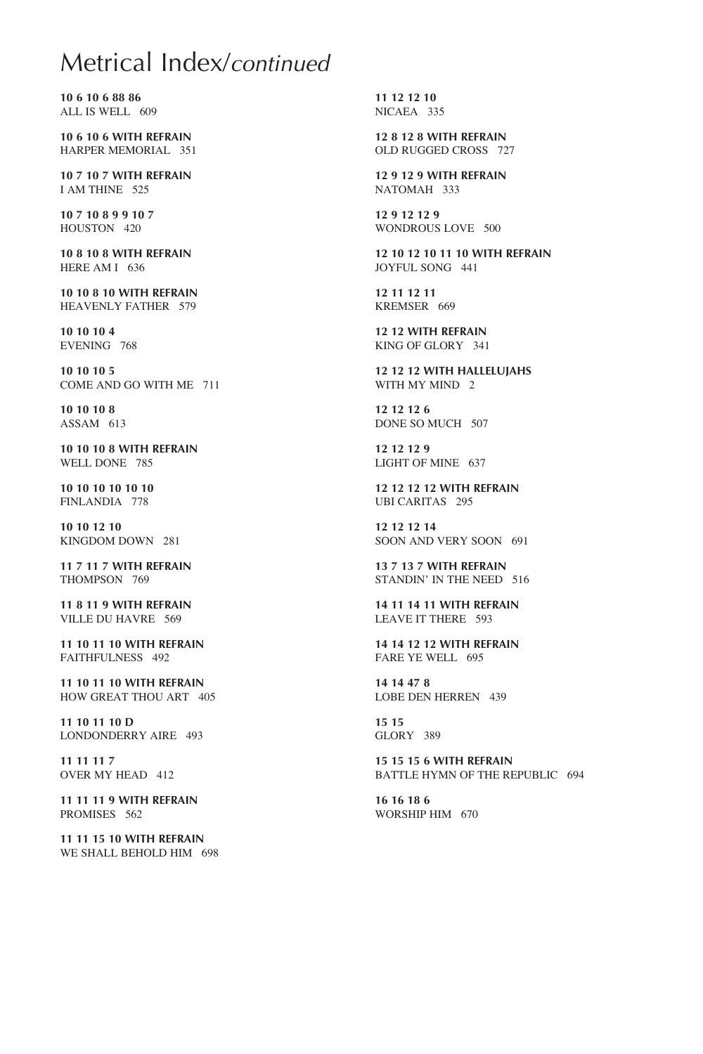# Metrical Index/*continued*

**10 6 10 6 88 86**
ALL IS WELL 609

**10 6 10 6 WITH REFRAIN**
HARPER MEMORIAL 351

**10 7 10 7 WITH REFRAIN**
I AM THINE 525

**10 7 10 8 9 9 10 7**
HOUSTON 420

**10 8 10 8 WITH REFRAIN**
HERE AM I 636

**10 10 8 10 WITH REFRAIN**
HEAVENLY FATHER 579

**10 10 10 4**
EVENING 768

**10 10 10 5**
COME AND GO WITH ME 711

**10 10 10 8**
ASSAM 613

**10 10 10 8 WITH REFRAIN**
WELL DONE 785

**10 10 10 10 10 10**
FINLANDIA 778

**10 10 12 10**
KINGDOM DOWN 281

**11 7 11 7 WITH REFRAIN**
THOMPSON 769

**11 8 11 9 WITH REFRAIN**
VILLE DU HAVRE 569

**11 10 11 10 WITH REFRAIN**
FAITHFULNESS 492

**11 10 11 10 WITH REFRAIN**
HOW GREAT THOU ART 405

**11 10 11 10 D**
LONDONDERRY AIRE 493

**11 11 11 7**
OVER MY HEAD 412

**11 11 11 9 WITH REFRAIN**
PROMISES 562

**11 11 15 10 WITH REFRAIN**
WE SHALL BEHOLD HIM 698

**11 12 12 10**
NICAEA 335

**12 8 12 8 WITH REFRAIN**
OLD RUGGED CROSS 727

**12 9 12 9 WITH REFRAIN**
NATOMAH 333

**12 9 12 12 9**
WONDROUS LOVE 500

**12 10 12 10 11 10 WITH REFRAIN**
JOYFUL SONG 441

**12 11 12 11**
KREMSER 669

**12 12 WITH REFRAIN**
KING OF GLORY 341

**12 12 12 WITH HALLELUJAHS**
WITH MY MIND 2

**12 12 12 6**
DONE SO MUCH 507

**12 12 12 9**
LIGHT OF MINE 637

**12 12 12 12 WITH REFRAIN**
UBI CARITAS 295

**12 12 12 14**
SOON AND VERY SOON 691

**13 7 13 7 WITH REFRAIN**
STANDIN' IN THE NEED 516

**14 11 14 11 WITH REFRAIN**
LEAVE IT THERE 593

**14 14 12 12 WITH REFRAIN**
FARE YE WELL 695

**14 14 47 8**
LOBE DEN HERREN 439

**15 15**
GLORY 389

**15 15 15 6 WITH REFRAIN**
BATTLE HYMN OF THE REPUBLIC 694

**16 16 18 6**
WORSHIP HIM 670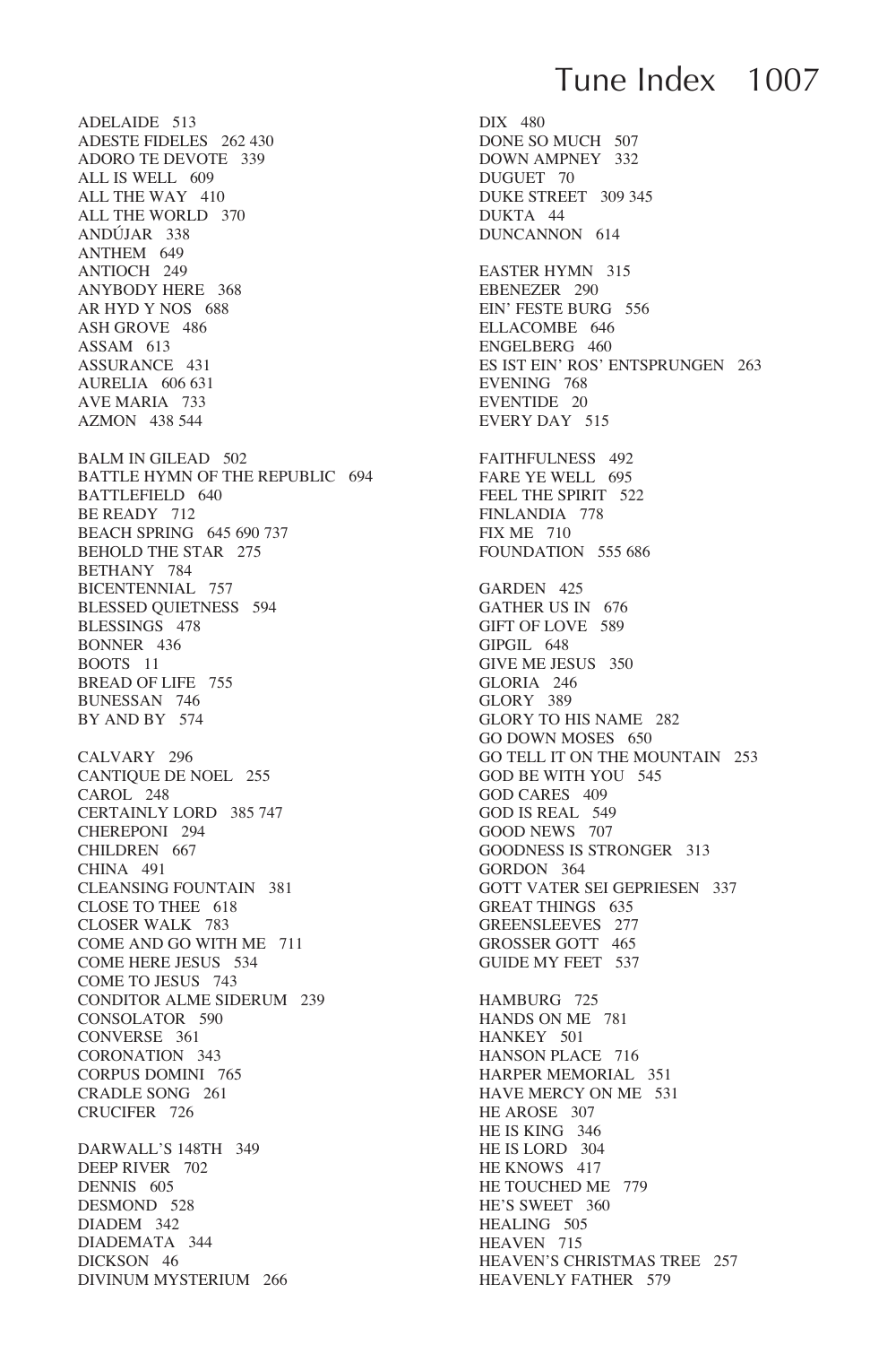# Tune Index

ADELAIDE 513
ADESTE FIDELES 262 430
ADORO TE DEVOTE 339
ALL IS WELL 609
ALL THE WAY 410
ALL THE WORLD 370
ANDÚJAR 338
ANTHEM 649
ANTIOCH 249
ANYBODY HERE 368
AR HYD Y NOS 688
ASH GROVE 486
ASSAM 613
ASSURANCE 431
AURELIA 606 631
AVE MARIA 733
AZMON 438 544

BALM IN GILEAD 502
BATTLE HYMN OF THE REPUBLIC 694
BATTLEFIELD 640
BE READY 712
BEACH SPRING 645 690 737
BEHOLD THE STAR 275
BETHANY 784
BICENTENNIAL 757
BLESSED QUIETNESS 594
BLESSINGS 478
BONNER 436
BOOTS 11
BREAD OF LIFE 755
BUNESSAN 746
BY AND BY 574

CALVARY 296
CANTIQUE DE NOEL 255
CAROL 248
CERTAINLY LORD 385 747
CHEREPONI 294
CHILDREN 667
CHINA 491
CLEANSING FOUNTAIN 381
CLOSE TO THEE 618
CLOSER WALK 783
COME AND GO WITH ME 711
COME HERE JESUS 534
COME TO JESUS 743
CONDITOR ALME SIDERUM 239
CONSOLATOR 590
CONVERSE 361
CORONATION 343
CORPUS DOMINI 765
CRADLE SONG 261
CRUCIFER 726

DARWALL'S 148TH 349
DEEP RIVER 702
DENNIS 605
DESMOND 528
DIADEM 342
DIADEMATA 344
DICKSON 46
DIVINUM MYSTERIUM 266
DIX 480
DONE SO MUCH 507
DOWN AMPNEY 332
DUGUET 70
DUKE STREET 309 345
DUKTA 44
DUNCANNON 614

EASTER HYMN 315
EBENEZER 290
EIN' FESTE BURG 556
ELLACOMBE 646
ENGELBERG 460
ES IST EIN' ROS' ENTSPRUNGEN 263
EVENING 768
EVENTIDE 20
EVERY DAY 515

FAITHFULNESS 492
FARE YE WELL 695
FEEL THE SPIRIT 522
FINLANDIA 778
FIX ME 710
FOUNDATION 555 686

GARDEN 425
GATHER US IN 676
GIFT OF LOVE 589
GIPGIL 648
GIVE ME JESUS 350
GLORIA 246
GLORY 389
GLORY TO HIS NAME 282
GO DOWN MOSES 650
GO TELL IT ON THE MOUNTAIN 253
GOD BE WITH YOU 545
GOD CARES 409
GOD IS REAL 549
GOOD NEWS 707
GOODNESS IS STRONGER 313
GORDON 364
GOTT VATER SEI GEPRIESEN 337
GREAT THINGS 635
GREENSLEEVES 277
GROSSER GOTT 465
GUIDE MY FEET 537

HAMBURG 725
HANDS ON ME 781
HANKEY 501
HANSON PLACE 716
HARPER MEMORIAL 351
HAVE MERCY ON ME 531
HE AROSE 307
HE IS KING 346
HE IS LORD 304
HE KNOWS 417
HE TOUCHED ME 779
HE'S SWEET 360
HEALING 505
HEAVEN 715
HEAVEN'S CHRISTMAS TREE 257
HEAVENLY FATHER 579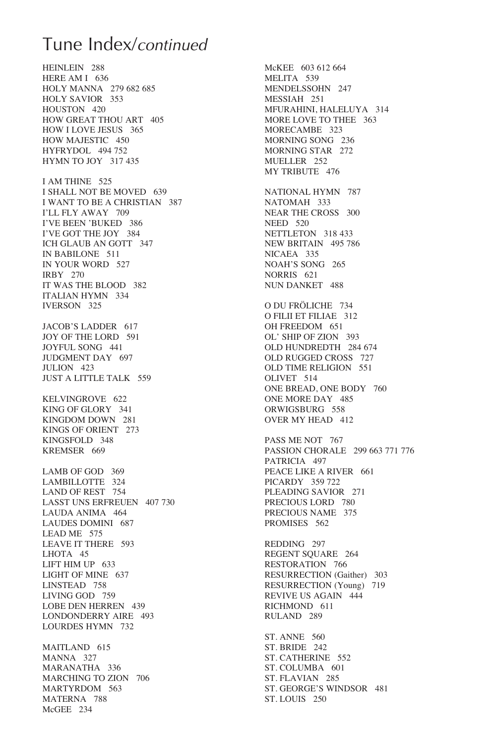# Tune Index/*continued*

HEINLEIN 288
HERE AM I 636
HOLY MANNA 279 682 685
HOLY SAVIOR 353
HOUSTON 420
HOW GREAT THOU ART 405
HOW I LOVE JESUS 365
HOW MAJESTIC 450
HYFRYDOL 494 752
HYMN TO JOY 317 435

I AM THINE 525
I SHALL NOT BE MOVED 639
I WANT TO BE A CHRISTIAN 387
I'LL FLY AWAY 709
I'VE BEEN 'BUKED 386
I'VE GOT THE JOY 384
ICH GLAUB AN GOTT 347
IN BABILONE 511
IN YOUR WORD 527
IRBY 270
IT WAS THE BLOOD 382
ITALIAN HYMN 334
IVERSON 325

JACOB'S LADDER 617
JOY OF THE LORD 591
JOYFUL SONG 441
JUDGMENT DAY 697
JULION 423
JUST A LITTLE TALK 559

KELVINGROVE 622
KING OF GLORY 341
KINGDOM DOWN 281
KINGS OF ORIENT 273
KINGSFOLD 348
KREMSER 669

LAMB OF GOD 369
LAMBILLOTTE 324
LAND OF REST 754
LASST UNS ERFREUEN 407 730
LAUDA ANIMA 464
LAUDES DOMINI 687
LEAD ME 575
LEAVE IT THERE 593
LHOTA 45
LIFT HIM UP 633
LIGHT OF MINE 637
LINSTEAD 758
LIVING GOD 759
LOBE DEN HERREN 439
LONDONDERRY AIRE 493
LOURDES HYMN 732

MAITLAND 615
MANNA 327
MARANATHA 336
MARCHING TO ZION 706
MARTYRDOM 563
MATERNA 788
McGEE 234
McKEE 603 612 664
MELITA 539
MENDELSSOHN 247
MESSIAH 251
MFURAHINI, HALELUYA 314
MORE LOVE TO THEE 363
MORECAMBE 323
MORNING SONG 236
MORNING STAR 272
MUELLER 252
MY TRIBUTE 476

NATIONAL HYMN 787
NATOMAH 333
NEAR THE CROSS 300
NEED 520
NETTLETON 318 433
NEW BRITAIN 495 786
NICAEA 335
NOAH'S SONG 265
NORRIS 621
NUN DANKET 488

O DU FRÖLICHE 734
O FILII ET FILIAE 312
OH FREEDOM 651
OL' SHIP OF ZION 393
OLD HUNDREDTH 284 674
OLD RUGGED CROSS 727
OLD TIME RELIGION 551
OLIVET 514
ONE BREAD, ONE BODY 760
ONE MORE DAY 485
ORWIGSBURG 558
OVER MY HEAD 412

PASS ME NOT 767
PASSION CHORALE 299 663 771 776
PATRICIA 497
PEACE LIKE A RIVER 661
PICARDY 359 722
PLEADING SAVIOR 271
PRECIOUS LORD 780
PRECIOUS NAME 375
PROMISES 562

REDDING 297
REGENT SQUARE 264
RESTORATION 766
RESURRECTION (Gaither) 303
RESURRECTION (Young) 719
REVIVE US AGAIN 444
RICHMOND 611
RULAND 289

ST. ANNE 560
ST. BRIDE 242
ST. CATHERINE 552
ST. COLUMBA 601
ST. FLAVIAN 285
ST. GEORGE'S WINDSOR 481
ST. LOUIS 250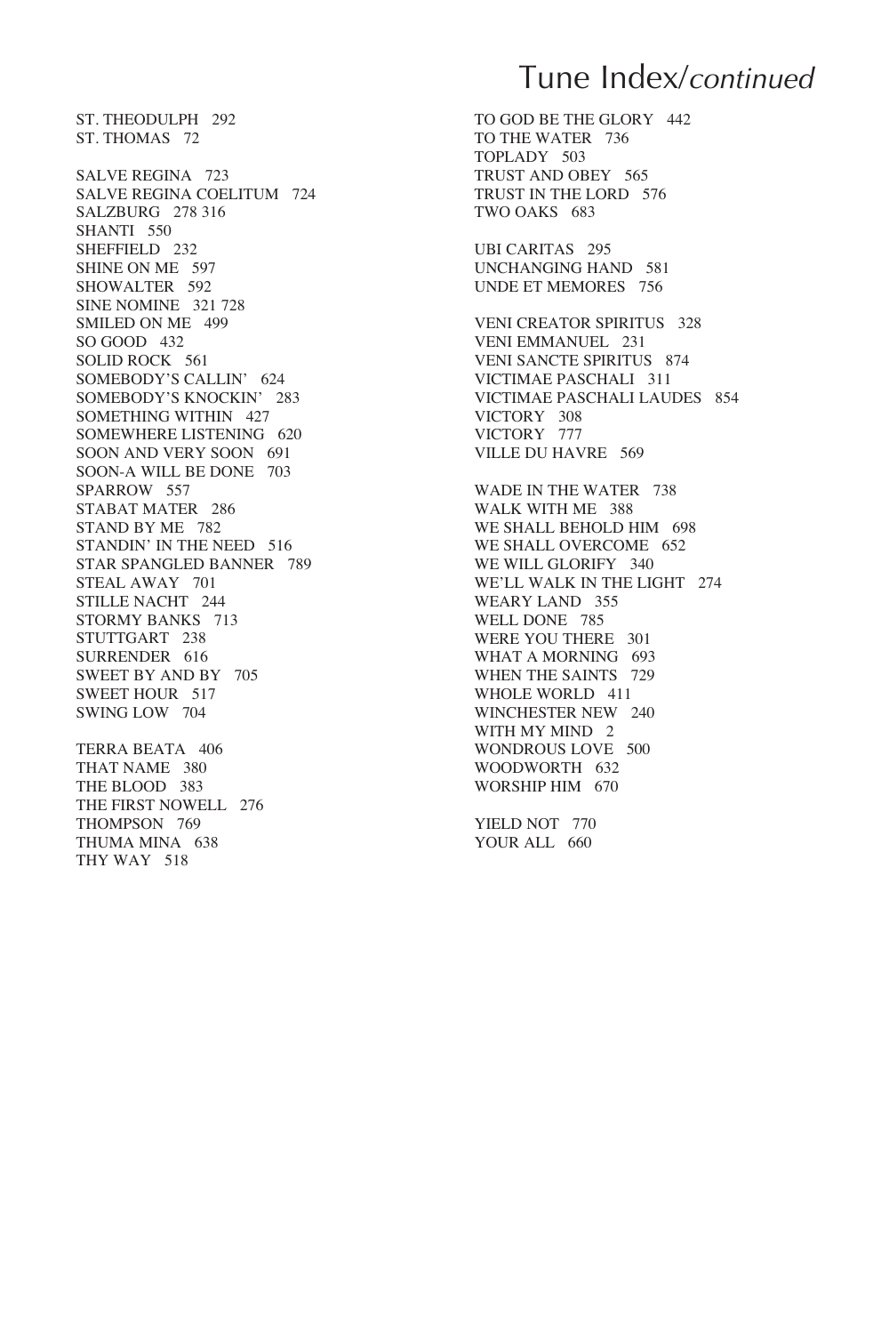# Tune Index/*continued*

ST. THEODULPH 292
ST. THOMAS 72

SALVE REGINA 723
SALVE REGINA COELITUM 724
SALZBURG 278 316
SHANTI 550
SHEFFIELD 232
SHINE ON ME 597
SHOWALTER 592
SINE NOMINE 321 728
SMILED ON ME 499
SO GOOD 432
SOLID ROCK 561
SOMEBODY'S CALLIN' 624
SOMEBODY'S KNOCKIN' 283
SOMETHING WITHIN 427
SOMEWHERE LISTENING 620
SOON AND VERY SOON 691
SOON-A WILL BE DONE 703
SPARROW 557
STABAT MATER 286
STAND BY ME 782
STANDIN' IN THE NEED 516
STAR SPANGLED BANNER 789
STEAL AWAY 701
STILLE NACHT 244
STORMY BANKS 713
STUTTGART 238
SURRENDER 616
SWEET BY AND BY 705
SWEET HOUR 517
SWING LOW 704

TERRA BEATA 406
THAT NAME 380
THE BLOOD 383
THE FIRST NOWELL 276
THOMPSON 769
THUMA MINA 638
THY WAY 518

TO GOD BE THE GLORY 442
TO THE WATER 736
TOPLADY 503
TRUST AND OBEY 565
TRUST IN THE LORD 576
TWO OAKS 683

UBI CARITAS 295
UNCHANGING HAND 581
UNDE ET MEMORES 756

VENI CREATOR SPIRITUS 328
VENI EMMANUEL 231
VENI SANCTE SPIRITUS 874
VICTIMAE PASCHALI 311
VICTIMAE PASCHALI LAUDES 854
VICTORY 308
VICTORY 777
VILLE DU HAVRE 569

WADE IN THE WATER 738
WALK WITH ME 388
WE SHALL BEHOLD HIM 698
WE SHALL OVERCOME 652
WE WILL GLORIFY 340
WE'LL WALK IN THE LIGHT 274
WEARY LAND 355
WELL DONE 785
WERE YOU THERE 301
WHAT A MORNING 693
WHEN THE SAINTS 729
WHOLE WORLD 411
WINCHESTER NEW 240
WITH MY MIND 2
WONDROUS LOVE 500
WOODWORTH 632
WORSHIP HIM 670

YIELD NOT 770
YOUR ALL 660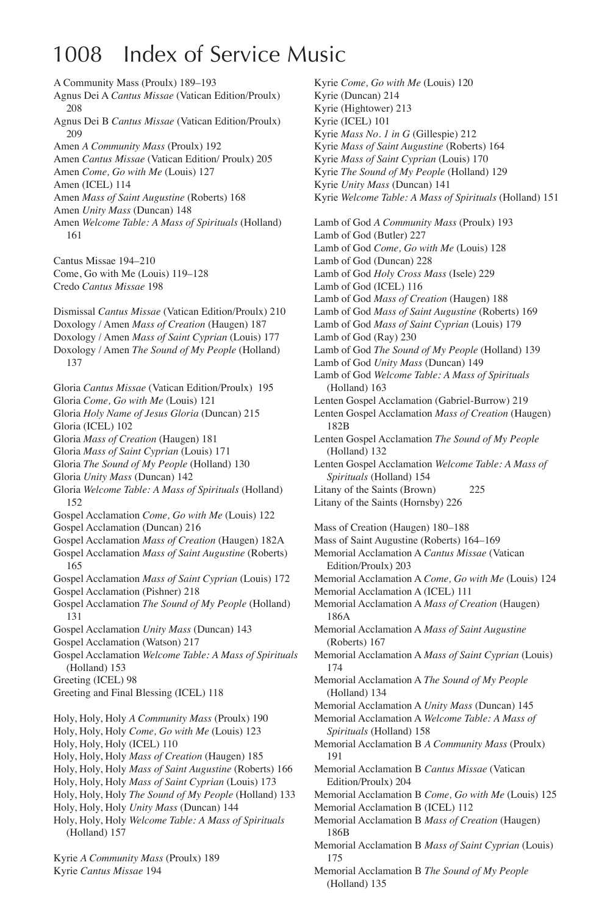# Index of Service Music

A Community Mass (Proulx) 189–193
Agnus Dei A *Cantus Missae* (Vatican Edition/Proulx) 208
Agnus Dei B *Cantus Missae* (Vatican Edition/Proulx) 209
Amen *A Community Mass* (Proulx) 192
Amen *Cantus Missae* (Vatican Edition/ Proulx) 205
Amen *Come, Go with Me* (Louis) 127
Amen (ICEL) 114
Amen *Mass of Saint Augustine* (Roberts) 168
Amen *Unity Mass* (Duncan) 148
Amen *Welcome Table: A Mass of Spirituals* (Holland) 161

Cantus Missae 194–210
Come, Go with Me (Louis) 119–128
Credo *Cantus Missae* 198

Dismissal *Cantus Missae* (Vatican Edition/Proulx) 210
Doxology / Amen *Mass of Creation* (Haugen) 187
Doxology / Amen *Mass of Saint Cyprian* (Louis) 177
Doxology / Amen *The Sound of My People* (Holland) 137

Gloria *Cantus Missae* (Vatican Edition/Proulx) 195
Gloria *Come, Go with Me* (Louis) 121
Gloria *Holy Name of Jesus Gloria* (Duncan) 215
Gloria (ICEL) 102
Gloria *Mass of Creation* (Haugen) 181
Gloria *Mass of Saint Cyprian* (Louis) 171
Gloria *The Sound of My People* (Holland) 130
Gloria *Unity Mass* (Duncan) 142
Gloria *Welcome Table: A Mass of Spirituals* (Holland) 152
Gospel Acclamation *Come, Go with Me* (Louis) 122
Gospel Acclamation (Duncan) 216
Gospel Acclamation *Mass of Creation* (Haugen) 182A
Gospel Acclamation *Mass of Saint Augustine* (Roberts) 165
Gospel Acclamation *Mass of Saint Cyprian* (Louis) 172
Gospel Acclamation (Pishner) 218
Gospel Acclamation *The Sound of My People* (Holland) 131
Gospel Acclamation *Unity Mass* (Duncan) 143
Gospel Acclamation (Watson) 217
Gospel Acclamation *Welcome Table: A Mass of Spirituals* (Holland) 153
Greeting (ICEL) 98
Greeting and Final Blessing (ICEL) 118

Holy, Holy, Holy *A Community Mass* (Proulx) 190
Holy, Holy, Holy *Come, Go with Me* (Louis) 123
Holy, Holy, Holy (ICEL) 110
Holy, Holy, Holy *Mass of Creation* (Haugen) 185
Holy, Holy, Holy *Mass of Saint Augustine* (Roberts) 166
Holy, Holy, Holy *Mass of Saint Cyprian* (Louis) 173
Holy, Holy, Holy *The Sound of My People* (Holland) 133
Holy, Holy, Holy *Unity Mass* (Duncan) 144
Holy, Holy, Holy *Welcome Table: A Mass of Spirituals* (Holland) 157

Kyrie *A Community Mass* (Proulx) 189
Kyrie *Cantus Missae* 194
Kyrie *Come, Go with Me* (Louis) 120
Kyrie (Duncan) 214
Kyrie (Hightower) 213
Kyrie (ICEL) 101
Kyrie *Mass No. 1 in G* (Gillespie) 212
Kyrie *Mass of Saint Augustine* (Roberts) 164
Kyrie *Mass of Saint Cyprian* (Louis) 170
Kyrie *The Sound of My People* (Holland) 129
Kyrie *Unity Mass* (Duncan) 141
Kyrie *Welcome Table: A Mass of Spirituals* (Holland) 151

Lamb of God *A Community Mass* (Proulx) 193
Lamb of God (Butler) 227
Lamb of God *Come, Go with Me* (Louis) 128
Lamb of God (Duncan) 228
Lamb of God *Holy Cross Mass* (Isele) 229
Lamb of God (ICEL) 116
Lamb of God *Mass of Creation* (Haugen) 188
Lamb of God *Mass of Saint Augustine* (Roberts) 169
Lamb of God *Mass of Saint Cyprian* (Louis) 179
Lamb of God (Ray) 230
Lamb of God *The Sound of My People* (Holland) 139
Lamb of God *Unity Mass* (Duncan) 149
Lamb of God *Welcome Table: A Mass of Spirituals* (Holland) 163
Lenten Gospel Acclamation (Gabriel-Burrow) 219
Lenten Gospel Acclamation *Mass of Creation* (Haugen) 182B
Lenten Gospel Acclamation *The Sound of My People* (Holland) 132
Lenten Gospel Acclamation *Welcome Table: A Mass of Spirituals* (Holland) 154
Litany of the Saints (Brown) 225
Litany of the Saints (Hornsby) 226

Mass of Creation (Haugen) 180–188
Mass of Saint Augustine (Roberts) 164–169
Memorial Acclamation A *Cantus Missae* (Vatican Edition/Proulx) 203
Memorial Acclamation A *Come, Go with Me* (Louis) 124
Memorial Acclamation A (ICEL) 111
Memorial Acclamation A *Mass of Creation* (Haugen) 186A
Memorial Acclamation A *Mass of Saint Augustine* (Roberts) 167
Memorial Acclamation A *Mass of Saint Cyprian* (Louis) 174
Memorial Acclamation A *The Sound of My People* (Holland) 134
Memorial Acclamation A *Unity Mass* (Duncan) 145
Memorial Acclamation A *Welcome Table: A Mass of Spirituals* (Holland) 158
Memorial Acclamation B *A Community Mass* (Proulx) 191
Memorial Acclamation B *Cantus Missae* (Vatican Edition/Proulx) 204
Memorial Acclamation B *Come, Go with Me* (Louis) 125
Memorial Acclamation B (ICEL) 112
Memorial Acclamation B *Mass of Creation* (Haugen) 186B
Memorial Acclamation B *Mass of Saint Cyprian* (Louis) 175
Memorial Acclamation B *The Sound of My People* (Holland) 135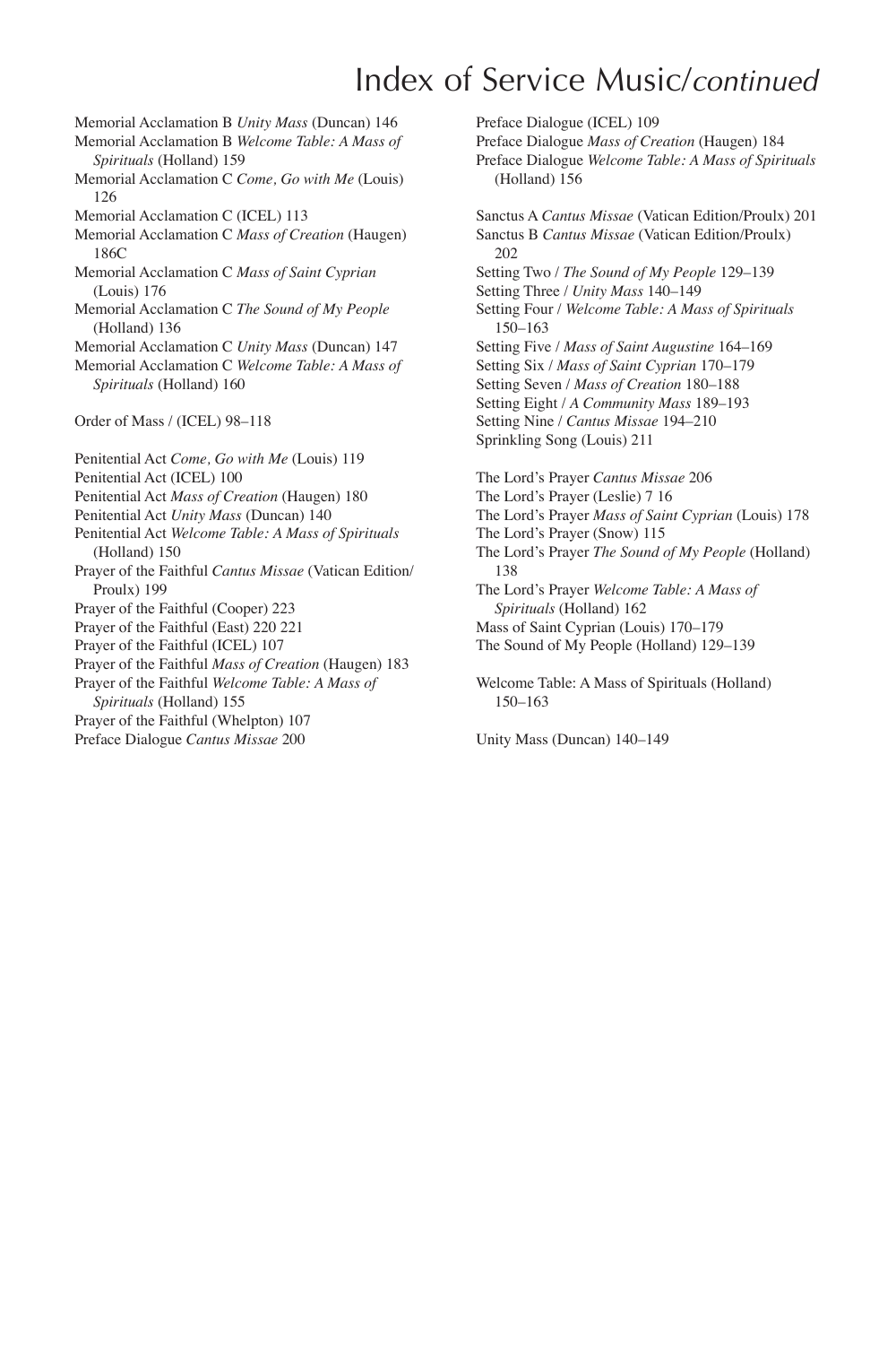# Index of Service Music/*continued*

Memorial Acclamation B *Unity Mass* (Duncan) 146
Memorial Acclamation B *Welcome Table: A Mass of Spirituals* (Holland) 159
Memorial Acclamation C *Come, Go with Me* (Louis) 126
Memorial Acclamation C (ICEL) 113
Memorial Acclamation C *Mass of Creation* (Haugen) 186C
Memorial Acclamation C *Mass of Saint Cyprian* (Louis) 176
Memorial Acclamation C *The Sound of My People* (Holland) 136
Memorial Acclamation C *Unity Mass* (Duncan) 147
Memorial Acclamation C *Welcome Table: A Mass of Spirituals* (Holland) 160

Order of Mass / (ICEL) 98–118

Penitential Act *Come, Go with Me* (Louis) 119
Penitential Act (ICEL) 100
Penitential Act *Mass of Creation* (Haugen) 180
Penitential Act *Unity Mass* (Duncan) 140
Penitential Act *Welcome Table: A Mass of Spirituals* (Holland) 150
Prayer of the Faithful *Cantus Missae* (Vatican Edition/ Proulx) 199
Prayer of the Faithful (Cooper) 223
Prayer of the Faithful (East) 220 221
Prayer of the Faithful (ICEL) 107
Prayer of the Faithful *Mass of Creation* (Haugen) 183
Prayer of the Faithful *Welcome Table: A Mass of Spirituals* (Holland) 155
Prayer of the Faithful (Whelpton) 107
Preface Dialogue *Cantus Missae* 200
Preface Dialogue (ICEL) 109
Preface Dialogue *Mass of Creation* (Haugen) 184
Preface Dialogue *Welcome Table: A Mass of Spirituals* (Holland) 156

Sanctus A *Cantus Missae* (Vatican Edition/Proulx) 201
Sanctus B *Cantus Missae* (Vatican Edition/Proulx) 202
Setting Two / *The Sound of My People* 129–139
Setting Three / *Unity Mass* 140–149
Setting Four / *Welcome Table: A Mass of Spirituals* 150–163
Setting Five / *Mass of Saint Augustine* 164–169
Setting Six / *Mass of Saint Cyprian* 170–179
Setting Seven / *Mass of Creation* 180–188
Setting Eight / *A Community Mass* 189–193
Setting Nine / *Cantus Missae* 194–210
Sprinkling Song (Louis) 211

The Lord's Prayer *Cantus Missae* 206
The Lord's Prayer (Leslie) 7 16
The Lord's Prayer *Mass of Saint Cyprian* (Louis) 178
The Lord's Prayer (Snow) 115
The Lord's Prayer *The Sound of My People* (Holland) 138
The Lord's Prayer *Welcome Table: A Mass of Spirituals* (Holland) 162
Mass of Saint Cyprian (Louis) 170–179
The Sound of My People (Holland) 129–139

Welcome Table: A Mass of Spirituals (Holland) 150–163

Unity Mass (Duncan) 140–149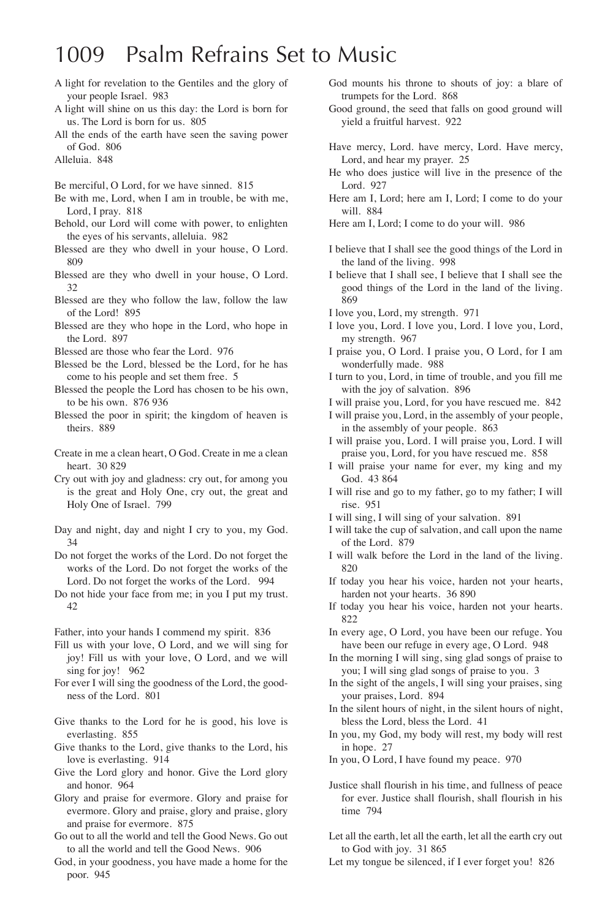# 1009 Psalm Refrains Set to Music

A light for revelation to the Gentiles and the glory of your people Israel. 983

A light will shine on us this day: the Lord is born for us. The Lord is born for us. 805

All the ends of the earth have seen the saving power of God. 806

Alleluia. 848

Be merciful, O Lord, for we have sinned. 815

Be with me, Lord, when I am in trouble, be with me, Lord, I pray. 818

Behold, our Lord will come with power, to enlighten the eyes of his servants, alleluia. 982

Blessed are they who dwell in your house, O Lord. 809

Blessed are they who dwell in your house, O Lord. 32

Blessed are they who follow the law, follow the law of the Lord! 895

Blessed are they who hope in the Lord, who hope in the Lord. 897

Blessed are those who fear the Lord. 976

Blessed be the Lord, blessed be the Lord, for he has come to his people and set them free. 5

Blessed the people the Lord has chosen to be his own, to be his own. 876 936

Blessed the poor in spirit; the kingdom of heaven is theirs. 889

Create in me a clean heart, O God. Create in me a clean heart. 30 829

Cry out with joy and gladness: cry out, for among you is the great and Holy One, cry out, the great and Holy One of Israel. 799

Day and night, day and night I cry to you, my God. 34

Do not forget the works of the Lord. Do not forget the works of the Lord. Do not forget the works of the Lord. Do not forget the works of the Lord. 994

Do not hide your face from me; in you I put my trust. 42

Father, into your hands I commend my spirit. 836

Fill us with your love, O Lord, and we will sing for joy! Fill us with your love, O Lord, and we will sing for joy! 962

For ever I will sing the goodness of the Lord, the goodness of the Lord. 801

Give thanks to the Lord for he is good, his love is everlasting. 855

Give thanks to the Lord, give thanks to the Lord, his love is everlasting. 914

Give the Lord glory and honor. Give the Lord glory and honor. 964

Glory and praise for evermore. Glory and praise for evermore. Glory and praise, glory and praise, glory and praise for evermore. 875

Go out to all the world and tell the Good News. Go out to all the world and tell the Good News. 906

God, in your goodness, you have made a home for the poor. 945

God mounts his throne to shouts of joy: a blare of trumpets for the Lord. 868

Good ground, the seed that falls on good ground will yield a fruitful harvest. 922

Have mercy, Lord. have mercy, Lord. Have mercy, Lord, and hear my prayer. 25

He who does justice will live in the presence of the Lord. 927

Here am I, Lord; here am I, Lord; I come to do your will. 884

Here am I, Lord; I come to do your will. 986

I believe that I shall see the good things of the Lord in the land of the living. 998

I believe that I shall see, I believe that I shall see the good things of the Lord in the land of the living. 869

I love you, Lord, my strength. 971

I love you, Lord. I love you, Lord. I love you, Lord, my strength. 967

I praise you, O Lord. I praise you, O Lord, for I am wonderfully made. 988

I turn to you, Lord, in time of trouble, and you fill me with the joy of salvation. 896

I will praise you, Lord, for you have rescued me. 842

I will praise you, Lord, in the assembly of your people, in the assembly of your people. 863

I will praise you, Lord. I will praise you, Lord. I will praise you, Lord, for you have rescued me. 858

I will praise your name for ever, my king and my God. 43 864

I will rise and go to my father, go to my father; I will rise. 951

I will sing, I will sing of your salvation. 891

I will take the cup of salvation, and call upon the name of the Lord. 879

I will walk before the Lord in the land of the living. 820

If today you hear his voice, harden not your hearts, harden not your hearts. 36 890

If today you hear his voice, harden not your hearts. 822

In every age, O Lord, you have been our refuge. You have been our refuge in every age, O Lord. 948

In the morning I will sing, sing glad songs of praise to you; I will sing glad songs of praise to you. 3

In the sight of the angels, I will sing your praises, sing your praises, Lord. 894

In the silent hours of night, in the silent hours of night, bless the Lord, bless the Lord. 41

In you, my God, my body will rest, my body will rest in hope. 27

In you, O Lord, I have found my peace. 970

Justice shall flourish in his time, and fullness of peace for ever. Justice shall flourish, shall flourish in his time 794

Let all the earth, let all the earth, let all the earth cry out to God with joy. 31 865

Let my tongue be silenced, if I ever forget you! 826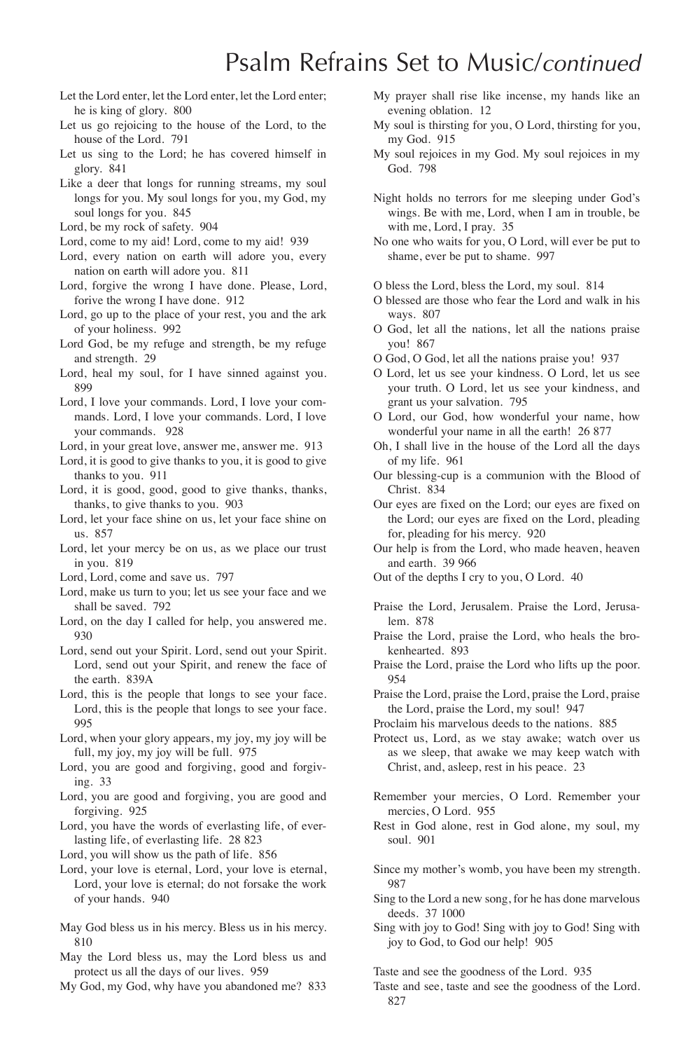# Psalm Refrains Set to Music/*continued*

Let the Lord enter, let the Lord enter, let the Lord enter; he is king of glory. 800

Let us go rejoicing to the house of the Lord, to the house of the Lord. 791

Let us sing to the Lord; he has covered himself in glory. 841

Like a deer that longs for running streams, my soul longs for you. My soul longs for you, my God, my soul longs for you. 845

Lord, be my rock of safety. 904

Lord, come to my aid! Lord, come to my aid! 939

Lord, every nation on earth will adore you, every nation on earth will adore you. 811

Lord, forgive the wrong I have done. Please, Lord, forive the wrong I have done. 912

Lord, go up to the place of your rest, you and the ark of your holiness. 992

Lord God, be my refuge and strength, be my refuge and strength. 29

Lord, heal my soul, for I have sinned against you. 899

Lord, I love your commands. Lord, I love your commands. Lord, I love your commands. Lord, I love your commands. 928

Lord, in your great love, answer me, answer me. 913

Lord, it is good to give thanks to you, it is good to give thanks to you. 911

Lord, it is good, good, good to give thanks, thanks, thanks, to give thanks to you. 903

Lord, let your face shine on us, let your face shine on us. 857

Lord, let your mercy be on us, as we place our trust in you. 819

Lord, Lord, come and save us. 797

Lord, make us turn to you; let us see your face and we shall be saved. 792

Lord, on the day I called for help, you answered me. 930

Lord, send out your Spirit. Lord, send out your Spirit. Lord, send out your Spirit, and renew the face of the earth. 839A

Lord, this is the people that longs to see your face. Lord, this is the people that longs to see your face. 995

Lord, when your glory appears, my joy, my joy will be full, my joy, my joy will be full. 975

Lord, you are good and forgiving, good and forgiving. 33

Lord, you are good and forgiving, you are good and forgiving. 925

Lord, you have the words of everlasting life, of everlasting life, of everlasting life. 28 823

Lord, you will show us the path of life. 856

Lord, your love is eternal, Lord, your love is eternal, Lord, your love is eternal; do not forsake the work of your hands. 940

May God bless us in his mercy. Bless us in his mercy. 810

May the Lord bless us, may the Lord bless us and protect us all the days of our lives. 959

My God, my God, why have you abandoned me? 833

My prayer shall rise like incense, my hands like an evening oblation. 12

My soul is thirsting for you, O Lord, thirsting for you, my God. 915

My soul rejoices in my God. My soul rejoices in my God. 798

Night holds no terrors for me sleeping under God's wings. Be with me, Lord, when I am in trouble, be with me, Lord, I pray. 35

No one who waits for you, O Lord, will ever be put to shame, ever be put to shame. 997

O bless the Lord, bless the Lord, my soul. 814

O blessed are those who fear the Lord and walk in his ways. 807

O God, let all the nations, let all the nations praise you! 867

O God, O God, let all the nations praise you! 937

O Lord, let us see your kindness. O Lord, let us see your truth. O Lord, let us see your kindness, and grant us your salvation. 795

O Lord, our God, how wonderful your name, how wonderful your name in all the earth! 26 877

Oh, I shall live in the house of the Lord all the days of my life. 961

Our blessing-cup is a communion with the Blood of Christ. 834

Our eyes are fixed on the Lord; our eyes are fixed on the Lord; our eyes are fixed on the Lord, pleading for, pleading for his mercy. 920

Our help is from the Lord, who made heaven, heaven and earth. 39 966

Out of the depths I cry to you, O Lord. 40

Praise the Lord, Jerusalem. Praise the Lord, Jerusalem. 878

Praise the Lord, praise the Lord, who heals the brokenhearted. 893

Praise the Lord, praise the Lord who lifts up the poor. 954

Praise the Lord, praise the Lord, praise the Lord, praise the Lord, praise the Lord, my soul! 947

Proclaim his marvelous deeds to the nations. 885

Protect us, Lord, as we stay awake; watch over us as we sleep, that awake we may keep watch with Christ, and, asleep, rest in his peace. 23

Remember your mercies, O Lord. Remember your mercies, O Lord. 955

Rest in God alone, rest in God alone, my soul, my soul. 901

Since my mother's womb, you have been my strength. 987

Sing to the Lord a new song, for he has done marvelous deeds. 37 1000

Sing with joy to God! Sing with joy to God! Sing with joy to God, to God our help! 905

Taste and see the goodness of the Lord. 935

Taste and see, taste and see the goodness of the Lord. 827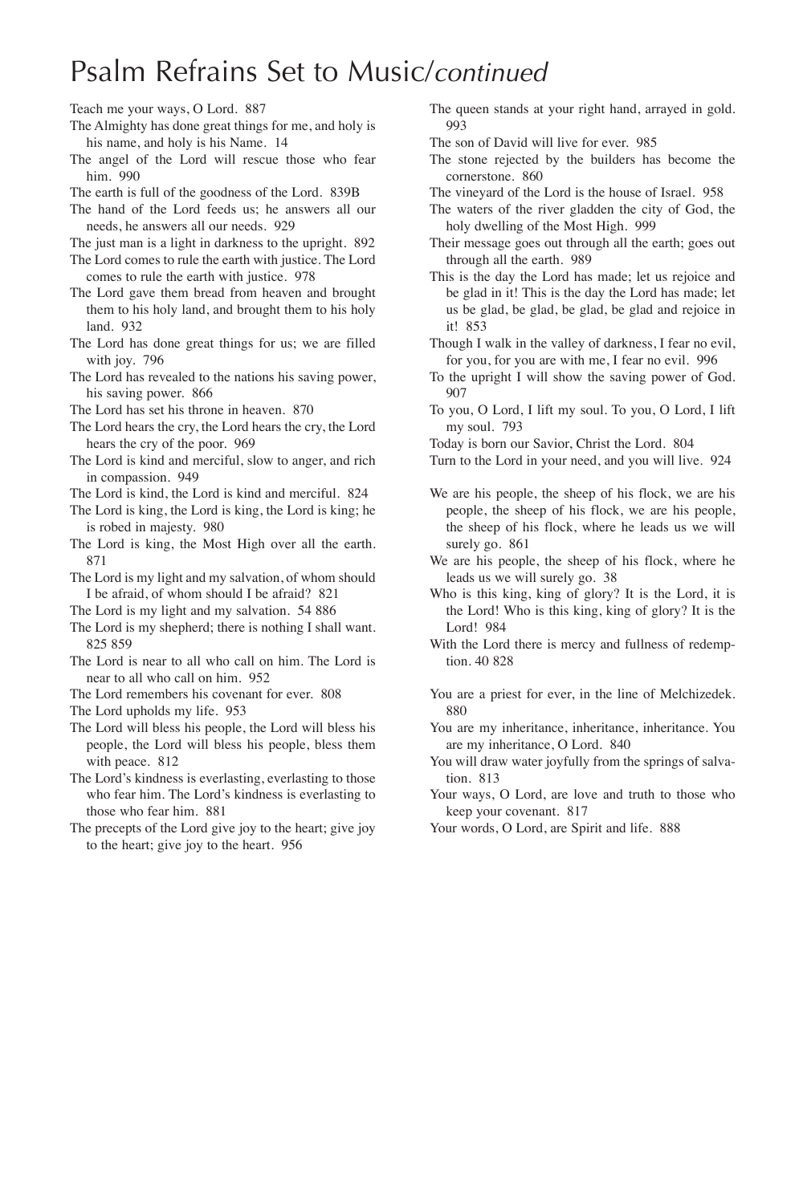# Psalm Refrains Set to Music/*continued*

Teach me your ways, O Lord. 887

The Almighty has done great things for me, and holy is his name, and holy is his Name. 14

The angel of the Lord will rescue those who fear him. 990

The earth is full of the goodness of the Lord. 839B

The hand of the Lord feeds us; he answers all our needs, he answers all our needs. 929

The just man is a light in darkness to the upright. 892

The Lord comes to rule the earth with justice. The Lord comes to rule the earth with justice. 978

The Lord gave them bread from heaven and brought them to his holy land, and brought them to his holy land. 932

The Lord has done great things for us; we are filled with joy. 796

The Lord has revealed to the nations his saving power, his saving power. 866

The Lord has set his throne in heaven. 870

The Lord hears the cry, the Lord hears the cry, the Lord hears the cry of the poor. 969

The Lord is kind and merciful, slow to anger, and rich in compassion. 949

The Lord is kind, the Lord is kind and merciful. 824

The Lord is king, the Lord is king, the Lord is king; he is robed in majesty. 980

The Lord is king, the Most High over all the earth. 871

The Lord is my light and my salvation, of whom should I be afraid, of whom should I be afraid? 821

The Lord is my light and my salvation. 54 886

The Lord is my shepherd; there is nothing I shall want. 825 859

The Lord is near to all who call on him. The Lord is near to all who call on him. 952

The Lord remembers his covenant for ever. 808

The Lord upholds my life. 953

The Lord will bless his people, the Lord will bless his people, the Lord will bless his people, bless them with peace. 812

The Lord's kindness is everlasting, everlasting to those who fear him. The Lord's kindness is everlasting to those who fear him. 881

The precepts of the Lord give joy to the heart; give joy to the heart; give joy to the heart. 956

The queen stands at your right hand, arrayed in gold. 993

The son of David will live for ever. 985

The stone rejected by the builders has become the cornerstone. 860

The vineyard of the Lord is the house of Israel. 958

The waters of the river gladden the city of God, the holy dwelling of the Most High. 999

Their message goes out through all the earth; goes out through all the earth. 989

This is the day the Lord has made; let us rejoice and be glad in it! This is the day the Lord has made; let us be glad, be glad, be glad, be glad and rejoice in it! 853

Though I walk in the valley of darkness, I fear no evil, for you, for you are with me, I fear no evil. 996

To the upright I will show the saving power of God. 907

To you, O Lord, I lift my soul. To you, O Lord, I lift my soul. 793

Today is born our Savior, Christ the Lord. 804

Turn to the Lord in your need, and you will live. 924

We are his people, the sheep of his flock, we are his people, the sheep of his flock, we are his people, the sheep of his flock, where he leads us we will surely go. 861

We are his people, the sheep of his flock, where he leads us we will surely go. 38

Who is this king, king of glory? It is the Lord, it is the Lord! Who is this king, king of glory? It is the Lord! 984

With the Lord there is mercy and fullness of redemption. 40 828

You are a priest for ever, in the line of Melchizedek. 880

You are my inheritance, inheritance, inheritance. You are my inheritance, O Lord. 840

You will draw water joyfully from the springs of salvation. 813

Your ways, O Lord, are love and truth to those who keep your covenant. 817

Your words, O Lord, are Spirit and life. 888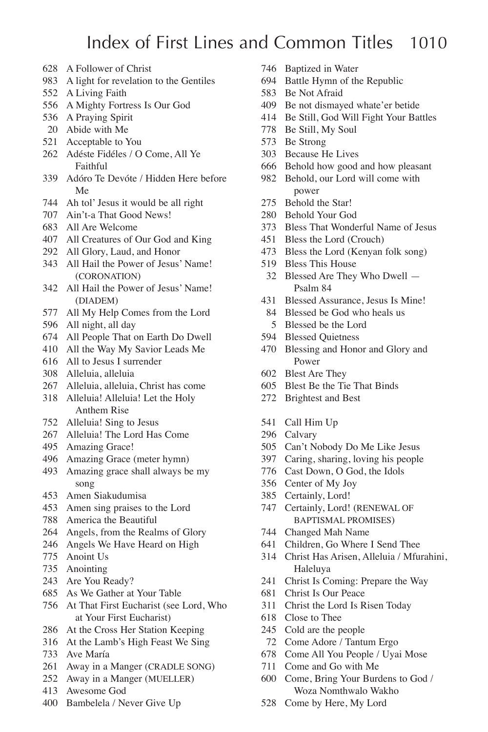# Index of First Lines and Common Titles

628 A Follower of Christ
983 A light for revelation to the Gentiles
552 A Living Faith
556 A Mighty Fortress Is Our God
536 A Praying Spirit
20 Abide with Me
521 Acceptable to You
262 Adéste Fidéles / O Come, All Ye Faithful
339 Adóro Te Devóte / Hidden Here before Me
744 Ah tol' Jesus it would be all right
707 Ain't-a That Good News!
683 All Are Welcome
407 All Creatures of Our God and King
292 All Glory, Laud, and Honor
343 All Hail the Power of Jesus' Name! (CORONATION)
342 All Hail the Power of Jesus' Name! (DIADEM)
577 All My Help Comes from the Lord
596 All night, all day
674 All People That on Earth Do Dwell
410 All the Way My Savior Leads Me
616 All to Jesus I surrender
308 Alleluia, alleluia
267 Alleluia, alleluia, Christ has come
318 Alleluia! Alleluia! Let the Holy Anthem Rise
752 Alleluia! Sing to Jesus
267 Alleluia! The Lord Has Come
495 Amazing Grace!
496 Amazing Grace (meter hymn)
493 Amazing grace shall always be my song
453 Amen Siakudumisa
453 Amen sing praises to the Lord
788 America the Beautiful
264 Angels, from the Realms of Glory
246 Angels We Have Heard on High
775 Anoint Us
735 Anointing
243 Are You Ready?
685 As We Gather at Your Table
756 At That First Eucharist (see Lord, Who at Your First Eucharist)
286 At the Cross Her Station Keeping
316 At the Lamb's High Feast We Sing
733 Ave María
261 Away in a Manger (CRADLE SONG)
252 Away in a Manger (MUELLER)
413 Awesome God
400 Bambelela / Never Give Up
746 Baptized in Water
694 Battle Hymn of the Republic
583 Be Not Afraid
409 Be not dismayed whate'er betide
414 Be Still, God Will Fight Your Battles
778 Be Still, My Soul
573 Be Strong
303 Because He Lives
666 Behold how good and how pleasant
982 Behold, our Lord will come with power
275 Behold the Star!
280 Behold Your God
373 Bless That Wonderful Name of Jesus
451 Bless the Lord (Crouch)
473 Bless the Lord (Kenyan folk song)
519 Bless This House
32 Blessed Are They Who Dwell — Psalm 84
431 Blessed Assurance, Jesus Is Mine!
84 Blessed be God who heals us
5 Blessed be the Lord
594 Blessed Quietness
470 Blessing and Honor and Glory and Power
602 Blest Are They
605 Blest Be the Tie That Binds
272 Brightest and Best

541 Call Him Up
296 Calvary
505 Can't Nobody Do Me Like Jesus
397 Caring, sharing, loving his people
776 Cast Down, O God, the Idols
356 Center of My Joy
385 Certainly, Lord!
747 Certainly, Lord! (RENEWAL OF BAPTISMAL PROMISES)
744 Changed Mah Name
641 Children, Go Where I Send Thee
314 Christ Has Arisen, Alleluia / Mfurahini, Haleluya
241 Christ Is Coming: Prepare the Way
681 Christ Is Our Peace
311 Christ the Lord Is Risen Today
618 Close to Thee
245 Cold are the people
72 Come Adore / Tantum Ergo
678 Come All You People / Uyai Mose
711 Come and Go with Me
600 Come, Bring Your Burdens to God / Woza Nomthwalo Wakho
528 Come by Here, My Lord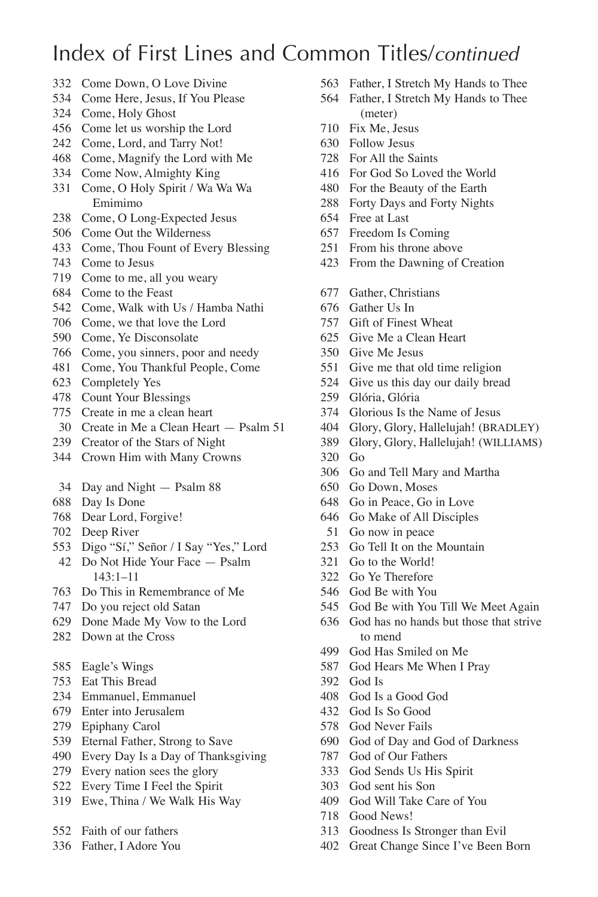# Index of First Lines and Common Titles/*continued*

332 Come Down, O Love Divine
534 Come Here, Jesus, If You Please
324 Come, Holy Ghost
456 Come let us worship the Lord
242 Come, Lord, and Tarry Not!
468 Come, Magnify the Lord with Me
334 Come Now, Almighty King
331 Come, O Holy Spirit / Wa Wa Wa Emimimo
238 Come, O Long-Expected Jesus
506 Come Out the Wilderness
433 Come, Thou Fount of Every Blessing
743 Come to Jesus
719 Come to me, all you weary
684 Come to the Feast
542 Come, Walk with Us / Hamba Nathi
706 Come, we that love the Lord
590 Come, Ye Disconsolate
766 Come, you sinners, poor and needy
481 Come, You Thankful People, Come
623 Completely Yes
478 Count Your Blessings
775 Create in me a clean heart
30 Create in Me a Clean Heart — Psalm 51
239 Creator of the Stars of Night
344 Crown Him with Many Crowns

34 Day and Night — Psalm 88
688 Day Is Done
768 Dear Lord, Forgive!
702 Deep River
553 Digo "Sí," Señor / I Say "Yes," Lord
42 Do Not Hide Your Face — Psalm 143:1–11
763 Do This in Remembrance of Me
747 Do you reject old Satan
629 Done Made My Vow to the Lord
282 Down at the Cross

585 Eagle's Wings
753 Eat This Bread
234 Emmanuel, Emmanuel
679 Enter into Jerusalem
279 Epiphany Carol
539 Eternal Father, Strong to Save
490 Every Day Is a Day of Thanksgiving
279 Every nation sees the glory
522 Every Time I Feel the Spirit
319 Ewe, Thina / We Walk His Way

552 Faith of our fathers
336 Father, I Adore You
563 Father, I Stretch My Hands to Thee
564 Father, I Stretch My Hands to Thee (meter)
710 Fix Me, Jesus
630 Follow Jesus
728 For All the Saints
416 For God So Loved the World
480 For the Beauty of the Earth
288 Forty Days and Forty Nights
654 Free at Last
657 Freedom Is Coming
251 From his throne above
423 From the Dawning of Creation

677 Gather, Christians
676 Gather Us In
757 Gift of Finest Wheat
625 Give Me a Clean Heart
350 Give Me Jesus
551 Give me that old time religion
524 Give us this day our daily bread
259 Glória, Glória
374 Glorious Is the Name of Jesus
404 Glory, Glory, Hallelujah! (BRADLEY)
389 Glory, Glory, Hallelujah! (WILLIAMS)
320 Go
306 Go and Tell Mary and Martha
650 Go Down, Moses
648 Go in Peace, Go in Love
646 Go Make of All Disciples
51 Go now in peace
253 Go Tell It on the Mountain
321 Go to the World!
322 Go Ye Therefore
546 God Be with You
545 God Be with You Till We Meet Again
636 God has no hands but those that strive to mend
499 God Has Smiled on Me
587 God Hears Me When I Pray
392 God Is
408 God Is a Good God
432 God Is So Good
578 God Never Fails
690 God of Day and God of Darkness
787 God of Our Fathers
333 God Sends Us His Spirit
303 God sent his Son
409 God Will Take Care of You
718 Good News!
313 Goodness Is Stronger than Evil
402 Great Change Since I've Been Born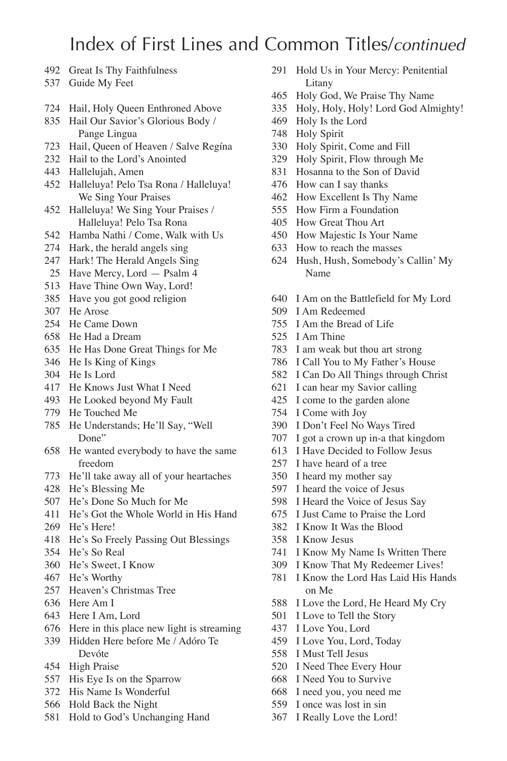# Index of First Lines and Common Titles/*continued*

492 Great Is Thy Faithfulness
537 Guide My Feet

724 Hail, Holy Queen Enthroned Above
835 Hail Our Savior's Glorious Body / Pange Lingua
723 Hail, Queen of Heaven / Salve Regína
232 Hail to the Lord's Anointed
443 Hallelujah, Amen
452 Halleluya! Pelo Tsa Rona / Halleluya! We Sing Your Praises
452 Halleluya! We Sing Your Praises / Halleluya! Pelo Tsa Rona
542 Hamba Nathi / Come, Walk with Us
274 Hark, the herald angels sing
247 Hark! The Herald Angels Sing
25 Have Mercy, Lord — Psalm 4
513 Have Thine Own Way, Lord!
385 Have you got good religion
307 He Arose
254 He Came Down
658 He Had a Dream
635 He Has Done Great Things for Me
346 He Is King of Kings
304 He Is Lord
417 He Knows Just What I Need
493 He Looked beyond My Fault
779 He Touched Me
785 He Understands; He'll Say, "Well Done"
658 He wanted everybody to have the same freedom
773 He'll take away all of your heartaches
428 He's Blessing Me
507 He's Done So Much for Me
411 He's Got the Whole World in His Hand
269 He's Here!
418 He's So Freely Passing Out Blessings
354 He's So Real
360 He's Sweet, I Know
467 He's Worthy
257 Heaven's Christmas Tree
636 Here Am I
643 Here I Am, Lord
676 Here in this place new light is streaming
339 Hidden Here before Me / Adóro Te Devóte
454 High Praise
557 His Eye Is on the Sparrow
372 His Name Is Wonderful
566 Hold Back the Night
581 Hold to God's Unchanging Hand
291 Hold Us in Your Mercy: Penitential Litany
465 Holy God, We Praise Thy Name
335 Holy, Holy, Holy! Lord God Almighty!
469 Holy Is the Lord
748 Holy Spirit
330 Holy Spirit, Come and Fill
329 Holy Spirit, Flow through Me
831 Hosanna to the Son of David
476 How can I say thanks
462 How Excellent Is Thy Name
555 How Firm a Foundation
405 How Great Thou Art
450 How Majestic Is Your Name
633 How to reach the masses
624 Hush, Hush, Somebody's Callin' My Name

640 I Am on the Battlefield for My Lord
509 I Am Redeemed
755 I Am the Bread of Life
525 I Am Thine
783 I am weak but thou art strong
786 I Call You to My Father's House
582 I Can Do All Things through Christ
621 I can hear my Savior calling
425 I come to the garden alone
754 I Come with Joy
390 I Don't Feel No Ways Tired
707 I got a crown up in-a that kingdom
613 I Have Decided to Follow Jesus
257 I have heard of a tree
350 I heard my mother say
597 I heard the voice of Jesus
598 I Heard the Voice of Jesus Say
675 I Just Came to Praise the Lord
382 I Know It Was the Blood
358 I Know Jesus
741 I Know My Name Is Written There
309 I Know That My Redeemer Lives!
781 I Know the Lord Has Laid His Hands on Me
588 I Love the Lord, He Heard My Cry
501 I Love to Tell the Story
437 I Love You, Lord
459 I Love You, Lord, Today
558 I Must Tell Jesus
520 I Need Thee Every Hour
668 I Need You to Survive
668 I need you, you need me
559 I once was lost in sin
367 I Really Love the Lord!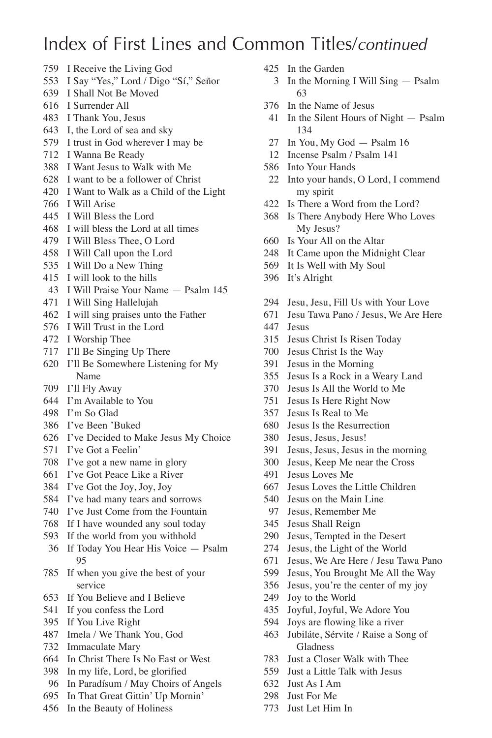# Index of First Lines and Common Titles/*continued*

759 I Receive the Living God
553 I Say "Yes," Lord / Digo "Sí," Señor
639 I Shall Not Be Moved
616 I Surrender All
483 I Thank You, Jesus
643 I, the Lord of sea and sky
579 I trust in God wherever I may be
712 I Wanna Be Ready
388 I Want Jesus to Walk with Me
628 I want to be a follower of Christ
420 I Want to Walk as a Child of the Light
766 I Will Arise
445 I Will Bless the Lord
468 I will bless the Lord at all times
479 I Will Bless Thee, O Lord
458 I Will Call upon the Lord
535 I Will Do a New Thing
415 I will look to the hills
43 I Will Praise Your Name — Psalm 145
471 I Will Sing Hallelujah
462 I will sing praises unto the Father
576 I Will Trust in the Lord
472 I Worship Thee
717 I'll Be Singing Up There
620 I'll Be Somewhere Listening for My Name
709 I'll Fly Away
644 I'm Available to You
498 I'm So Glad
386 I've Been 'Buked
626 I've Decided to Make Jesus My Choice
571 I've Got a Feelin'
708 I've got a new name in glory
661 I've Got Peace Like a River
384 I've Got the Joy, Joy, Joy
584 I've had many tears and sorrows
740 I've Just Come from the Fountain
768 If I have wounded any soul today
593 If the world from you withhold
36 If Today You Hear His Voice — Psalm 95
785 If when you give the best of your service
653 If You Believe and I Believe
541 If you confess the Lord
395 If You Live Right
487 Imela / We Thank You, God
732 Immaculate Mary
664 In Christ There Is No East or West
398 In my life, Lord, be glorified
96 In Paradísum / May Choirs of Angels
695 In That Great Gittin' Up Mornin'
456 In the Beauty of Holiness
425 In the Garden
3 In the Morning I Will Sing — Psalm 63
376 In the Name of Jesus
41 In the Silent Hours of Night — Psalm 134
27 In You, My God — Psalm 16
12 Incense Psalm / Psalm 141
586 Into Your Hands
22 Into your hands, O Lord, I commend my spirit
422 Is There a Word from the Lord?
368 Is There Anybody Here Who Loves My Jesus?
660 Is Your All on the Altar
248 It Came upon the Midnight Clear
569 It Is Well with My Soul
396 It's Alright

294 Jesu, Jesu, Fill Us with Your Love
671 Jesu Tawa Pano / Jesus, We Are Here
447 Jesus
315 Jesus Christ Is Risen Today
700 Jesus Christ Is the Way
391 Jesus in the Morning
355 Jesus Is a Rock in a Weary Land
370 Jesus Is All the World to Me
751 Jesus Is Here Right Now
357 Jesus Is Real to Me
680 Jesus Is the Resurrection
380 Jesus, Jesus, Jesus!
391 Jesus, Jesus, Jesus in the morning
300 Jesus, Keep Me near the Cross
491 Jesus Loves Me
667 Jesus Loves the Little Children
540 Jesus on the Main Line
97 Jesus, Remember Me
345 Jesus Shall Reign
290 Jesus, Tempted in the Desert
274 Jesus, the Light of the World
671 Jesus, We Are Here / Jesu Tawa Pano
599 Jesus, You Brought Me All the Way
356 Jesus, you're the center of my joy
249 Joy to the World
435 Joyful, Joyful, We Adore You
594 Joys are flowing like a river
463 Jubiláte, Sérvite / Raise a Song of Gladness
783 Just a Closer Walk with Thee
559 Just a Little Talk with Jesus
632 Just As I Am
298 Just For Me
773 Just Let Him In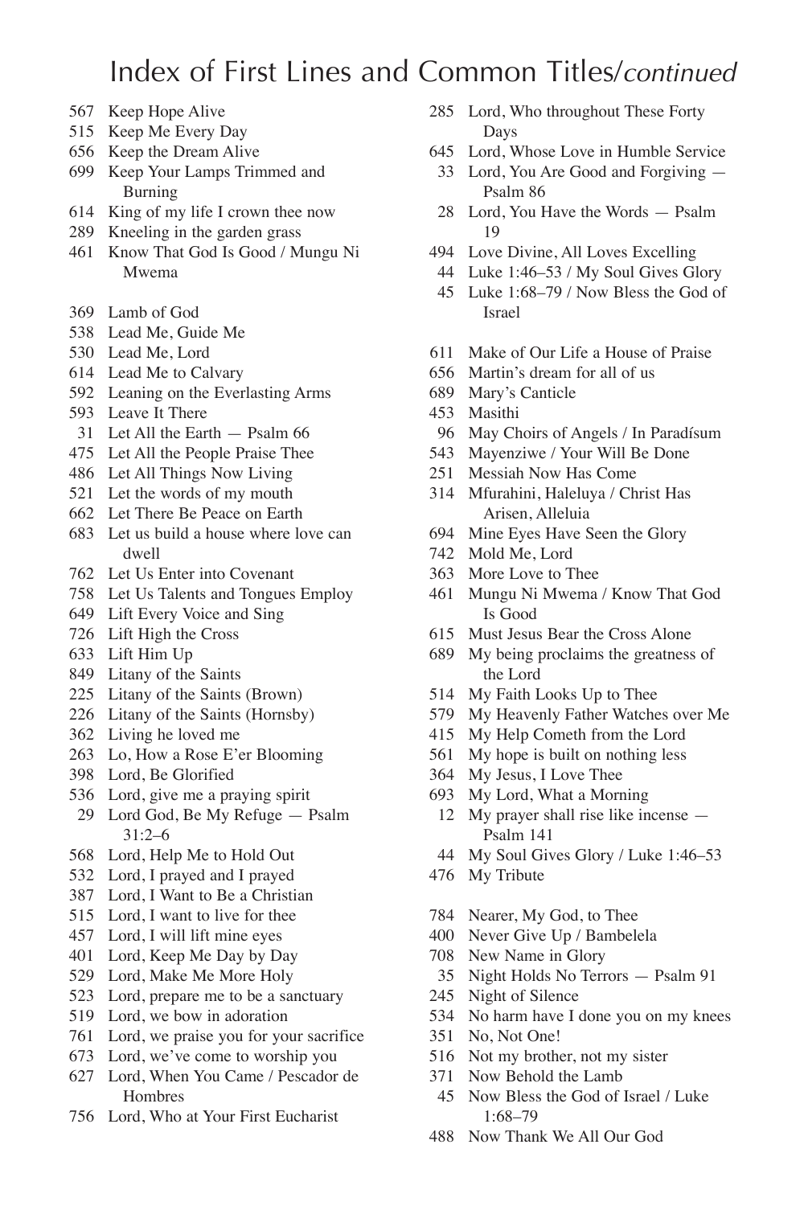# Index of First Lines and Common Titles/*continued*

567 Keep Hope Alive
515 Keep Me Every Day
656 Keep the Dream Alive
699 Keep Your Lamps Trimmed and Burning
614 King of my life I crown thee now
289 Kneeling in the garden grass
461 Know That God Is Good / Mungu Ni Mwema

369 Lamb of God
538 Lead Me, Guide Me
530 Lead Me, Lord
614 Lead Me to Calvary
592 Leaning on the Everlasting Arms
593 Leave It There
31 Let All the Earth — Psalm 66
475 Let All the People Praise Thee
486 Let All Things Now Living
521 Let the words of my mouth
662 Let There Be Peace on Earth
683 Let us build a house where love can dwell
762 Let Us Enter into Covenant
758 Let Us Talents and Tongues Employ
649 Lift Every Voice and Sing
726 Lift High the Cross
633 Lift Him Up
849 Litany of the Saints
225 Litany of the Saints (Brown)
226 Litany of the Saints (Hornsby)
362 Living he loved me
263 Lo, How a Rose E'er Blooming
398 Lord, Be Glorified
536 Lord, give me a praying spirit
29 Lord God, Be My Refuge — Psalm 31:2–6
568 Lord, Help Me to Hold Out
532 Lord, I prayed and I prayed
387 Lord, I Want to Be a Christian
515 Lord, I want to live for thee
457 Lord, I will lift mine eyes
401 Lord, Keep Me Day by Day
529 Lord, Make Me More Holy
523 Lord, prepare me to be a sanctuary
519 Lord, we bow in adoration
761 Lord, we praise you for your sacrifice
673 Lord, we've come to worship you
627 Lord, When You Came / Pescador de Hombres
756 Lord, Who at Your First Eucharist
285 Lord, Who throughout These Forty Days
645 Lord, Whose Love in Humble Service
33 Lord, You Are Good and Forgiving — Psalm 86
28 Lord, You Have the Words — Psalm 19
494 Love Divine, All Loves Excelling
44 Luke 1:46–53 / My Soul Gives Glory
45 Luke 1:68–79 / Now Bless the God of Israel

611 Make of Our Life a House of Praise
656 Martin's dream for all of us
689 Mary's Canticle
453 Masithi
96 May Choirs of Angels / In Paradísum
543 Mayenziwe / Your Will Be Done
251 Messiah Now Has Come
314 Mfurahini, Haleluya / Christ Has Arisen, Alleluia
694 Mine Eyes Have Seen the Glory
742 Mold Me, Lord
363 More Love to Thee
461 Mungu Ni Mwema / Know That God Is Good
615 Must Jesus Bear the Cross Alone
689 My being proclaims the greatness of the Lord
514 My Faith Looks Up to Thee
579 My Heavenly Father Watches over Me
415 My Help Cometh from the Lord
561 My hope is built on nothing less
364 My Jesus, I Love Thee
693 My Lord, What a Morning
12 My prayer shall rise like incense — Psalm 141
44 My Soul Gives Glory / Luke 1:46–53
476 My Tribute

784 Nearer, My God, to Thee
400 Never Give Up / Bambelela
708 New Name in Glory
35 Night Holds No Terrors — Psalm 91
245 Night of Silence
534 No harm have I done you on my knees
351 No, Not One!
516 Not my brother, not my sister
371 Now Behold the Lamb
45 Now Bless the God of Israel / Luke 1:68–79
488 Now Thank We All Our God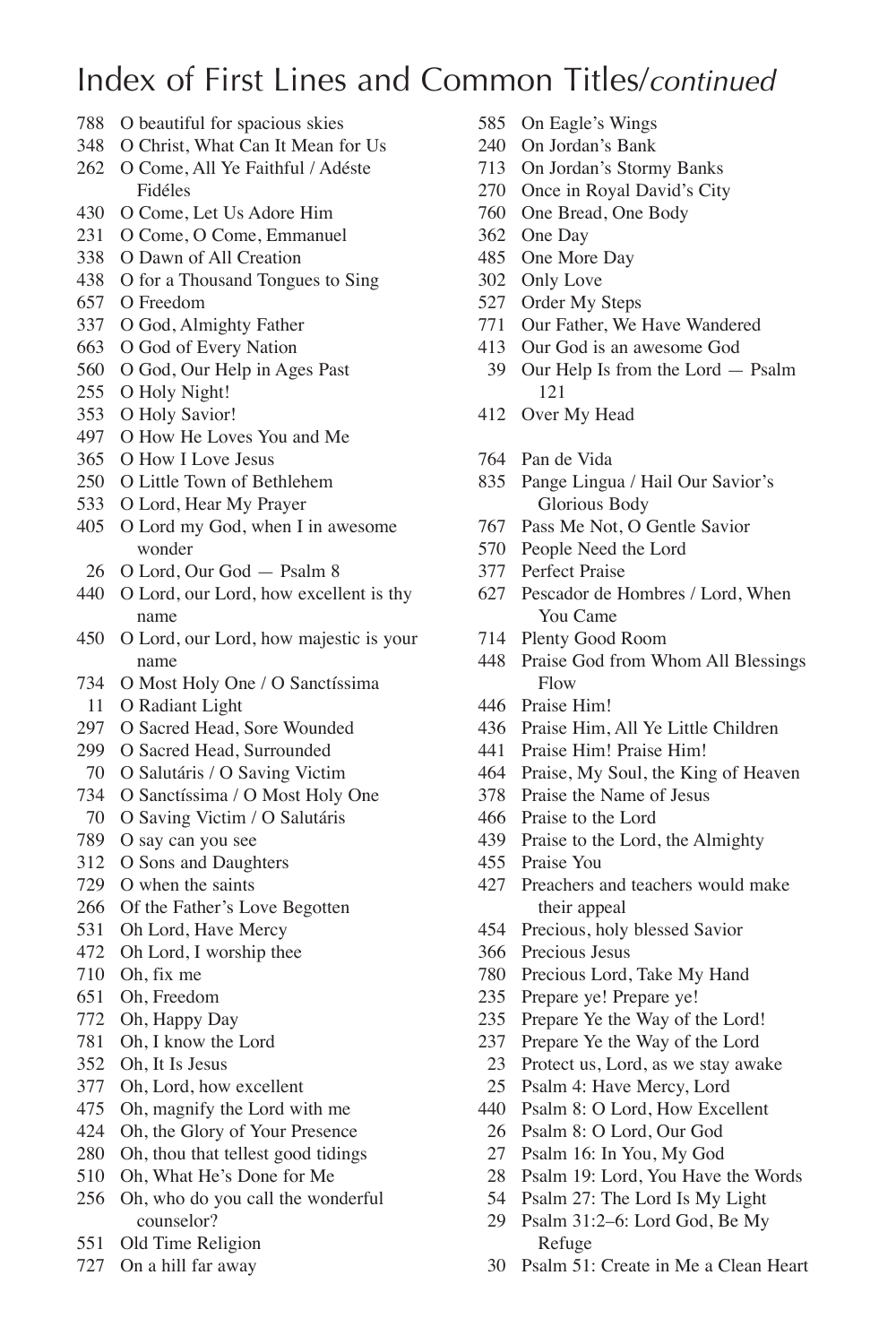# Index of First Lines and Common Titles/*continued*

788 O beautiful for spacious skies
348 O Christ, What Can It Mean for Us
262 O Come, All Ye Faithful / Adéste Fidéles
430 O Come, Let Us Adore Him
231 O Come, O Come, Emmanuel
338 O Dawn of All Creation
438 O for a Thousand Tongues to Sing
657 O Freedom
337 O God, Almighty Father
663 O God of Every Nation
560 O God, Our Help in Ages Past
255 O Holy Night!
353 O Holy Savior!
497 O How He Loves You and Me
365 O How I Love Jesus
250 O Little Town of Bethlehem
533 O Lord, Hear My Prayer
405 O Lord my God, when I in awesome wonder
26 O Lord, Our God — Psalm 8
440 O Lord, our Lord, how excellent is thy name
450 O Lord, our Lord, how majestic is your name
734 O Most Holy One / O Sanctíssima
11 O Radiant Light
297 O Sacred Head, Sore Wounded
299 O Sacred Head, Surrounded
70 O Salutáris / O Saving Victim
734 O Sanctíssima / O Most Holy One
70 O Saving Victim / O Salutáris
789 O say can you see
312 O Sons and Daughters
729 O when the saints
266 Of the Father's Love Begotten
531 Oh Lord, Have Mercy
472 Oh Lord, I worship thee
710 Oh, fix me
651 Oh, Freedom
772 Oh, Happy Day
781 Oh, I know the Lord
352 Oh, It Is Jesus
377 Oh, Lord, how excellent
475 Oh, magnify the Lord with me
424 Oh, the Glory of Your Presence
280 Oh, thou that tellest good tidings
510 Oh, What He's Done for Me
256 Oh, who do you call the wonderful counselor?
551 Old Time Religion
727 On a hill far away
585 On Eagle's Wings
240 On Jordan's Bank
713 On Jordan's Stormy Banks
270 Once in Royal David's City
760 One Bread, One Body
362 One Day
485 One More Day
302 Only Love
527 Order My Steps
771 Our Father, We Have Wandered
413 Our God is an awesome God
39 Our Help Is from the Lord — Psalm 121
412 Over My Head

764 Pan de Vida
835 Pange Lingua / Hail Our Savior's Glorious Body
767 Pass Me Not, O Gentle Savior
570 People Need the Lord
377 Perfect Praise
627 Pescador de Hombres / Lord, When You Came
714 Plenty Good Room
448 Praise God from Whom All Blessings Flow
446 Praise Him!
436 Praise Him, All Ye Little Children
441 Praise Him! Praise Him!
464 Praise, My Soul, the King of Heaven
378 Praise the Name of Jesus
466 Praise to the Lord
439 Praise to the Lord, the Almighty
455 Praise You
427 Preachers and teachers would make their appeal
454 Precious, holy blessed Savior
366 Precious Jesus
780 Precious Lord, Take My Hand
235 Prepare ye! Prepare ye!
235 Prepare Ye the Way of the Lord!
237 Prepare Ye the Way of the Lord
23 Protect us, Lord, as we stay awake
25 Psalm 4: Have Mercy, Lord
440 Psalm 8: O Lord, How Excellent
26 Psalm 8: O Lord, Our God
27 Psalm 16: In You, My God
28 Psalm 19: Lord, You Have the Words
54 Psalm 27: The Lord Is My Light
29 Psalm 31:2–6: Lord God, Be My Refuge
30 Psalm 51: Create in Me a Clean Heart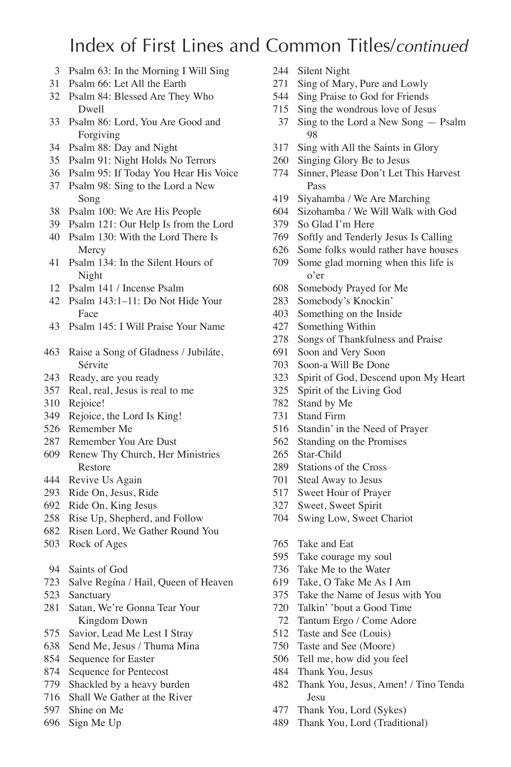# Index of First Lines and Common Titles/*continued*

3 Psalm 63: In the Morning I Will Sing
31 Psalm 66: Let All the Earth
32 Psalm 84: Blessed Are They Who Dwell
33 Psalm 86: Lord, You Are Good and Forgiving
34 Psalm 88: Day and Night
35 Psalm 91: Night Holds No Terrors
36 Psalm 95: If Today You Hear His Voice
37 Psalm 98: Sing to the Lord a New Song
38 Psalm 100: We Are His People
39 Psalm 121: Our Help Is from the Lord
40 Psalm 130: With the Lord There Is Mercy
41 Psalm 134: In the Silent Hours of Night
12 Psalm 141 / Incense Psalm
42 Psalm 143:1–11: Do Not Hide Your Face
43 Psalm 145: I Will Praise Your Name

463 Raise a Song of Gladness / Jubiláte, Sérvite
243 Ready, are you ready
357 Real, real, Jesus is real to me
310 Rejoice!
349 Rejoice, the Lord Is King!
526 Remember Me
287 Remember You Are Dust
609 Renew Thy Church, Her Ministries Restore
444 Revive Us Again
293 Ride On, Jesus, Ride
692 Ride On, King Jesus
258 Rise Up, Shepherd, and Follow
682 Risen Lord, We Gather Round You
503 Rock of Ages

94 Saints of God
723 Salve Regína / Hail, Queen of Heaven
523 Sanctuary
281 Satan, We're Gonna Tear Your Kingdom Down
575 Savior, Lead Me Lest I Stray
638 Send Me, Jesus / Thuma Mina
854 Sequence for Easter
874 Sequence for Pentecost
779 Shackled by a heavy burden
716 Shall We Gather at the River
597 Shine on Me
696 Sign Me Up
244 Silent Night
271 Sing of Mary, Pure and Lowly
544 Sing Praise to God for Friends
715 Sing the wondrous love of Jesus
37 Sing to the Lord a New Song — Psalm 98
317 Sing with All the Saints in Glory
260 Singing Glory Be to Jesus
774 Sinner, Please Don't Let This Harvest Pass
419 Siyahamba / We Are Marching
604 Sizohamba / We Will Walk with God
379 So Glad I'm Here
769 Softly and Tenderly Jesus Is Calling
626 Some folks would rather have houses
709 Some glad morning when this life is o'er
608 Somebody Prayed for Me
283 Somebody's Knockin'
403 Something on the Inside
427 Something Within
278 Songs of Thankfulness and Praise
691 Soon and Very Soon
703 Soon-a Will Be Done
323 Spirit of God, Descend upon My Heart
325 Spirit of the Living God
782 Stand by Me
731 Stand Firm
516 Standin' in the Need of Prayer
562 Standing on the Promises
265 Star-Child
289 Stations of the Cross
701 Steal Away to Jesus
517 Sweet Hour of Prayer
327 Sweet, Sweet Spirit
704 Swing Low, Sweet Chariot

765 Take and Eat
595 Take courage my soul
736 Take Me to the Water
619 Take, O Take Me As I Am
375 Take the Name of Jesus with You
720 Talkin' 'bout a Good Time
72 Tantum Ergo / Come Adore
512 Taste and See (Louis)
750 Taste and See (Moore)
506 Tell me, how did you feel
484 Thank You, Jesus
482 Thank You, Jesus, Amen! / Tino Tenda Jesu
477 Thank You, Lord (Sykes)
489 Thank You, Lord (Traditional)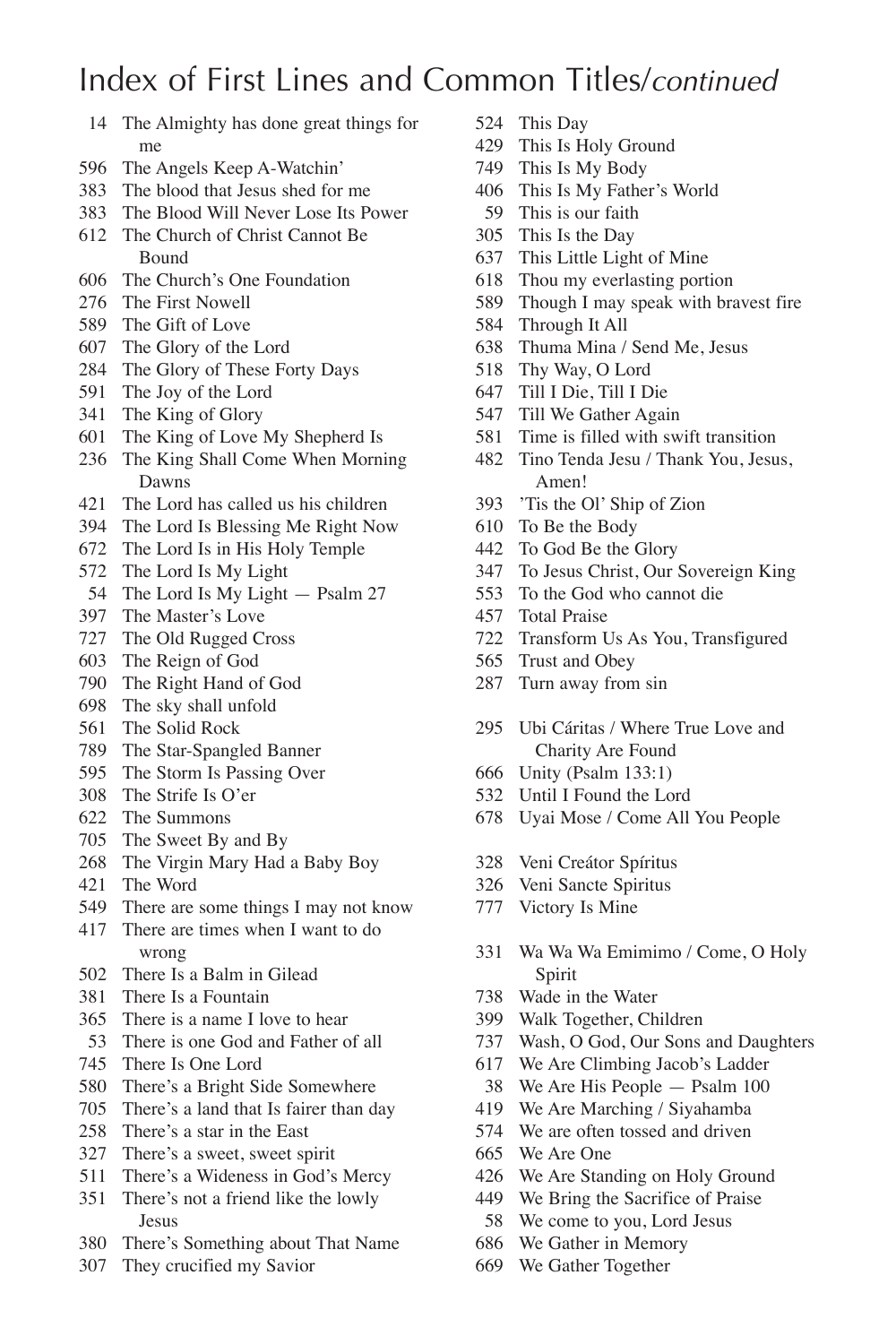# Index of First Lines and Common Titles/*continued*

14 The Almighty has done great things for me
596 The Angels Keep A-Watchin'
383 The blood that Jesus shed for me
383 The Blood Will Never Lose Its Power
612 The Church of Christ Cannot Be Bound
606 The Church's One Foundation
276 The First Nowell
589 The Gift of Love
607 The Glory of the Lord
284 The Glory of These Forty Days
591 The Joy of the Lord
341 The King of Glory
601 The King of Love My Shepherd Is
236 The King Shall Come When Morning Dawns
421 The Lord has called us his children
394 The Lord Is Blessing Me Right Now
672 The Lord Is in His Holy Temple
572 The Lord Is My Light
54 The Lord Is My Light — Psalm 27
397 The Master's Love
727 The Old Rugged Cross
603 The Reign of God
790 The Right Hand of God
698 The sky shall unfold
561 The Solid Rock
789 The Star-Spangled Banner
595 The Storm Is Passing Over
308 The Strife Is O'er
622 The Summons
705 The Sweet By and By
268 The Virgin Mary Had a Baby Boy
421 The Word
549 There are some things I may not know
417 There are times when I want to do wrong
502 There Is a Balm in Gilead
381 There Is a Fountain
365 There is a name I love to hear
53 There is one God and Father of all
745 There Is One Lord
580 There's a Bright Side Somewhere
705 There's a land that Is fairer than day
258 There's a star in the East
327 There's a sweet, sweet spirit
511 There's a Wideness in God's Mercy
351 There's not a friend like the lowly Jesus
380 There's Something about That Name
307 They crucified my Savior
524 This Day
429 This Is Holy Ground
749 This Is My Body
406 This Is My Father's World
59 This is our faith
305 This Is the Day
637 This Little Light of Mine
618 Thou my everlasting portion
589 Though I may speak with bravest fire
584 Through It All
638 Thuma Mina / Send Me, Jesus
518 Thy Way, O Lord
647 Till I Die, Till I Die
547 Till We Gather Again
581 Time is filled with swift transition
482 Tino Tenda Jesu / Thank You, Jesus, Amen!
393 'Tis the Ol' Ship of Zion
610 To Be the Body
442 To God Be the Glory
347 To Jesus Christ, Our Sovereign King
553 To the God who cannot die
457 Total Praise
722 Transform Us As You, Transfigured
565 Trust and Obey
287 Turn away from sin

295 Ubi Cáritas / Where True Love and Charity Are Found
666 Unity (Psalm 133:1)
532 Until I Found the Lord
678 Uyai Mose / Come All You People

328 Veni Creátor Spíritus
326 Veni Sancte Spiritus
777 Victory Is Mine

331 Wa Wa Wa Emimimo / Come, O Holy Spirit
738 Wade in the Water
399 Walk Together, Children
737 Wash, O God, Our Sons and Daughters
617 We Are Climbing Jacob's Ladder
38 We Are His People — Psalm 100
419 We Are Marching / Siyahamba
574 We are often tossed and driven
665 We Are One
426 We Are Standing on Holy Ground
449 We Bring the Sacrifice of Praise
58 We come to you, Lord Jesus
686 We Gather in Memory
669 We Gather Together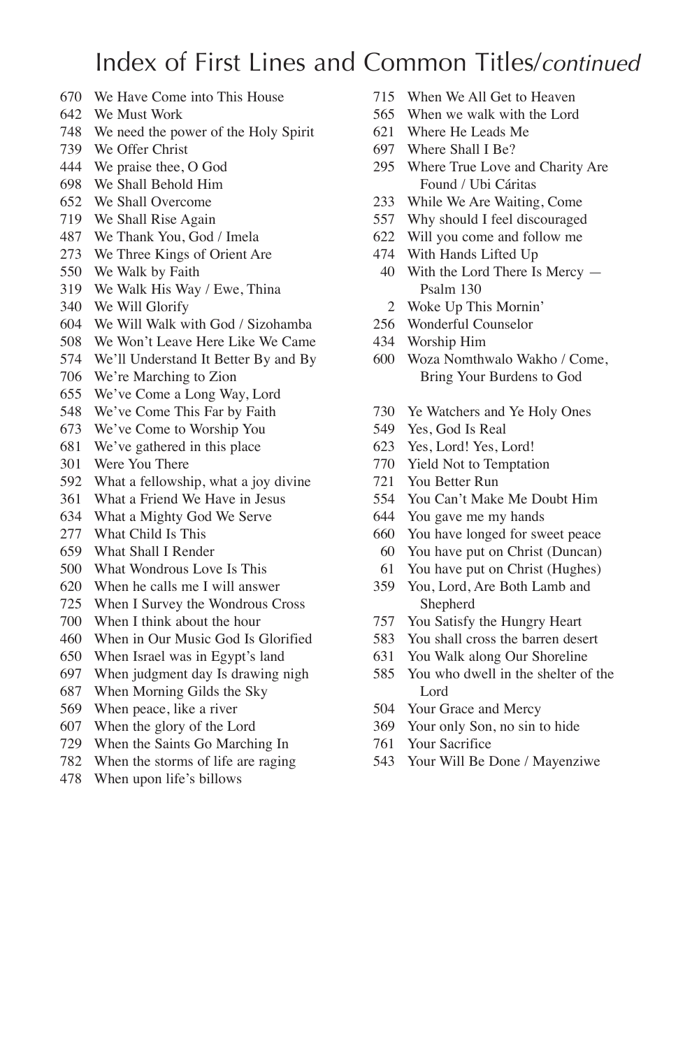# Index of First Lines and Common Titles/*continued*

670 We Have Come into This House
642 We Must Work
748 We need the power of the Holy Spirit
739 We Offer Christ
444 We praise thee, O God
698 We Shall Behold Him
652 We Shall Overcome
719 We Shall Rise Again
487 We Thank You, God / Imela
273 We Three Kings of Orient Are
550 We Walk by Faith
319 We Walk His Way / Ewe, Thina
340 We Will Glorify
604 We Will Walk with God / Sizohamba
508 We Won't Leave Here Like We Came
574 We'll Understand It Better By and By
706 We're Marching to Zion
655 We've Come a Long Way, Lord
548 We've Come This Far by Faith
673 We've Come to Worship You
681 We've gathered in this place
301 Were You There
592 What a fellowship, what a joy divine
361 What a Friend We Have in Jesus
634 What a Mighty God We Serve
277 What Child Is This
659 What Shall I Render
500 What Wondrous Love Is This
620 When he calls me I will answer
725 When I Survey the Wondrous Cross
700 When I think about the hour
460 When in Our Music God Is Glorified
650 When Israel was in Egypt's land
697 When judgment day Is drawing nigh
687 When Morning Gilds the Sky
569 When peace, like a river
607 When the glory of the Lord
729 When the Saints Go Marching In
782 When the storms of life are raging
478 When upon life's billows
715 When We All Get to Heaven
565 When we walk with the Lord
621 Where He Leads Me
697 Where Shall I Be?
295 Where True Love and Charity Are Found / Ubi Cáritas
233 While We Are Waiting, Come
557 Why should I feel discouraged
622 Will you come and follow me
474 With Hands Lifted Up
40 With the Lord There Is Mercy — Psalm 130
2 Woke Up This Mornin'
256 Wonderful Counselor
434 Worship Him
600 Woza Nomthwalo Wakho / Come, Bring Your Burdens to God

730 Ye Watchers and Ye Holy Ones
549 Yes, God Is Real
623 Yes, Lord! Yes, Lord!
770 Yield Not to Temptation
721 You Better Run
554 You Can't Make Me Doubt Him
644 You gave me my hands
660 You have longed for sweet peace
60 You have put on Christ (Duncan)
61 You have put on Christ (Hughes)
359 You, Lord, Are Both Lamb and Shepherd
757 You Satisfy the Hungry Heart
583 You shall cross the barren desert
631 You Walk along Our Shoreline
585 You who dwell in the shelter of the Lord
504 Your Grace and Mercy
369 Your only Son, no sin to hide
761 Your Sacrifice
543 Your Will Be Done / Mayenziwe